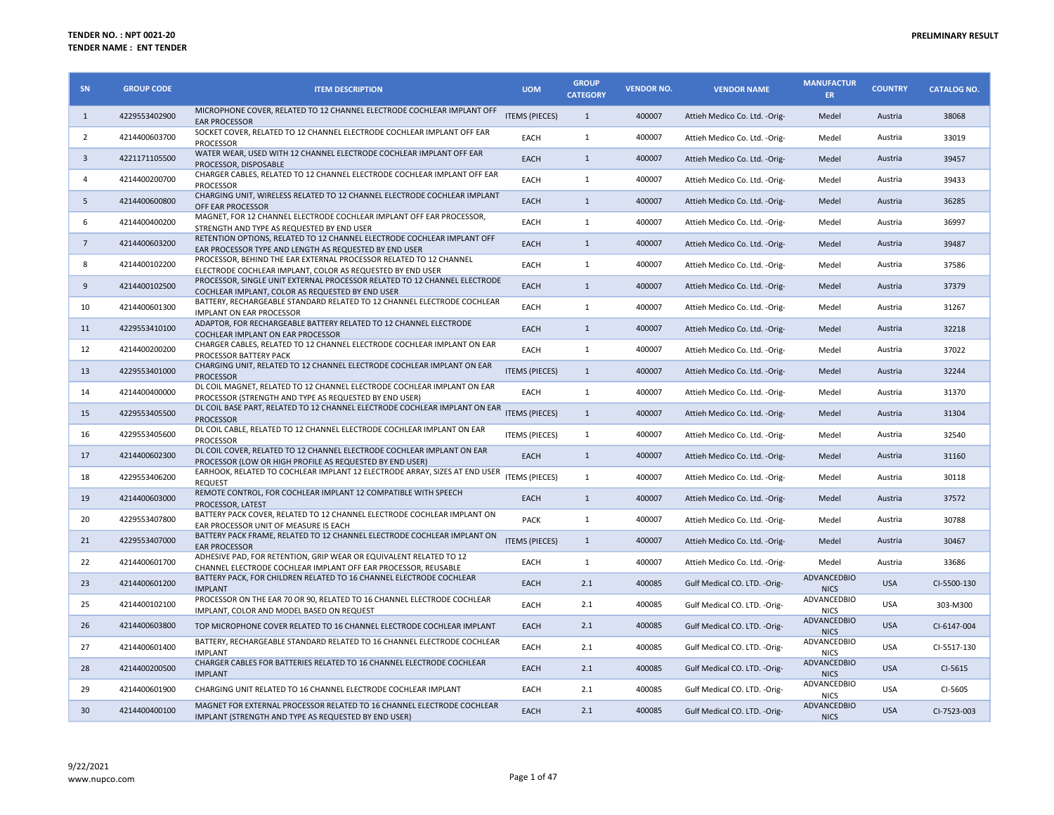**TENDER NO. : NPT 0021-20**
**TENDER NAME : ENT TENDER**

**PRELIMINARY RESULT**

| SN | GROUP CODE | ITEM DESCRIPTION | UOM | GROUP CATEGORY | VENDOR NO. | VENDOR NAME | MANUFACTURER | COUNTRY | CATALOG NO. |
|---|---|---|---|---|---|---|---|---|---|
| 1 | 4229553402900 | MICROPHONE COVER, RELATED TO 12 CHANNEL ELECTRODE COCHLEAR IMPLANT OFF EAR PROCESSOR | ITEMS (PIECES) | 1 | 400007 | Attieh Medico Co. Ltd. -Orig- | Medel | Austria | 38068 |
| 2 | 4214400603700 | SOCKET COVER, RELATED TO 12 CHANNEL ELECTRODE COCHLEAR IMPLANT OFF EAR PROCESSOR | EACH | 1 | 400007 | Attieh Medico Co. Ltd. -Orig- | Medel | Austria | 33019 |
| 3 | 4221171105500 | WATER WEAR, USED WITH 12 CHANNEL ELECTRODE COCHLEAR IMPLANT OFF EAR PROCESSOR, DISPOSABLE | EACH | 1 | 400007 | Attieh Medico Co. Ltd. -Orig- | Medel | Austria | 39457 |
| 4 | 4214400200700 | CHARGER CABLES, RELATED TO 12 CHANNEL ELECTRODE COCHLEAR IMPLANT OFF EAR PROCESSOR | EACH | 1 | 400007 | Attieh Medico Co. Ltd. -Orig- | Medel | Austria | 39433 |
| 5 | 4214400600800 | CHARGING UNIT, WIRELESS RELATED TO 12 CHANNEL ELECTRODE COCHLEAR IMPLANT OFF EAR PROCESSOR | EACH | 1 | 400007 | Attieh Medico Co. Ltd. -Orig- | Medel | Austria | 36285 |
| 6 | 4214400400200 | MAGNET, FOR 12 CHANNEL ELECTRODE COCHLEAR IMPLANT OFF EAR PROCESSOR, STRENGTH AND TYPE AS REQUESTED BY END USER | EACH | 1 | 400007 | Attieh Medico Co. Ltd. -Orig- | Medel | Austria | 36997 |
| 7 | 4214400603200 | RETENTION OPTIONS, RELATED TO 12 CHANNEL ELECTRODE COCHLEAR IMPLANT OFF EAR PROCESSOR TYPE AND LENGTH AS REQUESTED BY END USER | EACH | 1 | 400007 | Attieh Medico Co. Ltd. -Orig- | Medel | Austria | 39487 |
| 8 | 4214400102200 | PROCESSOR, BEHIND THE EAR EXTERNAL PROCESSOR RELATED TO 12 CHANNEL ELECTRODE COCHLEAR IMPLANT, COLOR AS REQUESTED BY END USER | EACH | 1 | 400007 | Attieh Medico Co. Ltd. -Orig- | Medel | Austria | 37586 |
| 9 | 4214400102500 | PROCESSOR, SINGLE UNIT EXTERNAL PROCESSOR RELATED TO 12 CHANNEL ELECTRODE COCHLEAR IMPLANT, COLOR AS REQUESTED BY END USER | EACH | 1 | 400007 | Attieh Medico Co. Ltd. -Orig- | Medel | Austria | 37379 |
| 10 | 4214400601300 | BATTERY, RECHARGEABLE STANDARD RELATED TO 12 CHANNEL ELECTRODE COCHLEAR IMPLANT ON EAR PROCESSOR | EACH | 1 | 400007 | Attieh Medico Co. Ltd. -Orig- | Medel | Austria | 31267 |
| 11 | 4229553410100 | ADAPTOR, FOR RECHARGEABLE BATTERY RELATED TO 12 CHANNEL ELECTRODE COCHLEAR IMPLANT ON EAR PROCESSOR | EACH | 1 | 400007 | Attieh Medico Co. Ltd. -Orig- | Medel | Austria | 32218 |
| 12 | 4214400200200 | CHARGER CABLES, RELATED TO 12 CHANNEL ELECTRODE COCHLEAR IMPLANT ON EAR PROCESSOR BATTERY PACK | EACH | 1 | 400007 | Attieh Medico Co. Ltd. -Orig- | Medel | Austria | 37022 |
| 13 | 4229553401000 | CHARGING UNIT, RELATED TO 12 CHANNEL ELECTRODE COCHLEAR IMPLANT ON EAR PROCESSOR | ITEMS (PIECES) | 1 | 400007 | Attieh Medico Co. Ltd. -Orig- | Medel | Austria | 32244 |
| 14 | 4214400400000 | DL COIL MAGNET, RELATED TO 12 CHANNEL ELECTRODE COCHLEAR IMPLANT ON EAR PROCESSOR (STRENGTH AND TYPE AS REQUESTED BY END USER) | EACH | 1 | 400007 | Attieh Medico Co. Ltd. -Orig- | Medel | Austria | 31370 |
| 15 | 4229553405500 | DL COIL BASE PART, RELATED TO 12 CHANNEL ELECTRODE COCHLEAR IMPLANT ON EAR PROCESSOR | ITEMS (PIECES) | 1 | 400007 | Attieh Medico Co. Ltd. -Orig- | Medel | Austria | 31304 |
| 16 | 4229553405600 | DL COIL CABLE, RELATED TO 12 CHANNEL ELECTRODE COCHLEAR IMPLANT ON EAR PROCESSOR | ITEMS (PIECES) | 1 | 400007 | Attieh Medico Co. Ltd. -Orig- | Medel | Austria | 32540 |
| 17 | 4214400602300 | DL COIL COVER, RELATED TO 12 CHANNEL ELECTRODE COCHLEAR IMPLANT ON EAR PROCESSOR (LOW OR HIGH PROFILE AS REQUESTED BY END USER) | EACH | 1 | 400007 | Attieh Medico Co. Ltd. -Orig- | Medel | Austria | 31160 |
| 18 | 4229553406200 | EARHOOK, RELATED TO COCHLEAR IMPLANT 12 ELECTRODE ARRAY, SIZES AT END USER REQUEST | ITEMS (PIECES) | 1 | 400007 | Attieh Medico Co. Ltd. -Orig- | Medel | Austria | 30118 |
| 19 | 4214400603000 | REMOTE CONTROL, FOR COCHLEAR IMPLANT 12 COMPATIBLE WITH SPEECH PROCESSOR, LATEST | EACH | 1 | 400007 | Attieh Medico Co. Ltd. -Orig- | Medel | Austria | 37572 |
| 20 | 4229553407800 | BATTERY PACK COVER, RELATED TO 12 CHANNEL ELECTRODE COCHLEAR IMPLANT ON EAR PROCESSOR UNIT OF MEASURE IS EACH | PACK | 1 | 400007 | Attieh Medico Co. Ltd. -Orig- | Medel | Austria | 30788 |
| 21 | 4229553407000 | BATTERY PACK FRAME, RELATED TO 12 CHANNEL ELECTRODE COCHLEAR IMPLANT ON EAR PROCESSOR | ITEMS (PIECES) | 1 | 400007 | Attieh Medico Co. Ltd. -Orig- | Medel | Austria | 30467 |
| 22 | 4214400601700 | ADHESIVE PAD, FOR RETENTION, GRIP WEAR OR EQUIVALENT RELATED TO 12 CHANNEL ELECTRODE COCHLEAR IMPLANT OFF EAR PROCESSOR, REUSABLE | EACH | 1 | 400007 | Attieh Medico Co. Ltd. -Orig- | Medel | Austria | 33686 |
| 23 | 4214400601200 | BATTERY PACK, FOR CHILDREN RELATED TO 16 CHANNEL ELECTRODE COCHLEAR IMPLANT | EACH | 2.1 | 400085 | Gulf Medical CO. LTD. -Orig- | ADVANCEDBIONICS | USA | CI-5500-130 |
| 25 | 4214400102100 | PROCESSOR ON THE EAR 70 OR 90, RELATED TO 16 CHANNEL ELECTRODE COCHLEAR IMPLANT, COLOR AND MODEL BASED ON REQUEST | EACH | 2.1 | 400085 | Gulf Medical CO. LTD. -Orig- | ADVANCEDBIONICS | USA | 303-M300 |
| 26 | 4214400603800 | TOP MICROPHONE COVER RELATED TO 16 CHANNEL ELECTRODE COCHLEAR IMPLANT | EACH | 2.1 | 400085 | Gulf Medical CO. LTD. -Orig- | ADVANCEDBIONICS | USA | CI-6147-004 |
| 27 | 4214400601400 | BATTERY, RECHARGEABLE STANDARD RELATED TO 16 CHANNEL ELECTRODE COCHLEAR IMPLANT | EACH | 2.1 | 400085 | Gulf Medical CO. LTD. -Orig- | ADVANCEDBIONICS | USA | CI-5517-130 |
| 28 | 4214400200500 | CHARGER CABLES FOR BATTERIES RELATED TO 16 CHANNEL ELECTRODE COCHLEAR IMPLANT | EACH | 2.1 | 400085 | Gulf Medical CO. LTD. -Orig- | ADVANCEDBIONICS | USA | CI-5615 |
| 29 | 4214400601900 | CHARGING UNIT RELATED TO 16 CHANNEL ELECTRODE COCHLEAR IMPLANT | EACH | 2.1 | 400085 | Gulf Medical CO. LTD. -Orig- | ADVANCEDBIONICS | USA | CI-5605 |
| 30 | 4214400400100 | MAGNET FOR EXTERNAL PROCESSOR RELATED TO 16 CHANNEL ELECTRODE COCHLEAR IMPLANT (STRENGTH AND TYPE AS REQUESTED BY END USER) | EACH | 2.1 | 400085 | Gulf Medical CO. LTD. -Orig- | ADVANCEDBIONICS | USA | CI-7523-003 |

9/22/2021
www.nupco.com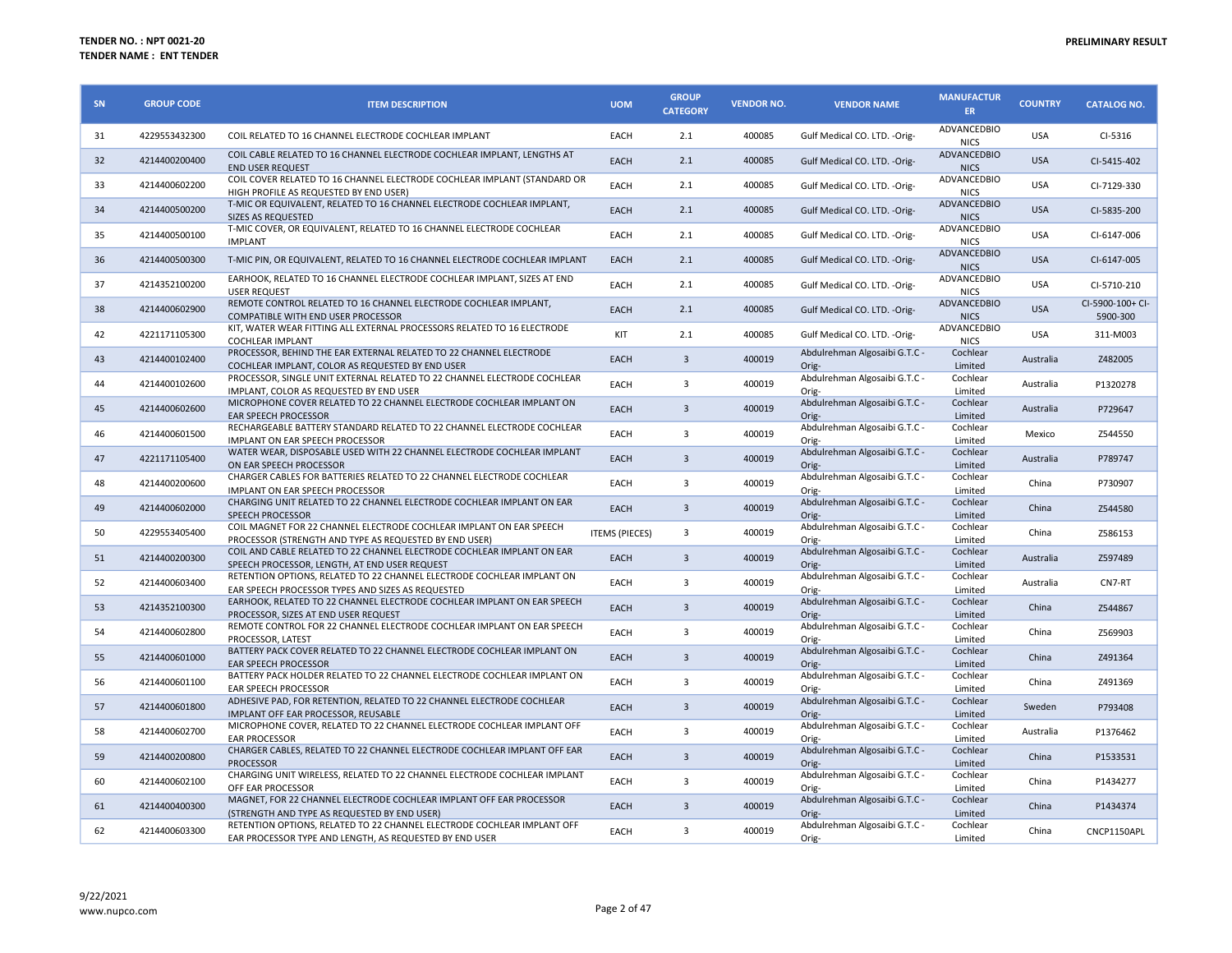**TENDER NO. : NPT 0021-20**
**TENDER NAME : ENT TENDER**

**PRELIMINARY RESULT**

| SN | GROUP CODE | ITEM DESCRIPTION | UOM | GROUP CATEGORY | VENDOR NO. | VENDOR NAME | MANUFACTURER | COUNTRY | CATALOG NO. |
|---|---|---|---|---|---|---|---|---|---|
| 31 | 4229553432300 | COIL RELATED TO 16 CHANNEL ELECTRODE COCHLEAR IMPLANT | EACH | 2.1 | 400085 | Gulf Medical CO. LTD. -Orig- | ADVANCEDBIONICS | USA | CI-5316 |
| 32 | 4214400200400 | COIL CABLE RELATED TO 16 CHANNEL ELECTRODE COCHLEAR IMPLANT, LENGTHS AT END USER REQUEST | EACH | 2.1 | 400085 | Gulf Medical CO. LTD. -Orig- | ADVANCEDBIONICS | USA | CI-5415-402 |
| 33 | 4214400602200 | COIL COVER RELATED TO 16 CHANNEL ELECTRODE COCHLEAR IMPLANT (STANDARD OR HIGH PROFILE AS REQUESTED BY END USER) | EACH | 2.1 | 400085 | Gulf Medical CO. LTD. -Orig- | ADVANCEDBIONICS | USA | CI-7129-330 |
| 34 | 4214400500200 | T-MIC OR EQUIVALENT, RELATED TO 16 CHANNEL ELECTRODE COCHLEAR IMPLANT, SIZES AS REQUESTED | EACH | 2.1 | 400085 | Gulf Medical CO. LTD. -Orig- | ADVANCEDBIONICS | USA | CI-5835-200 |
| 35 | 4214400500100 | T-MIC COVER, OR EQUIVALENT, RELATED TO 16 CHANNEL ELECTRODE COCHLEAR IMPLANT | EACH | 2.1 | 400085 | Gulf Medical CO. LTD. -Orig- | ADVANCEDBIONICS | USA | CI-6147-006 |
| 36 | 4214400500300 | T-MIC PIN, OR EQUIVALENT, RELATED TO 16 CHANNEL ELECTRODE COCHLEAR IMPLANT | EACH | 2.1 | 400085 | Gulf Medical CO. LTD. -Orig- | ADVANCEDBIONICS | USA | CI-6147-005 |
| 37 | 4214352100200 | EARHOOK, RELATED TO 16 CHANNEL ELECTRODE COCHLEAR IMPLANT, SIZES AT END USER REQUEST | EACH | 2.1 | 400085 | Gulf Medical CO. LTD. -Orig- | ADVANCEDBIONICS | USA | CI-5710-210 |
| 38 | 4214400602900 | REMOTE CONTROL RELATED TO 16 CHANNEL ELECTRODE COCHLEAR IMPLANT, COMPATIBLE WITH END USER PROCESSOR | EACH | 2.1 | 400085 | Gulf Medical CO. LTD. -Orig- | ADVANCEDBIONICS | USA | CI-5900-100+ CI-5900-300 |
| 42 | 4221171105300 | KIT, WATER WEAR FITTING ALL EXTERNAL PROCESSORS RELATED TO 16 ELECTRODE COCHLEAR IMPLANT | KIT | 2.1 | 400085 | Gulf Medical CO. LTD. -Orig- | ADVANCEDBIONICS | USA | 311-M003 |
| 43 | 4214400102400 | PROCESSOR, BEHIND THE EAR EXTERNAL RELATED TO 22 CHANNEL ELECTRODE COCHLEAR IMPLANT, COLOR AS REQUESTED BY END USER | EACH | 3 | 400019 | Abdulrehman Algosaibi G.T.C -Orig- | Cochlear Limited | Australia | Z482005 |
| 44 | 4214400102600 | PROCESSOR, SINGLE UNIT EXTERNAL RELATED TO 22 CHANNEL ELECTRODE COCHLEAR IMPLANT, COLOR AS REQUESTED BY END USER | EACH | 3 | 400019 | Abdulrehman Algosaibi G.T.C -Orig- | Cochlear Limited | Australia | P1320278 |
| 45 | 4214400602600 | MICROPHONE COVER RELATED TO 22 CHANNEL ELECTRODE COCHLEAR IMPLANT ON EAR SPEECH PROCESSOR | EACH | 3 | 400019 | Abdulrehman Algosaibi G.T.C -Orig- | Cochlear Limited | Australia | P729647 |
| 46 | 4214400601500 | RECHARGEABLE BATTERY STANDARD RELATED TO 22 CHANNEL ELECTRODE COCHLEAR IMPLANT ON EAR SPEECH PROCESSOR | EACH | 3 | 400019 | Abdulrehman Algosaibi G.T.C -Orig- | Cochlear Limited | Mexico | Z544550 |
| 47 | 4221171105400 | WATER WEAR, DISPOSABLE USED WITH 22 CHANNEL ELECTRODE COCHLEAR IMPLANT ON EAR SPEECH PROCESSOR | EACH | 3 | 400019 | Abdulrehman Algosaibi G.T.C -Orig- | Cochlear Limited | Australia | P789747 |
| 48 | 4214400200600 | CHARGER CABLES FOR BATTERIES RELATED TO 22 CHANNEL ELECTRODE COCHLEAR IMPLANT ON EAR SPEECH PROCESSOR | EACH | 3 | 400019 | Abdulrehman Algosaibi G.T.C -Orig- | Cochlear Limited | China | P730907 |
| 49 | 4214400602000 | CHARGING UNIT RELATED TO 22 CHANNEL ELECTRODE COCHLEAR IMPLANT ON EAR SPEECH PROCESSOR | EACH | 3 | 400019 | Abdulrehman Algosaibi G.T.C -Orig- | Cochlear Limited | China | Z544580 |
| 50 | 4229553405400 | COIL MAGNET FOR 22 CHANNEL ELECTRODE COCHLEAR IMPLANT ON EAR SPEECH PROCESSOR (STRENGTH AND TYPE AS REQUESTED BY END USER) | ITEMS (PIECES) | 3 | 400019 | Abdulrehman Algosaibi G.T.C -Orig- | Cochlear Limited | China | Z586153 |
| 51 | 4214400200300 | COIL AND CABLE RELATED TO 22 CHANNEL ELECTRODE COCHLEAR IMPLANT ON EAR SPEECH PROCESSOR, LENGTH, AT END USER REQUEST | EACH | 3 | 400019 | Abdulrehman Algosaibi G.T.C -Orig- | Cochlear Limited | Australia | Z597489 |
| 52 | 4214400603400 | RETENTION OPTIONS, RELATED TO 22 CHANNEL ELECTRODE COCHLEAR IMPLANT ON EAR SPEECH PROCESSOR TYPES AND SIZES AS REQUESTED | EACH | 3 | 400019 | Abdulrehman Algosaibi G.T.C -Orig- | Cochlear Limited | Australia | CN7-RT |
| 53 | 4214352100300 | EARHOOK, RELATED TO 22 CHANNEL ELECTRODE COCHLEAR IMPLANT ON EAR SPEECH PROCESSOR, SIZES AT END USER REQUEST | EACH | 3 | 400019 | Abdulrehman Algosaibi G.T.C -Orig- | Cochlear Limited | China | Z544867 |
| 54 | 4214400602800 | REMOTE CONTROL FOR 22 CHANNEL ELECTRODE COCHLEAR IMPLANT ON EAR SPEECH PROCESSOR, LATEST | EACH | 3 | 400019 | Abdulrehman Algosaibi G.T.C -Orig- | Cochlear Limited | China | Z569903 |
| 55 | 4214400601000 | BATTERY PACK COVER RELATED TO 22 CHANNEL ELECTRODE COCHLEAR IMPLANT ON EAR SPEECH PROCESSOR | EACH | 3 | 400019 | Abdulrehman Algosaibi G.T.C -Orig- | Cochlear Limited | China | Z491364 |
| 56 | 4214400601100 | BATTERY PACK HOLDER RELATED TO 22 CHANNEL ELECTRODE COCHLEAR IMPLANT ON EAR SPEECH PROCESSOR | EACH | 3 | 400019 | Abdulrehman Algosaibi G.T.C -Orig- | Cochlear Limited | China | Z491369 |
| 57 | 4214400601800 | ADHESIVE PAD, FOR RETENTION, RELATED TO 22 CHANNEL ELECTRODE COCHLEAR IMPLANT OFF EAR PROCESSOR, REUSABLE | EACH | 3 | 400019 | Abdulrehman Algosaibi G.T.C -Orig- | Cochlear Limited | Sweden | P793408 |
| 58 | 4214400602700 | MICROPHONE COVER, RELATED TO 22 CHANNEL ELECTRODE COCHLEAR IMPLANT OFF EAR PROCESSOR | EACH | 3 | 400019 | Abdulrehman Algosaibi G.T.C -Orig- | Cochlear Limited | Australia | P1376462 |
| 59 | 4214400200800 | CHARGER CABLES, RELATED TO 22 CHANNEL ELECTRODE COCHLEAR IMPLANT OFF EAR PROCESSOR | EACH | 3 | 400019 | Abdulrehman Algosaibi G.T.C -Orig- | Cochlear Limited | China | P1533531 |
| 60 | 4214400602100 | CHARGING UNIT WIRELESS, RELATED TO 22 CHANNEL ELECTRODE COCHLEAR IMPLANT OFF EAR PROCESSOR | EACH | 3 | 400019 | Abdulrehman Algosaibi G.T.C -Orig- | Cochlear Limited | China | P1434277 |
| 61 | 4214400400300 | MAGNET, FOR 22 CHANNEL ELECTRODE COCHLEAR IMPLANT OFF EAR PROCESSOR (STRENGTH AND TYPE AS REQUESTED BY END USER) | EACH | 3 | 400019 | Abdulrehman Algosaibi G.T.C -Orig- | Cochlear Limited | China | P1434374 |
| 62 | 4214400603300 | RETENTION OPTIONS, RELATED TO 22 CHANNEL ELECTRODE COCHLEAR IMPLANT OFF EAR PROCESSOR TYPE AND LENGTH, AS REQUESTED BY END USER | EACH | 3 | 400019 | Abdulrehman Algosaibi G.T.C -Orig- | Cochlear Limited | China | CNCP1150APL |

9/22/2021
www.nupco.com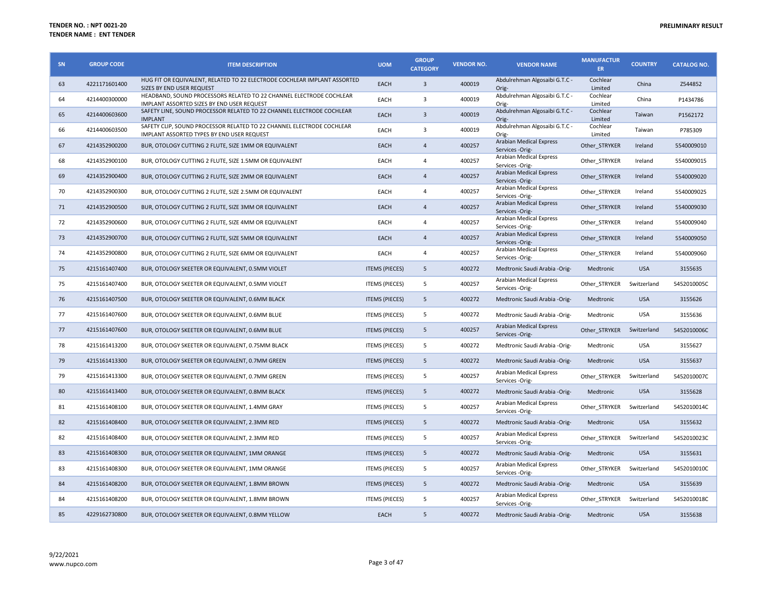**TENDER NO. : NPT 0021-20**
**TENDER NAME : ENT TENDER**

**PRELIMINARY RESULT**

| SN | GROUP CODE | ITEM DESCRIPTION | UOM | GROUP CATEGORY | VENDOR NO. | VENDOR NAME | MANUFACTURER | COUNTRY | CATALOG NO. |
|---|---|---|---|---|---|---|---|---|---|
| 63 | 4221171601400 | HUG FIT OR EQUIVALENT, RELATED TO 22 ELECTRODE COCHLEAR IMPLANT ASSORTED SIZES BY END USER REQUEST | EACH | 3 | 400019 | Abdulrehman Algosaibi G.T.C -Orig- | Cochlear Limited | China | Z544852 |
| 64 | 4214400300000 | HEADBAND, SOUND PROCESSORS RELATED TO 22 CHANNEL ELECTRODE COCHLEAR IMPLANT ASSORTED SIZES BY END USER REQUEST | EACH | 3 | 400019 | Abdulrehman Algosaibi G.T.C -Orig- | Cochlear Limited | China | P1434786 |
| 65 | 4214400603600 | SAFETY LINE, SOUND PROCESSOR RELATED TO 22 CHANNEL ELECTRODE COCHLEAR IMPLANT | EACH | 3 | 400019 | Abdulrehman Algosaibi G.T.C -Orig- | Cochlear Limited | Taiwan | P1562172 |
| 66 | 4214400603500 | SAFETY CLIP, SOUND PROCESSOR RELATED TO 22 CHANNEL ELECTRODE COCHLEAR IMPLANT ASSORTED TYPES BY END USER REQUEST | EACH | 3 | 400019 | Abdulrehman Algosaibi G.T.C -Orig- | Cochlear Limited | Taiwan | P785309 |
| 67 | 4214352900200 | BUR, OTOLOGY CUTTING 2 FLUTE, SIZE 1MM OR EQUIVALENT | EACH | 4 | 400257 | Arabian Medical Express Services -Orig- | Other_STRYKER | Ireland | 5540009010 |
| 68 | 4214352900100 | BUR, OTOLOGY CUTTING 2 FLUTE, SIZE 1.5MM OR EQUIVALENT | EACH | 4 | 400257 | Arabian Medical Express Services -Orig- | Other_STRYKER | Ireland | 5540009015 |
| 69 | 4214352900400 | BUR, OTOLOGY CUTTING 2 FLUTE, SIZE 2MM OR EQUIVALENT | EACH | 4 | 400257 | Arabian Medical Express Services -Orig- | Other_STRYKER | Ireland | 5540009020 |
| 70 | 4214352900300 | BUR, OTOLOGY CUTTING 2 FLUTE, SIZE 2.5MM OR EQUIVALENT | EACH | 4 | 400257 | Arabian Medical Express Services -Orig- | Other_STRYKER | Ireland | 5540009025 |
| 71 | 4214352900500 | BUR, OTOLOGY CUTTING 2 FLUTE, SIZE 3MM OR EQUIVALENT | EACH | 4 | 400257 | Arabian Medical Express Services -Orig- | Other_STRYKER | Ireland | 5540009030 |
| 72 | 4214352900600 | BUR, OTOLOGY CUTTING 2 FLUTE, SIZE 4MM OR EQUIVALENT | EACH | 4 | 400257 | Arabian Medical Express Services -Orig- | Other_STRYKER | Ireland | 5540009040 |
| 73 | 4214352900700 | BUR, OTOLOGY CUTTING 2 FLUTE, SIZE 5MM OR EQUIVALENT | EACH | 4 | 400257 | Arabian Medical Express Services -Orig- | Other_STRYKER | Ireland | 5540009050 |
| 74 | 4214352900800 | BUR, OTOLOGY CUTTING 2 FLUTE, SIZE 6MM OR EQUIVALENT | EACH | 4 | 400257 | Arabian Medical Express Services -Orig- | Other_STRYKER | Ireland | 5540009060 |
| 75 | 4215161407400 | BUR, OTOLOGY SKEETER OR EQUIVALENT, 0.5MM VIOLET | ITEMS (PIECES) | 5 | 400272 | Medtronic Saudi Arabia -Orig- | Medtronic | USA | 3155635 |
| 75 | 4215161407400 | BUR, OTOLOGY SKEETER OR EQUIVALENT, 0.5MM VIOLET | ITEMS (PIECES) | 5 | 400257 | Arabian Medical Express Services -Orig- | Other_STRYKER | Switzerland | 5452010005C |
| 76 | 4215161407500 | BUR, OTOLOGY SKEETER OR EQUIVALENT, 0.6MM BLACK | ITEMS (PIECES) | 5 | 400272 | Medtronic Saudi Arabia -Orig- | Medtronic | USA | 3155626 |
| 77 | 4215161407600 | BUR, OTOLOGY SKEETER OR EQUIVALENT, 0.6MM BLUE | ITEMS (PIECES) | 5 | 400272 | Medtronic Saudi Arabia -Orig- | Medtronic | USA | 3155636 |
| 77 | 4215161407600 | BUR, OTOLOGY SKEETER OR EQUIVALENT, 0.6MM BLUE | ITEMS (PIECES) | 5 | 400257 | Arabian Medical Express Services -Orig- | Other_STRYKER | Switzerland | 5452010006C |
| 78 | 4215161413200 | BUR, OTOLOGY SKEETER OR EQUIVALENT, 0.75MM BLACK | ITEMS (PIECES) | 5 | 400272 | Medtronic Saudi Arabia -Orig- | Medtronic | USA | 3155627 |
| 79 | 4215161413300 | BUR, OTOLOGY SKEETER OR EQUIVALENT, 0.7MM GREEN | ITEMS (PIECES) | 5 | 400272 | Medtronic Saudi Arabia -Orig- | Medtronic | USA | 3155637 |
| 79 | 4215161413300 | BUR, OTOLOGY SKEETER OR EQUIVALENT, 0.7MM GREEN | ITEMS (PIECES) | 5 | 400257 | Arabian Medical Express Services -Orig- | Other_STRYKER | Switzerland | 5452010007C |
| 80 | 4215161413400 | BUR, OTOLOGY SKEETER OR EQUIVALENT, 0.8MM BLACK | ITEMS (PIECES) | 5 | 400272 | Medtronic Saudi Arabia -Orig- | Medtronic | USA | 3155628 |
| 81 | 4215161408100 | BUR, OTOLOGY SKEETER OR EQUIVALENT, 1.4MM GRAY | ITEMS (PIECES) | 5 | 400257 | Arabian Medical Express Services -Orig- | Other_STRYKER | Switzerland | 5452010014C |
| 82 | 4215161408400 | BUR, OTOLOGY SKEETER OR EQUIVALENT, 2.3MM RED | ITEMS (PIECES) | 5 | 400272 | Medtronic Saudi Arabia -Orig- | Medtronic | USA | 3155632 |
| 82 | 4215161408400 | BUR, OTOLOGY SKEETER OR EQUIVALENT, 2.3MM RED | ITEMS (PIECES) | 5 | 400257 | Arabian Medical Express Services -Orig- | Other_STRYKER | Switzerland | 5452010023C |
| 83 | 4215161408300 | BUR, OTOLOGY SKEETER OR EQUIVALENT, 1MM ORANGE | ITEMS (PIECES) | 5 | 400272 | Medtronic Saudi Arabia -Orig- | Medtronic | USA | 3155631 |
| 83 | 4215161408300 | BUR, OTOLOGY SKEETER OR EQUIVALENT, 1MM ORANGE | ITEMS (PIECES) | 5 | 400257 | Arabian Medical Express Services -Orig- | Other_STRYKER | Switzerland | 5452010010C |
| 84 | 4215161408200 | BUR, OTOLOGY SKEETER OR EQUIVALENT, 1.8MM BROWN | ITEMS (PIECES) | 5 | 400272 | Medtronic Saudi Arabia -Orig- | Medtronic | USA | 3155639 |
| 84 | 4215161408200 | BUR, OTOLOGY SKEETER OR EQUIVALENT, 1.8MM BROWN | ITEMS (PIECES) | 5 | 400257 | Arabian Medical Express Services -Orig- | Other_STRYKER | Switzerland | 5452010018C |
| 85 | 4229162730800 | BUR, OTOLOGY SKEETER OR EQUIVALENT, 0.8MM YELLOW | EACH | 5 | 400272 | Medtronic Saudi Arabia -Orig- | Medtronic | USA | 3155638 |

9/22/2021
www.nupco.com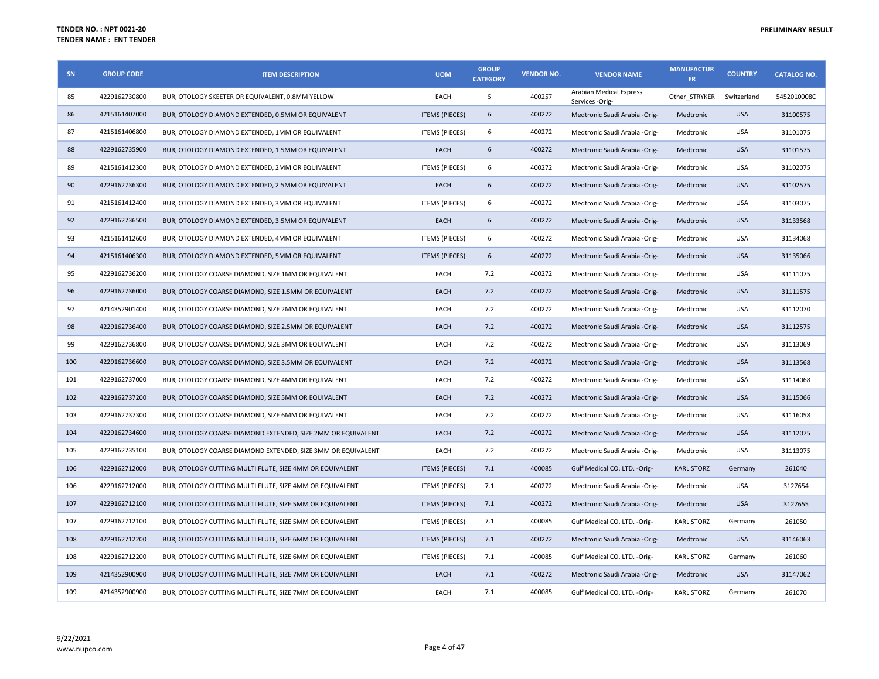**TENDER NO. : NPT 0021-20**
**TENDER NAME : ENT TENDER**

**PRELIMINARY RESULT**

| SN | GROUP CODE | ITEM DESCRIPTION | UOM | GROUP CATEGORY | VENDOR NO. | VENDOR NAME | MANUFACTURER | COUNTRY | CATALOG NO. |
|---|---|---|---|---|---|---|---|---|---|
| 85 | 4229162730800 | BUR, OTOLOGY SKEETER OR EQUIVALENT, 0.8MM YELLOW | EACH | 5 | 400257 | Arabian Medical Express Services -Orig- | Other_STRYKER | Switzerland | 5452010008C |
| 86 | 4215161407000 | BUR, OTOLOGY DIAMOND EXTENDED, 0.5MM OR EQUIVALENT | ITEMS (PIECES) | 6 | 400272 | Medtronic Saudi Arabia -Orig- | Medtronic | USA | 31100575 |
| 87 | 4215161406800 | BUR, OTOLOGY DIAMOND EXTENDED, 1MM OR EQUIVALENT | ITEMS (PIECES) | 6 | 400272 | Medtronic Saudi Arabia -Orig- | Medtronic | USA | 31101075 |
| 88 | 4229162735900 | BUR, OTOLOGY DIAMOND EXTENDED, 1.5MM OR EQUIVALENT | EACH | 6 | 400272 | Medtronic Saudi Arabia -Orig- | Medtronic | USA | 31101575 |
| 89 | 4215161412300 | BUR, OTOLOGY DIAMOND EXTENDED, 2MM OR EQUIVALENT | ITEMS (PIECES) | 6 | 400272 | Medtronic Saudi Arabia -Orig- | Medtronic | USA | 31102075 |
| 90 | 4229162736300 | BUR, OTOLOGY DIAMOND EXTENDED, 2.5MM OR EQUIVALENT | EACH | 6 | 400272 | Medtronic Saudi Arabia -Orig- | Medtronic | USA | 31102575 |
| 91 | 4215161412400 | BUR, OTOLOGY DIAMOND EXTENDED, 3MM OR EQUIVALENT | ITEMS (PIECES) | 6 | 400272 | Medtronic Saudi Arabia -Orig- | Medtronic | USA | 31103075 |
| 92 | 4229162736500 | BUR, OTOLOGY DIAMOND EXTENDED, 3.5MM OR EQUIVALENT | EACH | 6 | 400272 | Medtronic Saudi Arabia -Orig- | Medtronic | USA | 31133568 |
| 93 | 4215161412600 | BUR, OTOLOGY DIAMOND EXTENDED, 4MM OR EQUIVALENT | ITEMS (PIECES) | 6 | 400272 | Medtronic Saudi Arabia -Orig- | Medtronic | USA | 31134068 |
| 94 | 4215161406300 | BUR, OTOLOGY DIAMOND EXTENDED, 5MM OR EQUIVALENT | ITEMS (PIECES) | 6 | 400272 | Medtronic Saudi Arabia -Orig- | Medtronic | USA | 31135066 |
| 95 | 4229162736200 | BUR, OTOLOGY COARSE DIAMOND, SIZE 1MM OR EQUIVALENT | EACH | 7.2 | 400272 | Medtronic Saudi Arabia -Orig- | Medtronic | USA | 31111075 |
| 96 | 4229162736000 | BUR, OTOLOGY COARSE DIAMOND, SIZE 1.5MM OR EQUIVALENT | EACH | 7.2 | 400272 | Medtronic Saudi Arabia -Orig- | Medtronic | USA | 31111575 |
| 97 | 4214352901400 | BUR, OTOLOGY COARSE DIAMOND, SIZE 2MM OR EQUIVALENT | EACH | 7.2 | 400272 | Medtronic Saudi Arabia -Orig- | Medtronic | USA | 31112070 |
| 98 | 4229162736400 | BUR, OTOLOGY COARSE DIAMOND, SIZE 2.5MM OR EQUIVALENT | EACH | 7.2 | 400272 | Medtronic Saudi Arabia -Orig- | Medtronic | USA | 31112575 |
| 99 | 4229162736800 | BUR, OTOLOGY COARSE DIAMOND, SIZE 3MM OR EQUIVALENT | EACH | 7.2 | 400272 | Medtronic Saudi Arabia -Orig- | Medtronic | USA | 31113069 |
| 100 | 4229162736600 | BUR, OTOLOGY COARSE DIAMOND, SIZE 3.5MM OR EQUIVALENT | EACH | 7.2 | 400272 | Medtronic Saudi Arabia -Orig- | Medtronic | USA | 31113568 |
| 101 | 4229162737000 | BUR, OTOLOGY COARSE DIAMOND, SIZE 4MM OR EQUIVALENT | EACH | 7.2 | 400272 | Medtronic Saudi Arabia -Orig- | Medtronic | USA | 31114068 |
| 102 | 4229162737200 | BUR, OTOLOGY COARSE DIAMOND, SIZE 5MM OR EQUIVALENT | EACH | 7.2 | 400272 | Medtronic Saudi Arabia -Orig- | Medtronic | USA | 31115066 |
| 103 | 4229162737300 | BUR, OTOLOGY COARSE DIAMOND, SIZE 6MM OR EQUIVALENT | EACH | 7.2 | 400272 | Medtronic Saudi Arabia -Orig- | Medtronic | USA | 31116058 |
| 104 | 4229162734600 | BUR, OTOLOGY COARSE DIAMOND EXTENDED, SIZE 2MM OR EQUIVALENT | EACH | 7.2 | 400272 | Medtronic Saudi Arabia -Orig- | Medtronic | USA | 31112075 |
| 105 | 4229162735100 | BUR, OTOLOGY COARSE DIAMOND EXTENDED, SIZE 3MM OR EQUIVALENT | EACH | 7.2 | 400272 | Medtronic Saudi Arabia -Orig- | Medtronic | USA | 31113075 |
| 106 | 4229162712000 | BUR, OTOLOGY CUTTING MULTI FLUTE, SIZE 4MM OR EQUIVALENT | ITEMS (PIECES) | 7.1 | 400085 | Gulf Medical CO. LTD. -Orig- | KARL STORZ | Germany | 261040 |
| 106 | 4229162712000 | BUR, OTOLOGY CUTTING MULTI FLUTE, SIZE 4MM OR EQUIVALENT | ITEMS (PIECES) | 7.1 | 400272 | Medtronic Saudi Arabia -Orig- | Medtronic | USA | 3127654 |
| 107 | 4229162712100 | BUR, OTOLOGY CUTTING MULTI FLUTE, SIZE 5MM OR EQUIVALENT | ITEMS (PIECES) | 7.1 | 400272 | Medtronic Saudi Arabia -Orig- | Medtronic | USA | 3127655 |
| 107 | 4229162712100 | BUR, OTOLOGY CUTTING MULTI FLUTE, SIZE 5MM OR EQUIVALENT | ITEMS (PIECES) | 7.1 | 400085 | Gulf Medical CO. LTD. -Orig- | KARL STORZ | Germany | 261050 |
| 108 | 4229162712200 | BUR, OTOLOGY CUTTING MULTI FLUTE, SIZE 6MM OR EQUIVALENT | ITEMS (PIECES) | 7.1 | 400272 | Medtronic Saudi Arabia -Orig- | Medtronic | USA | 31146063 |
| 108 | 4229162712200 | BUR, OTOLOGY CUTTING MULTI FLUTE, SIZE 6MM OR EQUIVALENT | ITEMS (PIECES) | 7.1 | 400085 | Gulf Medical CO. LTD. -Orig- | KARL STORZ | Germany | 261060 |
| 109 | 4214352900900 | BUR, OTOLOGY CUTTING MULTI FLUTE, SIZE 7MM OR EQUIVALENT | EACH | 7.1 | 400272 | Medtronic Saudi Arabia -Orig- | Medtronic | USA | 31147062 |
| 109 | 4214352900900 | BUR, OTOLOGY CUTTING MULTI FLUTE, SIZE 7MM OR EQUIVALENT | EACH | 7.1 | 400085 | Gulf Medical CO. LTD. -Orig- | KARL STORZ | Germany | 261070 |

9/22/2021
www.nupco.com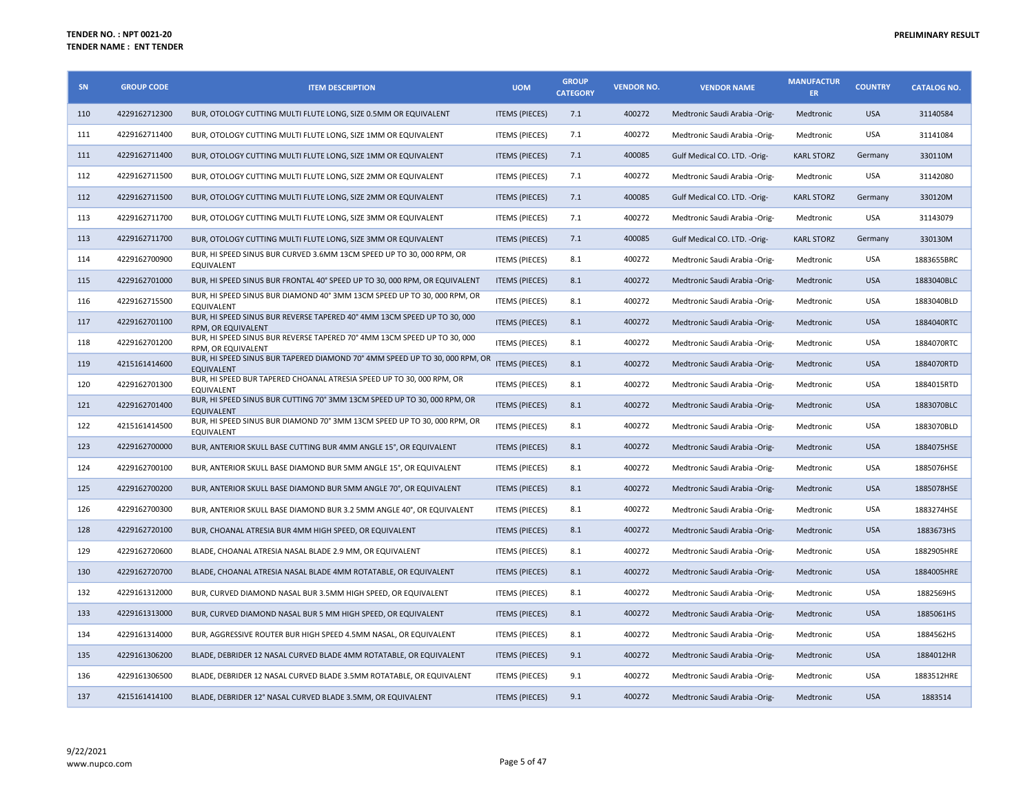**TENDER NO. : NPT 0021-20**
**TENDER NAME : ENT TENDER**

**PRELIMINARY RESULT**

| SN | GROUP CODE | ITEM DESCRIPTION | UOM | GROUP CATEGORY | VENDOR NO. | VENDOR NAME | MANUFACTURER | COUNTRY | CATALOG NO. |
|---|---|---|---|---|---|---|---|---|---|
| 110 | 4229162712300 | BUR, OTOLOGY CUTTING MULTI FLUTE LONG, SIZE 0.5MM OR EQUIVALENT | ITEMS (PIECES) | 7.1 | 400272 | Medtronic Saudi Arabia -Orig- | Medtronic | USA | 31140584 |
| 111 | 4229162711400 | BUR, OTOLOGY CUTTING MULTI FLUTE LONG, SIZE 1MM OR EQUIVALENT | ITEMS (PIECES) | 7.1 | 400272 | Medtronic Saudi Arabia -Orig- | Medtronic | USA | 31141084 |
| 111 | 4229162711400 | BUR, OTOLOGY CUTTING MULTI FLUTE LONG, SIZE 1MM OR EQUIVALENT | ITEMS (PIECES) | 7.1 | 400085 | Gulf Medical CO. LTD. -Orig- | KARL STORZ | Germany | 330110M |
| 112 | 4229162711500 | BUR, OTOLOGY CUTTING MULTI FLUTE LONG, SIZE 2MM OR EQUIVALENT | ITEMS (PIECES) | 7.1 | 400272 | Medtronic Saudi Arabia -Orig- | Medtronic | USA | 31142080 |
| 112 | 4229162711500 | BUR, OTOLOGY CUTTING MULTI FLUTE LONG, SIZE 2MM OR EQUIVALENT | ITEMS (PIECES) | 7.1 | 400085 | Gulf Medical CO. LTD. -Orig- | KARL STORZ | Germany | 330120M |
| 113 | 4229162711700 | BUR, OTOLOGY CUTTING MULTI FLUTE LONG, SIZE 3MM OR EQUIVALENT | ITEMS (PIECES) | 7.1 | 400272 | Medtronic Saudi Arabia -Orig- | Medtronic | USA | 31143079 |
| 113 | 4229162711700 | BUR, OTOLOGY CUTTING MULTI FLUTE LONG, SIZE 3MM OR EQUIVALENT | ITEMS (PIECES) | 7.1 | 400085 | Gulf Medical CO. LTD. -Orig- | KARL STORZ | Germany | 330130M |
| 114 | 4229162700900 | BUR, HI SPEED SINUS BUR CURVED 3.6MM 13CM SPEED UP TO 30, 000 RPM, OR EQUIVALENT | ITEMS (PIECES) | 8.1 | 400272 | Medtronic Saudi Arabia -Orig- | Medtronic | USA | 1883655BRC |
| 115 | 4229162701000 | BUR, HI SPEED SINUS BUR FRONTAL 40° SPEED UP TO 30, 000 RPM, OR EQUIVALENT | ITEMS (PIECES) | 8.1 | 400272 | Medtronic Saudi Arabia -Orig- | Medtronic | USA | 1883040BLC |
| 116 | 4229162715500 | BUR, HI SPEED SINUS BUR DIAMOND 40° 3MM 13CM SPEED UP TO 30, 000 RPM, OR EQUIVALENT | ITEMS (PIECES) | 8.1 | 400272 | Medtronic Saudi Arabia -Orig- | Medtronic | USA | 1883040BLD |
| 117 | 4229162701100 | BUR, HI SPEED SINUS BUR REVERSE TAPERED 40° 4MM 13CM SPEED UP TO 30, 000 RPM, OR EQUIVALENT | ITEMS (PIECES) | 8.1 | 400272 | Medtronic Saudi Arabia -Orig- | Medtronic | USA | 1884040RTC |
| 118 | 4229162701200 | BUR, HI SPEED SINUS BUR REVERSE TAPERED 70° 4MM 13CM SPEED UP TO 30, 000 RPM, OR EQUIVALENT | ITEMS (PIECES) | 8.1 | 400272 | Medtronic Saudi Arabia -Orig- | Medtronic | USA | 1884070RTC |
| 119 | 4215161414600 | BUR, HI SPEED SINUS BUR TAPERED DIAMOND 70° 4MM SPEED UP TO 30, 000 RPM, OR EQUIVALENT | ITEMS (PIECES) | 8.1 | 400272 | Medtronic Saudi Arabia -Orig- | Medtronic | USA | 1884070RTD |
| 120 | 4229162701300 | BUR, HI SPEED BUR TAPERED CHOANAL ATRESIA SPEED UP TO 30, 000 RPM, OR EQUIVALENT | ITEMS (PIECES) | 8.1 | 400272 | Medtronic Saudi Arabia -Orig- | Medtronic | USA | 1884015RTD |
| 121 | 4229162701400 | BUR, HI SPEED SINUS BUR CUTTING 70° 3MM 13CM SPEED UP TO 30, 000 RPM, OR EQUIVALENT | ITEMS (PIECES) | 8.1 | 400272 | Medtronic Saudi Arabia -Orig- | Medtronic | USA | 1883070BLC |
| 122 | 4215161414500 | BUR, HI SPEED SINUS BUR DIAMOND 70° 3MM 13CM SPEED UP TO 30, 000 RPM, OR EQUIVALENT | ITEMS (PIECES) | 8.1 | 400272 | Medtronic Saudi Arabia -Orig- | Medtronic | USA | 1883070BLD |
| 123 | 4229162700000 | BUR, ANTERIOR SKULL BASE CUTTING BUR 4MM ANGLE 15°, OR EQUIVALENT | ITEMS (PIECES) | 8.1 | 400272 | Medtronic Saudi Arabia -Orig- | Medtronic | USA | 1884075HSE |
| 124 | 4229162700100 | BUR, ANTERIOR SKULL BASE DIAMOND BUR 5MM ANGLE 15°, OR EQUIVALENT | ITEMS (PIECES) | 8.1 | 400272 | Medtronic Saudi Arabia -Orig- | Medtronic | USA | 1885076HSE |
| 125 | 4229162700200 | BUR, ANTERIOR SKULL BASE DIAMOND BUR 5MM ANGLE 70°, OR EQUIVALENT | ITEMS (PIECES) | 8.1 | 400272 | Medtronic Saudi Arabia -Orig- | Medtronic | USA | 1885078HSE |
| 126 | 4229162700300 | BUR, ANTERIOR SKULL BASE DIAMOND BUR 3.2 5MM ANGLE 40°, OR EQUIVALENT | ITEMS (PIECES) | 8.1 | 400272 | Medtronic Saudi Arabia -Orig- | Medtronic | USA | 1883274HSE |
| 128 | 4229162720100 | BUR, CHOANAL ATRESIA BUR 4MM HIGH SPEED, OR EQUIVALENT | ITEMS (PIECES) | 8.1 | 400272 | Medtronic Saudi Arabia -Orig- | Medtronic | USA | 1883673HS |
| 129 | 4229162720600 | BLADE, CHOANAL ATRESIA NASAL BLADE 2.9 MM, OR EQUIVALENT | ITEMS (PIECES) | 8.1 | 400272 | Medtronic Saudi Arabia -Orig- | Medtronic | USA | 1882905HRE |
| 130 | 4229162720700 | BLADE, CHOANAL ATRESIA NASAL BLADE 4MM ROTATABLE, OR EQUIVALENT | ITEMS (PIECES) | 8.1 | 400272 | Medtronic Saudi Arabia -Orig- | Medtronic | USA | 1884005HRE |
| 132 | 4229161312000 | BUR, CURVED DIAMOND NASAL BUR 3.5MM HIGH SPEED, OR EQUIVALENT | ITEMS (PIECES) | 8.1 | 400272 | Medtronic Saudi Arabia -Orig- | Medtronic | USA | 1882569HS |
| 133 | 4229161313000 | BUR, CURVED DIAMOND NASAL BUR 5 MM HIGH SPEED, OR EQUIVALENT | ITEMS (PIECES) | 8.1 | 400272 | Medtronic Saudi Arabia -Orig- | Medtronic | USA | 1885061HS |
| 134 | 4229161314000 | BUR, AGGRESSIVE ROUTER BUR HIGH SPEED 4.5MM NASAL, OR EQUIVALENT | ITEMS (PIECES) | 8.1 | 400272 | Medtronic Saudi Arabia -Orig- | Medtronic | USA | 1884562HS |
| 135 | 4229161306200 | BLADE, DEBRIDER 12 NASAL CURVED BLADE 4MM ROTATABLE, OR EQUIVALENT | ITEMS (PIECES) | 9.1 | 400272 | Medtronic Saudi Arabia -Orig- | Medtronic | USA | 1884012HR |
| 136 | 4229161306500 | BLADE, DEBRIDER 12 NASAL CURVED BLADE 3.5MM ROTATABLE, OR EQUIVALENT | ITEMS (PIECES) | 9.1 | 400272 | Medtronic Saudi Arabia -Orig- | Medtronic | USA | 1883512HRE |
| 137 | 4215161414100 | BLADE, DEBRIDER 12° NASAL CURVED BLADE 3.5MM, OR EQUIVALENT | ITEMS (PIECES) | 9.1 | 400272 | Medtronic Saudi Arabia -Orig- | Medtronic | USA | 1883514 |

9/22/2021
www.nupco.com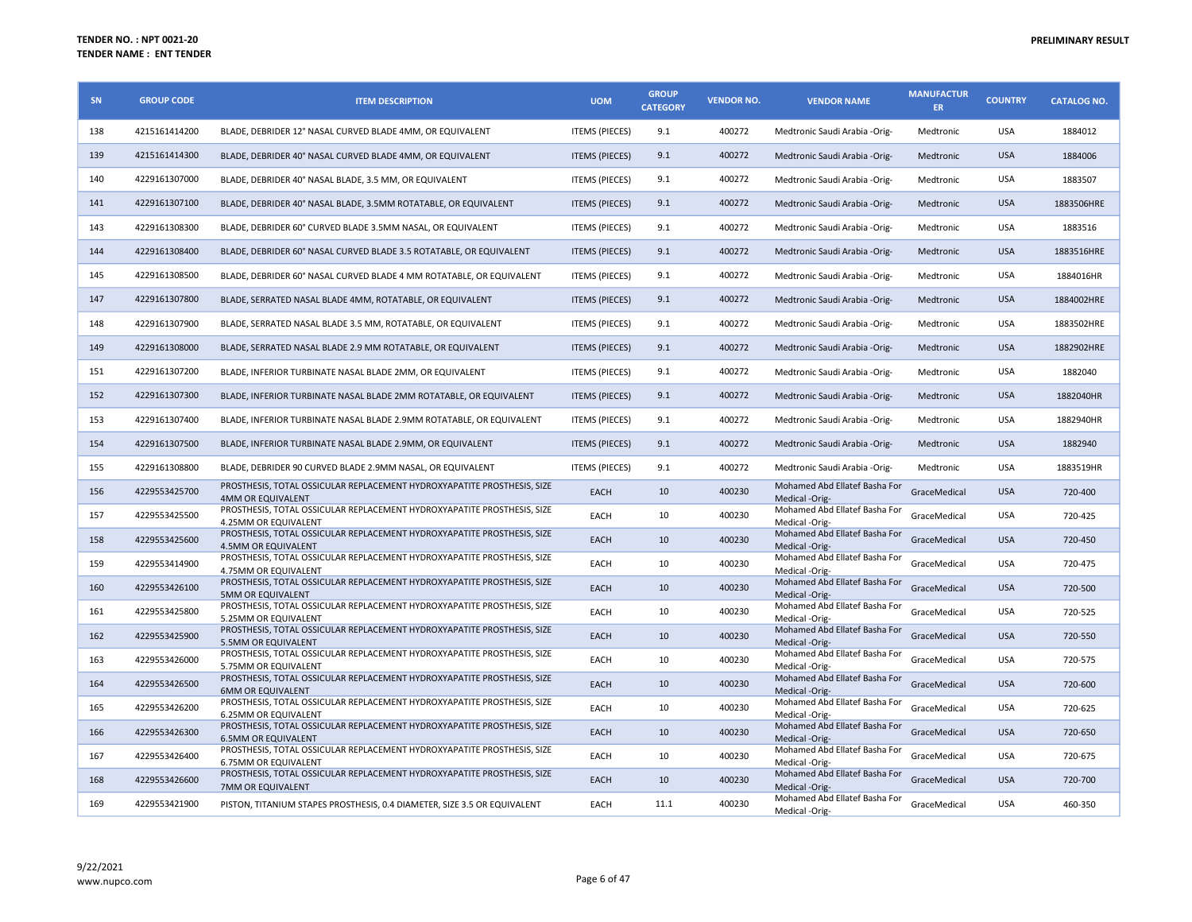**TENDER NO. : NPT 0021-20**
**TENDER NAME : ENT TENDER**

**PRELIMINARY RESULT**

| SN | GROUP CODE | ITEM DESCRIPTION | UOM | GROUP CATEGORY | VENDOR NO. | VENDOR NAME | MANUFACTURER | COUNTRY | CATALOG NO. |
|---|---|---|---|---|---|---|---|---|---|
| 138 | 4215161414200 | BLADE, DEBRIDER 12° NASAL CURVED BLADE 4MM, OR EQUIVALENT | ITEMS (PIECES) | 9.1 | 400272 | Medtronic Saudi Arabia -Orig- | Medtronic | USA | 1884012 |
| 139 | 4215161414300 | BLADE, DEBRIDER 40° NASAL CURVED BLADE 4MM, OR EQUIVALENT | ITEMS (PIECES) | 9.1 | 400272 | Medtronic Saudi Arabia -Orig- | Medtronic | USA | 1884006 |
| 140 | 4229161307000 | BLADE, DEBRIDER 40° NASAL BLADE, 3.5 MM, OR EQUIVALENT | ITEMS (PIECES) | 9.1 | 400272 | Medtronic Saudi Arabia -Orig- | Medtronic | USA | 1883507 |
| 141 | 4229161307100 | BLADE, DEBRIDER 40° NASAL BLADE, 3.5MM ROTATABLE, OR EQUIVALENT | ITEMS (PIECES) | 9.1 | 400272 | Medtronic Saudi Arabia -Orig- | Medtronic | USA | 1883506HRE |
| 143 | 4229161308300 | BLADE, DEBRIDER 60° CURVED BLADE 3.5MM NASAL, OR EQUIVALENT | ITEMS (PIECES) | 9.1 | 400272 | Medtronic Saudi Arabia -Orig- | Medtronic | USA | 1883516 |
| 144 | 4229161308400 | BLADE, DEBRIDER 60° NASAL CURVED BLADE 3.5 ROTATABLE, OR EQUIVALENT | ITEMS (PIECES) | 9.1 | 400272 | Medtronic Saudi Arabia -Orig- | Medtronic | USA | 1883516HRE |
| 145 | 4229161308500 | BLADE, DEBRIDER 60° NASAL CURVED BLADE 4 MM ROTATABLE, OR EQUIVALENT | ITEMS (PIECES) | 9.1 | 400272 | Medtronic Saudi Arabia -Orig- | Medtronic | USA | 1884016HR |
| 147 | 4229161307800 | BLADE, SERRATED NASAL BLADE 4MM, ROTATABLE, OR EQUIVALENT | ITEMS (PIECES) | 9.1 | 400272 | Medtronic Saudi Arabia -Orig- | Medtronic | USA | 1884002HRE |
| 148 | 4229161307900 | BLADE, SERRATED NASAL BLADE 3.5 MM, ROTATABLE, OR EQUIVALENT | ITEMS (PIECES) | 9.1 | 400272 | Medtronic Saudi Arabia -Orig- | Medtronic | USA | 1883502HRE |
| 149 | 4229161308000 | BLADE, SERRATED NASAL BLADE 2.9 MM ROTATABLE, OR EQUIVALENT | ITEMS (PIECES) | 9.1 | 400272 | Medtronic Saudi Arabia -Orig- | Medtronic | USA | 1882902HRE |
| 151 | 4229161307200 | BLADE, INFERIOR TURBINATE NASAL BLADE 2MM, OR EQUIVALENT | ITEMS (PIECES) | 9.1 | 400272 | Medtronic Saudi Arabia -Orig- | Medtronic | USA | 1882040 |
| 152 | 4229161307300 | BLADE, INFERIOR TURBINATE NASAL BLADE 2MM ROTATABLE, OR EQUIVALENT | ITEMS (PIECES) | 9.1 | 400272 | Medtronic Saudi Arabia -Orig- | Medtronic | USA | 1882040HR |
| 153 | 4229161307400 | BLADE, INFERIOR TURBINATE NASAL BLADE 2.9MM ROTATABLE, OR EQUIVALENT | ITEMS (PIECES) | 9.1 | 400272 | Medtronic Saudi Arabia -Orig- | Medtronic | USA | 1882940HR |
| 154 | 4229161307500 | BLADE, INFERIOR TURBINATE NASAL BLADE 2.9MM, OR EQUIVALENT | ITEMS (PIECES) | 9.1 | 400272 | Medtronic Saudi Arabia -Orig- | Medtronic | USA | 1882940 |
| 155 | 4229161308800 | BLADE, DEBRIDER 90 CURVED BLADE 2.9MM NASAL, OR EQUIVALENT | ITEMS (PIECES) | 9.1 | 400272 | Medtronic Saudi Arabia -Orig- | Medtronic | USA | 1883519HR |
| 156 | 4229553425700 | PROSTHESIS, TOTAL OSSICULAR REPLACEMENT HYDROXYAPATITE PROSTHESIS, SIZE 4MM OR EQUIVALENT | EACH | 10 | 400230 | Mohamed Abd Ellatef Basha For Medical -Orig- | GraceMedical | USA | 720-400 |
| 157 | 4229553425500 | PROSTHESIS, TOTAL OSSICULAR REPLACEMENT HYDROXYAPATITE PROSTHESIS, SIZE 4.25MM OR EQUIVALENT | EACH | 10 | 400230 | Mohamed Abd Ellatef Basha For Medical -Orig- | GraceMedical | USA | 720-425 |
| 158 | 4229553425600 | PROSTHESIS, TOTAL OSSICULAR REPLACEMENT HYDROXYAPATITE PROSTHESIS, SIZE 4.5MM OR EQUIVALENT | EACH | 10 | 400230 | Mohamed Abd Ellatef Basha For Medical -Orig- | GraceMedical | USA | 720-450 |
| 159 | 4229553414900 | PROSTHESIS, TOTAL OSSICULAR REPLACEMENT HYDROXYAPATITE PROSTHESIS, SIZE 4.75MM OR EQUIVALENT | EACH | 10 | 400230 | Mohamed Abd Ellatef Basha For Medical -Orig- | GraceMedical | USA | 720-475 |
| 160 | 4229553426100 | PROSTHESIS, TOTAL OSSICULAR REPLACEMENT HYDROXYAPATITE PROSTHESIS, SIZE 5MM OR EQUIVALENT | EACH | 10 | 400230 | Mohamed Abd Ellatef Basha For Medical -Orig- | GraceMedical | USA | 720-500 |
| 161 | 4229553425800 | PROSTHESIS, TOTAL OSSICULAR REPLACEMENT HYDROXYAPATITE PROSTHESIS, SIZE 5.25MM OR EQUIVALENT | EACH | 10 | 400230 | Mohamed Abd Ellatef Basha For Medical -Orig- | GraceMedical | USA | 720-525 |
| 162 | 4229553425900 | PROSTHESIS, TOTAL OSSICULAR REPLACEMENT HYDROXYAPATITE PROSTHESIS, SIZE 5.5MM OR EQUIVALENT | EACH | 10 | 400230 | Mohamed Abd Ellatef Basha For Medical -Orig- | GraceMedical | USA | 720-550 |
| 163 | 4229553426000 | PROSTHESIS, TOTAL OSSICULAR REPLACEMENT HYDROXYAPATITE PROSTHESIS, SIZE 5.75MM OR EQUIVALENT | EACH | 10 | 400230 | Mohamed Abd Ellatef Basha For Medical -Orig- | GraceMedical | USA | 720-575 |
| 164 | 4229553426500 | PROSTHESIS, TOTAL OSSICULAR REPLACEMENT HYDROXYAPATITE PROSTHESIS, SIZE 6MM OR EQUIVALENT | EACH | 10 | 400230 | Mohamed Abd Ellatef Basha For Medical -Orig- | GraceMedical | USA | 720-600 |
| 165 | 4229553426200 | PROSTHESIS, TOTAL OSSICULAR REPLACEMENT HYDROXYAPATITE PROSTHESIS, SIZE 6.25MM OR EQUIVALENT | EACH | 10 | 400230 | Mohamed Abd Ellatef Basha For Medical -Orig- | GraceMedical | USA | 720-625 |
| 166 | 4229553426300 | PROSTHESIS, TOTAL OSSICULAR REPLACEMENT HYDROXYAPATITE PROSTHESIS, SIZE 6.5MM OR EQUIVALENT | EACH | 10 | 400230 | Mohamed Abd Ellatef Basha For Medical -Orig- | GraceMedical | USA | 720-650 |
| 167 | 4229553426400 | PROSTHESIS, TOTAL OSSICULAR REPLACEMENT HYDROXYAPATITE PROSTHESIS, SIZE 6.75MM OR EQUIVALENT | EACH | 10 | 400230 | Mohamed Abd Ellatef Basha For Medical -Orig- | GraceMedical | USA | 720-675 |
| 168 | 4229553426600 | PROSTHESIS, TOTAL OSSICULAR REPLACEMENT HYDROXYAPATITE PROSTHESIS, SIZE 7MM OR EQUIVALENT | EACH | 10 | 400230 | Mohamed Abd Ellatef Basha For Medical -Orig- | GraceMedical | USA | 720-700 |
| 169 | 4229553421900 | PISTON, TITANIUM STAPES PROSTHESIS, 0.4 DIAMETER, SIZE 3.5 OR EQUIVALENT | EACH | 11.1 | 400230 | Mohamed Abd Ellatef Basha For Medical -Orig- | GraceMedical | USA | 460-350 |

9/22/2021
www.nupco.com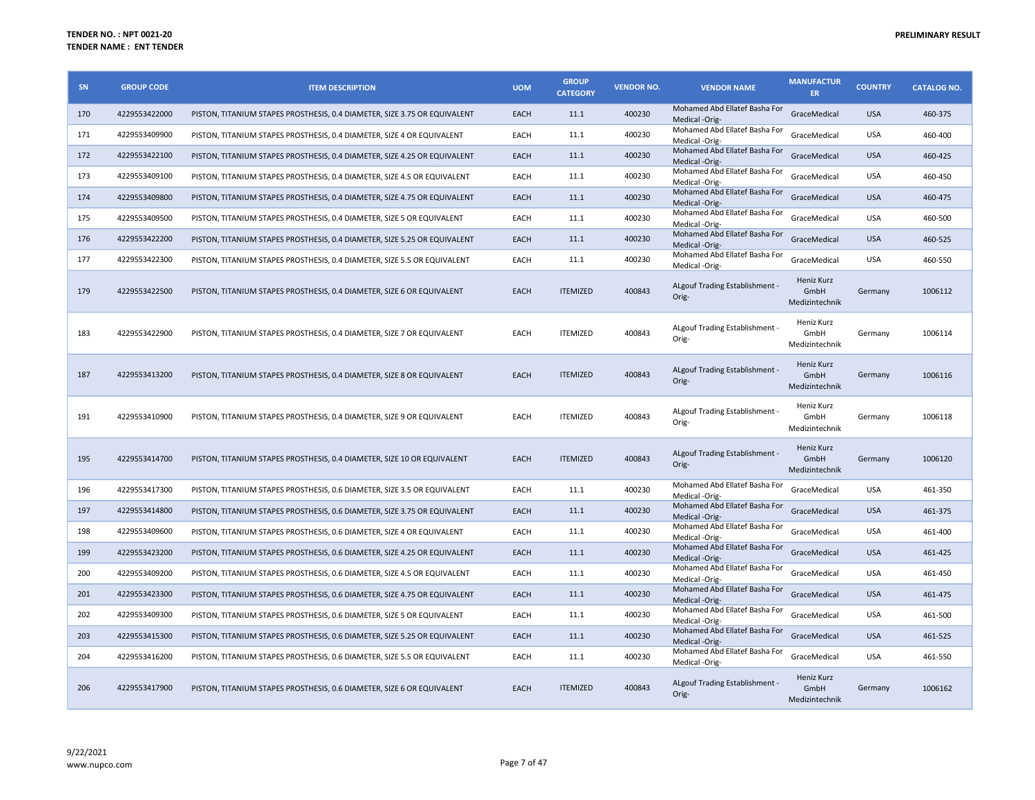**TENDER NO. : NPT 0021-20**
**TENDER NAME : ENT TENDER**

**PRELIMINARY RESULT**

| SN | GROUP CODE | ITEM DESCRIPTION | UOM | GROUP CATEGORY | VENDOR NO. | VENDOR NAME | MANUFACTURER | COUNTRY | CATALOG NO. |
|---|---|---|---|---|---|---|---|---|---|
| 170 | 4229553422000 | PISTON, TITANIUM STAPES PROSTHESIS, 0.4 DIAMETER, SIZE 3.75 OR EQUIVALENT | EACH | 11.1 | 400230 | Mohamed Abd Ellatef Basha For Medical -Orig- | GraceMedical | USA | 460-375 |
| 171 | 4229553409900 | PISTON, TITANIUM STAPES PROSTHESIS, 0.4 DIAMETER, SIZE 4 OR EQUIVALENT | EACH | 11.1 | 400230 | Mohamed Abd Ellatef Basha For Medical -Orig- | GraceMedical | USA | 460-400 |
| 172 | 4229553422100 | PISTON, TITANIUM STAPES PROSTHESIS, 0.4 DIAMETER, SIZE 4.25 OR EQUIVALENT | EACH | 11.1 | 400230 | Mohamed Abd Ellatef Basha For Medical -Orig- | GraceMedical | USA | 460-425 |
| 173 | 4229553409100 | PISTON, TITANIUM STAPES PROSTHESIS, 0.4 DIAMETER, SIZE 4.5 OR EQUIVALENT | EACH | 11.1 | 400230 | Mohamed Abd Ellatef Basha For Medical -Orig- | GraceMedical | USA | 460-450 |
| 174 | 4229553409800 | PISTON, TITANIUM STAPES PROSTHESIS, 0.4 DIAMETER, SIZE 4.75 OR EQUIVALENT | EACH | 11.1 | 400230 | Mohamed Abd Ellatef Basha For Medical -Orig- | GraceMedical | USA | 460-475 |
| 175 | 4229553409500 | PISTON, TITANIUM STAPES PROSTHESIS, 0.4 DIAMETER, SIZE 5 OR EQUIVALENT | EACH | 11.1 | 400230 | Mohamed Abd Ellatef Basha For Medical -Orig- | GraceMedical | USA | 460-500 |
| 176 | 4229553422200 | PISTON, TITANIUM STAPES PROSTHESIS, 0.4 DIAMETER, SIZE 5.25 OR EQUIVALENT | EACH | 11.1 | 400230 | Mohamed Abd Ellatef Basha For Medical -Orig- | GraceMedical | USA | 460-525 |
| 177 | 4229553422300 | PISTON, TITANIUM STAPES PROSTHESIS, 0.4 DIAMETER, SIZE 5.5 OR EQUIVALENT | EACH | 11.1 | 400230 | Mohamed Abd Ellatef Basha For Medical -Orig- | GraceMedical | USA | 460-550 |
| 179 | 4229553422500 | PISTON, TITANIUM STAPES PROSTHESIS, 0.4 DIAMETER, SIZE 6 OR EQUIVALENT | EACH | ITEMIZED | 400843 | ALgouf Trading Establishment -Orig- | Heniz Kurz GmbH Medizintechnik | Germany | 1006112 |
| 183 | 4229553422900 | PISTON, TITANIUM STAPES PROSTHESIS, 0.4 DIAMETER, SIZE 7 OR EQUIVALENT | EACH | ITEMIZED | 400843 | ALgouf Trading Establishment -Orig- | Heniz Kurz GmbH Medizintechnik | Germany | 1006114 |
| 187 | 4229553413200 | PISTON, TITANIUM STAPES PROSTHESIS, 0.4 DIAMETER, SIZE 8 OR EQUIVALENT | EACH | ITEMIZED | 400843 | ALgouf Trading Establishment -Orig- | Heniz Kurz GmbH Medizintechnik | Germany | 1006116 |
| 191 | 4229553410900 | PISTON, TITANIUM STAPES PROSTHESIS, 0.4 DIAMETER, SIZE 9 OR EQUIVALENT | EACH | ITEMIZED | 400843 | ALgouf Trading Establishment -Orig- | Heniz Kurz GmbH Medizintechnik | Germany | 1006118 |
| 195 | 4229553414700 | PISTON, TITANIUM STAPES PROSTHESIS, 0.4 DIAMETER, SIZE 10 OR EQUIVALENT | EACH | ITEMIZED | 400843 | ALgouf Trading Establishment -Orig- | Heniz Kurz GmbH Medizintechnik | Germany | 1006120 |
| 196 | 4229553417300 | PISTON, TITANIUM STAPES PROSTHESIS, 0.6 DIAMETER, SIZE 3.5 OR EQUIVALENT | EACH | 11.1 | 400230 | Mohamed Abd Ellatef Basha For Medical -Orig- | GraceMedical | USA | 461-350 |
| 197 | 4229553414800 | PISTON, TITANIUM STAPES PROSTHESIS, 0.6 DIAMETER, SIZE 3.75 OR EQUIVALENT | EACH | 11.1 | 400230 | Mohamed Abd Ellatef Basha For Medical -Orig- | GraceMedical | USA | 461-375 |
| 198 | 4229553409600 | PISTON, TITANIUM STAPES PROSTHESIS, 0.6 DIAMETER, SIZE 4 OR EQUIVALENT | EACH | 11.1 | 400230 | Mohamed Abd Ellatef Basha For Medical -Orig- | GraceMedical | USA | 461-400 |
| 199 | 4229553423200 | PISTON, TITANIUM STAPES PROSTHESIS, 0.6 DIAMETER, SIZE 4.25 OR EQUIVALENT | EACH | 11.1 | 400230 | Mohamed Abd Ellatef Basha For Medical -Orig- | GraceMedical | USA | 461-425 |
| 200 | 4229553409200 | PISTON, TITANIUM STAPES PROSTHESIS, 0.6 DIAMETER, SIZE 4.5 OR EQUIVALENT | EACH | 11.1 | 400230 | Mohamed Abd Ellatef Basha For Medical -Orig- | GraceMedical | USA | 461-450 |
| 201 | 4229553423300 | PISTON, TITANIUM STAPES PROSTHESIS, 0.6 DIAMETER, SIZE 4.75 OR EQUIVALENT | EACH | 11.1 | 400230 | Mohamed Abd Ellatef Basha For Medical -Orig- | GraceMedical | USA | 461-475 |
| 202 | 4229553409300 | PISTON, TITANIUM STAPES PROSTHESIS, 0.6 DIAMETER, SIZE 5 OR EQUIVALENT | EACH | 11.1 | 400230 | Mohamed Abd Ellatef Basha For Medical -Orig- | GraceMedical | USA | 461-500 |
| 203 | 4229553415300 | PISTON, TITANIUM STAPES PROSTHESIS, 0.6 DIAMETER, SIZE 5.25 OR EQUIVALENT | EACH | 11.1 | 400230 | Mohamed Abd Ellatef Basha For Medical -Orig- | GraceMedical | USA | 461-525 |
| 204 | 4229553416200 | PISTON, TITANIUM STAPES PROSTHESIS, 0.6 DIAMETER, SIZE 5.5 OR EQUIVALENT | EACH | 11.1 | 400230 | Mohamed Abd Ellatef Basha For Medical -Orig- | GraceMedical | USA | 461-550 |
| 206 | 4229553417900 | PISTON, TITANIUM STAPES PROSTHESIS, 0.6 DIAMETER, SIZE 6 OR EQUIVALENT | EACH | ITEMIZED | 400843 | ALgouf Trading Establishment -Orig- | Heniz Kurz GmbH Medizintechnik | Germany | 1006162 |

9/22/2021
www.nupco.com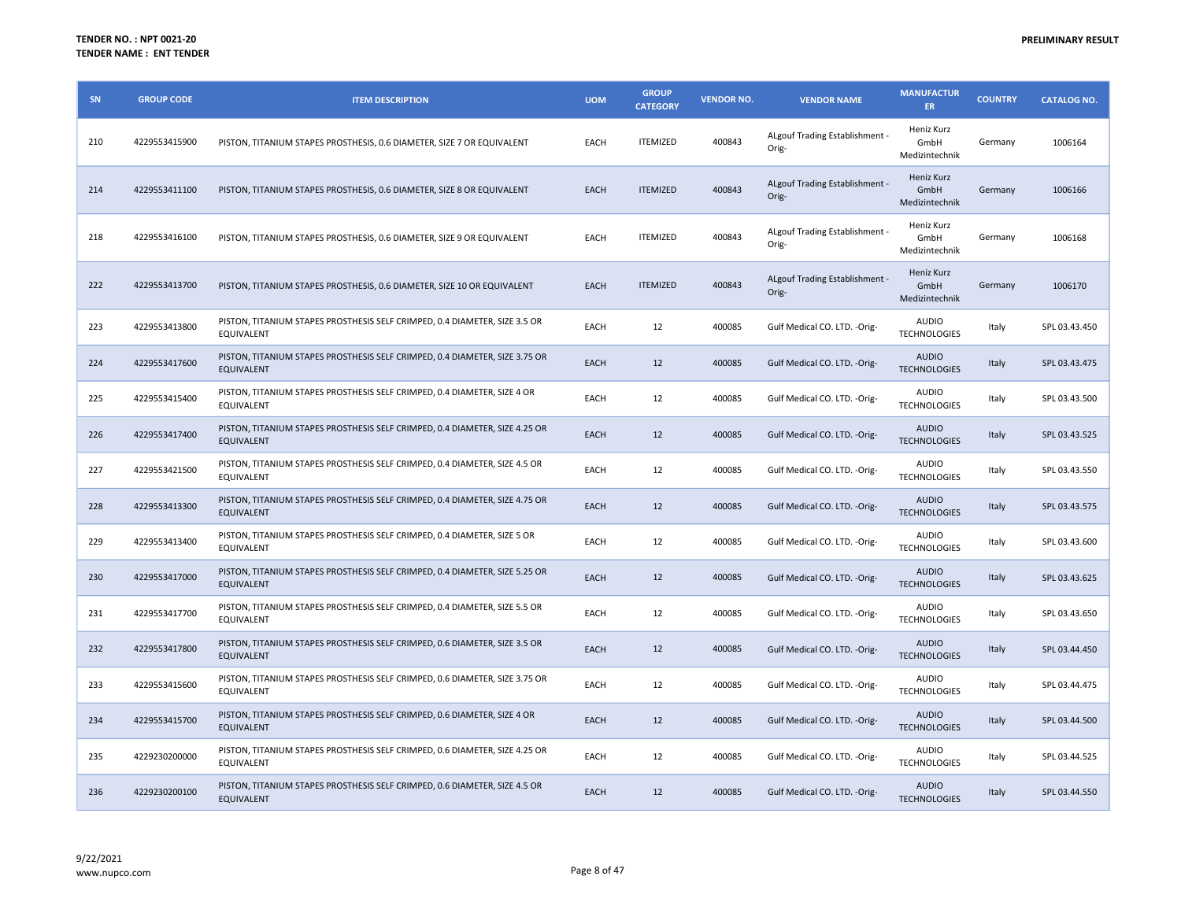**TENDER NO. : NPT 0021-20**
**TENDER NAME : ENT TENDER**

**PRELIMINARY RESULT**

| SN | GROUP CODE | ITEM DESCRIPTION | UOM | GROUP CATEGORY | VENDOR NO. | VENDOR NAME | MANUFACTURER | COUNTRY | CATALOG NO. |
|---|---|---|---|---|---|---|---|---|---|
| 210 | 4229553415900 | PISTON, TITANIUM STAPES PROSTHESIS, 0.6 DIAMETER, SIZE 7 OR EQUIVALENT | EACH | ITEMIZED | 400843 | ALgouf Trading Establishment -Orig- | Heniz Kurz GmbH Medizintechnik | Germany | 1006164 |
| 214 | 4229553411100 | PISTON, TITANIUM STAPES PROSTHESIS, 0.6 DIAMETER, SIZE 8 OR EQUIVALENT | EACH | ITEMIZED | 400843 | ALgouf Trading Establishment -Orig- | Heniz Kurz GmbH Medizintechnik | Germany | 1006166 |
| 218 | 4229553416100 | PISTON, TITANIUM STAPES PROSTHESIS, 0.6 DIAMETER, SIZE 9 OR EQUIVALENT | EACH | ITEMIZED | 400843 | ALgouf Trading Establishment -Orig- | Heniz Kurz GmbH Medizintechnik | Germany | 1006168 |
| 222 | 4229553413700 | PISTON, TITANIUM STAPES PROSTHESIS, 0.6 DIAMETER, SIZE 10 OR EQUIVALENT | EACH | ITEMIZED | 400843 | ALgouf Trading Establishment -Orig- | Heniz Kurz GmbH Medizintechnik | Germany | 1006170 |
| 223 | 4229553413800 | PISTON, TITANIUM STAPES PROSTHESIS SELF CRIMPED, 0.4 DIAMETER, SIZE 3.5 OR EQUIVALENT | EACH | 12 | 400085 | Gulf Medical CO. LTD. -Orig- | AUDIO TECHNOLOGIES | Italy | SPL 03.43.450 |
| 224 | 4229553417600 | PISTON, TITANIUM STAPES PROSTHESIS SELF CRIMPED, 0.4 DIAMETER, SIZE 3.75 OR EQUIVALENT | EACH | 12 | 400085 | Gulf Medical CO. LTD. -Orig- | AUDIO TECHNOLOGIES | Italy | SPL 03.43.475 |
| 225 | 4229553415400 | PISTON, TITANIUM STAPES PROSTHESIS SELF CRIMPED, 0.4 DIAMETER, SIZE 4 OR EQUIVALENT | EACH | 12 | 400085 | Gulf Medical CO. LTD. -Orig- | AUDIO TECHNOLOGIES | Italy | SPL 03.43.500 |
| 226 | 4229553417400 | PISTON, TITANIUM STAPES PROSTHESIS SELF CRIMPED, 0.4 DIAMETER, SIZE 4.25 OR EQUIVALENT | EACH | 12 | 400085 | Gulf Medical CO. LTD. -Orig- | AUDIO TECHNOLOGIES | Italy | SPL 03.43.525 |
| 227 | 4229553421500 | PISTON, TITANIUM STAPES PROSTHESIS SELF CRIMPED, 0.4 DIAMETER, SIZE 4.5 OR EQUIVALENT | EACH | 12 | 400085 | Gulf Medical CO. LTD. -Orig- | AUDIO TECHNOLOGIES | Italy | SPL 03.43.550 |
| 228 | 4229553413300 | PISTON, TITANIUM STAPES PROSTHESIS SELF CRIMPED, 0.4 DIAMETER, SIZE 4.75 OR EQUIVALENT | EACH | 12 | 400085 | Gulf Medical CO. LTD. -Orig- | AUDIO TECHNOLOGIES | Italy | SPL 03.43.575 |
| 229 | 4229553413400 | PISTON, TITANIUM STAPES PROSTHESIS SELF CRIMPED, 0.4 DIAMETER, SIZE 5 OR EQUIVALENT | EACH | 12 | 400085 | Gulf Medical CO. LTD. -Orig- | AUDIO TECHNOLOGIES | Italy | SPL 03.43.600 |
| 230 | 4229553417000 | PISTON, TITANIUM STAPES PROSTHESIS SELF CRIMPED, 0.4 DIAMETER, SIZE 5.25 OR EQUIVALENT | EACH | 12 | 400085 | Gulf Medical CO. LTD. -Orig- | AUDIO TECHNOLOGIES | Italy | SPL 03.43.625 |
| 231 | 4229553417700 | PISTON, TITANIUM STAPES PROSTHESIS SELF CRIMPED, 0.4 DIAMETER, SIZE 5.5 OR EQUIVALENT | EACH | 12 | 400085 | Gulf Medical CO. LTD. -Orig- | AUDIO TECHNOLOGIES | Italy | SPL 03.43.650 |
| 232 | 4229553417800 | PISTON, TITANIUM STAPES PROSTHESIS SELF CRIMPED, 0.6 DIAMETER, SIZE 3.5 OR EQUIVALENT | EACH | 12 | 400085 | Gulf Medical CO. LTD. -Orig- | AUDIO TECHNOLOGIES | Italy | SPL 03.44.450 |
| 233 | 4229553415600 | PISTON, TITANIUM STAPES PROSTHESIS SELF CRIMPED, 0.6 DIAMETER, SIZE 3.75 OR EQUIVALENT | EACH | 12 | 400085 | Gulf Medical CO. LTD. -Orig- | AUDIO TECHNOLOGIES | Italy | SPL 03.44.475 |
| 234 | 4229553415700 | PISTON, TITANIUM STAPES PROSTHESIS SELF CRIMPED, 0.6 DIAMETER, SIZE 4 OR EQUIVALENT | EACH | 12 | 400085 | Gulf Medical CO. LTD. -Orig- | AUDIO TECHNOLOGIES | Italy | SPL 03.44.500 |
| 235 | 4229230200000 | PISTON, TITANIUM STAPES PROSTHESIS SELF CRIMPED, 0.6 DIAMETER, SIZE 4.25 OR EQUIVALENT | EACH | 12 | 400085 | Gulf Medical CO. LTD. -Orig- | AUDIO TECHNOLOGIES | Italy | SPL 03.44.525 |
| 236 | 4229230200100 | PISTON, TITANIUM STAPES PROSTHESIS SELF CRIMPED, 0.6 DIAMETER, SIZE 4.5 OR EQUIVALENT | EACH | 12 | 400085 | Gulf Medical CO. LTD. -Orig- | AUDIO TECHNOLOGIES | Italy | SPL 03.44.550 |

9/22/2021
www.nupco.com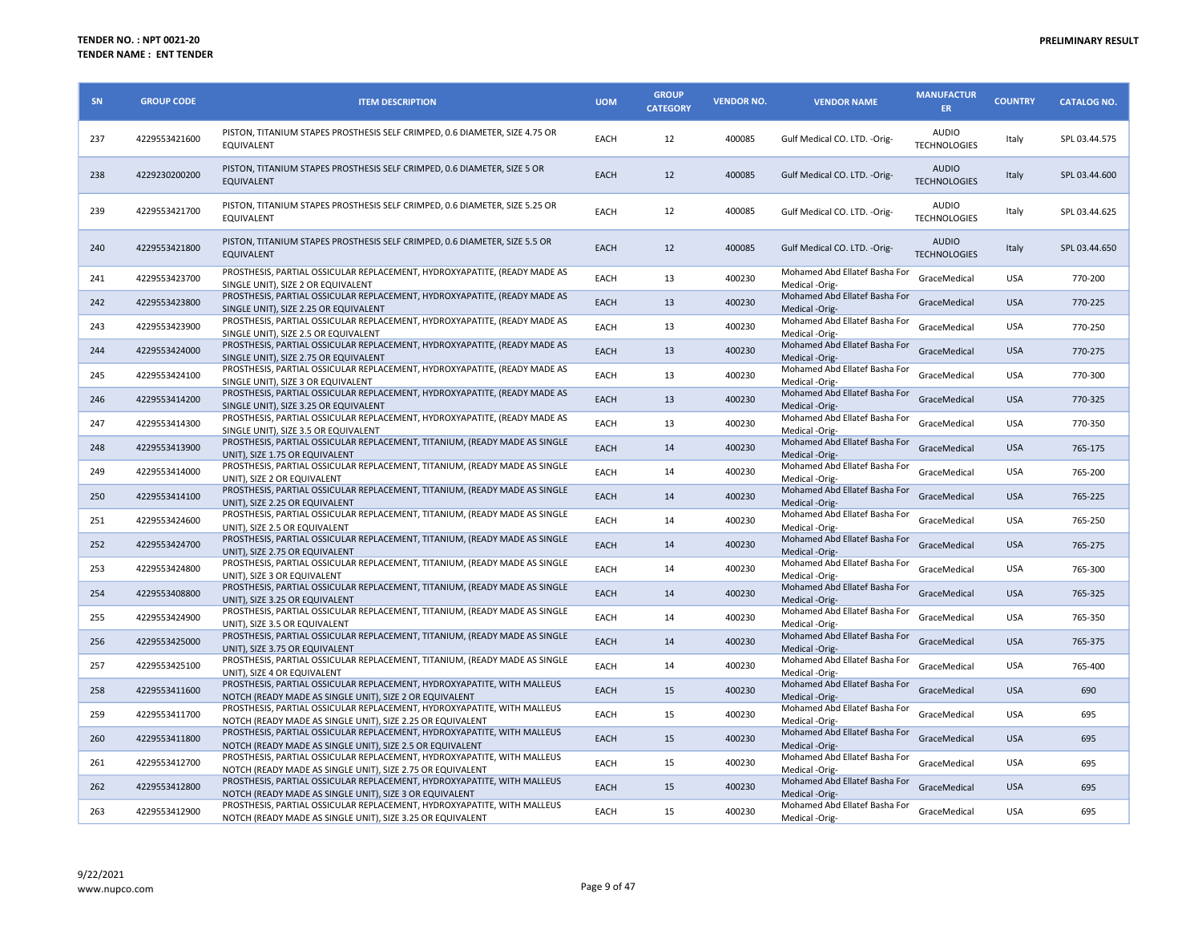**TENDER NO. : NPT 0021-20**
**TENDER NAME : ENT TENDER**

**PRELIMINARY RESULT**

| SN | GROUP CODE | ITEM DESCRIPTION | UOM | GROUP CATEGORY | VENDOR NO. | VENDOR NAME | MANUFACTURER | COUNTRY | CATALOG NO. |
|---|---|---|---|---|---|---|---|---|---|
| 237 | 4229553421600 | PISTON, TITANIUM STAPES PROSTHESIS SELF CRIMPED, 0.6 DIAMETER, SIZE 4.75 OR EQUIVALENT | EACH | 12 | 400085 | Gulf Medical CO. LTD. -Orig- | AUDIO TECHNOLOGIES | Italy | SPL 03.44.575 |
| 238 | 4229230200200 | PISTON, TITANIUM STAPES PROSTHESIS SELF CRIMPED, 0.6 DIAMETER, SIZE 5 OR EQUIVALENT | EACH | 12 | 400085 | Gulf Medical CO. LTD. -Orig- | AUDIO TECHNOLOGIES | Italy | SPL 03.44.600 |
| 239 | 4229553421700 | PISTON, TITANIUM STAPES PROSTHESIS SELF CRIMPED, 0.6 DIAMETER, SIZE 5.25 OR EQUIVALENT | EACH | 12 | 400085 | Gulf Medical CO. LTD. -Orig- | AUDIO TECHNOLOGIES | Italy | SPL 03.44.625 |
| 240 | 4229553421800 | PISTON, TITANIUM STAPES PROSTHESIS SELF CRIMPED, 0.6 DIAMETER, SIZE 5.5 OR EQUIVALENT | EACH | 12 | 400085 | Gulf Medical CO. LTD. -Orig- | AUDIO TECHNOLOGIES | Italy | SPL 03.44.650 |
| 241 | 4229553423700 | PROSTHESIS, PARTIAL OSSICULAR REPLACEMENT, HYDROXYAPATITE, (READY MADE AS SINGLE UNIT), SIZE 2 OR EQUIVALENT | EACH | 13 | 400230 | Mohamed Abd Ellatef Basha For Medical -Orig- | GraceMedical | USA | 770-200 |
| 242 | 4229553423800 | PROSTHESIS, PARTIAL OSSICULAR REPLACEMENT, HYDROXYAPATITE, (READY MADE AS SINGLE UNIT), SIZE 2.25 OR EQUIVALENT | EACH | 13 | 400230 | Mohamed Abd Ellatef Basha For Medical -Orig- | GraceMedical | USA | 770-225 |
| 243 | 4229553423900 | PROSTHESIS, PARTIAL OSSICULAR REPLACEMENT, HYDROXYAPATITE, (READY MADE AS SINGLE UNIT), SIZE 2.5 OR EQUIVALENT | EACH | 13 | 400230 | Mohamed Abd Ellatef Basha For Medical -Orig- | GraceMedical | USA | 770-250 |
| 244 | 4229553424000 | PROSTHESIS, PARTIAL OSSICULAR REPLACEMENT, HYDROXYAPATITE, (READY MADE AS SINGLE UNIT), SIZE 2.75 OR EQUIVALENT | EACH | 13 | 400230 | Mohamed Abd Ellatef Basha For Medical -Orig- | GraceMedical | USA | 770-275 |
| 245 | 4229553424100 | PROSTHESIS, PARTIAL OSSICULAR REPLACEMENT, HYDROXYAPATITE, (READY MADE AS SINGLE UNIT), SIZE 3 OR EQUIVALENT | EACH | 13 | 400230 | Mohamed Abd Ellatef Basha For Medical -Orig- | GraceMedical | USA | 770-300 |
| 246 | 4229553414200 | PROSTHESIS, PARTIAL OSSICULAR REPLACEMENT, HYDROXYAPATITE, (READY MADE AS SINGLE UNIT), SIZE 3.25 OR EQUIVALENT | EACH | 13 | 400230 | Mohamed Abd Ellatef Basha For Medical -Orig- | GraceMedical | USA | 770-325 |
| 247 | 4229553414300 | PROSTHESIS, PARTIAL OSSICULAR REPLACEMENT, HYDROXYAPATITE, (READY MADE AS SINGLE UNIT), SIZE 3.5 OR EQUIVALENT | EACH | 13 | 400230 | Mohamed Abd Ellatef Basha For Medical -Orig- | GraceMedical | USA | 770-350 |
| 248 | 4229553413900 | PROSTHESIS, PARTIAL OSSICULAR REPLACEMENT, TITANIUM, (READY MADE AS SINGLE UNIT), SIZE 1.75 OR EQUIVALENT | EACH | 14 | 400230 | Mohamed Abd Ellatef Basha For Medical -Orig- | GraceMedical | USA | 765-175 |
| 249 | 4229553414000 | PROSTHESIS, PARTIAL OSSICULAR REPLACEMENT, TITANIUM, (READY MADE AS SINGLE UNIT), SIZE 2 OR EQUIVALENT | EACH | 14 | 400230 | Mohamed Abd Ellatef Basha For Medical -Orig- | GraceMedical | USA | 765-200 |
| 250 | 4229553414100 | PROSTHESIS, PARTIAL OSSICULAR REPLACEMENT, TITANIUM, (READY MADE AS SINGLE UNIT), SIZE 2.25 OR EQUIVALENT | EACH | 14 | 400230 | Mohamed Abd Ellatef Basha For Medical -Orig- | GraceMedical | USA | 765-225 |
| 251 | 4229553424600 | PROSTHESIS, PARTIAL OSSICULAR REPLACEMENT, TITANIUM, (READY MADE AS SINGLE UNIT), SIZE 2.5 OR EQUIVALENT | EACH | 14 | 400230 | Mohamed Abd Ellatef Basha For Medical -Orig- | GraceMedical | USA | 765-250 |
| 252 | 4229553424700 | PROSTHESIS, PARTIAL OSSICULAR REPLACEMENT, TITANIUM, (READY MADE AS SINGLE UNIT), SIZE 2.75 OR EQUIVALENT | EACH | 14 | 400230 | Mohamed Abd Ellatef Basha For Medical -Orig- | GraceMedical | USA | 765-275 |
| 253 | 4229553424800 | PROSTHESIS, PARTIAL OSSICULAR REPLACEMENT, TITANIUM, (READY MADE AS SINGLE UNIT), SIZE 3 OR EQUIVALENT | EACH | 14 | 400230 | Mohamed Abd Ellatef Basha For Medical -Orig- | GraceMedical | USA | 765-300 |
| 254 | 4229553408800 | PROSTHESIS, PARTIAL OSSICULAR REPLACEMENT, TITANIUM, (READY MADE AS SINGLE UNIT), SIZE 3.25 OR EQUIVALENT | EACH | 14 | 400230 | Mohamed Abd Ellatef Basha For Medical -Orig- | GraceMedical | USA | 765-325 |
| 255 | 4229553424900 | PROSTHESIS, PARTIAL OSSICULAR REPLACEMENT, TITANIUM, (READY MADE AS SINGLE UNIT), SIZE 3.5 OR EQUIVALENT | EACH | 14 | 400230 | Mohamed Abd Ellatef Basha For Medical -Orig- | GraceMedical | USA | 765-350 |
| 256 | 4229553425000 | PROSTHESIS, PARTIAL OSSICULAR REPLACEMENT, TITANIUM, (READY MADE AS SINGLE UNIT), SIZE 3.75 OR EQUIVALENT | EACH | 14 | 400230 | Mohamed Abd Ellatef Basha For Medical -Orig- | GraceMedical | USA | 765-375 |
| 257 | 4229553425100 | PROSTHESIS, PARTIAL OSSICULAR REPLACEMENT, TITANIUM, (READY MADE AS SINGLE UNIT), SIZE 4 OR EQUIVALENT | EACH | 14 | 400230 | Mohamed Abd Ellatef Basha For Medical -Orig- | GraceMedical | USA | 765-400 |
| 258 | 4229553411600 | PROSTHESIS, PARTIAL OSSICULAR REPLACEMENT, HYDROXYAPATITE, WITH MALLEUS NOTCH (READY MADE AS SINGLE UNIT), SIZE 2 OR EQUIVALENT | EACH | 15 | 400230 | Mohamed Abd Ellatef Basha For Medical -Orig- | GraceMedical | USA | 690 |
| 259 | 4229553411700 | PROSTHESIS, PARTIAL OSSICULAR REPLACEMENT, HYDROXYAPATITE, WITH MALLEUS NOTCH (READY MADE AS SINGLE UNIT), SIZE 2.25 OR EQUIVALENT | EACH | 15 | 400230 | Mohamed Abd Ellatef Basha For Medical -Orig- | GraceMedical | USA | 695 |
| 260 | 4229553411800 | PROSTHESIS, PARTIAL OSSICULAR REPLACEMENT, HYDROXYAPATITE, WITH MALLEUS NOTCH (READY MADE AS SINGLE UNIT), SIZE 2.5 OR EQUIVALENT | EACH | 15 | 400230 | Mohamed Abd Ellatef Basha For Medical -Orig- | GraceMedical | USA | 695 |
| 261 | 4229553412700 | PROSTHESIS, PARTIAL OSSICULAR REPLACEMENT, HYDROXYAPATITE, WITH MALLEUS NOTCH (READY MADE AS SINGLE UNIT), SIZE 2.75 OR EQUIVALENT | EACH | 15 | 400230 | Mohamed Abd Ellatef Basha For Medical -Orig- | GraceMedical | USA | 695 |
| 262 | 4229553412800 | PROSTHESIS, PARTIAL OSSICULAR REPLACEMENT, HYDROXYAPATITE, WITH MALLEUS NOTCH (READY MADE AS SINGLE UNIT), SIZE 3 OR EQUIVALENT | EACH | 15 | 400230 | Mohamed Abd Ellatef Basha For Medical -Orig- | GraceMedical | USA | 695 |
| 263 | 4229553412900 | PROSTHESIS, PARTIAL OSSICULAR REPLACEMENT, HYDROXYAPATITE, WITH MALLEUS NOTCH (READY MADE AS SINGLE UNIT), SIZE 3.25 OR EQUIVALENT | EACH | 15 | 400230 | Mohamed Abd Ellatef Basha For Medical -Orig- | GraceMedical | USA | 695 |

9/22/2021
www.nupco.com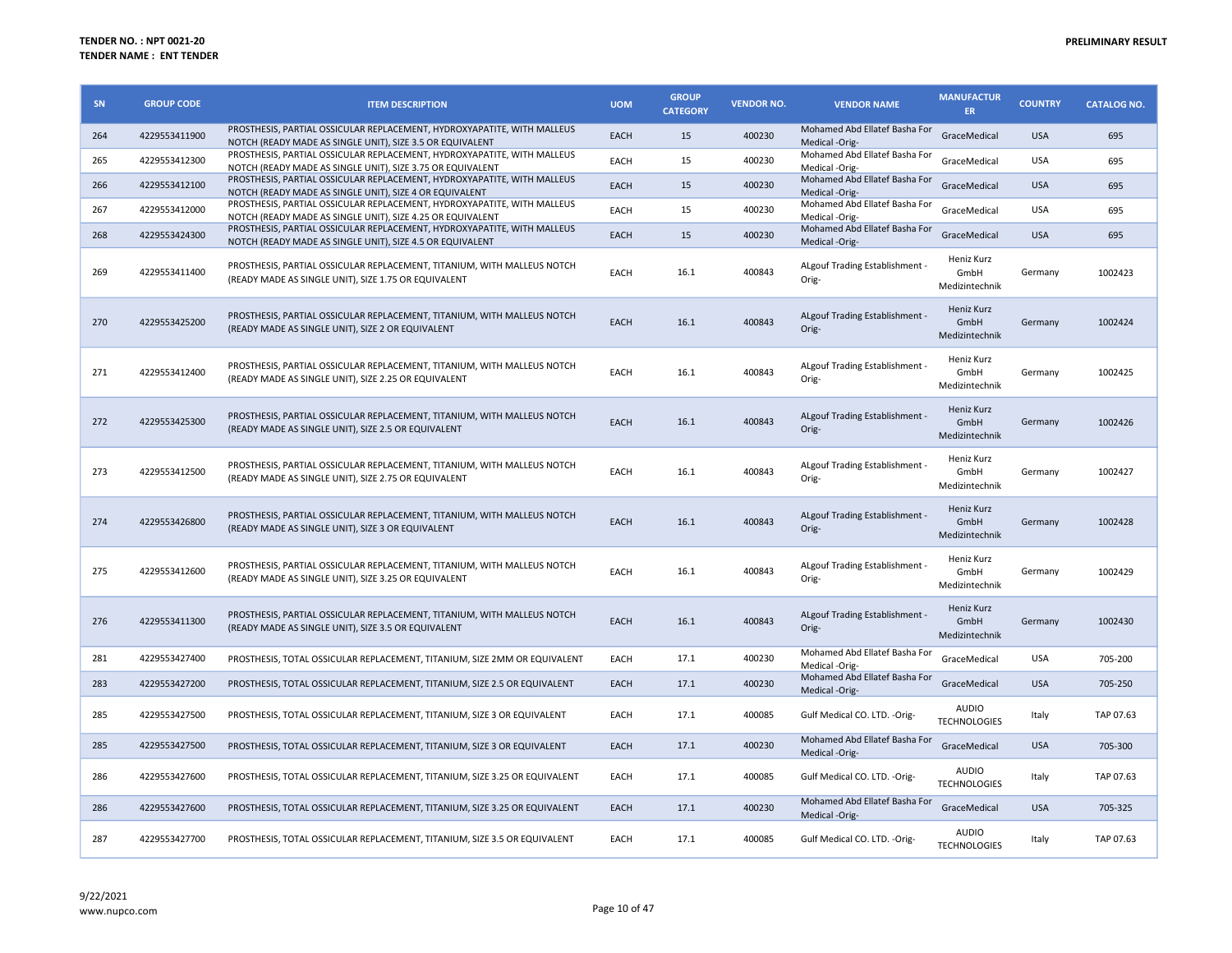**TENDER NO. : NPT 0021-20**
**TENDER NAME : ENT TENDER**

**PRELIMINARY RESULT**

| SN | GROUP CODE | ITEM DESCRIPTION | UOM | GROUP CATEGORY | VENDOR NO. | VENDOR NAME | MANUFACTURER | COUNTRY | CATALOG NO. |
|---|---|---|---|---|---|---|---|---|---|
| 264 | 4229553411900 | PROSTHESIS, PARTIAL OSSICULAR REPLACEMENT, HYDROXYAPATITE, WITH MALLEUS NOTCH (READY MADE AS SINGLE UNIT), SIZE 3.5 OR EQUIVALENT | EACH | 15 | 400230 | Mohamed Abd Ellatef Basha For Medical -Orig- | GraceMedical | USA | 695 |
| 265 | 4229553412300 | PROSTHESIS, PARTIAL OSSICULAR REPLACEMENT, HYDROXYAPATITE, WITH MALLEUS NOTCH (READY MADE AS SINGLE UNIT), SIZE 3.75 OR EQUIVALENT | EACH | 15 | 400230 | Mohamed Abd Ellatef Basha For Medical -Orig- | GraceMedical | USA | 695 |
| 266 | 4229553412100 | PROSTHESIS, PARTIAL OSSICULAR REPLACEMENT, HYDROXYAPATITE, WITH MALLEUS NOTCH (READY MADE AS SINGLE UNIT), SIZE 4 OR EQUIVALENT | EACH | 15 | 400230 | Mohamed Abd Ellatef Basha For Medical -Orig- | GraceMedical | USA | 695 |
| 267 | 4229553412000 | PROSTHESIS, PARTIAL OSSICULAR REPLACEMENT, HYDROXYAPATITE, WITH MALLEUS NOTCH (READY MADE AS SINGLE UNIT), SIZE 4.25 OR EQUIVALENT | EACH | 15 | 400230 | Mohamed Abd Ellatef Basha For Medical -Orig- | GraceMedical | USA | 695 |
| 268 | 4229553424300 | PROSTHESIS, PARTIAL OSSICULAR REPLACEMENT, HYDROXYAPATITE, WITH MALLEUS NOTCH (READY MADE AS SINGLE UNIT), SIZE 4.5 OR EQUIVALENT | EACH | 15 | 400230 | Mohamed Abd Ellatef Basha For Medical -Orig- | GraceMedical | USA | 695 |
| 269 | 4229553411400 | PROSTHESIS, PARTIAL OSSICULAR REPLACEMENT, TITANIUM, WITH MALLEUS NOTCH (READY MADE AS SINGLE UNIT), SIZE 1.75 OR EQUIVALENT | EACH | 16.1 | 400843 | ALgouf Trading Establishment -Orig- | Heniz Kurz GmbH Medizintechnik | Germany | 1002423 |
| 270 | 4229553425200 | PROSTHESIS, PARTIAL OSSICULAR REPLACEMENT, TITANIUM, WITH MALLEUS NOTCH (READY MADE AS SINGLE UNIT), SIZE 2 OR EQUIVALENT | EACH | 16.1 | 400843 | ALgouf Trading Establishment -Orig- | Heniz Kurz GmbH Medizintechnik | Germany | 1002424 |
| 271 | 4229553412400 | PROSTHESIS, PARTIAL OSSICULAR REPLACEMENT, TITANIUM, WITH MALLEUS NOTCH (READY MADE AS SINGLE UNIT), SIZE 2.25 OR EQUIVALENT | EACH | 16.1 | 400843 | ALgouf Trading Establishment -Orig- | Heniz Kurz GmbH Medizintechnik | Germany | 1002425 |
| 272 | 4229553425300 | PROSTHESIS, PARTIAL OSSICULAR REPLACEMENT, TITANIUM, WITH MALLEUS NOTCH (READY MADE AS SINGLE UNIT), SIZE 2.5 OR EQUIVALENT | EACH | 16.1 | 400843 | ALgouf Trading Establishment -Orig- | Heniz Kurz GmbH Medizintechnik | Germany | 1002426 |
| 273 | 4229553412500 | PROSTHESIS, PARTIAL OSSICULAR REPLACEMENT, TITANIUM, WITH MALLEUS NOTCH (READY MADE AS SINGLE UNIT), SIZE 2.75 OR EQUIVALENT | EACH | 16.1 | 400843 | ALgouf Trading Establishment -Orig- | Heniz Kurz GmbH Medizintechnik | Germany | 1002427 |
| 274 | 4229553426800 | PROSTHESIS, PARTIAL OSSICULAR REPLACEMENT, TITANIUM, WITH MALLEUS NOTCH (READY MADE AS SINGLE UNIT), SIZE 3 OR EQUIVALENT | EACH | 16.1 | 400843 | ALgouf Trading Establishment -Orig- | Heniz Kurz GmbH Medizintechnik | Germany | 1002428 |
| 275 | 4229553412600 | PROSTHESIS, PARTIAL OSSICULAR REPLACEMENT, TITANIUM, WITH MALLEUS NOTCH (READY MADE AS SINGLE UNIT), SIZE 3.25 OR EQUIVALENT | EACH | 16.1 | 400843 | ALgouf Trading Establishment -Orig- | Heniz Kurz GmbH Medizintechnik | Germany | 1002429 |
| 276 | 4229553411300 | PROSTHESIS, PARTIAL OSSICULAR REPLACEMENT, TITANIUM, WITH MALLEUS NOTCH (READY MADE AS SINGLE UNIT), SIZE 3.5 OR EQUIVALENT | EACH | 16.1 | 400843 | ALgouf Trading Establishment -Orig- | Heniz Kurz GmbH Medizintechnik | Germany | 1002430 |
| 281 | 4229553427400 | PROSTHESIS, TOTAL OSSICULAR REPLACEMENT, TITANIUM, SIZE 2MM OR EQUIVALENT | EACH | 17.1 | 400230 | Mohamed Abd Ellatef Basha For Medical -Orig- | GraceMedical | USA | 705-200 |
| 283 | 4229553427200 | PROSTHESIS, TOTAL OSSICULAR REPLACEMENT, TITANIUM, SIZE 2.5 OR EQUIVALENT | EACH | 17.1 | 400230 | Mohamed Abd Ellatef Basha For Medical -Orig- | GraceMedical | USA | 705-250 |
| 285 | 4229553427500 | PROSTHESIS, TOTAL OSSICULAR REPLACEMENT, TITANIUM, SIZE 3 OR EQUIVALENT | EACH | 17.1 | 400085 | Gulf Medical CO. LTD. -Orig- | AUDIO TECHNOLOGIES | Italy | TAP 07.63 |
| 285 | 4229553427500 | PROSTHESIS, TOTAL OSSICULAR REPLACEMENT, TITANIUM, SIZE 3 OR EQUIVALENT | EACH | 17.1 | 400230 | Mohamed Abd Ellatef Basha For Medical -Orig- | GraceMedical | USA | 705-300 |
| 286 | 4229553427600 | PROSTHESIS, TOTAL OSSICULAR REPLACEMENT, TITANIUM, SIZE 3.25 OR EQUIVALENT | EACH | 17.1 | 400085 | Gulf Medical CO. LTD. -Orig- | AUDIO TECHNOLOGIES | Italy | TAP 07.63 |
| 286 | 4229553427600 | PROSTHESIS, TOTAL OSSICULAR REPLACEMENT, TITANIUM, SIZE 3.25 OR EQUIVALENT | EACH | 17.1 | 400230 | Mohamed Abd Ellatef Basha For Medical -Orig- | GraceMedical | USA | 705-325 |
| 287 | 4229553427700 | PROSTHESIS, TOTAL OSSICULAR REPLACEMENT, TITANIUM, SIZE 3.5 OR EQUIVALENT | EACH | 17.1 | 400085 | Gulf Medical CO. LTD. -Orig- | AUDIO TECHNOLOGIES | Italy | TAP 07.63 |

9/22/2021
www.nupco.com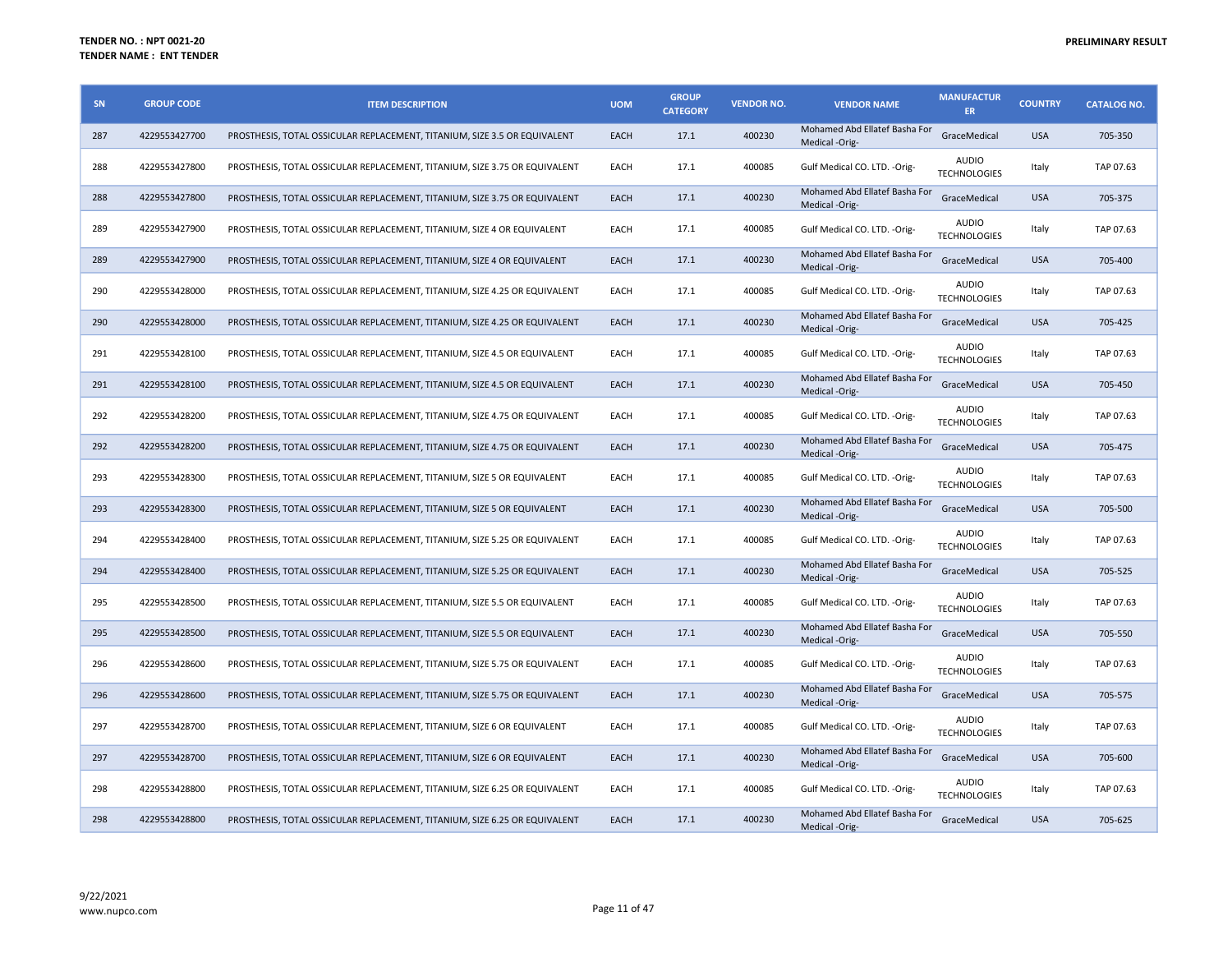**TENDER NO. : NPT 0021-20**
**TENDER NAME : ENT TENDER**

**PRELIMINARY RESULT**

| SN | GROUP CODE | ITEM DESCRIPTION | UOM | GROUP CATEGORY | VENDOR NO. | VENDOR NAME | MANUFACTURER | COUNTRY | CATALOG NO. |
|---|---|---|---|---|---|---|---|---|---|
| 287 | 4229553427700 | PROSTHESIS, TOTAL OSSICULAR REPLACEMENT, TITANIUM, SIZE 3.5 OR EQUIVALENT | EACH | 17.1 | 400230 | Mohamed Abd Ellatef Basha For Medical -Orig- | GraceMedical | USA | 705-350 |
| 288 | 4229553427800 | PROSTHESIS, TOTAL OSSICULAR REPLACEMENT, TITANIUM, SIZE 3.75 OR EQUIVALENT | EACH | 17.1 | 400085 | Gulf Medical CO. LTD. -Orig- | AUDIO TECHNOLOGIES | Italy | TAP 07.63 |
| 288 | 4229553427800 | PROSTHESIS, TOTAL OSSICULAR REPLACEMENT, TITANIUM, SIZE 3.75 OR EQUIVALENT | EACH | 17.1 | 400230 | Mohamed Abd Ellatef Basha For Medical -Orig- | GraceMedical | USA | 705-375 |
| 289 | 4229553427900 | PROSTHESIS, TOTAL OSSICULAR REPLACEMENT, TITANIUM, SIZE 4 OR EQUIVALENT | EACH | 17.1 | 400085 | Gulf Medical CO. LTD. -Orig- | AUDIO TECHNOLOGIES | Italy | TAP 07.63 |
| 289 | 4229553427900 | PROSTHESIS, TOTAL OSSICULAR REPLACEMENT, TITANIUM, SIZE 4 OR EQUIVALENT | EACH | 17.1 | 400230 | Mohamed Abd Ellatef Basha For Medical -Orig- | GraceMedical | USA | 705-400 |
| 290 | 4229553428000 | PROSTHESIS, TOTAL OSSICULAR REPLACEMENT, TITANIUM, SIZE 4.25 OR EQUIVALENT | EACH | 17.1 | 400085 | Gulf Medical CO. LTD. -Orig- | AUDIO TECHNOLOGIES | Italy | TAP 07.63 |
| 290 | 4229553428000 | PROSTHESIS, TOTAL OSSICULAR REPLACEMENT, TITANIUM, SIZE 4.25 OR EQUIVALENT | EACH | 17.1 | 400230 | Mohamed Abd Ellatef Basha For Medical -Orig- | GraceMedical | USA | 705-425 |
| 291 | 4229553428100 | PROSTHESIS, TOTAL OSSICULAR REPLACEMENT, TITANIUM, SIZE 4.5 OR EQUIVALENT | EACH | 17.1 | 400085 | Gulf Medical CO. LTD. -Orig- | AUDIO TECHNOLOGIES | Italy | TAP 07.63 |
| 291 | 4229553428100 | PROSTHESIS, TOTAL OSSICULAR REPLACEMENT, TITANIUM, SIZE 4.5 OR EQUIVALENT | EACH | 17.1 | 400230 | Mohamed Abd Ellatef Basha For Medical -Orig- | GraceMedical | USA | 705-450 |
| 292 | 4229553428200 | PROSTHESIS, TOTAL OSSICULAR REPLACEMENT, TITANIUM, SIZE 4.75 OR EQUIVALENT | EACH | 17.1 | 400085 | Gulf Medical CO. LTD. -Orig- | AUDIO TECHNOLOGIES | Italy | TAP 07.63 |
| 292 | 4229553428200 | PROSTHESIS, TOTAL OSSICULAR REPLACEMENT, TITANIUM, SIZE 4.75 OR EQUIVALENT | EACH | 17.1 | 400230 | Mohamed Abd Ellatef Basha For Medical -Orig- | GraceMedical | USA | 705-475 |
| 293 | 4229553428300 | PROSTHESIS, TOTAL OSSICULAR REPLACEMENT, TITANIUM, SIZE 5 OR EQUIVALENT | EACH | 17.1 | 400085 | Gulf Medical CO. LTD. -Orig- | AUDIO TECHNOLOGIES | Italy | TAP 07.63 |
| 293 | 4229553428300 | PROSTHESIS, TOTAL OSSICULAR REPLACEMENT, TITANIUM, SIZE 5 OR EQUIVALENT | EACH | 17.1 | 400230 | Mohamed Abd Ellatef Basha For Medical -Orig- | GraceMedical | USA | 705-500 |
| 294 | 4229553428400 | PROSTHESIS, TOTAL OSSICULAR REPLACEMENT, TITANIUM, SIZE 5.25 OR EQUIVALENT | EACH | 17.1 | 400085 | Gulf Medical CO. LTD. -Orig- | AUDIO TECHNOLOGIES | Italy | TAP 07.63 |
| 294 | 4229553428400 | PROSTHESIS, TOTAL OSSICULAR REPLACEMENT, TITANIUM, SIZE 5.25 OR EQUIVALENT | EACH | 17.1 | 400230 | Mohamed Abd Ellatef Basha For Medical -Orig- | GraceMedical | USA | 705-525 |
| 295 | 4229553428500 | PROSTHESIS, TOTAL OSSICULAR REPLACEMENT, TITANIUM, SIZE 5.5 OR EQUIVALENT | EACH | 17.1 | 400085 | Gulf Medical CO. LTD. -Orig- | AUDIO TECHNOLOGIES | Italy | TAP 07.63 |
| 295 | 4229553428500 | PROSTHESIS, TOTAL OSSICULAR REPLACEMENT, TITANIUM, SIZE 5.5 OR EQUIVALENT | EACH | 17.1 | 400230 | Mohamed Abd Ellatef Basha For Medical -Orig- | GraceMedical | USA | 705-550 |
| 296 | 4229553428600 | PROSTHESIS, TOTAL OSSICULAR REPLACEMENT, TITANIUM, SIZE 5.75 OR EQUIVALENT | EACH | 17.1 | 400085 | Gulf Medical CO. LTD. -Orig- | AUDIO TECHNOLOGIES | Italy | TAP 07.63 |
| 296 | 4229553428600 | PROSTHESIS, TOTAL OSSICULAR REPLACEMENT, TITANIUM, SIZE 5.75 OR EQUIVALENT | EACH | 17.1 | 400230 | Mohamed Abd Ellatef Basha For Medical -Orig- | GraceMedical | USA | 705-575 |
| 297 | 4229553428700 | PROSTHESIS, TOTAL OSSICULAR REPLACEMENT, TITANIUM, SIZE 6 OR EQUIVALENT | EACH | 17.1 | 400085 | Gulf Medical CO. LTD. -Orig- | AUDIO TECHNOLOGIES | Italy | TAP 07.63 |
| 297 | 4229553428700 | PROSTHESIS, TOTAL OSSICULAR REPLACEMENT, TITANIUM, SIZE 6 OR EQUIVALENT | EACH | 17.1 | 400230 | Mohamed Abd Ellatef Basha For Medical -Orig- | GraceMedical | USA | 705-600 |
| 298 | 4229553428800 | PROSTHESIS, TOTAL OSSICULAR REPLACEMENT, TITANIUM, SIZE 6.25 OR EQUIVALENT | EACH | 17.1 | 400085 | Gulf Medical CO. LTD. -Orig- | AUDIO TECHNOLOGIES | Italy | TAP 07.63 |
| 298 | 4229553428800 | PROSTHESIS, TOTAL OSSICULAR REPLACEMENT, TITANIUM, SIZE 6.25 OR EQUIVALENT | EACH | 17.1 | 400230 | Mohamed Abd Ellatef Basha For Medical -Orig- | GraceMedical | USA | 705-625 |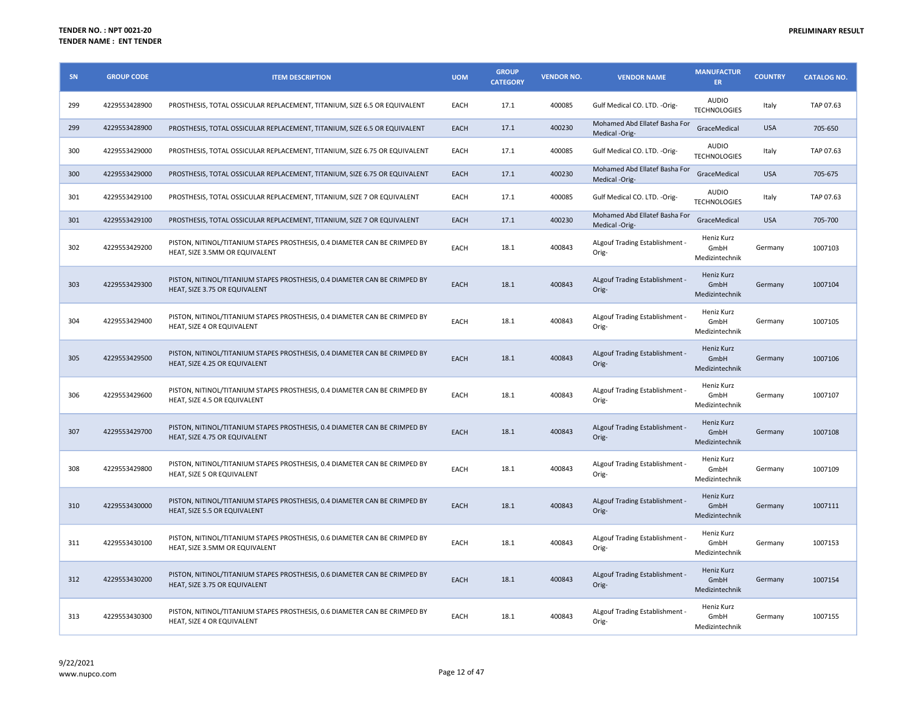| SN | GROUP CODE | ITEM DESCRIPTION | UOM | GROUP CATEGORY | VENDOR NO. | VENDOR NAME | MANUFACTURER | COUNTRY | CATALOG NO. |
|---|---|---|---|---|---|---|---|---|---|
| 299 | 4229553428900 | PROSTHESIS, TOTAL OSSICULAR REPLACEMENT, TITANIUM, SIZE 6.5 OR EQUIVALENT | EACH | 17.1 | 400085 | Gulf Medical CO. LTD. -Orig- | AUDIO TECHNOLOGIES | Italy | TAP 07.63 |
| 299 | 4229553428900 | PROSTHESIS, TOTAL OSSICULAR REPLACEMENT, TITANIUM, SIZE 6.5 OR EQUIVALENT | EACH | 17.1 | 400230 | Mohamed Abd Ellatef Basha For Medical -Orig- | GraceMedical | USA | 705-650 |
| 300 | 4229553429000 | PROSTHESIS, TOTAL OSSICULAR REPLACEMENT, TITANIUM, SIZE 6.75 OR EQUIVALENT | EACH | 17.1 | 400085 | Gulf Medical CO. LTD. -Orig- | AUDIO TECHNOLOGIES | Italy | TAP 07.63 |
| 300 | 4229553429000 | PROSTHESIS, TOTAL OSSICULAR REPLACEMENT, TITANIUM, SIZE 6.75 OR EQUIVALENT | EACH | 17.1 | 400230 | Mohamed Abd Ellatef Basha For Medical -Orig- | GraceMedical | USA | 705-675 |
| 301 | 4229553429100 | PROSTHESIS, TOTAL OSSICULAR REPLACEMENT, TITANIUM, SIZE 7 OR EQUIVALENT | EACH | 17.1 | 400085 | Gulf Medical CO. LTD. -Orig- | AUDIO TECHNOLOGIES | Italy | TAP 07.63 |
| 301 | 4229553429100 | PROSTHESIS, TOTAL OSSICULAR REPLACEMENT, TITANIUM, SIZE 7 OR EQUIVALENT | EACH | 17.1 | 400230 | Mohamed Abd Ellatef Basha For Medical -Orig- | GraceMedical | USA | 705-700 |
| 302 | 4229553429200 | PISTON, NITINOL/TITANIUM STAPES PROSTHESIS, 0.4 DIAMETER CAN BE CRIMPED BY HEAT, SIZE 3.5MM OR EQUIVALENT | EACH | 18.1 | 400843 | ALgouf Trading Establishment -Orig- | Heniz Kurz GmbH Medizintechnik | Germany | 1007103 |
| 303 | 4229553429300 | PISTON, NITINOL/TITANIUM STAPES PROSTHESIS, 0.4 DIAMETER CAN BE CRIMPED BY HEAT, SIZE 3.75 OR EQUIVALENT | EACH | 18.1 | 400843 | ALgouf Trading Establishment -Orig- | Heniz Kurz GmbH Medizintechnik | Germany | 1007104 |
| 304 | 4229553429400 | PISTON, NITINOL/TITANIUM STAPES PROSTHESIS, 0.4 DIAMETER CAN BE CRIMPED BY HEAT, SIZE 4 OR EQUIVALENT | EACH | 18.1 | 400843 | ALgouf Trading Establishment -Orig- | Heniz Kurz GmbH Medizintechnik | Germany | 1007105 |
| 305 | 4229553429500 | PISTON, NITINOL/TITANIUM STAPES PROSTHESIS, 0.4 DIAMETER CAN BE CRIMPED BY HEAT, SIZE 4.25 OR EQUIVALENT | EACH | 18.1 | 400843 | ALgouf Trading Establishment -Orig- | Heniz Kurz GmbH Medizintechnik | Germany | 1007106 |
| 306 | 4229553429600 | PISTON, NITINOL/TITANIUM STAPES PROSTHESIS, 0.4 DIAMETER CAN BE CRIMPED BY HEAT, SIZE 4.5 OR EQUIVALENT | EACH | 18.1 | 400843 | ALgouf Trading Establishment -Orig- | Heniz Kurz GmbH Medizintechnik | Germany | 1007107 |
| 307 | 4229553429700 | PISTON, NITINOL/TITANIUM STAPES PROSTHESIS, 0.4 DIAMETER CAN BE CRIMPED BY HEAT, SIZE 4.75 OR EQUIVALENT | EACH | 18.1 | 400843 | ALgouf Trading Establishment -Orig- | Heniz Kurz GmbH Medizintechnik | Germany | 1007108 |
| 308 | 4229553429800 | PISTON, NITINOL/TITANIUM STAPES PROSTHESIS, 0.4 DIAMETER CAN BE CRIMPED BY HEAT, SIZE 5 OR EQUIVALENT | EACH | 18.1 | 400843 | ALgouf Trading Establishment -Orig- | Heniz Kurz GmbH Medizintechnik | Germany | 1007109 |
| 310 | 4229553430000 | PISTON, NITINOL/TITANIUM STAPES PROSTHESIS, 0.4 DIAMETER CAN BE CRIMPED BY HEAT, SIZE 5.5 OR EQUIVALENT | EACH | 18.1 | 400843 | ALgouf Trading Establishment -Orig- | Heniz Kurz GmbH Medizintechnik | Germany | 1007111 |
| 311 | 4229553430100 | PISTON, NITINOL/TITANIUM STAPES PROSTHESIS, 0.6 DIAMETER CAN BE CRIMPED BY HEAT, SIZE 3.5MM OR EQUIVALENT | EACH | 18.1 | 400843 | ALgouf Trading Establishment -Orig- | Heniz Kurz GmbH Medizintechnik | Germany | 1007153 |
| 312 | 4229553430200 | PISTON, NITINOL/TITANIUM STAPES PROSTHESIS, 0.6 DIAMETER CAN BE CRIMPED BY HEAT, SIZE 3.75 OR EQUIVALENT | EACH | 18.1 | 400843 | ALgouf Trading Establishment -Orig- | Heniz Kurz GmbH Medizintechnik | Germany | 1007154 |
| 313 | 4229553430300 | PISTON, NITINOL/TITANIUM STAPES PROSTHESIS, 0.6 DIAMETER CAN BE CRIMPED BY HEAT, SIZE 4 OR EQUIVALENT | EACH | 18.1 | 400843 | ALgouf Trading Establishment -Orig- | Heniz Kurz GmbH Medizintechnik | Germany | 1007155 |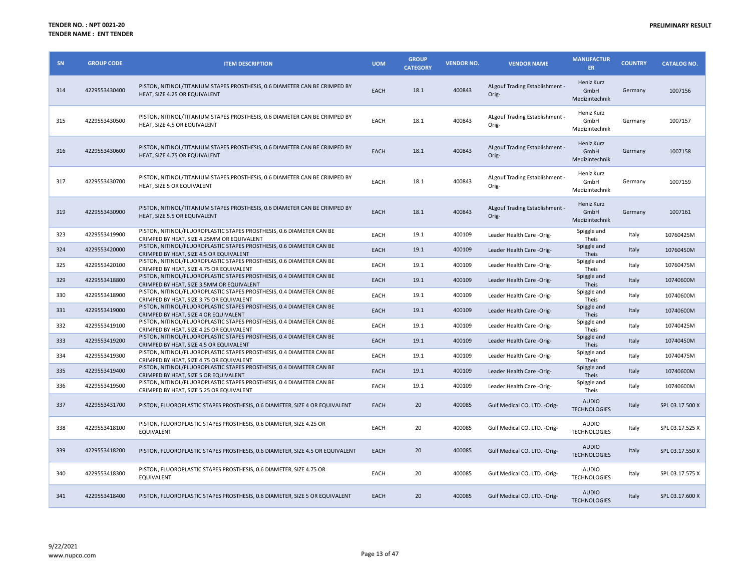**TENDER NO. : NPT 0021-20**
**TENDER NAME : ENT TENDER**

**PRELIMINARY RESULT**

| SN | GROUP CODE | ITEM DESCRIPTION | UOM | GROUP CATEGORY | VENDOR NO. | VENDOR NAME | MANUFACTURER | COUNTRY | CATALOG NO. |
|---|---|---|---|---|---|---|---|---|---|
| 314 | 4229553430400 | PISTON, NITINOL/TITANIUM STAPES PROSTHESIS, 0.6 DIAMETER CAN BE CRIMPED BY HEAT, SIZE 4.25 OR EQUIVALENT | EACH | 18.1 | 400843 | ALgouf Trading Establishment -Orig- | Heniz Kurz GmbH Medizintechnik | Germany | 1007156 |
| 315 | 4229553430500 | PISTON, NITINOL/TITANIUM STAPES PROSTHESIS, 0.6 DIAMETER CAN BE CRIMPED BY HEAT, SIZE 4.5 OR EQUIVALENT | EACH | 18.1 | 400843 | ALgouf Trading Establishment -Orig- | Heniz Kurz GmbH Medizintechnik | Germany | 1007157 |
| 316 | 4229553430600 | PISTON, NITINOL/TITANIUM STAPES PROSTHESIS, 0.6 DIAMETER CAN BE CRIMPED BY HEAT, SIZE 4.75 OR EQUIVALENT | EACH | 18.1 | 400843 | ALgouf Trading Establishment -Orig- | Heniz Kurz GmbH Medizintechnik | Germany | 1007158 |
| 317 | 4229553430700 | PISTON, NITINOL/TITANIUM STAPES PROSTHESIS, 0.6 DIAMETER CAN BE CRIMPED BY HEAT, SIZE 5 OR EQUIVALENT | EACH | 18.1 | 400843 | ALgouf Trading Establishment -Orig- | Heniz Kurz GmbH Medizintechnik | Germany | 1007159 |
| 319 | 4229553430900 | PISTON, NITINOL/TITANIUM STAPES PROSTHESIS, 0.6 DIAMETER CAN BE CRIMPED BY HEAT, SIZE 5.5 OR EQUIVALENT | EACH | 18.1 | 400843 | ALgouf Trading Establishment -Orig- | Heniz Kurz GmbH Medizintechnik | Germany | 1007161 |
| 323 | 4229553419900 | PISTON, NITINOL/FLUOROPLASTIC STAPES PROSTHESIS, 0.6 DIAMETER CAN BE CRIMPED BY HEAT, SIZE 4.25MM OR EQUIVALENT | EACH | 19.1 | 400109 | Leader Health Care -Orig- | Spiggle and Theis | Italy | 10760425M |
| 324 | 4229553420000 | PISTON, NITINOL/FLUOROPLASTIC STAPES PROSTHESIS, 0.6 DIAMETER CAN BE CRIMPED BY HEAT, SIZE 4.5 OR EQUIVALENT | EACH | 19.1 | 400109 | Leader Health Care -Orig- | Spiggle and Theis | Italy | 10760450M |
| 325 | 4229553420100 | PISTON, NITINOL/FLUOROPLASTIC STAPES PROSTHESIS, 0.6 DIAMETER CAN BE CRIMPED BY HEAT, SIZE 4.75 OR EQUIVALENT | EACH | 19.1 | 400109 | Leader Health Care -Orig- | Spiggle and Theis | Italy | 10760475M |
| 329 | 4229553418800 | PISTON, NITINOL/FLUOROPLASTIC STAPES PROSTHESIS, 0.4 DIAMETER CAN BE CRIMPED BY HEAT, SIZE 3.5MM OR EQUIVALENT | EACH | 19.1 | 400109 | Leader Health Care -Orig- | Spiggle and Theis | Italy | 10740600M |
| 330 | 4229553418900 | PISTON, NITINOL/FLUOROPLASTIC STAPES PROSTHESIS, 0.4 DIAMETER CAN BE CRIMPED BY HEAT, SIZE 3.75 OR EQUIVALENT | EACH | 19.1 | 400109 | Leader Health Care -Orig- | Spiggle and Theis | Italy | 10740600M |
| 331 | 4229553419000 | PISTON, NITINOL/FLUOROPLASTIC STAPES PROSTHESIS, 0.4 DIAMETER CAN BE CRIMPED BY HEAT, SIZE 4 OR EQUIVALENT | EACH | 19.1 | 400109 | Leader Health Care -Orig- | Spiggle and Theis | Italy | 10740600M |
| 332 | 4229553419100 | PISTON, NITINOL/FLUOROPLASTIC STAPES PROSTHESIS, 0.4 DIAMETER CAN BE CRIMPED BY HEAT, SIZE 4.25 OR EQUIVALENT | EACH | 19.1 | 400109 | Leader Health Care -Orig- | Spiggle and Theis | Italy | 10740425M |
| 333 | 4229553419200 | PISTON, NITINOL/FLUOROPLASTIC STAPES PROSTHESIS, 0.4 DIAMETER CAN BE CRIMPED BY HEAT, SIZE 4.5 OR EQUIVALENT | EACH | 19.1 | 400109 | Leader Health Care -Orig- | Spiggle and Theis | Italy | 10740450M |
| 334 | 4229553419300 | PISTON, NITINOL/FLUOROPLASTIC STAPES PROSTHESIS, 0.4 DIAMETER CAN BE CRIMPED BY HEAT, SIZE 4.75 OR EQUIVALENT | EACH | 19.1 | 400109 | Leader Health Care -Orig- | Spiggle and Theis | Italy | 10740475M |
| 335 | 4229553419400 | PISTON, NITINOL/FLUOROPLASTIC STAPES PROSTHESIS, 0.4 DIAMETER CAN BE CRIMPED BY HEAT, SIZE 5 OR EQUIVALENT | EACH | 19.1 | 400109 | Leader Health Care -Orig- | Spiggle and Theis | Italy | 10740600M |
| 336 | 4229553419500 | PISTON, NITINOL/FLUOROPLASTIC STAPES PROSTHESIS, 0.4 DIAMETER CAN BE CRIMPED BY HEAT, SIZE 5.25 OR EQUIVALENT | EACH | 19.1 | 400109 | Leader Health Care -Orig- | Spiggle and Theis | Italy | 10740600M |
| 337 | 4229553431700 | PISTON, FLUOROPLASTIC STAPES PROSTHESIS, 0.6 DIAMETER, SIZE 4 OR EQUIVALENT | EACH | 20 | 400085 | Gulf Medical CO. LTD. -Orig- | AUDIO TECHNOLOGIES | Italy | SPL 03.17.500 X |
| 338 | 4229553418100 | PISTON, FLUOROPLASTIC STAPES PROSTHESIS, 0.6 DIAMETER, SIZE 4.25 OR EQUIVALENT | EACH | 20 | 400085 | Gulf Medical CO. LTD. -Orig- | AUDIO TECHNOLOGIES | Italy | SPL 03.17.525 X |
| 339 | 4229553418200 | PISTON, FLUOROPLASTIC STAPES PROSTHESIS, 0.6 DIAMETER, SIZE 4.5 OR EQUIVALENT | EACH | 20 | 400085 | Gulf Medical CO. LTD. -Orig- | AUDIO TECHNOLOGIES | Italy | SPL 03.17.550 X |
| 340 | 4229553418300 | PISTON, FLUOROPLASTIC STAPES PROSTHESIS, 0.6 DIAMETER, SIZE 4.75 OR EQUIVALENT | EACH | 20 | 400085 | Gulf Medical CO. LTD. -Orig- | AUDIO TECHNOLOGIES | Italy | SPL 03.17.575 X |
| 341 | 4229553418400 | PISTON, FLUOROPLASTIC STAPES PROSTHESIS, 0.6 DIAMETER, SIZE 5 OR EQUIVALENT | EACH | 20 | 400085 | Gulf Medical CO. LTD. -Orig- | AUDIO TECHNOLOGIES | Italy | SPL 03.17.600 X |

9/22/2021
www.nupco.com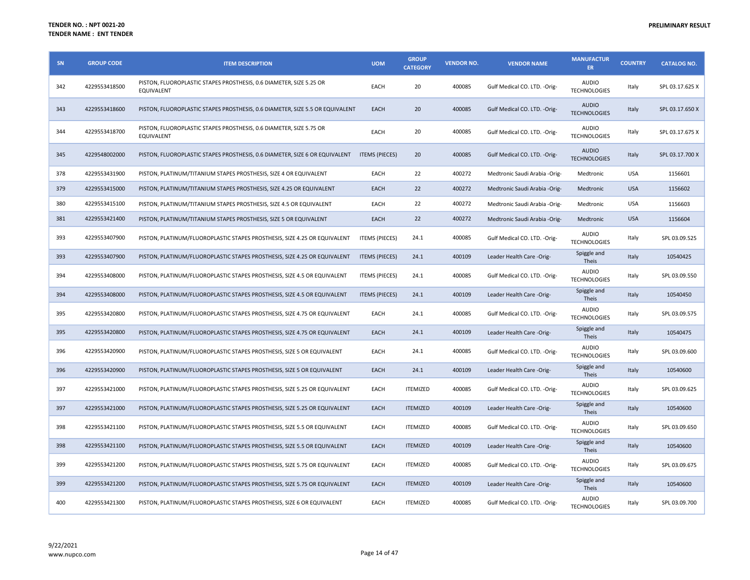**TENDER NO. : NPT 0021-20**
**TENDER NAME : ENT TENDER**

**PRELIMINARY RESULT**

| SN | GROUP CODE | ITEM DESCRIPTION | UOM | GROUP CATEGORY | VENDOR NO. | VENDOR NAME | MANUFACTURER | COUNTRY | CATALOG NO. |
|---|---|---|---|---|---|---|---|---|---|
| 342 | 4229553418500 | PISTON, FLUOROPLASTIC STAPES PROSTHESIS, 0.6 DIAMETER, SIZE 5.25 OR EQUIVALENT | EACH | 20 | 400085 | Gulf Medical CO. LTD. -Orig- | AUDIO TECHNOLOGIES | Italy | SPL 03.17.625 X |
| 343 | 4229553418600 | PISTON, FLUOROPLASTIC STAPES PROSTHESIS, 0.6 DIAMETER, SIZE 5.5 OR EQUIVALENT | EACH | 20 | 400085 | Gulf Medical CO. LTD. -Orig- | AUDIO TECHNOLOGIES | Italy | SPL 03.17.650 X |
| 344 | 4229553418700 | PISTON, FLUOROPLASTIC STAPES PROSTHESIS, 0.6 DIAMETER, SIZE 5.75 OR EQUIVALENT | EACH | 20 | 400085 | Gulf Medical CO. LTD. -Orig- | AUDIO TECHNOLOGIES | Italy | SPL 03.17.675 X |
| 345 | 4229548002000 | PISTON, FLUOROPLASTIC STAPES PROSTHESIS, 0.6 DIAMETER, SIZE 6 OR EQUIVALENT | ITEMS (PIECES) | 20 | 400085 | Gulf Medical CO. LTD. -Orig- | AUDIO TECHNOLOGIES | Italy | SPL 03.17.700 X |
| 378 | 4229553431900 | PISTON, PLATINUM/TITANIUM STAPES PROSTHESIS, SIZE 4 OR EQUIVALENT | EACH | 22 | 400272 | Medtronic Saudi Arabia -Orig- | Medtronic | USA | 1156601 |
| 379 | 4229553415000 | PISTON, PLATINUM/TITANIUM STAPES PROSTHESIS, SIZE 4.25 OR EQUIVALENT | EACH | 22 | 400272 | Medtronic Saudi Arabia -Orig- | Medtronic | USA | 1156602 |
| 380 | 4229553415100 | PISTON, PLATINUM/TITANIUM STAPES PROSTHESIS, SIZE 4.5 OR EQUIVALENT | EACH | 22 | 400272 | Medtronic Saudi Arabia -Orig- | Medtronic | USA | 1156603 |
| 381 | 4229553421400 | PISTON, PLATINUM/TITANIUM STAPES PROSTHESIS, SIZE 5 OR EQUIVALENT | EACH | 22 | 400272 | Medtronic Saudi Arabia -Orig- | Medtronic | USA | 1156604 |
| 393 | 4229553407900 | PISTON, PLATINUM/FLUOROPLASTIC STAPES PROSTHESIS, SIZE 4.25 OR EQUIVALENT | ITEMS (PIECES) | 24.1 | 400085 | Gulf Medical CO. LTD. -Orig- | AUDIO TECHNOLOGIES | Italy | SPL 03.09.525 |
| 393 | 4229553407900 | PISTON, PLATINUM/FLUOROPLASTIC STAPES PROSTHESIS, SIZE 4.25 OR EQUIVALENT | ITEMS (PIECES) | 24.1 | 400109 | Leader Health Care -Orig- | Spiggle and Theis | Italy | 10540425 |
| 394 | 4229553408000 | PISTON, PLATINUM/FLUOROPLASTIC STAPES PROSTHESIS, SIZE 4.5 OR EQUIVALENT | ITEMS (PIECES) | 24.1 | 400085 | Gulf Medical CO. LTD. -Orig- | AUDIO TECHNOLOGIES | Italy | SPL 03.09.550 |
| 394 | 4229553408000 | PISTON, PLATINUM/FLUOROPLASTIC STAPES PROSTHESIS, SIZE 4.5 OR EQUIVALENT | ITEMS (PIECES) | 24.1 | 400109 | Leader Health Care -Orig- | Spiggle and Theis | Italy | 10540450 |
| 395 | 4229553420800 | PISTON, PLATINUM/FLUOROPLASTIC STAPES PROSTHESIS, SIZE 4.75 OR EQUIVALENT | EACH | 24.1 | 400085 | Gulf Medical CO. LTD. -Orig- | AUDIO TECHNOLOGIES | Italy | SPL 03.09.575 |
| 395 | 4229553420800 | PISTON, PLATINUM/FLUOROPLASTIC STAPES PROSTHESIS, SIZE 4.75 OR EQUIVALENT | EACH | 24.1 | 400109 | Leader Health Care -Orig- | Spiggle and Theis | Italy | 10540475 |
| 396 | 4229553420900 | PISTON, PLATINUM/FLUOROPLASTIC STAPES PROSTHESIS, SIZE 5 OR EQUIVALENT | EACH | 24.1 | 400085 | Gulf Medical CO. LTD. -Orig- | AUDIO TECHNOLOGIES | Italy | SPL 03.09.600 |
| 396 | 4229553420900 | PISTON, PLATINUM/FLUOROPLASTIC STAPES PROSTHESIS, SIZE 5 OR EQUIVALENT | EACH | 24.1 | 400109 | Leader Health Care -Orig- | Spiggle and Theis | Italy | 10540600 |
| 397 | 4229553421000 | PISTON, PLATINUM/FLUOROPLASTIC STAPES PROSTHESIS, SIZE 5.25 OR EQUIVALENT | EACH | ITEMIZED | 400085 | Gulf Medical CO. LTD. -Orig- | AUDIO TECHNOLOGIES | Italy | SPL 03.09.625 |
| 397 | 4229553421000 | PISTON, PLATINUM/FLUOROPLASTIC STAPES PROSTHESIS, SIZE 5.25 OR EQUIVALENT | EACH | ITEMIZED | 400109 | Leader Health Care -Orig- | Spiggle and Theis | Italy | 10540600 |
| 398 | 4229553421100 | PISTON, PLATINUM/FLUOROPLASTIC STAPES PROSTHESIS, SIZE 5.5 OR EQUIVALENT | EACH | ITEMIZED | 400085 | Gulf Medical CO. LTD. -Orig- | AUDIO TECHNOLOGIES | Italy | SPL 03.09.650 |
| 398 | 4229553421100 | PISTON, PLATINUM/FLUOROPLASTIC STAPES PROSTHESIS, SIZE 5.5 OR EQUIVALENT | EACH | ITEMIZED | 400109 | Leader Health Care -Orig- | Spiggle and Theis | Italy | 10540600 |
| 399 | 4229553421200 | PISTON, PLATINUM/FLUOROPLASTIC STAPES PROSTHESIS, SIZE 5.75 OR EQUIVALENT | EACH | ITEMIZED | 400085 | Gulf Medical CO. LTD. -Orig- | AUDIO TECHNOLOGIES | Italy | SPL 03.09.675 |
| 399 | 4229553421200 | PISTON, PLATINUM/FLUOROPLASTIC STAPES PROSTHESIS, SIZE 5.75 OR EQUIVALENT | EACH | ITEMIZED | 400109 | Leader Health Care -Orig- | Spiggle and Theis | Italy | 10540600 |
| 400 | 4229553421300 | PISTON, PLATINUM/FLUOROPLASTIC STAPES PROSTHESIS, SIZE 6 OR EQUIVALENT | EACH | ITEMIZED | 400085 | Gulf Medical CO. LTD. -Orig- | AUDIO TECHNOLOGIES | Italy | SPL 03.09.700 |

9/22/2021
www.nupco.com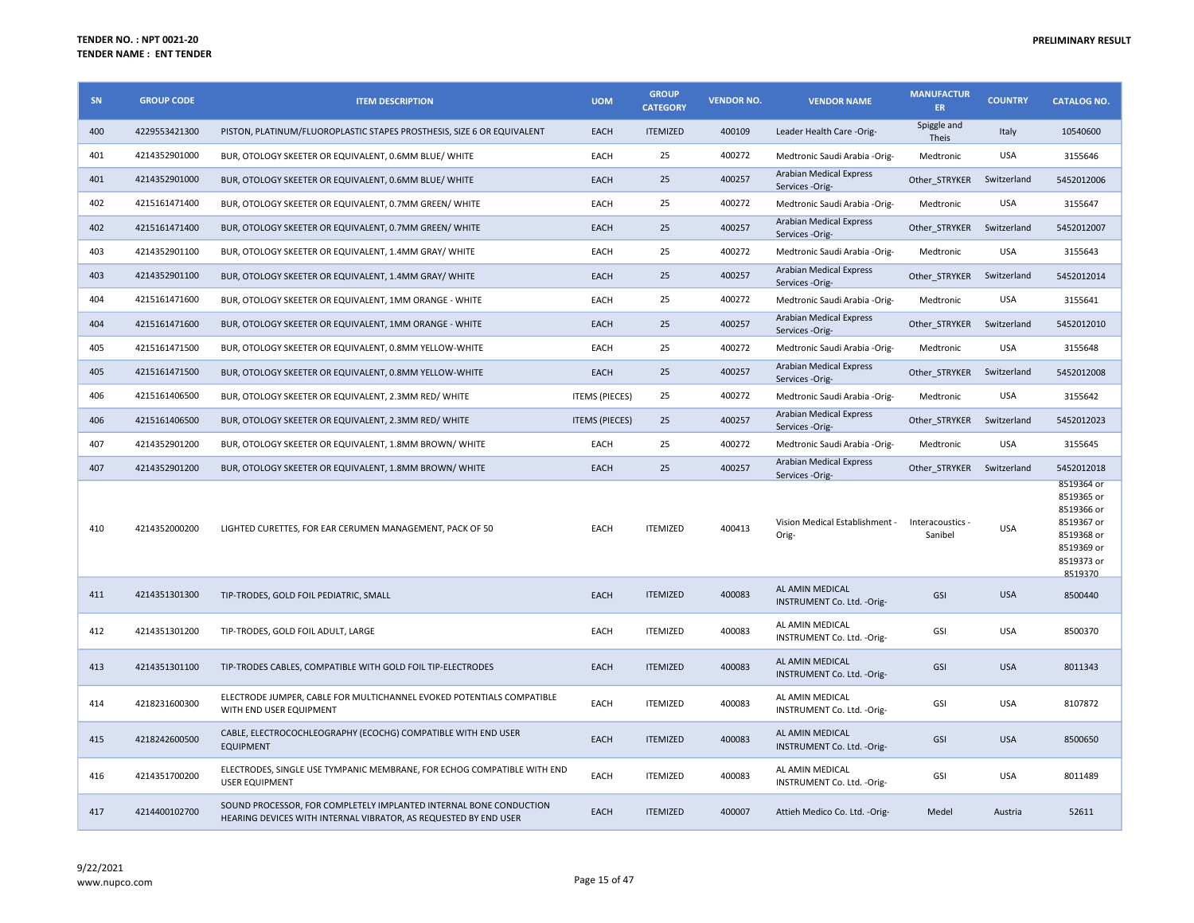**TENDER NO. : NPT 0021-20**
**TENDER NAME : ENT TENDER**

**PRELIMINARY RESULT**

| SN | GROUP CODE | ITEM DESCRIPTION | UOM | GROUP CATEGORY | VENDOR NO. | VENDOR NAME | MANUFACTURER | COUNTRY | CATALOG NO. |
|---|---|---|---|---|---|---|---|---|---|
| 400 | 4229553421300 | PISTON, PLATINUM/FLUOROPLASTIC STAPES PROSTHESIS, SIZE 6 OR EQUIVALENT | EACH | ITEMIZED | 400109 | Leader Health Care -Orig- | Spiggle and Theis | Italy | 10540600 |
| 401 | 4214352901000 | BUR, OTOLOGY SKEETER OR EQUIVALENT, 0.6MM BLUE/ WHITE | EACH | 25 | 400272 | Medtronic Saudi Arabia -Orig- | Medtronic | USA | 3155646 |
| 401 | 4214352901000 | BUR, OTOLOGY SKEETER OR EQUIVALENT, 0.6MM BLUE/ WHITE | EACH | 25 | 400257 | Arabian Medical Express Services -Orig- | Other_STRYKER | Switzerland | 5452012006 |
| 402 | 4215161471400 | BUR, OTOLOGY SKEETER OR EQUIVALENT, 0.7MM GREEN/ WHITE | EACH | 25 | 400272 | Medtronic Saudi Arabia -Orig- | Medtronic | USA | 3155647 |
| 402 | 4215161471400 | BUR, OTOLOGY SKEETER OR EQUIVALENT, 0.7MM GREEN/ WHITE | EACH | 25 | 400257 | Arabian Medical Express Services -Orig- | Other_STRYKER | Switzerland | 5452012007 |
| 403 | 4214352901100 | BUR, OTOLOGY SKEETER OR EQUIVALENT, 1.4MM GRAY/ WHITE | EACH | 25 | 400272 | Medtronic Saudi Arabia -Orig- | Medtronic | USA | 3155643 |
| 403 | 4214352901100 | BUR, OTOLOGY SKEETER OR EQUIVALENT, 1.4MM GRAY/ WHITE | EACH | 25 | 400257 | Arabian Medical Express Services -Orig- | Other_STRYKER | Switzerland | 5452012014 |
| 404 | 4215161471600 | BUR, OTOLOGY SKEETER OR EQUIVALENT, 1MM ORANGE - WHITE | EACH | 25 | 400272 | Medtronic Saudi Arabia -Orig- | Medtronic | USA | 3155641 |
| 404 | 4215161471600 | BUR, OTOLOGY SKEETER OR EQUIVALENT, 1MM ORANGE - WHITE | EACH | 25 | 400257 | Arabian Medical Express Services -Orig- | Other_STRYKER | Switzerland | 5452012010 |
| 405 | 4215161471500 | BUR, OTOLOGY SKEETER OR EQUIVALENT, 0.8MM YELLOW-WHITE | EACH | 25 | 400272 | Medtronic Saudi Arabia -Orig- | Medtronic | USA | 3155648 |
| 405 | 4215161471500 | BUR, OTOLOGY SKEETER OR EQUIVALENT, 0.8MM YELLOW-WHITE | EACH | 25 | 400257 | Arabian Medical Express Services -Orig- | Other_STRYKER | Switzerland | 5452012008 |
| 406 | 4215161406500 | BUR, OTOLOGY SKEETER OR EQUIVALENT, 2.3MM RED/ WHITE | ITEMS (PIECES) | 25 | 400272 | Medtronic Saudi Arabia -Orig- | Medtronic | USA | 3155642 |
| 406 | 4215161406500 | BUR, OTOLOGY SKEETER OR EQUIVALENT, 2.3MM RED/ WHITE | ITEMS (PIECES) | 25 | 400257 | Arabian Medical Express Services -Orig- | Other_STRYKER | Switzerland | 5452012023 |
| 407 | 4214352901200 | BUR, OTOLOGY SKEETER OR EQUIVALENT, 1.8MM BROWN/ WHITE | EACH | 25 | 400272 | Medtronic Saudi Arabia -Orig- | Medtronic | USA | 3155645 |
| 407 | 4214352901200 | BUR, OTOLOGY SKEETER OR EQUIVALENT, 1.8MM BROWN/ WHITE | EACH | 25 | 400257 | Arabian Medical Express Services -Orig- | Other_STRYKER | Switzerland | 5452012018 |
| 410 | 4214352000200 | LIGHTED CURETTES, FOR EAR CERUMEN MANAGEMENT, PACK OF 50 | EACH | ITEMIZED | 400413 | Vision Medical Establishment -Orig- | Interacoustics - Sanibel | USA | 8519364 or 8519365 or 8519366 or 8519367 or 8519368 or 8519369 or 8519373 or 8519370 |
| 411 | 4214351301300 | TIP-TRODES, GOLD FOIL PEDIATRIC, SMALL | EACH | ITEMIZED | 400083 | AL AMIN MEDICAL INSTRUMENT Co. Ltd. -Orig- | GSI | USA | 8500440 |
| 412 | 4214351301200 | TIP-TRODES, GOLD FOIL ADULT, LARGE | EACH | ITEMIZED | 400083 | AL AMIN MEDICAL INSTRUMENT Co. Ltd. -Orig- | GSI | USA | 8500370 |
| 413 | 4214351301100 | TIP-TRODES CABLES, COMPATIBLE WITH GOLD FOIL TIP-ELECTRODES | EACH | ITEMIZED | 400083 | AL AMIN MEDICAL INSTRUMENT Co. Ltd. -Orig- | GSI | USA | 8011343 |
| 414 | 4218231600300 | ELECTRODE JUMPER, CABLE FOR MULTICHANNEL EVOKED POTENTIALS COMPATIBLE WITH END USER EQUIPMENT | EACH | ITEMIZED | 400083 | AL AMIN MEDICAL INSTRUMENT Co. Ltd. -Orig- | GSI | USA | 8107872 |
| 415 | 4218242600500 | CABLE, ELECTROCOCHLEOGRAPHY (ECOCHG) COMPATIBLE WITH END USER EQUIPMENT | EACH | ITEMIZED | 400083 | AL AMIN MEDICAL INSTRUMENT Co. Ltd. -Orig- | GSI | USA | 8500650 |
| 416 | 4214351700200 | ELECTRODES, SINGLE USE TYMPANIC MEMBRANE, FOR ECHOG COMPATIBLE WITH END USER EQUIPMENT | EACH | ITEMIZED | 400083 | AL AMIN MEDICAL INSTRUMENT Co. Ltd. -Orig- | GSI | USA | 8011489 |
| 417 | 4214400102700 | SOUND PROCESSOR, FOR COMPLETELY IMPLANTED INTERNAL BONE CONDUCTION HEARING DEVICES WITH INTERNAL VIBRATOR, AS REQUESTED BY END USER | EACH | ITEMIZED | 400007 | Attieh Medico Co. Ltd. -Orig- | Medel | Austria | 52611 |

9/22/2021
www.nupco.com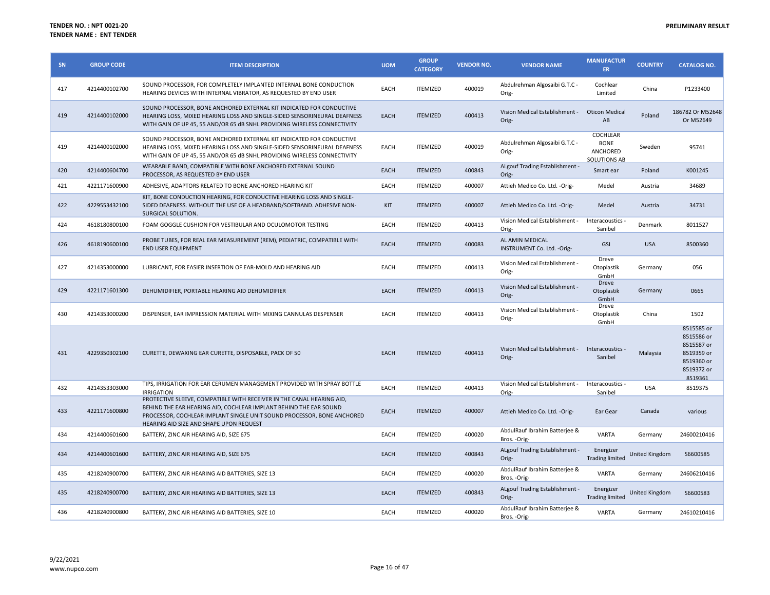**TENDER NO. : NPT 0021-20**
**TENDER NAME : ENT TENDER**

**PRELIMINARY RESULT**

| SN | GROUP CODE | ITEM DESCRIPTION | UOM | GROUP CATEGORY | VENDOR NO. | VENDOR NAME | MANUFACTURER | COUNTRY | CATALOG NO. |
|---|---|---|---|---|---|---|---|---|---|
| 417 | 4214400102700 | SOUND PROCESSOR, FOR COMPLETELY IMPLANTED INTERNAL BONE CONDUCTION HEARING DEVICES WITH INTERNAL VIBRATOR, AS REQUESTED BY END USER | EACH | ITEMIZED | 400019 | Abdulrehman Algosaibi G.T.C - Orig- | Cochlear Limited | China | P1233400 |
| 419 | 4214400102000 | SOUND PROCESSOR, BONE ANCHORED EXTERNAL KIT INDICATED FOR CONDUCTIVE HEARING LOSS, MIXED HEARING LOSS AND SINGLE-SIDED SENSORINEURAL DEAFNESS WITH GAIN OF UP 45, 55 AND/OR 65 dB SNHL PROVIDING WIRELESS CONNECTIVITY | EACH | ITEMIZED | 400413 | Vision Medical Establishment - Orig- | Oticon Medical AB | Poland | 186782 Or M52648 Or M52649 |
| 419 | 4214400102000 | SOUND PROCESSOR, BONE ANCHORED EXTERNAL KIT INDICATED FOR CONDUCTIVE HEARING LOSS, MIXED HEARING LOSS AND SINGLE-SIDED SENSORINEURAL DEAFNESS WITH GAIN OF UP 45, 55 AND/OR 65 dB SNHL PROVIDING WIRELESS CONNECTIVITY | EACH | ITEMIZED | 400019 | Abdulrehman Algosaibi G.T.C - Orig- | COCHLEAR BONE ANCHORED SOLUTIONS AB | Sweden | 95741 |
| 420 | 4214400604700 | WEARABLE BAND, COMPATIBLE WITH BONE ANCHORED EXTERNAL SOUND PROCESSOR, AS REQUESTED BY END USER | EACH | ITEMIZED | 400843 | ALgouf Trading Establishment - Orig- | Smart ear | Poland | K001245 |
| 421 | 4221171600900 | ADHESIVE, ADAPTORS RELATED TO BONE ANCHORED HEARING KIT | EACH | ITEMIZED | 400007 | Attieh Medico Co. Ltd. -Orig- | Medel | Austria | 34689 |
| 422 | 4229553432100 | KIT, BONE CONDUCTION HEARING, FOR CONDUCTIVE HEARING LOSS AND SINGLE-SIDED DEAFNESS. WITHOUT THE USE OF A HEADBAND/SOFTBAND. ADHESIVE NON-SURGICAL SOLUTION. | KIT | ITEMIZED | 400007 | Attieh Medico Co. Ltd. -Orig- | Medel | Austria | 34731 |
| 424 | 4618180800100 | FOAM GOGGLE CUSHION FOR VESTIBULAR AND OCULOMOTOR TESTING | EACH | ITEMIZED | 400413 | Vision Medical Establishment - Orig- | Interacoustics - Sanibel | Denmark | 8011527 |
| 426 | 4618190600100 | PROBE TUBES, FOR REAL EAR MEASUREMENT (REM), PEDIATRIC, COMPATIBLE WITH END USER EQUIPMENT | EACH | ITEMIZED | 400083 | AL AMIN MEDICAL INSTRUMENT Co. Ltd. -Orig- | GSI | USA | 8500360 |
| 427 | 4214353000000 | LUBRICANT, FOR EASIER INSERTION OF EAR-MOLD AND HEARING AID | EACH | ITEMIZED | 400413 | Vision Medical Establishment - Orig- | Dreve Otoplastik GmbH | Germany | 056 |
| 429 | 4221171601300 | DEHUMIDIFIER, PORTABLE HEARING AID DEHUMIDIFIER | EACH | ITEMIZED | 400413 | Vision Medical Establishment - Orig- | Dreve Otoplastik GmbH | Germany | 0665 |
| 430 | 4214353000200 | DISPENSER, EAR IMPRESSION MATERIAL WITH MIXING CANNULAS DESPENSER | EACH | ITEMIZED | 400413 | Vision Medical Establishment - Orig- | Dreve Otoplastik GmbH | China | 1502 |
| 431 | 4229350302100 | CURETTE, DEWAXING EAR CURETTE, DISPOSABLE, PACK OF 50 | EACH | ITEMIZED | 400413 | Vision Medical Establishment - Orig- | Interacoustics - Sanibel | Malaysia | 8515585 or 8515586 or 8515587 or 8519359 or 8519360 or 8519372 or 8519361 |
| 432 | 4214353303000 | TIPS, IRRIGATION FOR EAR CERUMEN MANAGEMENT PROVIDED WITH SPRAY BOTTLE IRRIGATION | EACH | ITEMIZED | 400413 | Vision Medical Establishment - Orig- | Interacoustics - Sanibel | USA | 8519375 |
| 433 | 4221171600800 | PROTECTIVE SLEEVE, COMPATIBLE WITH RECEIVER IN THE CANAL HEARING AID, BEHIND THE EAR HEARING AID, COCHLEAR IMPLANT BEHIND THE EAR SOUND PROCESSOR, COCHLEAR IMPLANT SINGLE UNIT SOUND PROCESSOR, BONE ANCHORED HEARING AID SIZE AND SHAPE UPON REQUEST | EACH | ITEMIZED | 400007 | Attieh Medico Co. Ltd. -Orig- | Ear Gear | Canada | various |
| 434 | 4214400601600 | BATTERY, ZINC AIR HEARING AID, SIZE 675 | EACH | ITEMIZED | 400020 | AbdulRauf Ibrahim Batterjee & Bros. -Orig- | VARTA | Germany | 24600210416 |
| 434 | 4214400601600 | BATTERY, ZINC AIR HEARING AID, SIZE 675 | EACH | ITEMIZED | 400843 | ALgouf Trading Establishment - Orig- | Energizer Trading limited | United Kingdom | S6600585 |
| 435 | 4218240900700 | BATTERY, ZINC AIR HEARING AID BATTERIES, SIZE 13 | EACH | ITEMIZED | 400020 | AbdulRauf Ibrahim Batterjee & Bros. -Orig- | VARTA | Germany | 24606210416 |
| 435 | 4218240900700 | BATTERY, ZINC AIR HEARING AID BATTERIES, SIZE 13 | EACH | ITEMIZED | 400843 | ALgouf Trading Establishment - Orig- | Energizer Trading limited | United Kingdom | S6600583 |
| 436 | 4218240900800 | BATTERY, ZINC AIR HEARING AID BATTERIES, SIZE 10 | EACH | ITEMIZED | 400020 | AbdulRauf Ibrahim Batterjee & Bros. -Orig- | VARTA | Germany | 24610210416 |

9/22/2021
www.nupco.com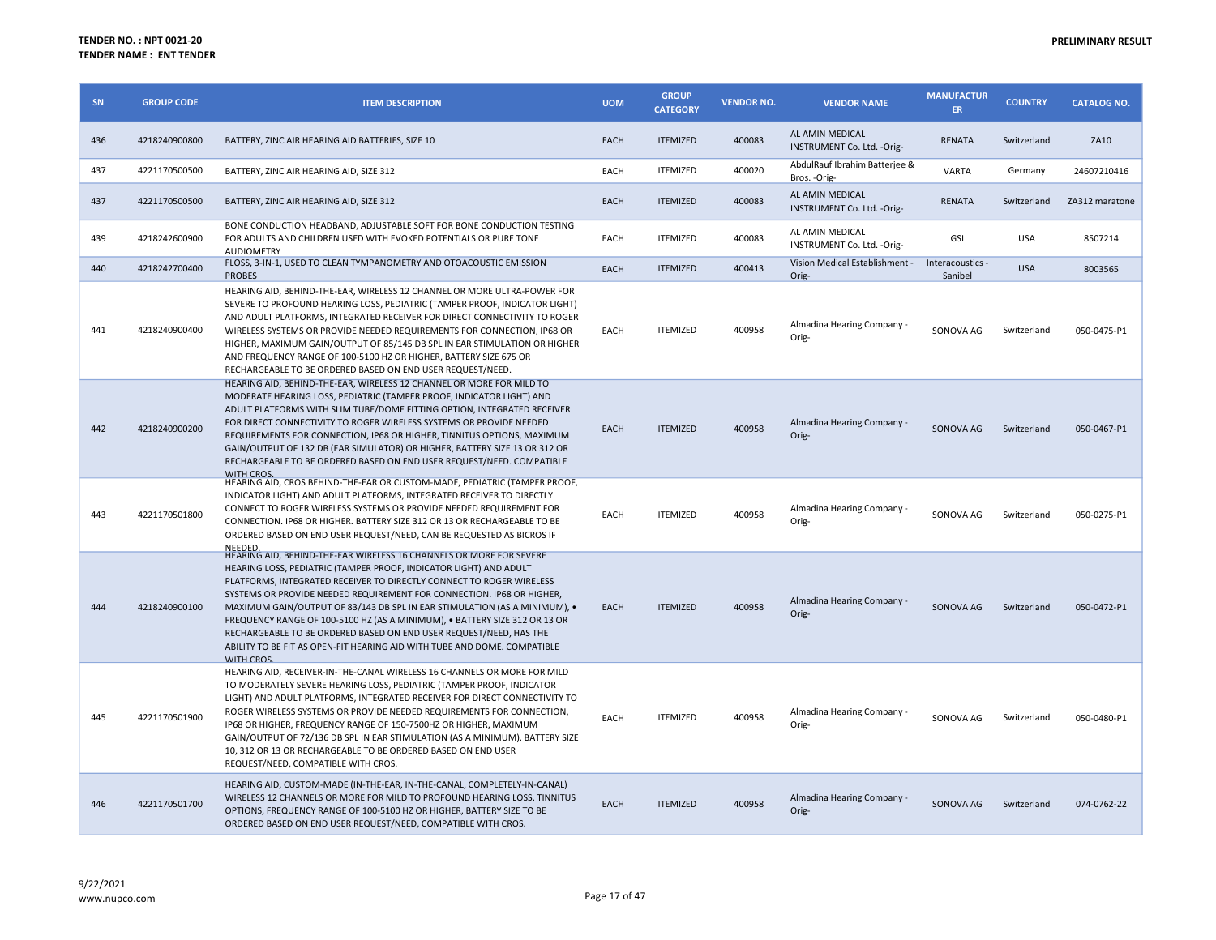**TENDER NO. : NPT 0021-20**
**TENDER NAME : ENT TENDER**

**PRELIMINARY RESULT**

| SN | GROUP CODE | ITEM DESCRIPTION | UOM | GROUP CATEGORY | VENDOR NO. | VENDOR NAME | MANUFACTURER | COUNTRY | CATALOG NO. |
|---|---|---|---|---|---|---|---|---|---|
| 436 | 4218240900800 | BATTERY, ZINC AIR HEARING AID BATTERIES, SIZE 10 | EACH | ITEMIZED | 400083 | AL AMIN MEDICAL INSTRUMENT Co. Ltd. -Orig- | RENATA | Switzerland | ZA10 |
| 437 | 4221170500500 | BATTERY, ZINC AIR HEARING AID, SIZE 312 | EACH | ITEMIZED | 400020 | AbdulRauf Ibrahim Batterjee & Bros. -Orig- | VARTA | Germany | 24607210416 |
| 437 | 4221170500500 | BATTERY, ZINC AIR HEARING AID, SIZE 312 | EACH | ITEMIZED | 400083 | AL AMIN MEDICAL INSTRUMENT Co. Ltd. -Orig- | RENATA | Switzerland | ZA312 maratone |
| 439 | 4218242600900 | BONE CONDUCTION HEADBAND, ADJUSTABLE SOFT FOR BONE CONDUCTION TESTING FOR ADULTS AND CHILDREN USED WITH EVOKED POTENTIALS OR PURE TONE AUDIOMETRY | EACH | ITEMIZED | 400083 | AL AMIN MEDICAL INSTRUMENT Co. Ltd. -Orig- | GSI | USA | 8507214 |
| 440 | 4218242700400 | FLOSS, 3-IN-1, USED TO CLEAN TYMPANOMETRY AND OTOACOUSTIC EMISSION PROBES | EACH | ITEMIZED | 400413 | Vision Medical Establishment - Orig- | Interacoustics - Sanibel | USA | 8003565 |
| 441 | 4218240900400 | HEARING AID, BEHIND-THE-EAR, WIRELESS 12 CHANNEL OR MORE ULTRA-POWER FOR SEVERE TO PROFOUND HEARING LOSS, PEDIATRIC (TAMPER PROOF, INDICATOR LIGHT) AND ADULT PLATFORMS, INTEGRATED RECEIVER FOR DIRECT CONNECTIVITY TO ROGER WIRELESS SYSTEMS OR PROVIDE NEEDED REQUIREMENTS FOR CONNECTION, IP68 OR HIGHER, MAXIMUM GAIN/OUTPUT OF 85/145 DB SPL IN EAR STIMULATION OR HIGHER AND FREQUENCY RANGE OF 100-5100 HZ OR HIGHER, BATTERY SIZE 675 OR RECHARGEABLE TO BE ORDERED BASED ON END USER REQUEST/NEED. | EACH | ITEMIZED | 400958 | Almadina Hearing Company - Orig- | SONOVA AG | Switzerland | 050-0475-P1 |
| 442 | 4218240900200 | HEARING AID, BEHIND-THE-EAR, WIRELESS 12 CHANNEL OR MORE FOR MILD TO MODERATE HEARING LOSS, PEDIATRIC (TAMPER PROOF, INDICATOR LIGHT) AND ADULT PLATFORMS WITH SLIM TUBE/DOME FITTING OPTION, INTEGRATED RECEIVER FOR DIRECT CONNECTIVITY TO ROGER WIRELESS SYSTEMS OR PROVIDE NEEDED REQUIREMENTS FOR CONNECTION, IP68 OR HIGHER, TINNITUS OPTIONS, MAXIMUM GAIN/OUTPUT OF 132 DB (EAR SIMULATOR) OR HIGHER, BATTERY SIZE 13 OR 312 OR RECHARGEABLE TO BE ORDERED BASED ON END USER REQUEST/NEED. COMPATIBLE WITH CROS. | EACH | ITEMIZED | 400958 | Almadina Hearing Company - Orig- | SONOVA AG | Switzerland | 050-0467-P1 |
| 443 | 4221170501800 | HEARING AID, CROS BEHIND-THE-EAR OR CUSTOM-MADE, PEDIATRIC (TAMPER PROOF, INDICATOR LIGHT) AND ADULT PLATFORMS, INTEGRATED RECEIVER TO DIRECTLY CONNECT TO ROGER WIRELESS SYSTEMS OR PROVIDE NEEDED REQUIREMENT FOR CONNECTION. IP68 OR HIGHER. BATTERY SIZE 312 OR 13 OR RECHARGEABLE TO BE ORDERED BASED ON END USER REQUEST/NEED, CAN BE REQUESTED AS BICROS IF NEEDED. | EACH | ITEMIZED | 400958 | Almadina Hearing Company - Orig- | SONOVA AG | Switzerland | 050-0275-P1 |
| 444 | 4218240900100 | HEARING AID, BEHIND-THE-EAR WIRELESS 16 CHANNELS OR MORE FOR SEVERE HEARING LOSS, PEDIATRIC (TAMPER PROOF, INDICATOR LIGHT) AND ADULT PLATFORMS, INTEGRATED RECEIVER TO DIRECTLY CONNECT TO ROGER WIRELESS SYSTEMS OR PROVIDE NEEDED REQUIREMENT FOR CONNECTION. IP68 OR HIGHER, MAXIMUM GAIN/OUTPUT OF 83/143 DB SPL IN EAR STIMULATION (AS A MINIMUM), • FREQUENCY RANGE OF 100-5100 HZ (AS A MINIMUM), • BATTERY SIZE 312 OR 13 OR RECHARGEABLE TO BE ORDERED BASED ON END USER REQUEST/NEED, HAS THE ABILITY TO BE FIT AS OPEN-FIT HEARING AID WITH TUBE AND DOME. COMPATIBLE WITH CROS. | EACH | ITEMIZED | 400958 | Almadina Hearing Company - Orig- | SONOVA AG | Switzerland | 050-0472-P1 |
| 445 | 4221170501900 | HEARING AID, RECEIVER-IN-THE-CANAL WIRELESS 16 CHANNELS OR MORE FOR MILD TO MODERATELY SEVERE HEARING LOSS, PEDIATRIC (TAMPER PROOF, INDICATOR LIGHT) AND ADULT PLATFORMS, INTEGRATED RECEIVER FOR DIRECT CONNECTIVITY TO ROGER WIRELESS SYSTEMS OR PROVIDE NEEDED REQUIREMENTS FOR CONNECTION, IP68 OR HIGHER, FREQUENCY RANGE OF 150-7500HZ OR HIGHER, MAXIMUM GAIN/OUTPUT OF 72/136 DB SPL IN EAR STIMULATION (AS A MINIMUM), BATTERY SIZE 10, 312 OR 13 OR RECHARGEABLE TO BE ORDERED BASED ON END USER REQUEST/NEED, COMPATIBLE WITH CROS. | EACH | ITEMIZED | 400958 | Almadina Hearing Company - Orig- | SONOVA AG | Switzerland | 050-0480-P1 |
| 446 | 4221170501700 | HEARING AID, CUSTOM-MADE (IN-THE-EAR, IN-THE-CANAL, COMPLETELY-IN-CANAL) WIRELESS 12 CHANNELS OR MORE FOR MILD TO PROFOUND HEARING LOSS, TINNITUS OPTIONS, FREQUENCY RANGE OF 100-5100 HZ OR HIGHER, BATTERY SIZE TO BE ORDERED BASED ON END USER REQUEST/NEED, COMPATIBLE WITH CROS. | EACH | ITEMIZED | 400958 | Almadina Hearing Company - Orig- | SONOVA AG | Switzerland | 074-0762-22 |

9/22/2021
www.nupco.com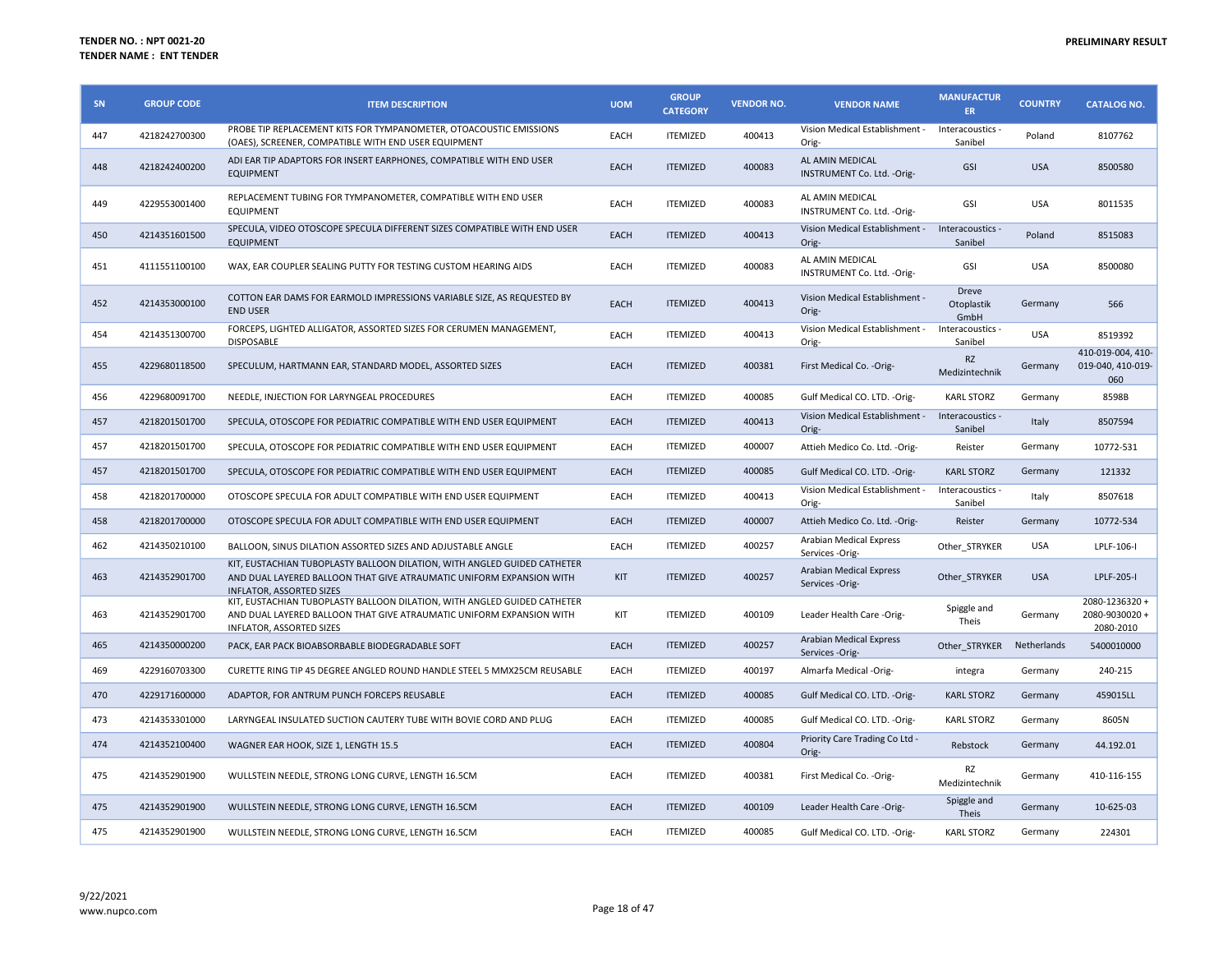**TENDER NO. : NPT 0021-20**
**TENDER NAME : ENT TENDER**

**PRELIMINARY RESULT**

| SN | GROUP CODE | ITEM DESCRIPTION | UOM | GROUP CATEGORY | VENDOR NO. | VENDOR NAME | MANUFACTURER | COUNTRY | CATALOG NO. |
|---|---|---|---|---|---|---|---|---|---|
| 447 | 4218242700300 | PROBE TIP REPLACEMENT KITS FOR TYMPANOMETER, OTOACOUSTIC EMISSIONS (OAES), SCREENER, COMPATIBLE WITH END USER EQUIPMENT | EACH | ITEMIZED | 400413 | Vision Medical Establishment -Orig- | Interacoustics - Sanibel | Poland | 8107762 |
| 448 | 4218242400200 | ADI EAR TIP ADAPTORS FOR INSERT EARPHONES, COMPATIBLE WITH END USER EQUIPMENT | EACH | ITEMIZED | 400083 | AL AMIN MEDICAL INSTRUMENT Co. Ltd. -Orig- | GSI | USA | 8500580 |
| 449 | 4229553001400 | REPLACEMENT TUBING FOR TYMPANOMETER, COMPATIBLE WITH END USER EQUIPMENT | EACH | ITEMIZED | 400083 | AL AMIN MEDICAL INSTRUMENT Co. Ltd. -Orig- | GSI | USA | 8011535 |
| 450 | 4214351601500 | SPECULA, VIDEO OTOSCOPE SPECULA DIFFERENT SIZES COMPATIBLE WITH END USER EQUIPMENT | EACH | ITEMIZED | 400413 | Vision Medical Establishment -Orig- | Interacoustics - Sanibel | Poland | 8515083 |
| 451 | 4111551100100 | WAX, EAR COUPLER SEALING PUTTY FOR TESTING CUSTOM HEARING AIDS | EACH | ITEMIZED | 400083 | AL AMIN MEDICAL INSTRUMENT Co. Ltd. -Orig- | GSI | USA | 8500080 |
| 452 | 4214353000100 | COTTON EAR DAMS FOR EARMOLD IMPRESSIONS VARIABLE SIZE, AS REQUESTED BY END USER | EACH | ITEMIZED | 400413 | Vision Medical Establishment -Orig- | Dreve Otoplastik GmbH | Germany | 566 |
| 454 | 4214351300700 | FORCEPS, LIGHTED ALLIGATOR, ASSORTED SIZES FOR CERUMEN MANAGEMENT, DISPOSABLE | EACH | ITEMIZED | 400413 | Vision Medical Establishment -Orig- | Interacoustics - Sanibel | USA | 8519392 |
| 455 | 4229680118500 | SPECULUM, HARTMANN EAR, STANDARD MODEL, ASSORTED SIZES | EACH | ITEMIZED | 400381 | First Medical Co. -Orig- | RZ Medizintechnik | Germany | 410-019-004, 410-019-040, 410-019-060 |
| 456 | 4229680091700 | NEEDLE, INJECTION FOR LARYNGEAL PROCEDURES | EACH | ITEMIZED | 400085 | Gulf Medical CO. LTD. -Orig- | KARL STORZ | Germany | 8598B |
| 457 | 4218201501700 | SPECULA, OTOSCOPE FOR PEDIATRIC COMPATIBLE WITH END USER EQUIPMENT | EACH | ITEMIZED | 400413 | Vision Medical Establishment -Orig- | Interacoustics - Sanibel | Italy | 8507594 |
| 457 | 4218201501700 | SPECULA, OTOSCOPE FOR PEDIATRIC COMPATIBLE WITH END USER EQUIPMENT | EACH | ITEMIZED | 400007 | Attieh Medico Co. Ltd. -Orig- | Reister | Germany | 10772-531 |
| 457 | 4218201501700 | SPECULA, OTOSCOPE FOR PEDIATRIC COMPATIBLE WITH END USER EQUIPMENT | EACH | ITEMIZED | 400085 | Gulf Medical CO. LTD. -Orig- | KARL STORZ | Germany | 121332 |
| 458 | 4218201700000 | OTOSCOPE SPECULA FOR ADULT COMPATIBLE WITH END USER EQUIPMENT | EACH | ITEMIZED | 400413 | Vision Medical Establishment -Orig- | Interacoustics - Sanibel | Italy | 8507618 |
| 458 | 4218201700000 | OTOSCOPE SPECULA FOR ADULT COMPATIBLE WITH END USER EQUIPMENT | EACH | ITEMIZED | 400007 | Attieh Medico Co. Ltd. -Orig- | Reister | Germany | 10772-534 |
| 462 | 4214350210100 | BALLOON, SINUS DILATION ASSORTED SIZES AND ADJUSTABLE ANGLE | EACH | ITEMIZED | 400257 | Arabian Medical Express Services -Orig- | Other_STRYKER | USA | LPLF-106-I |
| 463 | 4214352901700 | KIT, EUSTACHIAN TUBOPLASTY BALLOON DILATION, WITH ANGLED GUIDED CATHETER AND DUAL LAYERED BALLOON THAT GIVE ATRAUMATIC UNIFORM EXPANSION WITH INFLATOR, ASSORTED SIZES | KIT | ITEMIZED | 400257 | Arabian Medical Express Services -Orig- | Other_STRYKER | USA | LPLF-205-I |
| 463 | 4214352901700 | KIT, EUSTACHIAN TUBOPLASTY BALLOON DILATION, WITH ANGLED GUIDED CATHETER AND DUAL LAYERED BALLOON THAT GIVE ATRAUMATIC UNIFORM EXPANSION WITH INFLATOR, ASSORTED SIZES | KIT | ITEMIZED | 400109 | Leader Health Care -Orig- | Spiggle and Theis | Germany | 2080-1236320 + 2080-9030020 + 2080-2010 |
| 465 | 4214350000200 | PACK, EAR PACK BIOABSORBABLE BIODEGRADABLE SOFT | EACH | ITEMIZED | 400257 | Arabian Medical Express Services -Orig- | Other_STRYKER | Netherlands | 5400010000 |
| 469 | 4229160703300 | CURETTE RING TIP 45 DEGREE ANGLED ROUND HANDLE STEEL 5 MMX25CM REUSABLE | EACH | ITEMIZED | 400197 | Almarfa Medical -Orig- | integra | Germany | 240-215 |
| 470 | 4229171600000 | ADAPTOR, FOR ANTRUM PUNCH FORCEPS REUSABLE | EACH | ITEMIZED | 400085 | Gulf Medical CO. LTD. -Orig- | KARL STORZ | Germany | 459015LL |
| 473 | 4214353301000 | LARYNGEAL INSULATED SUCTION CAUTERY TUBE WITH BOVIE CORD AND PLUG | EACH | ITEMIZED | 400085 | Gulf Medical CO. LTD. -Orig- | KARL STORZ | Germany | 8605N |
| 474 | 4214352100400 | WAGNER EAR HOOK, SIZE 1, LENGTH 15.5 | EACH | ITEMIZED | 400804 | Priority Care Trading Co Ltd -Orig- | Rebstock | Germany | 44.192.01 |
| 475 | 4214352901900 | WULLSTEIN NEEDLE, STRONG LONG CURVE, LENGTH 16.5CM | EACH | ITEMIZED | 400381 | First Medical Co. -Orig- | RZ Medizintechnik | Germany | 410-116-155 |
| 475 | 4214352901900 | WULLSTEIN NEEDLE, STRONG LONG CURVE, LENGTH 16.5CM | EACH | ITEMIZED | 400109 | Leader Health Care -Orig- | Spiggle and Theis | Germany | 10-625-03 |
| 475 | 4214352901900 | WULLSTEIN NEEDLE, STRONG LONG CURVE, LENGTH 16.5CM | EACH | ITEMIZED | 400085 | Gulf Medical CO. LTD. -Orig- | KARL STORZ | Germany | 224301 |

9/22/2021
www.nupco.com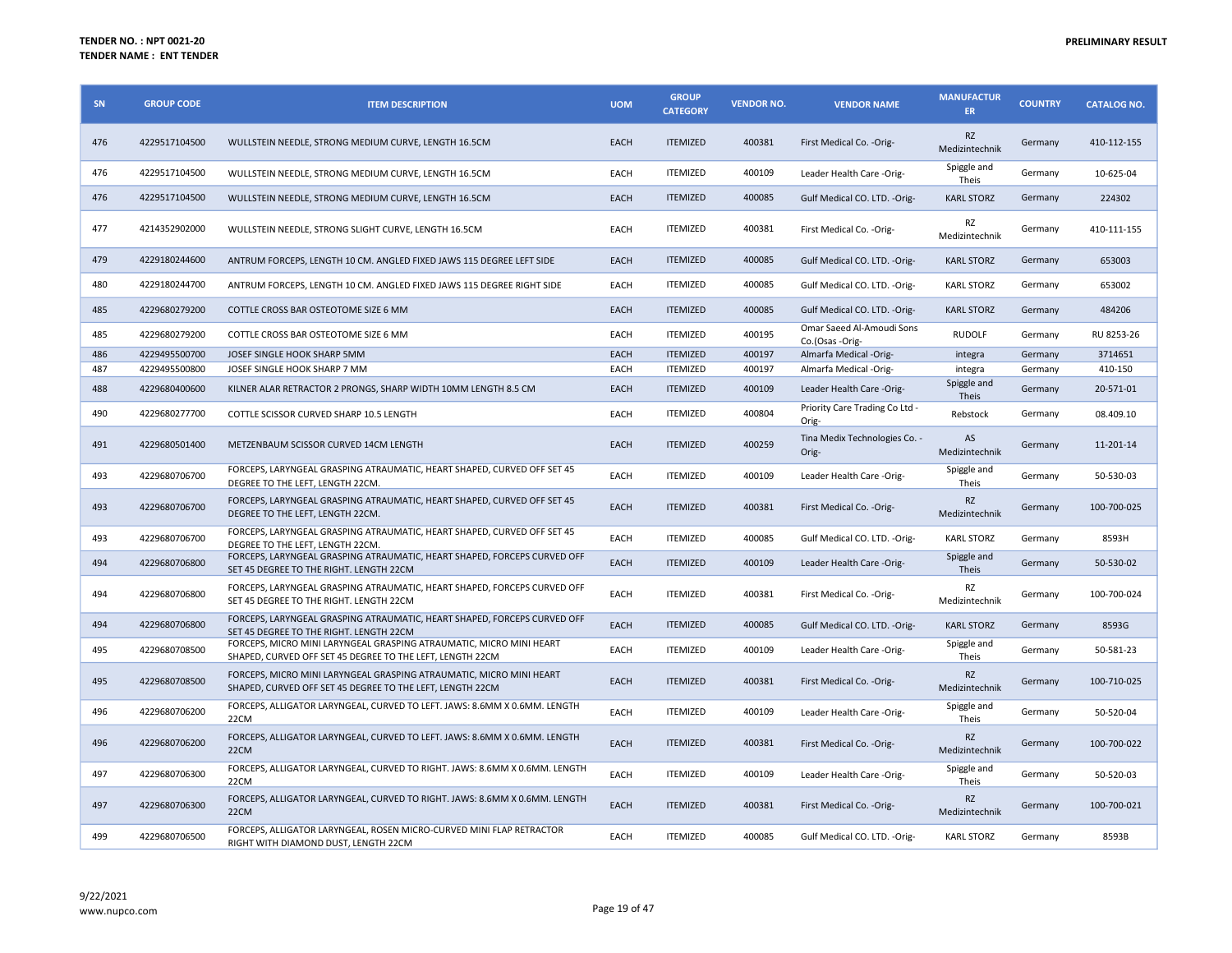**TENDER NO. : NPT 0021-20**
**TENDER NAME : ENT TENDER**

**PRELIMINARY RESULT**

| SN | GROUP CODE | ITEM DESCRIPTION | UOM | GROUP CATEGORY | VENDOR NO. | VENDOR NAME | MANUFACTURER | COUNTRY | CATALOG NO. |
|---|---|---|---|---|---|---|---|---|---|
| 476 | 4229517104500 | WULLSTEIN NEEDLE, STRONG MEDIUM CURVE, LENGTH 16.5CM | EACH | ITEMIZED | 400381 | First Medical Co. -Orig- | RZ Medizintechnik | Germany | 410-112-155 |
| 476 | 4229517104500 | WULLSTEIN NEEDLE, STRONG MEDIUM CURVE, LENGTH 16.5CM | EACH | ITEMIZED | 400109 | Leader Health Care -Orig- | Spiggle and Theis | Germany | 10-625-04 |
| 476 | 4229517104500 | WULLSTEIN NEEDLE, STRONG MEDIUM CURVE, LENGTH 16.5CM | EACH | ITEMIZED | 400085 | Gulf Medical CO. LTD. -Orig- | KARL STORZ | Germany | 224302 |
| 477 | 4214352902000 | WULLSTEIN NEEDLE, STRONG SLIGHT CURVE, LENGTH 16.5CM | EACH | ITEMIZED | 400381 | First Medical Co. -Orig- | RZ Medizintechnik | Germany | 410-111-155 |
| 479 | 4229180244600 | ANTRUM FORCEPS, LENGTH 10 CM. ANGLED FIXED JAWS 115 DEGREE LEFT SIDE | EACH | ITEMIZED | 400085 | Gulf Medical CO. LTD. -Orig- | KARL STORZ | Germany | 653003 |
| 480 | 4229180244700 | ANTRUM FORCEPS, LENGTH 10 CM. ANGLED FIXED JAWS 115 DEGREE RIGHT SIDE | EACH | ITEMIZED | 400085 | Gulf Medical CO. LTD. -Orig- | KARL STORZ | Germany | 653002 |
| 485 | 4229680279200 | COTTLE CROSS BAR OSTEOTOME SIZE 6 MM | EACH | ITEMIZED | 400085 | Gulf Medical CO. LTD. -Orig- | KARL STORZ | Germany | 484206 |
| 485 | 4229680279200 | COTTLE CROSS BAR OSTEOTOME SIZE 6 MM | EACH | ITEMIZED | 400195 | Omar Saeed Al-Amoudi Sons Co.(Osas -Orig- | RUDOLF | Germany | RU 8253-26 |
| 486 | 4229495500700 | JOSEF SINGLE HOOK SHARP 5MM | EACH | ITEMIZED | 400197 | Almarfa Medical -Orig- | integra | Germany | 3714651 |
| 487 | 4229495500800 | JOSEF SINGLE HOOK SHARP 7 MM | EACH | ITEMIZED | 400197 | Almarfa Medical -Orig- | integra | Germany | 410-150 |
| 488 | 4229680400600 | KILNER ALAR RETRACTOR 2 PRONGS, SHARP WIDTH 10MM LENGTH 8.5 CM | EACH | ITEMIZED | 400109 | Leader Health Care -Orig- | Spiggle and Theis | Germany | 20-571-01 |
| 490 | 4229680277700 | COTTLE SCISSOR CURVED SHARP 10.5 LENGTH | EACH | ITEMIZED | 400804 | Priority Care Trading Co Ltd -Orig- | Rebstock | Germany | 08.409.10 |
| 491 | 4229680501400 | METZENBAUM SCISSOR CURVED 14CM LENGTH | EACH | ITEMIZED | 400259 | Tina Medix Technologies Co. -Orig- | AS Medizintechnik | Germany | 11-201-14 |
| 493 | 4229680706700 | FORCEPS, LARYNGEAL GRASPING ATRAUMATIC, HEART SHAPED, CURVED OFF SET 45 DEGREE TO THE LEFT, LENGTH 22CM. | EACH | ITEMIZED | 400109 | Leader Health Care -Orig- | Spiggle and Theis | Germany | 50-530-03 |
| 493 | 4229680706700 | FORCEPS, LARYNGEAL GRASPING ATRAUMATIC, HEART SHAPED, CURVED OFF SET 45 DEGREE TO THE LEFT, LENGTH 22CM. | EACH | ITEMIZED | 400381 | First Medical Co. -Orig- | RZ Medizintechnik | Germany | 100-700-025 |
| 493 | 4229680706700 | FORCEPS, LARYNGEAL GRASPING ATRAUMATIC, HEART SHAPED, CURVED OFF SET 45 DEGREE TO THE LEFT, LENGTH 22CM. | EACH | ITEMIZED | 400085 | Gulf Medical CO. LTD. -Orig- | KARL STORZ | Germany | 8593H |
| 494 | 4229680706800 | FORCEPS, LARYNGEAL GRASPING ATRAUMATIC, HEART SHAPED, FORCEPS CURVED OFF SET 45 DEGREE TO THE RIGHT. LENGTH 22CM | EACH | ITEMIZED | 400109 | Leader Health Care -Orig- | Spiggle and Theis | Germany | 50-530-02 |
| 494 | 4229680706800 | FORCEPS, LARYNGEAL GRASPING ATRAUMATIC, HEART SHAPED, FORCEPS CURVED OFF SET 45 DEGREE TO THE RIGHT. LENGTH 22CM | EACH | ITEMIZED | 400381 | First Medical Co. -Orig- | RZ Medizintechnik | Germany | 100-700-024 |
| 494 | 4229680706800 | FORCEPS, LARYNGEAL GRASPING ATRAUMATIC, HEART SHAPED, FORCEPS CURVED OFF SET 45 DEGREE TO THE RIGHT. LENGTH 22CM | EACH | ITEMIZED | 400085 | Gulf Medical CO. LTD. -Orig- | KARL STORZ | Germany | 8593G |
| 495 | 4229680708500 | FORCEPS, MICRO MINI LARYNGEAL GRASPING ATRAUMATIC, MICRO MINI HEART SHAPED, CURVED OFF SET 45 DEGREE TO THE LEFT, LENGTH 22CM | EACH | ITEMIZED | 400109 | Leader Health Care -Orig- | Spiggle and Theis | Germany | 50-581-23 |
| 495 | 4229680708500 | FORCEPS, MICRO MINI LARYNGEAL GRASPING ATRAUMATIC, MICRO MINI HEART SHAPED, CURVED OFF SET 45 DEGREE TO THE LEFT, LENGTH 22CM | EACH | ITEMIZED | 400381 | First Medical Co. -Orig- | RZ Medizintechnik | Germany | 100-710-025 |
| 496 | 4229680706200 | FORCEPS, ALLIGATOR LARYNGEAL, CURVED TO LEFT. JAWS: 8.6MM X 0.6MM. LENGTH 22CM | EACH | ITEMIZED | 400109 | Leader Health Care -Orig- | Spiggle and Theis | Germany | 50-520-04 |
| 496 | 4229680706200 | FORCEPS, ALLIGATOR LARYNGEAL, CURVED TO LEFT. JAWS: 8.6MM X 0.6MM. LENGTH 22CM | EACH | ITEMIZED | 400381 | First Medical Co. -Orig- | RZ Medizintechnik | Germany | 100-700-022 |
| 497 | 4229680706300 | FORCEPS, ALLIGATOR LARYNGEAL, CURVED TO RIGHT. JAWS: 8.6MM X 0.6MM. LENGTH 22CM | EACH | ITEMIZED | 400109 | Leader Health Care -Orig- | Spiggle and Theis | Germany | 50-520-03 |
| 497 | 4229680706300 | FORCEPS, ALLIGATOR LARYNGEAL, CURVED TO RIGHT. JAWS: 8.6MM X 0.6MM. LENGTH 22CM | EACH | ITEMIZED | 400381 | First Medical Co. -Orig- | RZ Medizintechnik | Germany | 100-700-021 |
| 499 | 4229680706500 | FORCEPS, ALLIGATOR LARYNGEAL, ROSEN MICRO-CURVED MINI FLAP RETRACTOR RIGHT WITH DIAMOND DUST, LENGTH 22CM | EACH | ITEMIZED | 400085 | Gulf Medical CO. LTD. -Orig- | KARL STORZ | Germany | 8593B |

9/22/2021
www.nupco.com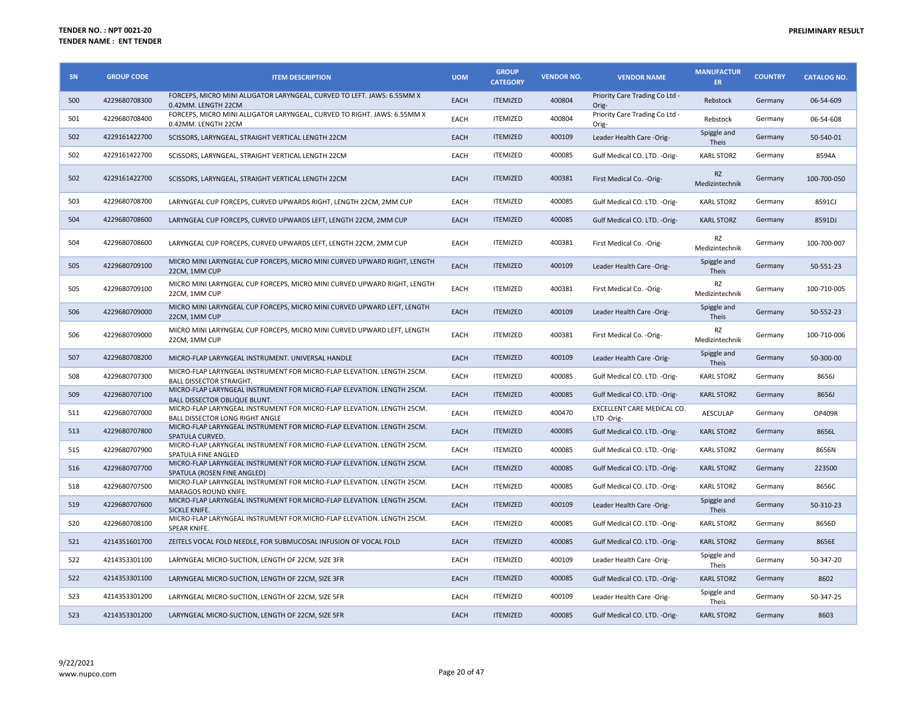**TENDER NO. : NPT 0021-20**
**TENDER NAME : ENT TENDER**

**PRELIMINARY RESULT**

| SN | GROUP CODE | ITEM DESCRIPTION | UOM | GROUP CATEGORY | VENDOR NO. | VENDOR NAME | MANUFACTURER | COUNTRY | CATALOG NO. |
|---|---|---|---|---|---|---|---|---|---|
| 500 | 4229680708300 | FORCEPS, MICRO MINI ALLIGATOR LARYNGEAL, CURVED TO LEFT. JAWS: 6.55MM X 0.42MM. LENGTH 22CM | EACH | ITEMIZED | 400804 | Priority Care Trading Co Ltd -Orig- | Rebstock | Germany | 06-54-609 |
| 501 | 4229680708400 | FORCEPS, MICRO MINI ALLIGATOR LARYNGEAL, CURVED TO RIGHT. JAWS: 6.55MM X 0.42MM. LENGTH 22CM | EACH | ITEMIZED | 400804 | Priority Care Trading Co Ltd -Orig- | Rebstock | Germany | 06-54-608 |
| 502 | 4229161422700 | SCISSORS, LARYNGEAL, STRAIGHT VERTICAL LENGTH 22CM | EACH | ITEMIZED | 400109 | Leader Health Care -Orig- | Spiggle and Theis | Germany | 50-540-01 |
| 502 | 4229161422700 | SCISSORS, LARYNGEAL, STRAIGHT VERTICAL LENGTH 22CM | EACH | ITEMIZED | 400085 | Gulf Medical CO. LTD. -Orig- | KARL STORZ | Germany | 8594A |
| 502 | 4229161422700 | SCISSORS, LARYNGEAL, STRAIGHT VERTICAL LENGTH 22CM | EACH | ITEMIZED | 400381 | First Medical Co. -Orig- | RZ Medizintechnik | Germany | 100-700-050 |
| 503 | 4229680708700 | LARYNGEAL CUP FORCEPS, CURVED UPWARDS RIGHT, LENGTH 22CM, 2MM CUP | EACH | ITEMIZED | 400085 | Gulf Medical CO. LTD. -Orig- | KARL STORZ | Germany | 8591CJ |
| 504 | 4229680708600 | LARYNGEAL CUP FORCEPS, CURVED UPWARDS LEFT, LENGTH 22CM, 2MM CUP | EACH | ITEMIZED | 400085 | Gulf Medical CO. LTD. -Orig- | KARL STORZ | Germany | 8591DJ |
| 504 | 4229680708600 | LARYNGEAL CUP FORCEPS, CURVED UPWARDS LEFT, LENGTH 22CM, 2MM CUP | EACH | ITEMIZED | 400381 | First Medical Co. -Orig- | RZ Medizintechnik | Germany | 100-700-007 |
| 505 | 4229680709100 | MICRO MINI LARYNGEAL CUP FORCEPS, MICRO MINI CURVED UPWARD RIGHT, LENGTH 22CM, 1MM CUP | EACH | ITEMIZED | 400109 | Leader Health Care -Orig- | Spiggle and Theis | Germany | 50-551-23 |
| 505 | 4229680709100 | MICRO MINI LARYNGEAL CUP FORCEPS, MICRO MINI CURVED UPWARD RIGHT, LENGTH 22CM, 1MM CUP | EACH | ITEMIZED | 400381 | First Medical Co. -Orig- | RZ Medizintechnik | Germany | 100-710-005 |
| 506 | 4229680709000 | MICRO MINI LARYNGEAL CUP FORCEPS, MICRO MINI CURVED UPWARD LEFT, LENGTH 22CM, 1MM CUP | EACH | ITEMIZED | 400109 | Leader Health Care -Orig- | Spiggle and Theis | Germany | 50-552-23 |
| 506 | 4229680709000 | MICRO MINI LARYNGEAL CUP FORCEPS, MICRO MINI CURVED UPWARD LEFT, LENGTH 22CM, 1MM CUP | EACH | ITEMIZED | 400381 | First Medical Co. -Orig- | RZ Medizintechnik | Germany | 100-710-006 |
| 507 | 4229680708200 | MICRO-FLAP LARYNGEAL INSTRUMENT. UNIVERSAL HANDLE | EACH | ITEMIZED | 400109 | Leader Health Care -Orig- | Spiggle and Theis | Germany | 50-300-00 |
| 508 | 4229680707300 | MICRO-FLAP LARYNGEAL INSTRUMENT FOR MICRO-FLAP ELEVATION. LENGTH 25CM. BALL DISSECTOR STRAIGHT. | EACH | ITEMIZED | 400085 | Gulf Medical CO. LTD. -Orig- | KARL STORZ | Germany | 8656J |
| 509 | 4229680707100 | MICRO-FLAP LARYNGEAL INSTRUMENT FOR MICRO-FLAP ELEVATION. LENGTH 25CM. BALL DISSECTOR OBLIQUE BLUNT. | EACH | ITEMIZED | 400085 | Gulf Medical CO. LTD. -Orig- | KARL STORZ | Germany | 8656J |
| 511 | 4229680707000 | MICRO-FLAP LARYNGEAL INSTRUMENT FOR MICRO-FLAP ELEVATION. LENGTH 25CM. BALL DISSECTOR LONG RIGHT ANGLE | EACH | ITEMIZED | 400470 | EXCELLENT CARE MEDICAL CO. LTD -Orig- | AESCULAP | Germany | OP409R |
| 513 | 4229680707800 | MICRO-FLAP LARYNGEAL INSTRUMENT FOR MICRO-FLAP ELEVATION. LENGTH 25CM. SPATULA CURVED. | EACH | ITEMIZED | 400085 | Gulf Medical CO. LTD. -Orig- | KARL STORZ | Germany | 8656L |
| 515 | 4229680707900 | MICRO-FLAP LARYNGEAL INSTRUMENT FOR MICRO-FLAP ELEVATION. LENGTH 25CM. SPATULA FINE ANGLED | EACH | ITEMIZED | 400085 | Gulf Medical CO. LTD. -Orig- | KARL STORZ | Germany | 8656N |
| 516 | 4229680707700 | MICRO-FLAP LARYNGEAL INSTRUMENT FOR MICRO-FLAP ELEVATION. LENGTH 25CM. SPATULA (ROSEN FINE ANGLED) | EACH | ITEMIZED | 400085 | Gulf Medical CO. LTD. -Orig- | KARL STORZ | Germany | 223500 |
| 518 | 4229680707500 | MICRO-FLAP LARYNGEAL INSTRUMENT FOR MICRO-FLAP ELEVATION. LENGTH 25CM. MARAGOS ROUND KNIFE. | EACH | ITEMIZED | 400085 | Gulf Medical CO. LTD. -Orig- | KARL STORZ | Germany | 8656C |
| 519 | 4229680707600 | MICRO-FLAP LARYNGEAL INSTRUMENT FOR MICRO-FLAP ELEVATION. LENGTH 25CM. SICKLE KNIFE. | EACH | ITEMIZED | 400109 | Leader Health Care -Orig- | Spiggle and Theis | Germany | 50-310-23 |
| 520 | 4229680708100 | MICRO-FLAP LARYNGEAL INSTRUMENT FOR MICRO-FLAP ELEVATION. LENGTH 25CM. SPEAR KNIFE. | EACH | ITEMIZED | 400085 | Gulf Medical CO. LTD. -Orig- | KARL STORZ | Germany | 8656D |
| 521 | 4214351601700 | ZEITELS VOCAL FOLD NEEDLE, FOR SUBMUCOSAL INFUSION OF VOCAL FOLD | EACH | ITEMIZED | 400085 | Gulf Medical CO. LTD. -Orig- | KARL STORZ | Germany | 8656E |
| 522 | 4214353301100 | LARYNGEAL MICRO-SUCTION, LENGTH OF 22CM, SIZE 3FR | EACH | ITEMIZED | 400109 | Leader Health Care -Orig- | Spiggle and Theis | Germany | 50-347-20 |
| 522 | 4214353301100 | LARYNGEAL MICRO-SUCTION, LENGTH OF 22CM, SIZE 3FR | EACH | ITEMIZED | 400085 | Gulf Medical CO. LTD. -Orig- | KARL STORZ | Germany | 8602 |
| 523 | 4214353301200 | LARYNGEAL MICRO-SUCTION, LENGTH OF 22CM, SIZE 5FR | EACH | ITEMIZED | 400109 | Leader Health Care -Orig- | Spiggle and Theis | Germany | 50-347-25 |
| 523 | 4214353301200 | LARYNGEAL MICRO-SUCTION, LENGTH OF 22CM, SIZE 5FR | EACH | ITEMIZED | 400085 | Gulf Medical CO. LTD. -Orig- | KARL STORZ | Germany | 8603 |

9/22/2021
www.nupco.com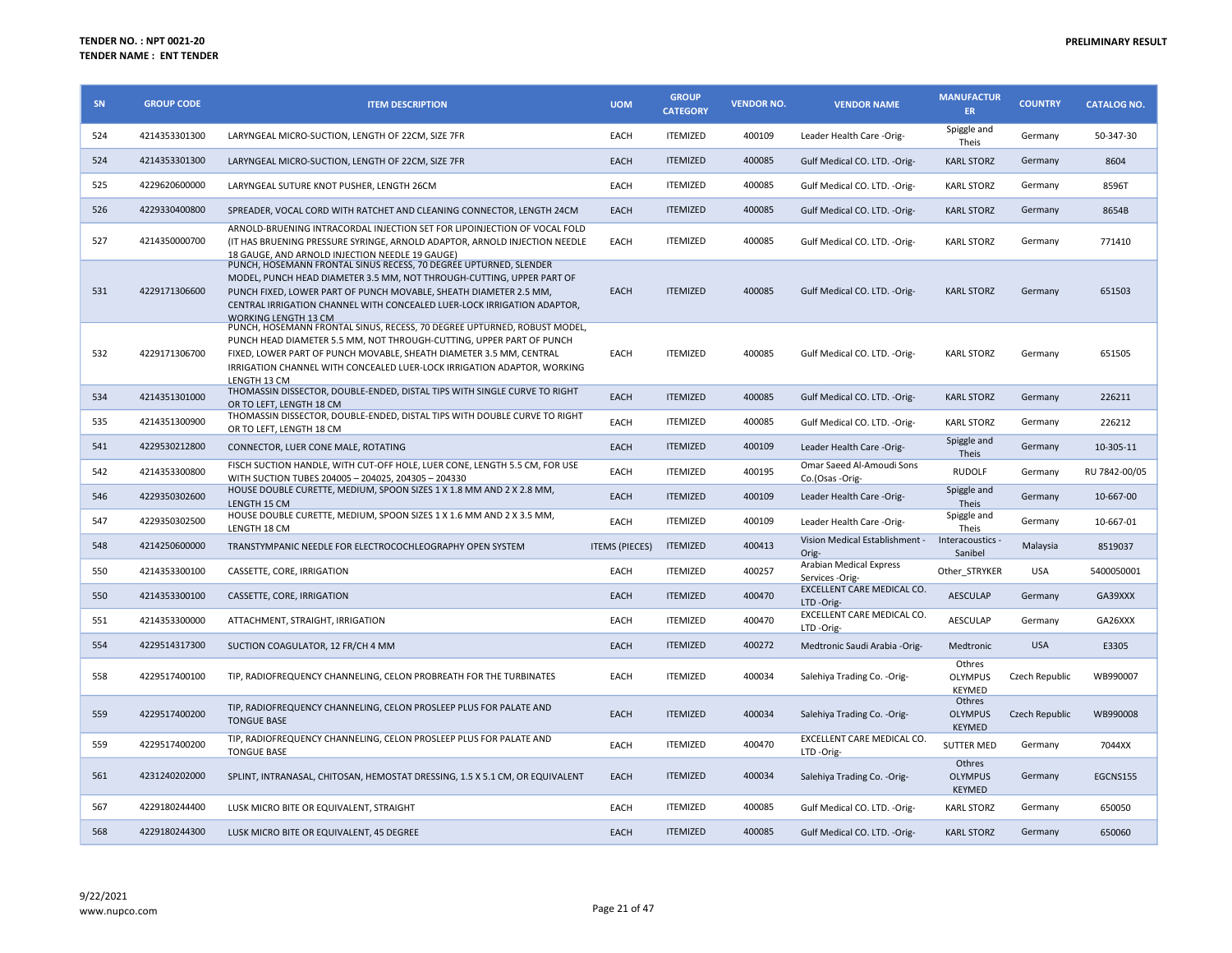**TENDER NO. : NPT 0021-20**
**TENDER NAME : ENT TENDER**

**PRELIMINARY RESULT**

| SN | GROUP CODE | ITEM DESCRIPTION | UOM | GROUP CATEGORY | VENDOR NO. | VENDOR NAME | MANUFACTURER | COUNTRY | CATALOG NO. |
|---|---|---|---|---|---|---|---|---|---|
| 524 | 4214353301300 | LARYNGEAL MICRO-SUCTION, LENGTH OF 22CM, SIZE 7FR | EACH | ITEMIZED | 400109 | Leader Health Care -Orig- | Spiggle and Theis | Germany | 50-347-30 |
| 524 | 4214353301300 | LARYNGEAL MICRO-SUCTION, LENGTH OF 22CM, SIZE 7FR | EACH | ITEMIZED | 400085 | Gulf Medical CO. LTD. -Orig- | KARL STORZ | Germany | 8604 |
| 525 | 4229620600000 | LARYNGEAL SUTURE KNOT PUSHER, LENGTH 26CM | EACH | ITEMIZED | 400085 | Gulf Medical CO. LTD. -Orig- | KARL STORZ | Germany | 8596T |
| 526 | 4229330400800 | SPREADER, VOCAL CORD WITH RATCHET AND CLEANING CONNECTOR, LENGTH 24CM | EACH | ITEMIZED | 400085 | Gulf Medical CO. LTD. -Orig- | KARL STORZ | Germany | 8654B |
| 527 | 4214350000700 | ARNOLD-BRUENING INTRACORDAL INJECTION SET FOR LIPOINJECTION OF VOCAL FOLD (IT HAS BRUENING PRESSURE SYRINGE, ARNOLD ADAPTOR, ARNOLD INJECTION NEEDLE 18 GAUGE, AND ARNOLD INJECTION NEEDLE 19 GAUGE) | EACH | ITEMIZED | 400085 | Gulf Medical CO. LTD. -Orig- | KARL STORZ | Germany | 771410 |
| 531 | 4229171306600 | PUNCH, HOSEMANN FRONTAL SINUS RECESS, 70 DEGREE UPTURNED, SLENDER MODEL, PUNCH HEAD DIAMETER 3.5 MM, NOT THROUGH-CUTTING, UPPER PART OF PUNCH FIXED, LOWER PART OF PUNCH MOVABLE, SHEATH DIAMETER 2.5 MM, CENTRAL IRRIGATION CHANNEL WITH CONCEALED LUER-LOCK IRRIGATION ADAPTOR, WORKING LENGTH 13 CM | EACH | ITEMIZED | 400085 | Gulf Medical CO. LTD. -Orig- | KARL STORZ | Germany | 651503 |
| 532 | 4229171306700 | PUNCH, HOSEMANN FRONTAL SINUS, RECESS, 70 DEGREE UPTURNED, ROBUST MODEL, PUNCH HEAD DIAMETER 5.5 MM, NOT THROUGH-CUTTING, UPPER PART OF PUNCH FIXED, LOWER PART OF PUNCH MOVABLE, SHEATH DIAMETER 3.5 MM, CENTRAL IRRIGATION CHANNEL WITH CONCEALED LUER-LOCK IRRIGATION ADAPTOR, WORKING LENGTH 13 CM | EACH | ITEMIZED | 400085 | Gulf Medical CO. LTD. -Orig- | KARL STORZ | Germany | 651505 |
| 534 | 4214351301000 | THOMASSIN DISSECTOR, DOUBLE-ENDED, DISTAL TIPS WITH SINGLE CURVE TO RIGHT OR TO LEFT, LENGTH 18 CM | EACH | ITEMIZED | 400085 | Gulf Medical CO. LTD. -Orig- | KARL STORZ | Germany | 226211 |
| 535 | 4214351300900 | THOMASSIN DISSECTOR, DOUBLE-ENDED, DISTAL TIPS WITH DOUBLE CURVE TO RIGHT OR TO LEFT, LENGTH 18 CM | EACH | ITEMIZED | 400085 | Gulf Medical CO. LTD. -Orig- | KARL STORZ | Germany | 226212 |
| 541 | 4229530212800 | CONNECTOR, LUER CONE MALE, ROTATING | EACH | ITEMIZED | 400109 | Leader Health Care -Orig- | Spiggle and Theis | Germany | 10-305-11 |
| 542 | 4214353300800 | FISCH SUCTION HANDLE, WITH CUT-OFF HOLE, LUER CONE, LENGTH 5.5 CM, FOR USE WITH SUCTION TUBES 204005 – 204025, 204305 – 204330 | EACH | ITEMIZED | 400195 | Omar Saeed Al-Amoudi Sons Co.(Osas -Orig- | RUDOLF | Germany | RU 7842-00/05 |
| 546 | 4229350302600 | HOUSE DOUBLE CURETTE, MEDIUM, SPOON SIZES 1 X 1.8 MM AND 2 X 2.8 MM, LENGTH 15 CM | EACH | ITEMIZED | 400109 | Leader Health Care -Orig- | Spiggle and Theis | Germany | 10-667-00 |
| 547 | 4229350302500 | HOUSE DOUBLE CURETTE, MEDIUM, SPOON SIZES 1 X 1.6 MM AND 2 X 3.5 MM, LENGTH 18 CM | EACH | ITEMIZED | 400109 | Leader Health Care -Orig- | Spiggle and Theis | Germany | 10-667-01 |
| 548 | 4214250600000 | TRANSTYMPANIC NEEDLE FOR ELECTROCOCHLEOGRAPHY OPEN SYSTEM | ITEMS (PIECES) | ITEMIZED | 400413 | Vision Medical Establishment -Orig- | Interacoustics - Sanibel | Malaysia | 8519037 |
| 550 | 4214353300100 | CASSETTE, CORE, IRRIGATION | EACH | ITEMIZED | 400257 | Arabian Medical Express Services -Orig- | Other_STRYKER | USA | 5400050001 |
| 550 | 4214353300100 | CASSETTE, CORE, IRRIGATION | EACH | ITEMIZED | 400470 | EXCELLENT CARE MEDICAL CO. LTD -Orig- | AESCULAP | Germany | GA39XXX |
| 551 | 4214353300000 | ATTACHMENT, STRAIGHT, IRRIGATION | EACH | ITEMIZED | 400470 | EXCELLENT CARE MEDICAL CO. LTD -Orig- | AESCULAP | Germany | GA26XXX |
| 554 | 4229514317300 | SUCTION COAGULATOR, 12 FR/CH 4 MM | EACH | ITEMIZED | 400272 | Medtronic Saudi Arabia -Orig- | Medtronic | USA | E3305 |
| 558 | 4229517400100 | TIP, RADIOFREQUENCY CHANNELING, CELON PROBREATH FOR THE TURBINATES | EACH | ITEMIZED | 400034 | Salehiya Trading Co. -Orig- | Othres OLYMPUS KEYMED | Czech Republic | WB990007 |
| 559 | 4229517400200 | TIP, RADIOFREQUENCY CHANNELING, CELON PROSLEEP PLUS FOR PALATE AND TONGUE BASE | EACH | ITEMIZED | 400034 | Salehiya Trading Co. -Orig- | Othres OLYMPUS KEYMED | Czech Republic | WB990008 |
| 559 | 4229517400200 | TIP, RADIOFREQUENCY CHANNELING, CELON PROSLEEP PLUS FOR PALATE AND TONGUE BASE | EACH | ITEMIZED | 400470 | EXCELLENT CARE MEDICAL CO. LTD -Orig- | SUTTER MED | Germany | 7044XX |
| 561 | 4231240202000 | SPLINT, INTRANASAL, CHITOSAN, HEMOSTAT DRESSING, 1.5 X 5.1 CM, OR EQUIVALENT | EACH | ITEMIZED | 400034 | Salehiya Trading Co. -Orig- | Othres OLYMPUS KEYMED | Germany | EGCNS155 |
| 567 | 4229180244400 | LUSK MICRO BITE OR EQUIVALENT, STRAIGHT | EACH | ITEMIZED | 400085 | Gulf Medical CO. LTD. -Orig- | KARL STORZ | Germany | 650050 |
| 568 | 4229180244300 | LUSK MICRO BITE OR EQUIVALENT, 45 DEGREE | EACH | ITEMIZED | 400085 | Gulf Medical CO. LTD. -Orig- | KARL STORZ | Germany | 650060 |

9/22/2021
www.nupco.com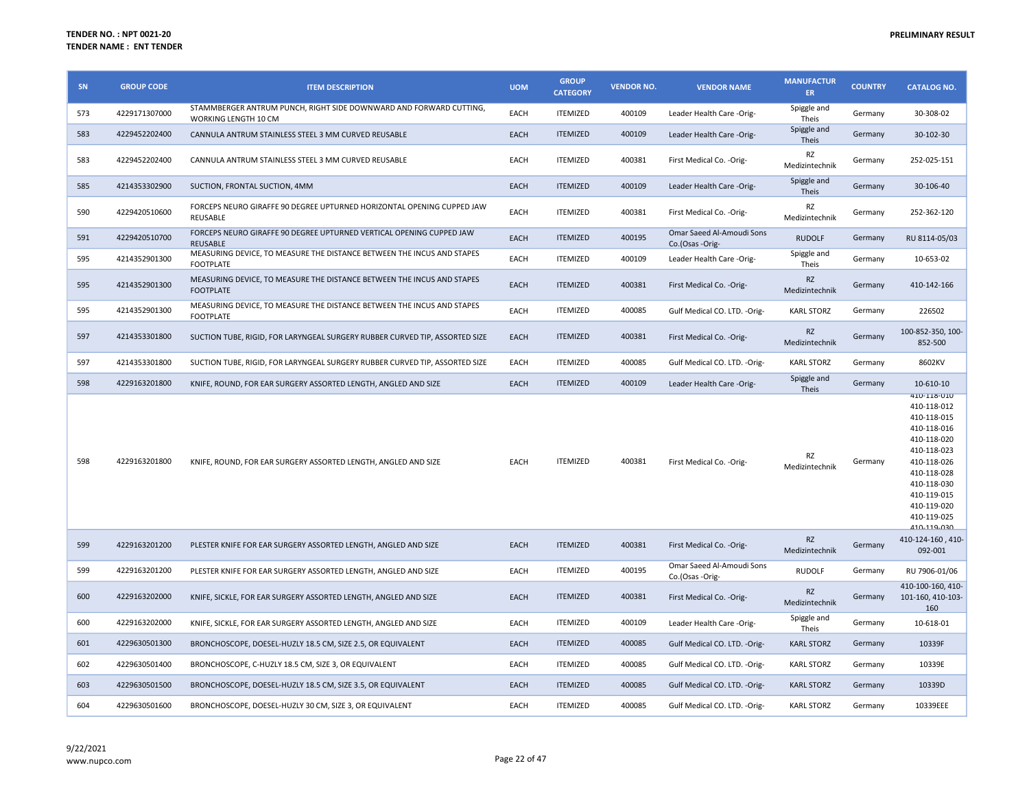**TENDER NO. : NPT 0021-20**
**TENDER NAME : ENT TENDER**

**PRELIMINARY RESULT**

| SN | GROUP CODE | ITEM DESCRIPTION | UOM | GROUP CATEGORY | VENDOR NO. | VENDOR NAME | MANUFACTURER | COUNTRY | CATALOG NO. |
|---|---|---|---|---|---|---|---|---|---|
| 573 | 4229171307000 | STAMMBERGER ANTRUM PUNCH, RIGHT SIDE DOWNWARD AND FORWARD CUTTING, WORKING LENGTH 10 CM | EACH | ITEMIZED | 400109 | Leader Health Care -Orig- | Spiggle and Theis | Germany | 30-308-02 |
| 583 | 4229452202400 | CANNULA ANTRUM STAINLESS STEEL 3 MM CURVED REUSABLE | EACH | ITEMIZED | 400109 | Leader Health Care -Orig- | Spiggle and Theis | Germany | 30-102-30 |
| 583 | 4229452202400 | CANNULA ANTRUM STAINLESS STEEL 3 MM CURVED REUSABLE | EACH | ITEMIZED | 400381 | First Medical Co. -Orig- | RZ Medizintechnik | Germany | 252-025-151 |
| 585 | 4214353302900 | SUCTION, FRONTAL SUCTION, 4MM | EACH | ITEMIZED | 400109 | Leader Health Care -Orig- | Spiggle and Theis | Germany | 30-106-40 |
| 590 | 4229420510600 | FORCEPS NEURO GIRAFFE 90 DEGREE UPTURNED HORIZONTAL OPENING CUPPED JAW REUSABLE | EACH | ITEMIZED | 400381 | First Medical Co. -Orig- | RZ Medizintechnik | Germany | 252-362-120 |
| 591 | 4229420510700 | FORCEPS NEURO GIRAFFE 90 DEGREE UPTURNED VERTICAL OPENING CUPPED JAW REUSABLE | EACH | ITEMIZED | 400195 | Omar Saeed Al-Amoudi Sons Co.(Osas -Orig- | RUDOLF | Germany | RU 8114-05/03 |
| 595 | 4214352901300 | MEASURING DEVICE, TO MEASURE THE DISTANCE BETWEEN THE INCUS AND STAPES FOOTPLATE | EACH | ITEMIZED | 400109 | Leader Health Care -Orig- | Spiggle and Theis | Germany | 10-653-02 |
| 595 | 4214352901300 | MEASURING DEVICE, TO MEASURE THE DISTANCE BETWEEN THE INCUS AND STAPES FOOTPLATE | EACH | ITEMIZED | 400381 | First Medical Co. -Orig- | RZ Medizintechnik | Germany | 410-142-166 |
| 595 | 4214352901300 | MEASURING DEVICE, TO MEASURE THE DISTANCE BETWEEN THE INCUS AND STAPES FOOTPLATE | EACH | ITEMIZED | 400085 | Gulf Medical CO. LTD. -Orig- | KARL STORZ | Germany | 226502 |
| 597 | 4214353301800 | SUCTION TUBE, RIGID, FOR LARYNGEAL SURGERY RUBBER CURVED TIP, ASSORTED SIZE | EACH | ITEMIZED | 400381 | First Medical Co. -Orig- | RZ Medizintechnik | Germany | 100-852-350, 100-852-500 |
| 597 | 4214353301800 | SUCTION TUBE, RIGID, FOR LARYNGEAL SURGERY RUBBER CURVED TIP, ASSORTED SIZE | EACH | ITEMIZED | 400085 | Gulf Medical CO. LTD. -Orig- | KARL STORZ | Germany | 8602KV |
| 598 | 4229163201800 | KNIFE, ROUND, FOR EAR SURGERY ASSORTED LENGTH, ANGLED AND SIZE | EACH | ITEMIZED | 400109 | Leader Health Care -Orig- | Spiggle and Theis | Germany | 10-610-10 |
| 598 | 4229163201800 | KNIFE, ROUND, FOR EAR SURGERY ASSORTED LENGTH, ANGLED AND SIZE | EACH | ITEMIZED | 400381 | First Medical Co. -Orig- | RZ Medizintechnik | Germany | 410-118-010 410-118-012 410-118-015 410-118-016 410-118-020 410-118-023 410-118-026 410-118-028 410-118-030 410-119-015 410-119-020 410-119-025 410-119-030 |
| 599 | 4229163201200 | PLESTER KNIFE FOR EAR SURGERY ASSORTED LENGTH, ANGLED AND SIZE | EACH | ITEMIZED | 400381 | First Medical Co. -Orig- | RZ Medizintechnik | Germany | 410-124-160 , 410-092-001 |
| 599 | 4229163201200 | PLESTER KNIFE FOR EAR SURGERY ASSORTED LENGTH, ANGLED AND SIZE | EACH | ITEMIZED | 400195 | Omar Saeed Al-Amoudi Sons Co.(Osas -Orig- | RUDOLF | Germany | RU 7906-01/06 |
| 600 | 4229163202000 | KNIFE, SICKLE, FOR EAR SURGERY ASSORTED LENGTH, ANGLED AND SIZE | EACH | ITEMIZED | 400381 | First Medical Co. -Orig- | RZ Medizintechnik | Germany | 410-100-160, 410-101-160, 410-103-160 |
| 600 | 4229163202000 | KNIFE, SICKLE, FOR EAR SURGERY ASSORTED LENGTH, ANGLED AND SIZE | EACH | ITEMIZED | 400109 | Leader Health Care -Orig- | Spiggle and Theis | Germany | 10-618-01 |
| 601 | 4229630501300 | BRONCHOSCOPE, DOESEL-HUZLY 18.5 CM, SIZE 2.5, OR EQUIVALENT | EACH | ITEMIZED | 400085 | Gulf Medical CO. LTD. -Orig- | KARL STORZ | Germany | 10339F |
| 602 | 4229630501400 | BRONCHOSCOPE, C-HUZLY 18.5 CM, SIZE 3, OR EQUIVALENT | EACH | ITEMIZED | 400085 | Gulf Medical CO. LTD. -Orig- | KARL STORZ | Germany | 10339E |
| 603 | 4229630501500 | BRONCHOSCOPE, DOESEL-HUZLY 18.5 CM, SIZE 3.5, OR EQUIVALENT | EACH | ITEMIZED | 400085 | Gulf Medical CO. LTD. -Orig- | KARL STORZ | Germany | 10339D |
| 604 | 4229630501600 | BRONCHOSCOPE, DOESEL-HUZLY 30 CM, SIZE 3, OR EQUIVALENT | EACH | ITEMIZED | 400085 | Gulf Medical CO. LTD. -Orig- | KARL STORZ | Germany | 10339EEE |

9/22/2021
www.nupco.com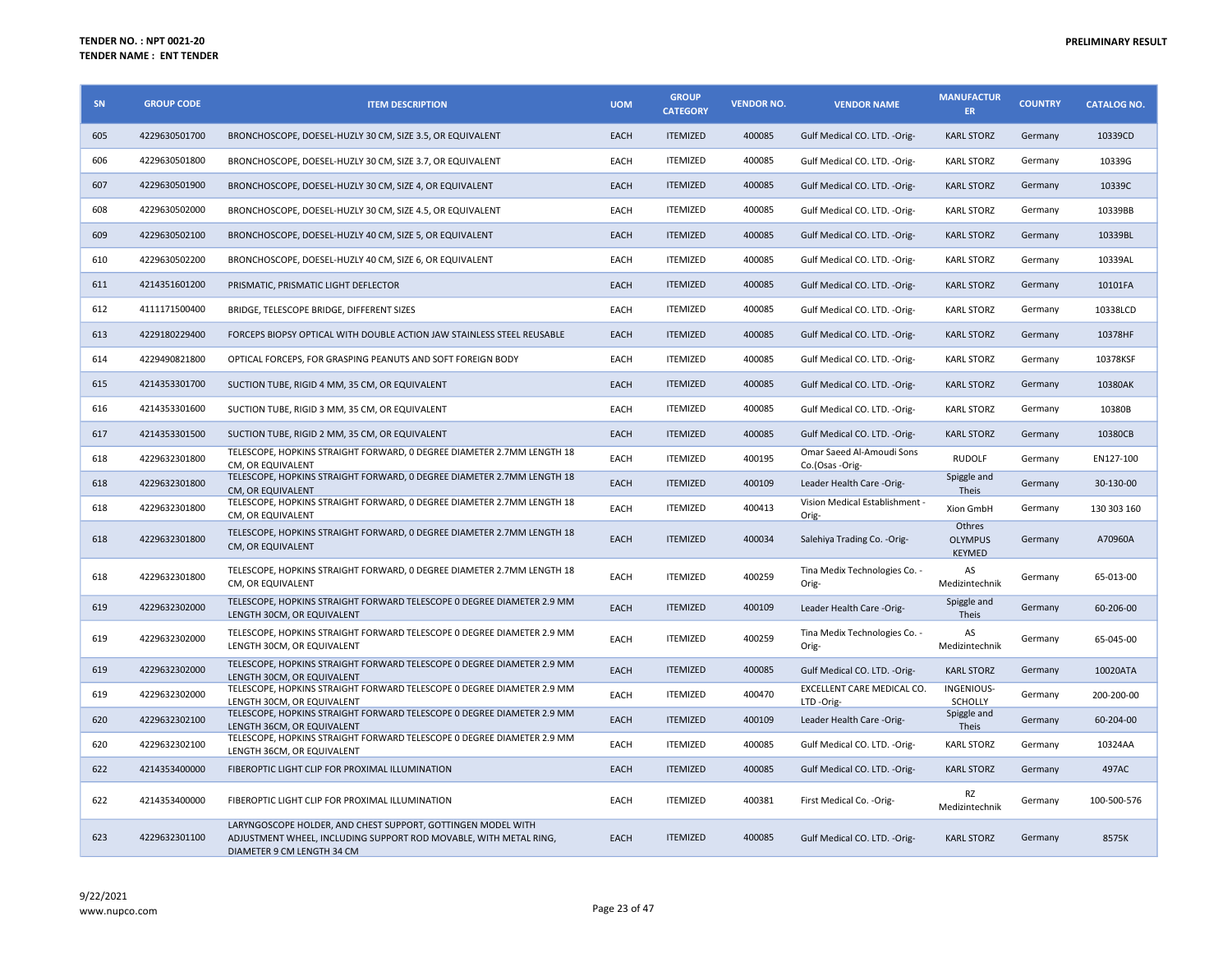**TENDER NO. : NPT 0021-20**
**TENDER NAME : ENT TENDER**

**PRELIMINARY RESULT**

| SN | GROUP CODE | ITEM DESCRIPTION | UOM | GROUP CATEGORY | VENDOR NO. | VENDOR NAME | MANUFACTURER | COUNTRY | CATALOG NO. |
|---|---|---|---|---|---|---|---|---|---|
| 605 | 4229630501700 | BRONCHOSCOPE, DOESEL-HUZLY 30 CM, SIZE 3.5, OR EQUIVALENT | EACH | ITEMIZED | 400085 | Gulf Medical CO. LTD. -Orig- | KARL STORZ | Germany | 10339CD |
| 606 | 4229630501800 | BRONCHOSCOPE, DOESEL-HUZLY 30 CM, SIZE 3.7, OR EQUIVALENT | EACH | ITEMIZED | 400085 | Gulf Medical CO. LTD. -Orig- | KARL STORZ | Germany | 10339G |
| 607 | 4229630501900 | BRONCHOSCOPE, DOESEL-HUZLY 30 CM, SIZE 4, OR EQUIVALENT | EACH | ITEMIZED | 400085 | Gulf Medical CO. LTD. -Orig- | KARL STORZ | Germany | 10339C |
| 608 | 4229630502000 | BRONCHOSCOPE, DOESEL-HUZLY 30 CM, SIZE 4.5, OR EQUIVALENT | EACH | ITEMIZED | 400085 | Gulf Medical CO. LTD. -Orig- | KARL STORZ | Germany | 10339BB |
| 609 | 4229630502100 | BRONCHOSCOPE, DOESEL-HUZLY 40 CM, SIZE 5, OR EQUIVALENT | EACH | ITEMIZED | 400085 | Gulf Medical CO. LTD. -Orig- | KARL STORZ | Germany | 10339BL |
| 610 | 4229630502200 | BRONCHOSCOPE, DOESEL-HUZLY 40 CM, SIZE 6, OR EQUIVALENT | EACH | ITEMIZED | 400085 | Gulf Medical CO. LTD. -Orig- | KARL STORZ | Germany | 10339AL |
| 611 | 4214351601200 | PRISMATIC, PRISMATIC LIGHT DEFLECTOR | EACH | ITEMIZED | 400085 | Gulf Medical CO. LTD. -Orig- | KARL STORZ | Germany | 10101FA |
| 612 | 4111171500400 | BRIDGE, TELESCOPE BRIDGE, DIFFERENT SIZES | EACH | ITEMIZED | 400085 | Gulf Medical CO. LTD. -Orig- | KARL STORZ | Germany | 10338LCD |
| 613 | 4229180229400 | FORCEPS BIOPSY OPTICAL WITH DOUBLE ACTION JAW STAINLESS STEEL REUSABLE | EACH | ITEMIZED | 400085 | Gulf Medical CO. LTD. -Orig- | KARL STORZ | Germany | 10378HF |
| 614 | 4229490821800 | OPTICAL FORCEPS, FOR GRASPING PEANUTS AND SOFT FOREIGN BODY | EACH | ITEMIZED | 400085 | Gulf Medical CO. LTD. -Orig- | KARL STORZ | Germany | 10378KSF |
| 615 | 4214353301700 | SUCTION TUBE, RIGID 4 MM, 35 CM, OR EQUIVALENT | EACH | ITEMIZED | 400085 | Gulf Medical CO. LTD. -Orig- | KARL STORZ | Germany | 10380AK |
| 616 | 4214353301600 | SUCTION TUBE, RIGID 3 MM, 35 CM, OR EQUIVALENT | EACH | ITEMIZED | 400085 | Gulf Medical CO. LTD. -Orig- | KARL STORZ | Germany | 10380B |
| 617 | 4214353301500 | SUCTION TUBE, RIGID 2 MM, 35 CM, OR EQUIVALENT | EACH | ITEMIZED | 400085 | Gulf Medical CO. LTD. -Orig- | KARL STORZ | Germany | 10380CB |
| 618 | 4229632301800 | TELESCOPE, HOPKINS STRAIGHT FORWARD, 0 DEGREE DIAMETER 2.7MM LENGTH 18 CM, OR EQUIVALENT | EACH | ITEMIZED | 400195 | Omar Saeed Al-Amoudi Sons Co.(Osas -Orig- | RUDOLF | Germany | EN127-100 |
| 618 | 4229632301800 | TELESCOPE, HOPKINS STRAIGHT FORWARD, 0 DEGREE DIAMETER 2.7MM LENGTH 18 CM, OR EQUIVALENT | EACH | ITEMIZED | 400109 | Leader Health Care -Orig- | Spiggle and Theis | Germany | 30-130-00 |
| 618 | 4229632301800 | TELESCOPE, HOPKINS STRAIGHT FORWARD, 0 DEGREE DIAMETER 2.7MM LENGTH 18 CM, OR EQUIVALENT | EACH | ITEMIZED | 400413 | Vision Medical Establishment -Orig- | Xion GmbH | Germany | 130 303 160 |
| 618 | 4229632301800 | TELESCOPE, HOPKINS STRAIGHT FORWARD, 0 DEGREE DIAMETER 2.7MM LENGTH 18 CM, OR EQUIVALENT | EACH | ITEMIZED | 400034 | Salehiya Trading Co. -Orig- | Othres OLYMPUS KEYMED | Germany | A70960A |
| 618 | 4229632301800 | TELESCOPE, HOPKINS STRAIGHT FORWARD, 0 DEGREE DIAMETER 2.7MM LENGTH 18 CM, OR EQUIVALENT | EACH | ITEMIZED | 400259 | Tina Medix Technologies Co. -Orig- | AS Medizintechnik | Germany | 65-013-00 |
| 619 | 4229632302000 | TELESCOPE, HOPKINS STRAIGHT FORWARD TELESCOPE 0 DEGREE DIAMETER 2.9 MM LENGTH 30CM, OR EQUIVALENT | EACH | ITEMIZED | 400109 | Leader Health Care -Orig- | Spiggle and Theis | Germany | 60-206-00 |
| 619 | 4229632302000 | TELESCOPE, HOPKINS STRAIGHT FORWARD TELESCOPE 0 DEGREE DIAMETER 2.9 MM LENGTH 30CM, OR EQUIVALENT | EACH | ITEMIZED | 400259 | Tina Medix Technologies Co. -Orig- | AS Medizintechnik | Germany | 65-045-00 |
| 619 | 4229632302000 | TELESCOPE, HOPKINS STRAIGHT FORWARD TELESCOPE 0 DEGREE DIAMETER 2.9 MM LENGTH 30CM, OR EQUIVALENT | EACH | ITEMIZED | 400085 | Gulf Medical CO. LTD. -Orig- | KARL STORZ | Germany | 10020ATA |
| 619 | 4229632302000 | TELESCOPE, HOPKINS STRAIGHT FORWARD TELESCOPE 0 DEGREE DIAMETER 2.9 MM LENGTH 30CM, OR EQUIVALENT | EACH | ITEMIZED | 400470 | EXCELLENT CARE MEDICAL CO. LTD -Orig- | INGENIOUS-SCHOLLY | Germany | 200-200-00 |
| 620 | 4229632302100 | TELESCOPE, HOPKINS STRAIGHT FORWARD TELESCOPE 0 DEGREE DIAMETER 2.9 MM LENGTH 36CM, OR EQUIVALENT | EACH | ITEMIZED | 400109 | Leader Health Care -Orig- | Spiggle and Theis | Germany | 60-204-00 |
| 620 | 4229632302100 | TELESCOPE, HOPKINS STRAIGHT FORWARD TELESCOPE 0 DEGREE DIAMETER 2.9 MM LENGTH 36CM, OR EQUIVALENT | EACH | ITEMIZED | 400085 | Gulf Medical CO. LTD. -Orig- | KARL STORZ | Germany | 10324AA |
| 622 | 4214353400000 | FIBEROPTIC LIGHT CLIP FOR PROXIMAL ILLUMINATION | EACH | ITEMIZED | 400085 | Gulf Medical CO. LTD. -Orig- | KARL STORZ | Germany | 497AC |
| 622 | 4214353400000 | FIBEROPTIC LIGHT CLIP FOR PROXIMAL ILLUMINATION | EACH | ITEMIZED | 400381 | First Medical Co. -Orig- | RZ Medizintechnik | Germany | 100-500-576 |
| 623 | 4229632301100 | LARYNGOSCOPE HOLDER, AND CHEST SUPPORT, GOTTINGEN MODEL WITH ADJUSTMENT WHEEL, INCLUDING SUPPORT ROD MOVABLE, WITH METAL RING, DIAMETER 9 CM LENGTH 34 CM | EACH | ITEMIZED | 400085 | Gulf Medical CO. LTD. -Orig- | KARL STORZ | Germany | 8575K |

9/22/2021
www.nupco.com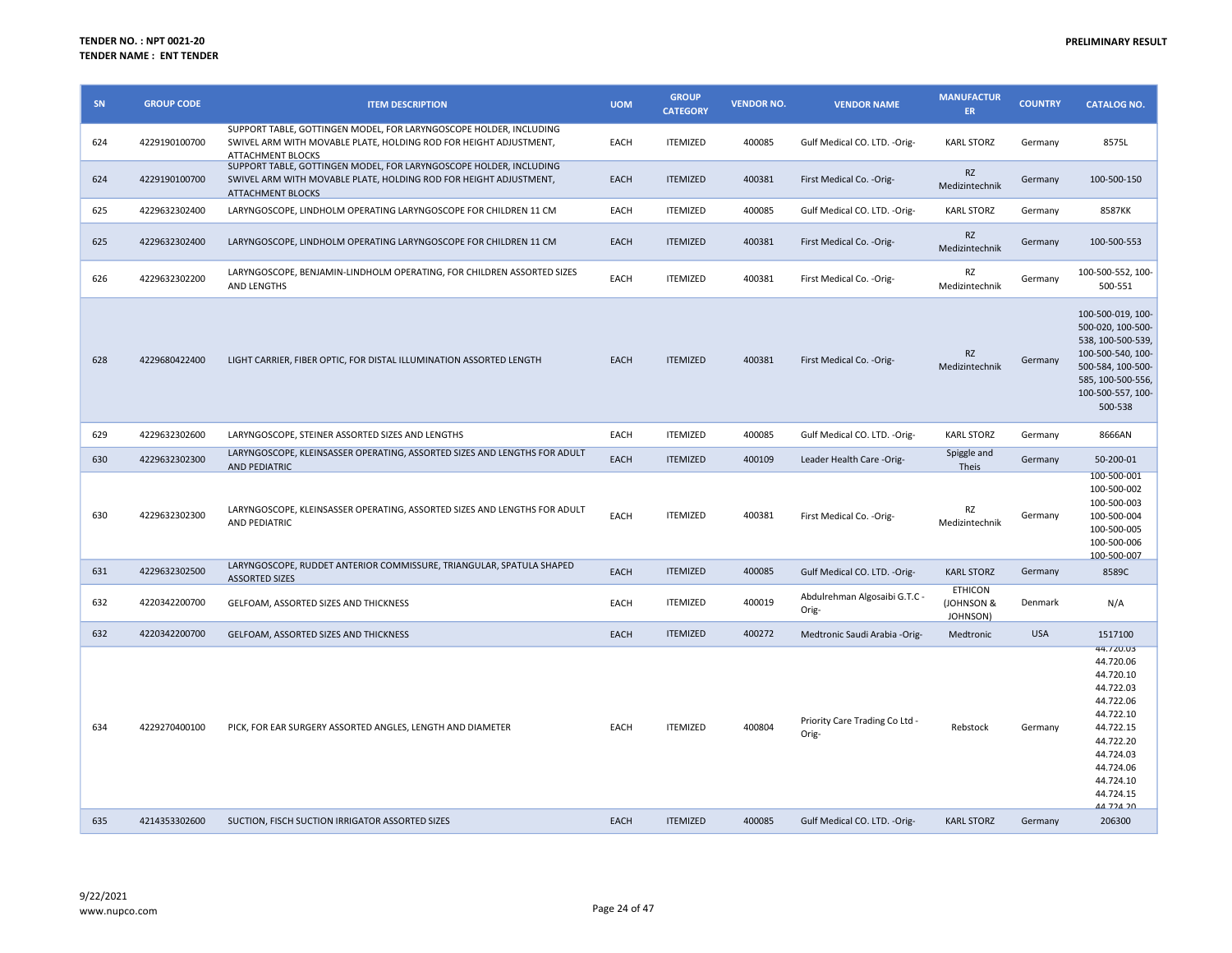**TENDER NO. : NPT 0021-20**
**TENDER NAME : ENT TENDER**

**PRELIMINARY RESULT**

| SN | GROUP CODE | ITEM DESCRIPTION | UOM | GROUP CATEGORY | VENDOR NO. | VENDOR NAME | MANUFACTURER | COUNTRY | CATALOG NO. |
|---|---|---|---|---|---|---|---|---|---|
| 624 | 4229190100700 | SUPPORT TABLE, GOTTINGEN MODEL, FOR LARYNGOSCOPE HOLDER, INCLUDING SWIVEL ARM WITH MOVABLE PLATE, HOLDING ROD FOR HEIGHT ADJUSTMENT, ATTACHMENT BLOCKS | EACH | ITEMIZED | 400085 | Gulf Medical CO. LTD. -Orig- | KARL STORZ | Germany | 8575L |
| 624 | 4229190100700 | SUPPORT TABLE, GOTTINGEN MODEL, FOR LARYNGOSCOPE HOLDER, INCLUDING SWIVEL ARM WITH MOVABLE PLATE, HOLDING ROD FOR HEIGHT ADJUSTMENT, ATTACHMENT BLOCKS | EACH | ITEMIZED | 400381 | First Medical Co. -Orig- | RZ Medizintechnik | Germany | 100-500-150 |
| 625 | 4229632302400 | LARYNGOSCOPE, LINDHOLM OPERATING LARYNGOSCOPE FOR CHILDREN 11 CM | EACH | ITEMIZED | 400085 | Gulf Medical CO. LTD. -Orig- | KARL STORZ | Germany | 8587KK |
| 625 | 4229632302400 | LARYNGOSCOPE, LINDHOLM OPERATING LARYNGOSCOPE FOR CHILDREN 11 CM | EACH | ITEMIZED | 400381 | First Medical Co. -Orig- | RZ Medizintechnik | Germany | 100-500-553 |
| 626 | 4229632302200 | LARYNGOSCOPE, BENJAMIN-LINDHOLM OPERATING, FOR CHILDREN ASSORTED SIZES AND LENGTHS | EACH | ITEMIZED | 400381 | First Medical Co. -Orig- | RZ Medizintechnik | Germany | 100-500-552, 100-500-551 |
| 628 | 4229680422400 | LIGHT CARRIER, FIBER OPTIC, FOR DISTAL ILLUMINATION ASSORTED LENGTH | EACH | ITEMIZED | 400381 | First Medical Co. -Orig- | RZ Medizintechnik | Germany | 100-500-019, 100-500-020, 100-500-538, 100-500-539, 100-500-540, 100-500-584, 100-500-585, 100-500-556, 100-500-557, 100-500-538 |
| 629 | 4229632302600 | LARYNGOSCOPE, STEINER ASSORTED SIZES AND LENGTHS | EACH | ITEMIZED | 400085 | Gulf Medical CO. LTD. -Orig- | KARL STORZ | Germany | 8666AN |
| 630 | 4229632302300 | LARYNGOSCOPE, KLEINSASSER OPERATING, ASSORTED SIZES AND LENGTHS FOR ADULT AND PEDIATRIC | EACH | ITEMIZED | 400109 | Leader Health Care -Orig- | Spiggle and Theis | Germany | 50-200-01 |
| 630 | 4229632302300 | LARYNGOSCOPE, KLEINSASSER OPERATING, ASSORTED SIZES AND LENGTHS FOR ADULT AND PEDIATRIC | EACH | ITEMIZED | 400381 | First Medical Co. -Orig- | RZ Medizintechnik | Germany | 100-500-001 100-500-002 100-500-003 100-500-004 100-500-005 100-500-006 100-500-007 |
| 631 | 4229632302500 | LARYNGOSCOPE, RUDDET ANTERIOR COMMISSURE, TRIANGULAR, SPATULA SHAPED ASSORTED SIZES | EACH | ITEMIZED | 400085 | Gulf Medical CO. LTD. -Orig- | KARL STORZ | Germany | 8589C |
| 632 | 4220342200700 | GELFOAM, ASSORTED SIZES AND THICKNESS | EACH | ITEMIZED | 400019 | Abdulrehman Algosaibi G.T.C - Orig- | ETHICON (JOHNSON & JOHNSON) | Denmark | N/A |
| 632 | 4220342200700 | GELFOAM, ASSORTED SIZES AND THICKNESS | EACH | ITEMIZED | 400272 | Medtronic Saudi Arabia -Orig- | Medtronic | USA | 1517100 |
| 634 | 4229270400100 | PICK, FOR EAR SURGERY ASSORTED ANGLES, LENGTH AND DIAMETER | EACH | ITEMIZED | 400804 | Priority Care Trading Co Ltd - Orig- | Rebstock | Germany | 44.720.03 44.720.06 44.720.10 44.722.03 44.722.06 44.722.10 44.722.15 44.722.20 44.724.03 44.724.06 44.724.10 44.724.15 44.724.20 |
| 635 | 4214353302600 | SUCTION, FISCH SUCTION IRRIGATOR ASSORTED SIZES | EACH | ITEMIZED | 400085 | Gulf Medical CO. LTD. -Orig- | KARL STORZ | Germany | 206300 |

9/22/2021
www.nupco.com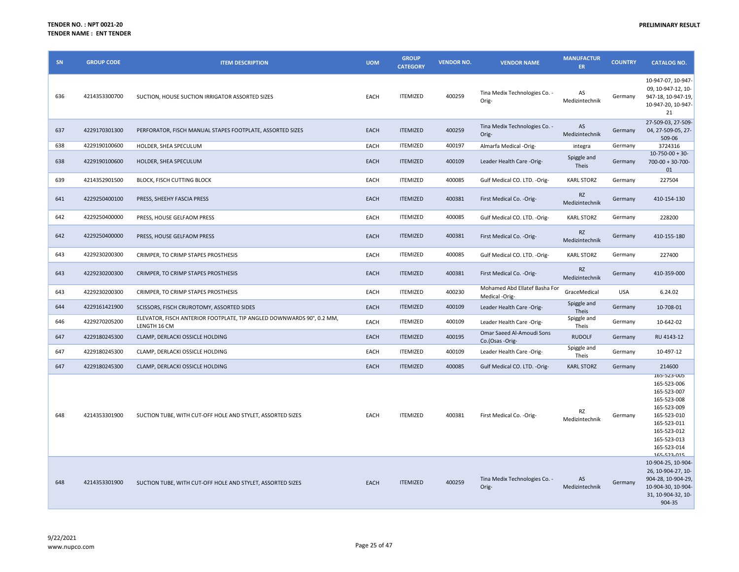**TENDER NO. : NPT 0021-20**
**TENDER NAME : ENT TENDER**

**PRELIMINARY RESULT**

| SN | GROUP CODE | ITEM DESCRIPTION | UOM | GROUP CATEGORY | VENDOR NO. | VENDOR NAME | MANUFACTURER | COUNTRY | CATALOG NO. |
|---|---|---|---|---|---|---|---|---|---|
| 636 | 4214353300700 | SUCTION, HOUSE SUCTION IRRIGATOR ASSORTED SIZES | EACH | ITEMIZED | 400259 | Tina Medix Technologies Co. -Orig- | AS Medizintechnik | Germany | 10-947-07, 10-947-09, 10-947-12, 10-947-18, 10-947-19, 10-947-20, 10-947-21 |
| 637 | 4229170301300 | PERFORATOR, FISCH MANUAL STAPES FOOTPLATE, ASSORTED SIZES | EACH | ITEMIZED | 400259 | Tina Medix Technologies Co. -Orig- | AS Medizintechnik | Germany | 27-509-03, 27-509-04, 27-509-05, 27-509-06 |
| 638 | 4229190100600 | HOLDER, SHEA SPECULUM | EACH | ITEMIZED | 400197 | Almarfa Medical -Orig- | integra | Germany | 3724316 |
| 638 | 4229190100600 | HOLDER, SHEA SPECULUM | EACH | ITEMIZED | 400109 | Leader Health Care -Orig- | Spiggle and Theis | Germany | 10-750-00 + 30-700-00 + 30-700-01 |
| 639 | 4214352901500 | BLOCK, FISCH CUTTING BLOCK | EACH | ITEMIZED | 400085 | Gulf Medical CO. LTD. -Orig- | KARL STORZ | Germany | 227504 |
| 641 | 4229250400100 | PRESS, SHEEHY FASCIA PRESS | EACH | ITEMIZED | 400381 | First Medical Co. -Orig- | RZ Medizintechnik | Germany | 410-154-130 |
| 642 | 4229250400000 | PRESS, HOUSE GELFAOM PRESS | EACH | ITEMIZED | 400085 | Gulf Medical CO. LTD. -Orig- | KARL STORZ | Germany | 228200 |
| 642 | 4229250400000 | PRESS, HOUSE GELFAOM PRESS | EACH | ITEMIZED | 400381 | First Medical Co. -Orig- | RZ Medizintechnik | Germany | 410-155-180 |
| 643 | 4229230200300 | CRIMPER, TO CRIMP STAPES PROSTHESIS | EACH | ITEMIZED | 400085 | Gulf Medical CO. LTD. -Orig- | KARL STORZ | Germany | 227400 |
| 643 | 4229230200300 | CRIMPER, TO CRIMP STAPES PROSTHESIS | EACH | ITEMIZED | 400381 | First Medical Co. -Orig- | RZ Medizintechnik | Germany | 410-359-000 |
| 643 | 4229230200300 | CRIMPER, TO CRIMP STAPES PROSTHESIS | EACH | ITEMIZED | 400230 | Mohamed Abd Ellatef Basha For Medical -Orig- | GraceMedical | USA | 6.24.02 |
| 644 | 4229161421900 | SCISSORS, FISCH CRUROTOMY, ASSORTED SIDES | EACH | ITEMIZED | 400109 | Leader Health Care -Orig- | Spiggle and Theis | Germany | 10-708-01 |
| 646 | 4229270205200 | ELEVATOR, FISCH ANTERIOR FOOTPLATE, TIP ANGLED DOWNWARDS 90°, 0.2 MM, LENGTH 16 CM | EACH | ITEMIZED | 400109 | Leader Health Care -Orig- | Spiggle and Theis | Germany | 10-642-02 |
| 647 | 4229180245300 | CLAMP, DERLACKI OSSICLE HOLDING | EACH | ITEMIZED | 400195 | Omar Saeed Al-Amoudi Sons Co.(Osas -Orig- | RUDOLF | Germany | RU 4143-12 |
| 647 | 4229180245300 | CLAMP, DERLACKI OSSICLE HOLDING | EACH | ITEMIZED | 400109 | Leader Health Care -Orig- | Spiggle and Theis | Germany | 10-497-12 |
| 647 | 4229180245300 | CLAMP, DERLACKI OSSICLE HOLDING | EACH | ITEMIZED | 400085 | Gulf Medical CO. LTD. -Orig- | KARL STORZ | Germany | 214600 |
| 648 | 4214353301900 | SUCTION TUBE, WITH CUT-OFF HOLE AND STYLET, ASSORTED SIZES | EACH | ITEMIZED | 400381 | First Medical Co. -Orig- | RZ Medizintechnik | Germany | 165-523-005 165-523-006 165-523-007 165-523-008 165-523-009 165-523-010 165-523-011 165-523-012 165-523-013 165-523-014 165-523-015 |
| 648 | 4214353301900 | SUCTION TUBE, WITH CUT-OFF HOLE AND STYLET, ASSORTED SIZES | EACH | ITEMIZED | 400259 | Tina Medix Technologies Co. -Orig- | AS Medizintechnik | Germany | 10-904-25, 10-904-26, 10-904-27, 10-904-28, 10-904-29, 10-904-30, 10-904-31, 10-904-32, 10-904-35 |

9/22/2021
www.nupco.com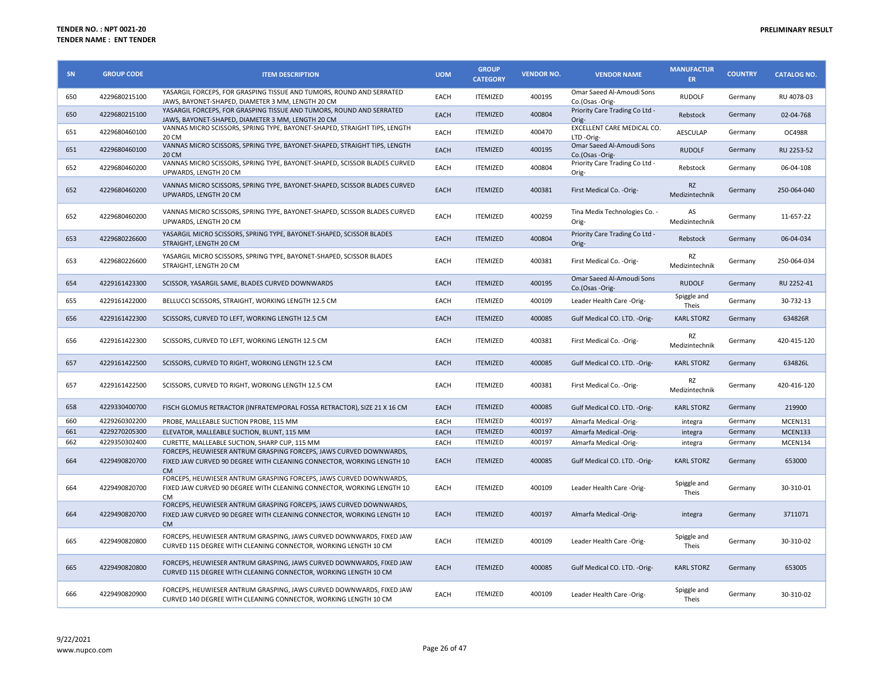**TENDER NO. : NPT 0021-20**
**TENDER NAME : ENT TENDER**

**PRELIMINARY RESULT**

| SN | GROUP CODE | ITEM DESCRIPTION | UOM | GROUP CATEGORY | VENDOR NO. | VENDOR NAME | MANUFACTURER | COUNTRY | CATALOG NO. |
|---|---|---|---|---|---|---|---|---|---|
| 650 | 4229680215100 | YASARGIL FORCEPS, FOR GRASPING TISSUE AND TUMORS, ROUND AND SERRATED JAWS, BAYONET-SHAPED, DIAMETER 3 MM, LENGTH 20 CM | EACH | ITEMIZED | 400195 | Omar Saeed Al-Amoudi Sons Co.(Osas -Orig- | RUDOLF | Germany | RU 4078-03 |
| 650 | 4229680215100 | YASARGIL FORCEPS, FOR GRASPING TISSUE AND TUMORS, ROUND AND SERRATED JAWS, BAYONET-SHAPED, DIAMETER 3 MM, LENGTH 20 CM | EACH | ITEMIZED | 400804 | Priority Care Trading Co Ltd -Orig- | Rebstock | Germany | 02-04-768 |
| 651 | 4229680460100 | VANNAS MICRO SCISSORS, SPRING TYPE, BAYONET-SHAPED, STRAIGHT TIPS, LENGTH 20 CM | EACH | ITEMIZED | 400470 | EXCELLENT CARE MEDICAL CO. LTD -Orig- | AESCULAP | Germany | OC498R |
| 651 | 4229680460100 | VANNAS MICRO SCISSORS, SPRING TYPE, BAYONET-SHAPED, STRAIGHT TIPS, LENGTH 20 CM | EACH | ITEMIZED | 400195 | Omar Saeed Al-Amoudi Sons Co.(Osas -Orig- | RUDOLF | Germany | RU 2253-52 |
| 652 | 4229680460200 | VANNAS MICRO SCISSORS, SPRING TYPE, BAYONET-SHAPED, SCISSOR BLADES CURVED UPWARDS, LENGTH 20 CM | EACH | ITEMIZED | 400804 | Priority Care Trading Co Ltd -Orig- | Rebstock | Germany | 06-04-108 |
| 652 | 4229680460200 | VANNAS MICRO SCISSORS, SPRING TYPE, BAYONET-SHAPED, SCISSOR BLADES CURVED UPWARDS, LENGTH 20 CM | EACH | ITEMIZED | 400381 | First Medical Co. -Orig- | RZ Medizintechnik | Germany | 250-064-040 |
| 652 | 4229680460200 | VANNAS MICRO SCISSORS, SPRING TYPE, BAYONET-SHAPED, SCISSOR BLADES CURVED UPWARDS, LENGTH 20 CM | EACH | ITEMIZED | 400259 | Tina Medix Technologies Co. -Orig- | AS Medizintechnik | Germany | 11-657-22 |
| 653 | 4229680226600 | YASARGIL MICRO SCISSORS, SPRING TYPE, BAYONET-SHAPED, SCISSOR BLADES STRAIGHT, LENGTH 20 CM | EACH | ITEMIZED | 400804 | Priority Care Trading Co Ltd -Orig- | Rebstock | Germany | 06-04-034 |
| 653 | 4229680226600 | YASARGIL MICRO SCISSORS, SPRING TYPE, BAYONET-SHAPED, SCISSOR BLADES STRAIGHT, LENGTH 20 CM | EACH | ITEMIZED | 400381 | First Medical Co. -Orig- | RZ Medizintechnik | Germany | 250-064-034 |
| 654 | 4229161423300 | SCISSOR, YASARGIL SAME, BLADES CURVED DOWNWARDS | EACH | ITEMIZED | 400195 | Omar Saeed Al-Amoudi Sons Co.(Osas -Orig- | RUDOLF | Germany | RU 2252-41 |
| 655 | 4229161422000 | BELLUCCI SCISSORS, STRAIGHT, WORKING LENGTH 12.5 CM | EACH | ITEMIZED | 400109 | Leader Health Care -Orig- | Spiggle and Theis | Germany | 30-732-13 |
| 656 | 4229161422300 | SCISSORS, CURVED TO LEFT, WORKING LENGTH 12.5 CM | EACH | ITEMIZED | 400085 | Gulf Medical CO. LTD. -Orig- | KARL STORZ | Germany | 634826R |
| 656 | 4229161422300 | SCISSORS, CURVED TO LEFT, WORKING LENGTH 12.5 CM | EACH | ITEMIZED | 400381 | First Medical Co. -Orig- | RZ Medizintechnik | Germany | 420-415-120 |
| 657 | 4229161422500 | SCISSORS, CURVED TO RIGHT, WORKING LENGTH 12.5 CM | EACH | ITEMIZED | 400085 | Gulf Medical CO. LTD. -Orig- | KARL STORZ | Germany | 634826L |
| 657 | 4229161422500 | SCISSORS, CURVED TO RIGHT, WORKING LENGTH 12.5 CM | EACH | ITEMIZED | 400381 | First Medical Co. -Orig- | RZ Medizintechnik | Germany | 420-416-120 |
| 658 | 4229330400700 | FISCH GLOMUS RETRACTOR (INFRATEMPORAL FOSSA RETRACTOR), SIZE 21 X 16 CM | EACH | ITEMIZED | 400085 | Gulf Medical CO. LTD. -Orig- | KARL STORZ | Germany | 219900 |
| 660 | 4229260302200 | PROBE, MALLEABLE SUCTION PROBE, 115 MM | EACH | ITEMIZED | 400197 | Almarfa Medical -Orig- | integra | Germany | MCEN131 |
| 661 | 4229270205300 | ELEVATOR, MALLEABLE SUCTION, BLUNT, 115 MM | EACH | ITEMIZED | 400197 | Almarfa Medical -Orig- | integra | Germany | MCEN133 |
| 662 | 4229350302400 | CURETTE, MALLEABLE SUCTION, SHARP CUP, 115 MM | EACH | ITEMIZED | 400197 | Almarfa Medical -Orig- | integra | Germany | MCEN134 |
| 664 | 4229490820700 | FORCEPS, HEUWIESER ANTRUM GRASPING FORCEPS, JAWS CURVED DOWNWARDS, FIXED JAW CURVED 90 DEGREE WITH CLEANING CONNECTOR, WORKING LENGTH 10 CM | EACH | ITEMIZED | 400085 | Gulf Medical CO. LTD. -Orig- | KARL STORZ | Germany | 653000 |
| 664 | 4229490820700 | FORCEPS, HEUWIESER ANTRUM GRASPING FORCEPS, JAWS CURVED DOWNWARDS, FIXED JAW CURVED 90 DEGREE WITH CLEANING CONNECTOR, WORKING LENGTH 10 CM | EACH | ITEMIZED | 400109 | Leader Health Care -Orig- | Spiggle and Theis | Germany | 30-310-01 |
| 664 | 4229490820700 | FORCEPS, HEUWIESER ANTRUM GRASPING FORCEPS, JAWS CURVED DOWNWARDS, FIXED JAW CURVED 90 DEGREE WITH CLEANING CONNECTOR, WORKING LENGTH 10 CM | EACH | ITEMIZED | 400197 | Almarfa Medical -Orig- | integra | Germany | 3711071 |
| 665 | 4229490820800 | FORCEPS, HEUWIESER ANTRUM GRASPING, JAWS CURVED DOWNWARDS, FIXED JAW CURVED 115 DEGREE WITH CLEANING CONNECTOR, WORKING LENGTH 10 CM | EACH | ITEMIZED | 400109 | Leader Health Care -Orig- | Spiggle and Theis | Germany | 30-310-02 |
| 665 | 4229490820800 | FORCEPS, HEUWIESER ANTRUM GRASPING, JAWS CURVED DOWNWARDS, FIXED JAW CURVED 115 DEGREE WITH CLEANING CONNECTOR, WORKING LENGTH 10 CM | EACH | ITEMIZED | 400085 | Gulf Medical CO. LTD. -Orig- | KARL STORZ | Germany | 653005 |
| 666 | 4229490820900 | FORCEPS, HEUWIESER ANTRUM GRASPING, JAWS CURVED DOWNWARDS, FIXED JAW CURVED 140 DEGREE WITH CLEANING CONNECTOR, WORKING LENGTH 10 CM | EACH | ITEMIZED | 400109 | Leader Health Care -Orig- | Spiggle and Theis | Germany | 30-310-02 |

9/22/2021
www.nupco.com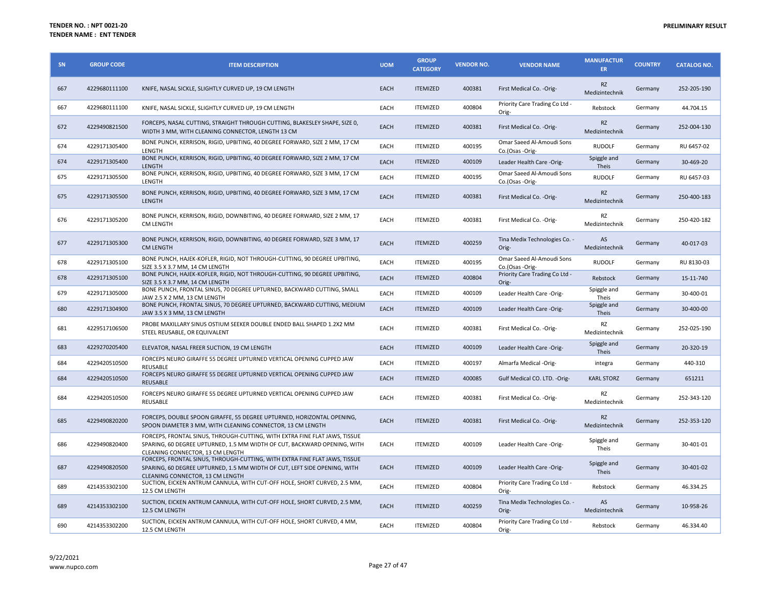**TENDER NO. : NPT 0021-20**
**TENDER NAME : ENT TENDER**

**PRELIMINARY RESULT**

| SN | GROUP CODE | ITEM DESCRIPTION | UOM | GROUP CATEGORY | VENDOR NO. | VENDOR NAME | MANUFACTURER | COUNTRY | CATALOG NO. |
|---|---|---|---|---|---|---|---|---|---|
| 667 | 4229680111100 | KNIFE, NASAL SICKLE, SLIGHTLY CURVED UP, 19 CM LENGTH | EACH | ITEMIZED | 400381 | First Medical Co. -Orig- | RZ Medizintechnik | Germany | 252-205-190 |
| 667 | 4229680111100 | KNIFE, NASAL SICKLE, SLIGHTLY CURVED UP, 19 CM LENGTH | EACH | ITEMIZED | 400804 | Priority Care Trading Co Ltd -Orig- | Rebstock | Germany | 44.704.15 |
| 672 | 4229490821500 | FORCEPS, NASAL CUTTING, STRAIGHT THROUGH CUTTING, BLAKESLEY SHAPE, SIZE 0, WIDTH 3 MM, WITH CLEANING CONNECTOR, LENGTH 13 CM | EACH | ITEMIZED | 400381 | First Medical Co. -Orig- | RZ Medizintechnik | Germany | 252-004-130 |
| 674 | 4229171305400 | BONE PUNCH, KERRISON, RIGID, UPBITING, 40 DEGREE FORWARD, SIZE 2 MM, 17 CM LENGTH | EACH | ITEMIZED | 400195 | Omar Saeed Al-Amoudi Sons Co.(Osas -Orig- | RUDOLF | Germany | RU 6457-02 |
| 674 | 4229171305400 | BONE PUNCH, KERRISON, RIGID, UPBITING, 40 DEGREE FORWARD, SIZE 2 MM, 17 CM LENGTH | EACH | ITEMIZED | 400109 | Leader Health Care -Orig- | Spiggle and Theis | Germany | 30-469-20 |
| 675 | 4229171305500 | BONE PUNCH, KERRISON, RIGID, UPBITING, 40 DEGREE FORWARD, SIZE 3 MM, 17 CM LENGTH | EACH | ITEMIZED | 400195 | Omar Saeed Al-Amoudi Sons Co.(Osas -Orig- | RUDOLF | Germany | RU 6457-03 |
| 675 | 4229171305500 | BONE PUNCH, KERRISON, RIGID, UPBITING, 40 DEGREE FORWARD, SIZE 3 MM, 17 CM LENGTH | EACH | ITEMIZED | 400381 | First Medical Co. -Orig- | RZ Medizintechnik | Germany | 250-400-183 |
| 676 | 4229171305200 | BONE PUNCH, KERRISON, RIGID, DOWNBITING, 40 DEGREE FORWARD, SIZE 2 MM, 17 CM LENGTH | EACH | ITEMIZED | 400381 | First Medical Co. -Orig- | RZ Medizintechnik | Germany | 250-420-182 |
| 677 | 4229171305300 | BONE PUNCH, KERRISON, RIGID, DOWNBITING, 40 DEGREE FORWARD, SIZE 3 MM, 17 CM LENGTH | EACH | ITEMIZED | 400259 | Tina Medix Technologies Co. -Orig- | AS Medizintechnik | Germany | 40-017-03 |
| 678 | 4229171305100 | BONE PUNCH, HAJEK-KOFLER, RIGID, NOT THROUGH-CUTTING, 90 DEGREE UPBITING, SIZE 3.5 X 3.7 MM, 14 CM LENGTH | EACH | ITEMIZED | 400195 | Omar Saeed Al-Amoudi Sons Co.(Osas -Orig- | RUDOLF | Germany | RU 8130-03 |
| 678 | 4229171305100 | BONE PUNCH, HAJEK-KOFLER, RIGID, NOT THROUGH-CUTTING, 90 DEGREE UPBITING, SIZE 3.5 X 3.7 MM, 14 CM LENGTH | EACH | ITEMIZED | 400804 | Priority Care Trading Co Ltd -Orig- | Rebstock | Germany | 15-11-740 |
| 679 | 4229171305000 | BONE PUNCH, FRONTAL SINUS, 70 DEGREE UPTURNED, BACKWARD CUTTING, SMALL JAW 2.5 X 2 MM, 13 CM LENGTH | EACH | ITEMIZED | 400109 | Leader Health Care -Orig- | Spiggle and Theis | Germany | 30-400-01 |
| 680 | 4229171304900 | BONE PUNCH, FRONTAL SINUS, 70 DEGREE UPTURNED, BACKWARD CUTTING, MEDIUM JAW 3.5 X 3 MM, 13 CM LENGTH | EACH | ITEMIZED | 400109 | Leader Health Care -Orig- | Spiggle and Theis | Germany | 30-400-00 |
| 681 | 4229517106500 | PROBE MAXILLARY SINUS OSTIUM SEEKER DOUBLE ENDED BALL SHAPED 1.2X2 MM STEEL REUSABLE, OR EQUIVALENT | EACH | ITEMIZED | 400381 | First Medical Co. -Orig- | RZ Medizintechnik | Germany | 252-025-190 |
| 683 | 4229270205400 | ELEVATOR, NASAL FREER SUCTION, 19 CM LENGTH | EACH | ITEMIZED | 400109 | Leader Health Care -Orig- | Spiggle and Theis | Germany | 20-320-19 |
| 684 | 4229420510500 | FORCEPS NEURO GIRAFFE 55 DEGREE UPTURNED VERTICAL OPENING CUPPED JAW REUSABLE | EACH | ITEMIZED | 400197 | Almarfa Medical -Orig- | integra | Germany | 440-310 |
| 684 | 4229420510500 | FORCEPS NEURO GIRAFFE 55 DEGREE UPTURNED VERTICAL OPENING CUPPED JAW REUSABLE | EACH | ITEMIZED | 400085 | Gulf Medical CO. LTD. -Orig- | KARL STORZ | Germany | 651211 |
| 684 | 4229420510500 | FORCEPS NEURO GIRAFFE 55 DEGREE UPTURNED VERTICAL OPENING CUPPED JAW REUSABLE | EACH | ITEMIZED | 400381 | First Medical Co. -Orig- | RZ Medizintechnik | Germany | 252-343-120 |
| 685 | 4229490820200 | FORCEPS, DOUBLE SPOON GIRAFFE, 55 DEGREE UPTURNED, HORIZONTAL OPENING, SPOON DIAMETER 3 MM, WITH CLEANING CONNECTOR, 13 CM LENGTH | EACH | ITEMIZED | 400381 | First Medical Co. -Orig- | RZ Medizintechnik | Germany | 252-353-120 |
| 686 | 4229490820400 | FORCEPS, FRONTAL SINUS, THROUGH-CUTTING, WITH EXTRA FINE FLAT JAWS, TISSUE SPARING, 60 DEGREE UPTURNED, 1.5 MM WIDTH OF CUT, BACKWARD OPENING, WITH CLEANING CONNECTOR, 13 CM LENGTH | EACH | ITEMIZED | 400109 | Leader Health Care -Orig- | Spiggle and Theis | Germany | 30-401-01 |
| 687 | 4229490820500 | FORCEPS, FRONTAL SINUS, THROUGH-CUTTING, WITH EXTRA FINE FLAT JAWS, TISSUE SPARING, 60 DEGREE UPTURNED, 1.5 MM WIDTH OF CUT, LEFT SIDE OPENING, WITH CLEANING CONNECTOR, 13 CM LENGTH | EACH | ITEMIZED | 400109 | Leader Health Care -Orig- | Spiggle and Theis | Germany | 30-401-02 |
| 689 | 4214353302100 | SUCTION, EICKEN ANTRUM CANNULA, WITH CUT-OFF HOLE, SHORT CURVED, 2.5 MM, 12.5 CM LENGTH | EACH | ITEMIZED | 400804 | Priority Care Trading Co Ltd -Orig- | Rebstock | Germany | 46.334.25 |
| 689 | 4214353302100 | SUCTION, EICKEN ANTRUM CANNULA, WITH CUT-OFF HOLE, SHORT CURVED, 2.5 MM, 12.5 CM LENGTH | EACH | ITEMIZED | 400259 | Tina Medix Technologies Co. -Orig- | AS Medizintechnik | Germany | 10-958-26 |
| 690 | 4214353302200 | SUCTION, EICKEN ANTRUM CANNULA, WITH CUT-OFF HOLE, SHORT CURVED, 4 MM, 12.5 CM LENGTH | EACH | ITEMIZED | 400804 | Priority Care Trading Co Ltd -Orig- | Rebstock | Germany | 46.334.40 |

9/22/2021
www.nupco.com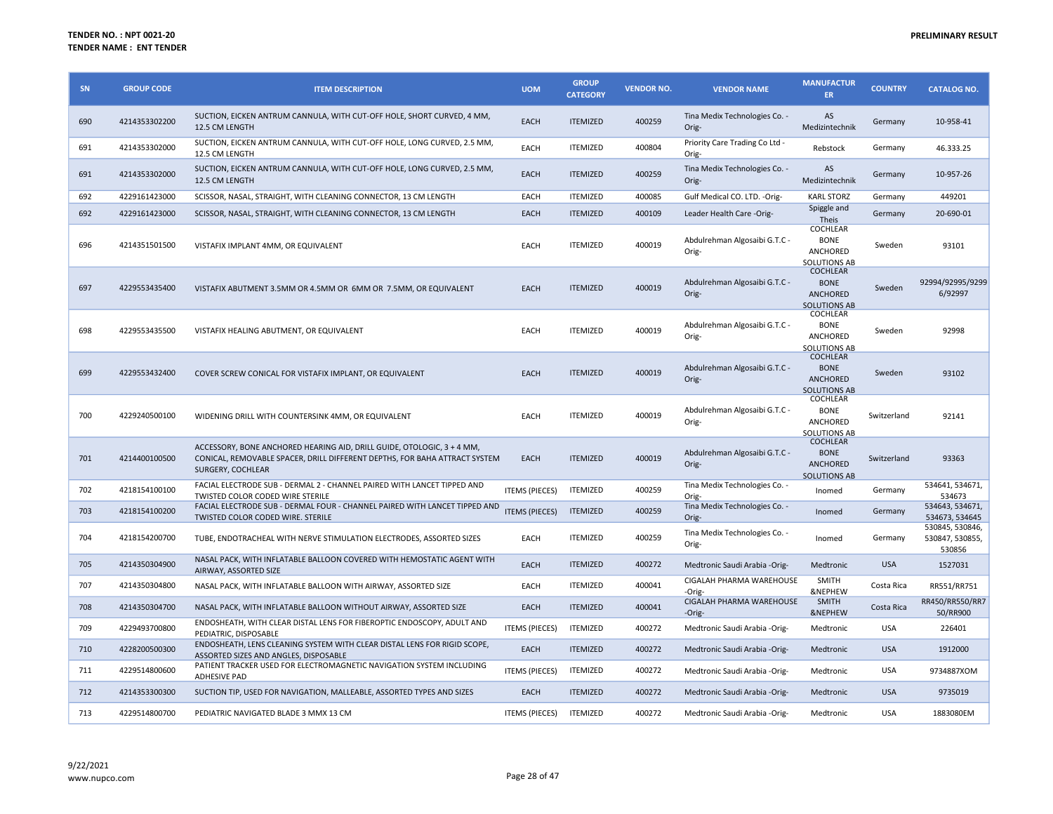**TENDER NO. : NPT 0021-20**
**TENDER NAME : ENT TENDER**

**PRELIMINARY RESULT**

| SN | GROUP CODE | ITEM DESCRIPTION | UOM | GROUP CATEGORY | VENDOR NO. | VENDOR NAME | MANUFACTURER | COUNTRY | CATALOG NO. |
|---|---|---|---|---|---|---|---|---|---|
| 690 | 4214353302200 | SUCTION, EICKEN ANTRUM CANNULA, WITH CUT-OFF HOLE, SHORT CURVED, 4 MM, 12.5 CM LENGTH | EACH | ITEMIZED | 400259 | Tina Medix Technologies Co. -Orig- | AS Medizintechnik | Germany | 10-958-41 |
| 691 | 4214353302000 | SUCTION, EICKEN ANTRUM CANNULA, WITH CUT-OFF HOLE, LONG CURVED, 2.5 MM, 12.5 CM LENGTH | EACH | ITEMIZED | 400804 | Priority Care Trading Co Ltd -Orig- | Rebstock | Germany | 46.333.25 |
| 691 | 4214353302000 | SUCTION, EICKEN ANTRUM CANNULA, WITH CUT-OFF HOLE, LONG CURVED, 2.5 MM, 12.5 CM LENGTH | EACH | ITEMIZED | 400259 | Tina Medix Technologies Co. -Orig- | AS Medizintechnik | Germany | 10-957-26 |
| 692 | 4229161423000 | SCISSOR, NASAL, STRAIGHT, WITH CLEANING CONNECTOR, 13 CM LENGTH | EACH | ITEMIZED | 400085 | Gulf Medical CO. LTD. -Orig- | KARL STORZ | Germany | 449201 |
| 692 | 4229161423000 | SCISSOR, NASAL, STRAIGHT, WITH CLEANING CONNECTOR, 13 CM LENGTH | EACH | ITEMIZED | 400109 | Leader Health Care -Orig- | Spiggle and Theis | Germany | 20-690-01 |
| 696 | 4214351501500 | VISTAFIX IMPLANT 4MM, OR EQUIVALENT | EACH | ITEMIZED | 400019 | Abdulrehman Algosaibi G.T.C -Orig- | COCHLEAR BONE ANCHORED SOLUTIONS AB | Sweden | 93101 |
| 697 | 4229553435400 | VISTAFIX ABUTMENT 3.5MM OR 4.5MM OR 6MM OR 7.5MM, OR EQUIVALENT | EACH | ITEMIZED | 400019 | Abdulrehman Algosaibi G.T.C -Orig- | COCHLEAR BONE ANCHORED SOLUTIONS AB | Sweden | 92994/92995/92996/92997 |
| 698 | 4229553435500 | VISTAFIX HEALING ABUTMENT, OR EQUIVALENT | EACH | ITEMIZED | 400019 | Abdulrehman Algosaibi G.T.C -Orig- | COCHLEAR BONE ANCHORED SOLUTIONS AB | Sweden | 92998 |
| 699 | 4229553432400 | COVER SCREW CONICAL FOR VISTAFIX IMPLANT, OR EQUIVALENT | EACH | ITEMIZED | 400019 | Abdulrehman Algosaibi G.T.C -Orig- | COCHLEAR BONE ANCHORED SOLUTIONS AB | Sweden | 93102 |
| 700 | 4229240500100 | WIDENING DRILL WITH COUNTERSINK 4MM, OR EQUIVALENT | EACH | ITEMIZED | 400019 | Abdulrehman Algosaibi G.T.C -Orig- | COCHLEAR BONE ANCHORED SOLUTIONS AB | Switzerland | 92141 |
| 701 | 4214400100500 | ACCESSORY, BONE ANCHORED HEARING AID, DRILL GUIDE, OTOLOGIC, 3 + 4 MM, CONICAL, REMOVABLE SPACER, DRILL DIFFERENT DEPTHS, FOR BAHA ATTRACT SYSTEM SURGERY, COCHLEAR | EACH | ITEMIZED | 400019 | Abdulrehman Algosaibi G.T.C -Orig- | COCHLEAR BONE ANCHORED SOLUTIONS AB | Switzerland | 93363 |
| 702 | 4218154100100 | FACIAL ELECTRODE SUB - DERMAL 2 - CHANNEL PAIRED WITH LANCET TIPPED AND TWISTED COLOR CODED WIRE STERILE | ITEMS (PIECES) | ITEMIZED | 400259 | Tina Medix Technologies Co. -Orig- | Inomed | Germany | 534641, 534671, 534673 |
| 703 | 4218154100200 | FACIAL ELECTRODE SUB - DERMAL FOUR - CHANNEL PAIRED WITH LANCET TIPPED AND TWISTED COLOR CODED WIRE. STERILE | ITEMS (PIECES) | ITEMIZED | 400259 | Tina Medix Technologies Co. -Orig- | Inomed | Germany | 534643, 534671, 534673, 534645 |
| 704 | 4218154200700 | TUBE, ENDOTRACHEAL WITH NERVE STIMULATION ELECTRODES, ASSORTED SIZES | EACH | ITEMIZED | 400259 | Tina Medix Technologies Co. -Orig- | Inomed | Germany | 530845, 530846, 530847, 530855, 530856 |
| 705 | 4214350304900 | NASAL PACK, WITH INFLATABLE BALLOON COVERED WITH HEMOSTATIC AGENT WITH AIRWAY, ASSORTED SIZE | EACH | ITEMIZED | 400272 | Medtronic Saudi Arabia -Orig- | Medtronic | USA | 1527031 |
| 707 | 4214350304800 | NASAL PACK, WITH INFLATABLE BALLOON WITH AIRWAY, ASSORTED SIZE | EACH | ITEMIZED | 400041 | CIGALAH PHARMA WAREHOUSE -Orig- | SMITH &NEPHEW | Costa Rica | RR551/RR751 |
| 708 | 4214350304700 | NASAL PACK, WITH INFLATABLE BALLOON WITHOUT AIRWAY, ASSORTED SIZE | EACH | ITEMIZED | 400041 | CIGALAH PHARMA WAREHOUSE -Orig- | SMITH &NEPHEW | Costa Rica | RR450/RR550/RR750/RR900 |
| 709 | 4229493700800 | ENDOSHEATH, WITH CLEAR DISTAL LENS FOR FIBEROPTIC ENDOSCOPY, ADULT AND PEDIATRIC, DISPOSABLE | ITEMS (PIECES) | ITEMIZED | 400272 | Medtronic Saudi Arabia -Orig- | Medtronic | USA | 226401 |
| 710 | 4228200500300 | ENDOSHEATH, LENS CLEANING SYSTEM WITH CLEAR DISTAL LENS FOR RIGID SCOPE, ASSORTED SIZES AND ANGLES, DISPOSABLE | EACH | ITEMIZED | 400272 | Medtronic Saudi Arabia -Orig- | Medtronic | USA | 1912000 |
| 711 | 4229514800600 | PATIENT TRACKER USED FOR ELECTROMAGNETIC NAVIGATION SYSTEM INCLUDING ADHESIVE PAD | ITEMS (PIECES) | ITEMIZED | 400272 | Medtronic Saudi Arabia -Orig- | Medtronic | USA | 9734887XOM |
| 712 | 4214353300300 | SUCTION TIP, USED FOR NAVIGATION, MALLEABLE, ASSORTED TYPES AND SIZES | EACH | ITEMIZED | 400272 | Medtronic Saudi Arabia -Orig- | Medtronic | USA | 9735019 |
| 713 | 4229514800700 | PEDIATRIC NAVIGATED BLADE 3 MMX 13 CM | ITEMS (PIECES) | ITEMIZED | 400272 | Medtronic Saudi Arabia -Orig- | Medtronic | USA | 1883080EM |

9/22/2021
www.nupco.com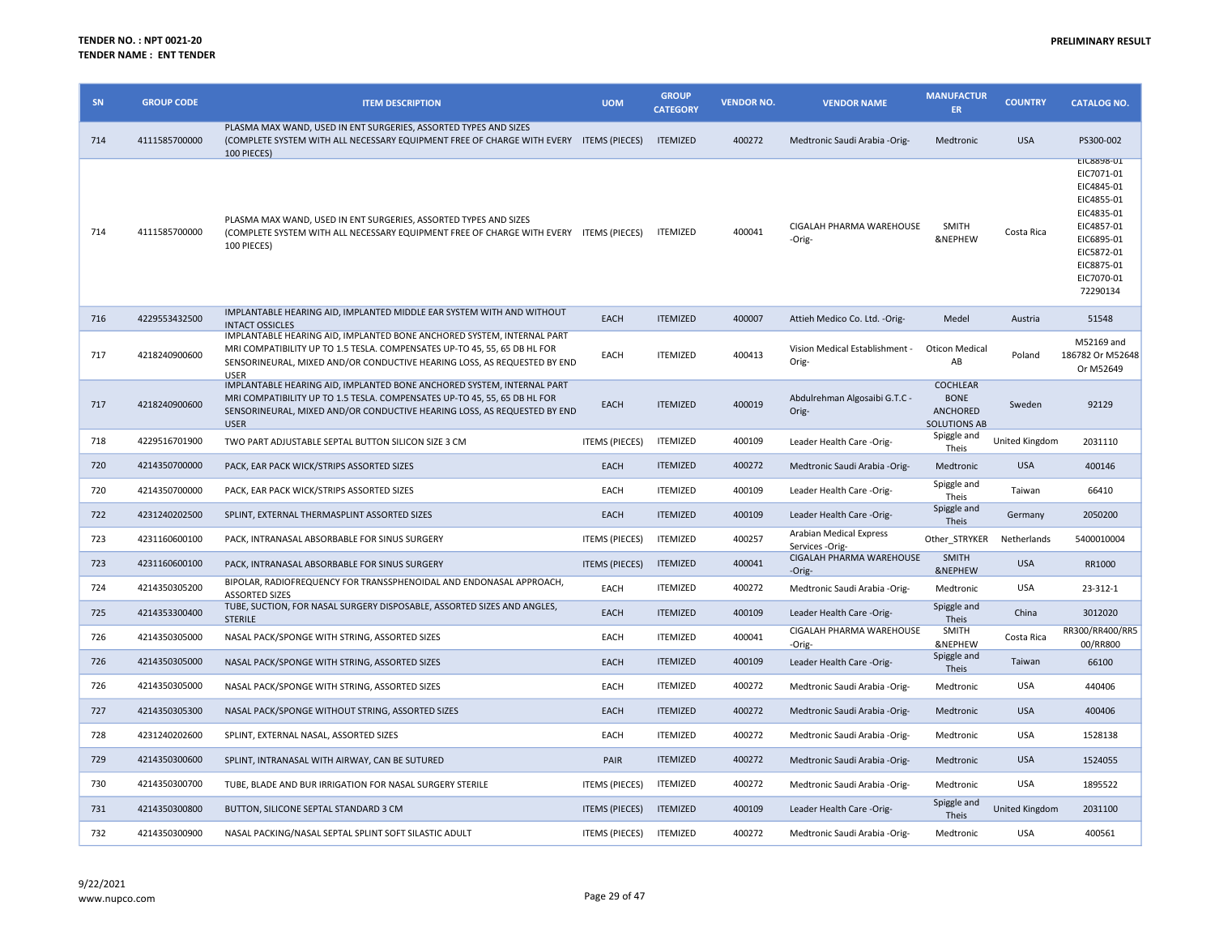**TENDER NO. : NPT 0021-20**
**TENDER NAME : ENT TENDER**

**PRELIMINARY RESULT**

| SN | GROUP CODE | ITEM DESCRIPTION | UOM | GROUP CATEGORY | VENDOR NO. | VENDOR NAME | MANUFACTURER | COUNTRY | CATALOG NO. |
|---|---|---|---|---|---|---|---|---|---|
| 714 | 4111585700000 | PLASMA MAX WAND, USED IN ENT SURGERIES, ASSORTED TYPES AND SIZES (COMPLETE SYSTEM WITH ALL NECESSARY EQUIPMENT FREE OF CHARGE WITH EVERY 100 PIECES) | ITEMS (PIECES) | ITEMIZED | 400272 | Medtronic Saudi Arabia -Orig- | Medtronic | USA | PS300-002 |
| 714 | 4111585700000 | PLASMA MAX WAND, USED IN ENT SURGERIES, ASSORTED TYPES AND SIZES (COMPLETE SYSTEM WITH ALL NECESSARY EQUIPMENT FREE OF CHARGE WITH EVERY 100 PIECES) | ITEMS (PIECES) | ITEMIZED | 400041 | CIGALAH PHARMA WAREHOUSE -Orig- | SMITH &NEPHEW | Costa Rica | EIC8898-01 EIC7071-01 EIC4845-01 EIC4855-01 EIC4835-01 EIC4857-01 EIC6895-01 EIC5872-01 EIC8875-01 EIC7070-01 72290134 |
| 716 | 4229553432500 | IMPLANTABLE HEARING AID, IMPLANTED MIDDLE EAR SYSTEM WITH AND WITHOUT INTACT OSSICLES | EACH | ITEMIZED | 400007 | Attieh Medico Co. Ltd. -Orig- | Medel | Austria | 51548 |
| 717 | 4218240900600 | IMPLANTABLE HEARING AID, IMPLANTED BONE ANCHORED SYSTEM, INTERNAL PART MRI COMPATIBILITY UP TO 1.5 TESLA. COMPENSATES UP-TO 45, 55, 65 DB HL FOR SENSORINEURAL, MIXED AND/OR CONDUCTIVE HEARING LOSS, AS REQUESTED BY END USER | EACH | ITEMIZED | 400413 | Vision Medical Establishment -Orig- | Oticon Medical AB | Poland | M52169 and 186782 Or M52648 Or M52649 |
| 717 | 4218240900600 | IMPLANTABLE HEARING AID, IMPLANTED BONE ANCHORED SYSTEM, INTERNAL PART MRI COMPATIBILITY UP TO 1.5 TESLA. COMPENSATES UP-TO 45, 55, 65 DB HL FOR SENSORINEURAL, MIXED AND/OR CONDUCTIVE HEARING LOSS, AS REQUESTED BY END USER | EACH | ITEMIZED | 400019 | Abdulrehman Algosaibi G.T.C -Orig- | COCHLEAR BONE ANCHORED SOLUTIONS AB | Sweden | 92129 |
| 718 | 4229516701900 | TWO PART ADJUSTABLE SEPTAL BUTTON SILICON SIZE 3 CM | ITEMS (PIECES) | ITEMIZED | 400109 | Leader Health Care -Orig- | Spiggle and Theis | United Kingdom | 2031110 |
| 720 | 4214350700000 | PACK, EAR PACK WICK/STRIPS ASSORTED SIZES | EACH | ITEMIZED | 400272 | Medtronic Saudi Arabia -Orig- | Medtronic | USA | 400146 |
| 720 | 4214350700000 | PACK, EAR PACK WICK/STRIPS ASSORTED SIZES | EACH | ITEMIZED | 400109 | Leader Health Care -Orig- | Spiggle and Theis | Taiwan | 66410 |
| 722 | 4231240202500 | SPLINT, EXTERNAL THERMASPLINT ASSORTED SIZES | EACH | ITEMIZED | 400109 | Leader Health Care -Orig- | Spiggle and Theis | Germany | 2050200 |
| 723 | 4231160600100 | PACK, INTRANASAL ABSORBABLE FOR SINUS SURGERY | ITEMS (PIECES) | ITEMIZED | 400257 | Arabian Medical Express Services -Orig- | Other_STRYKER | Netherlands | 5400010004 |
| 723 | 4231160600100 | PACK, INTRANASAL ABSORBABLE FOR SINUS SURGERY | ITEMS (PIECES) | ITEMIZED | 400041 | CIGALAH PHARMA WAREHOUSE -Orig- | SMITH &NEPHEW | USA | RR1000 |
| 724 | 4214350305200 | BIPOLAR, RADIOFREQUENCY FOR TRANSSPHENOIDAL AND ENDONASAL APPROACH, ASSORTED SIZES | EACH | ITEMIZED | 400272 | Medtronic Saudi Arabia -Orig- | Medtronic | USA | 23-312-1 |
| 725 | 4214353300400 | TUBE, SUCTION, FOR NASAL SURGERY DISPOSABLE, ASSORTED SIZES AND ANGLES, STERILE | EACH | ITEMIZED | 400109 | Leader Health Care -Orig- | Spiggle and Theis | China | 3012020 |
| 726 | 4214350305000 | NASAL PACK/SPONGE WITH STRING, ASSORTED SIZES | EACH | ITEMIZED | 400041 | CIGALAH PHARMA WAREHOUSE -Orig- | SMITH &NEPHEW | Costa Rica | RR300/RR400/RR500/RR800 |
| 726 | 4214350305000 | NASAL PACK/SPONGE WITH STRING, ASSORTED SIZES | EACH | ITEMIZED | 400109 | Leader Health Care -Orig- | Spiggle and Theis | Taiwan | 66100 |
| 726 | 4214350305000 | NASAL PACK/SPONGE WITH STRING, ASSORTED SIZES | EACH | ITEMIZED | 400272 | Medtronic Saudi Arabia -Orig- | Medtronic | USA | 440406 |
| 727 | 4214350305300 | NASAL PACK/SPONGE WITHOUT STRING, ASSORTED SIZES | EACH | ITEMIZED | 400272 | Medtronic Saudi Arabia -Orig- | Medtronic | USA | 400406 |
| 728 | 4231240202600 | SPLINT, EXTERNAL NASAL, ASSORTED SIZES | EACH | ITEMIZED | 400272 | Medtronic Saudi Arabia -Orig- | Medtronic | USA | 1528138 |
| 729 | 4214350300600 | SPLINT, INTRANASAL WITH AIRWAY, CAN BE SUTURED | PAIR | ITEMIZED | 400272 | Medtronic Saudi Arabia -Orig- | Medtronic | USA | 1524055 |
| 730 | 4214350300700 | TUBE, BLADE AND BUR IRRIGATION FOR NASAL SURGERY STERILE | ITEMS (PIECES) | ITEMIZED | 400272 | Medtronic Saudi Arabia -Orig- | Medtronic | USA | 1895522 |
| 731 | 4214350300800 | BUTTON, SILICONE SEPTAL STANDARD 3 CM | ITEMS (PIECES) | ITEMIZED | 400109 | Leader Health Care -Orig- | Spiggle and Theis | United Kingdom | 2031100 |
| 732 | 4214350300900 | NASAL PACKING/NASAL SEPTAL SPLINT SOFT SILASTIC ADULT | ITEMS (PIECES) | ITEMIZED | 400272 | Medtronic Saudi Arabia -Orig- | Medtronic | USA | 400561 |

9/22/2021
www.nupco.com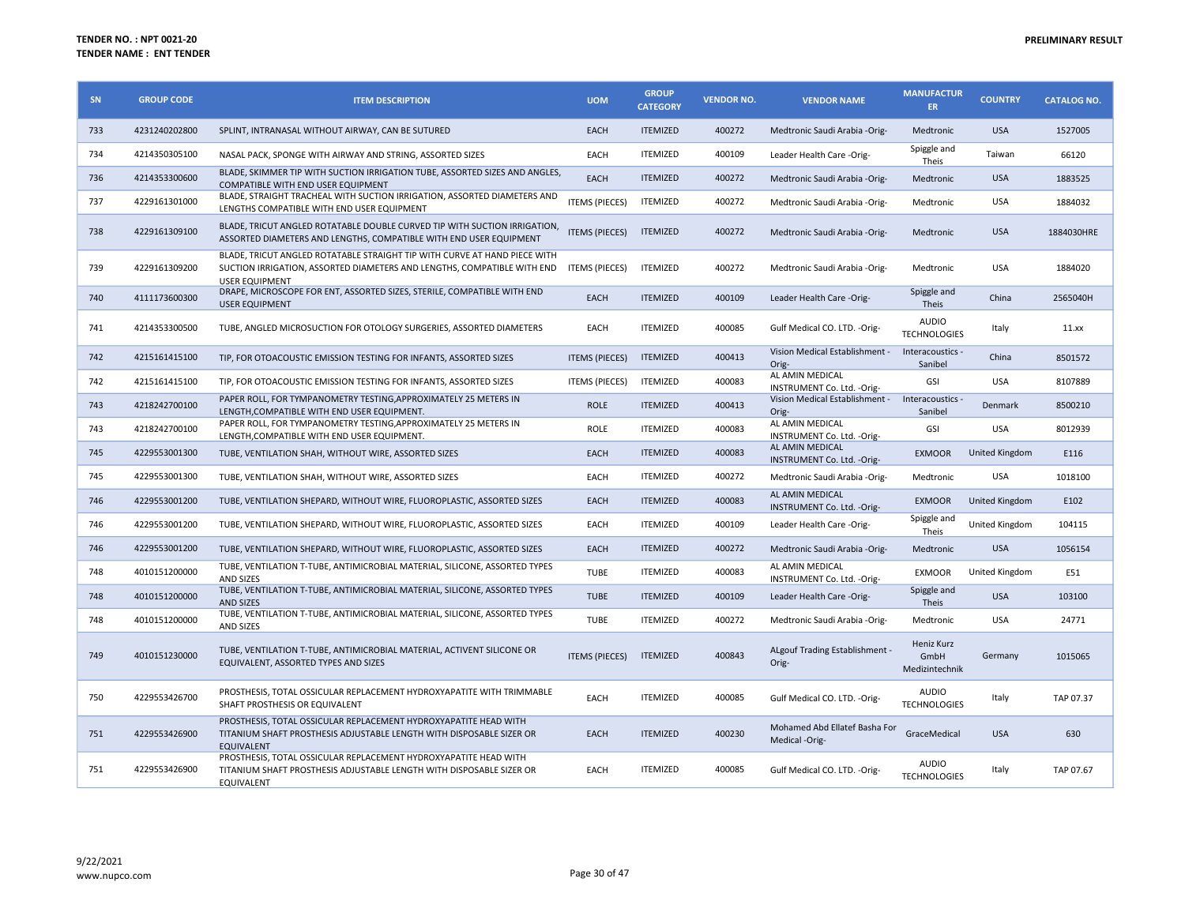**TENDER NO. : NPT 0021-20**
**TENDER NAME : ENT TENDER**

**PRELIMINARY RESULT**

| SN | GROUP CODE | ITEM DESCRIPTION | UOM | GROUP CATEGORY | VENDOR NO. | VENDOR NAME | MANUFACTURER | COUNTRY | CATALOG NO. |
|---|---|---|---|---|---|---|---|---|---|
| 733 | 4231240202800 | SPLINT, INTRANASAL WITHOUT AIRWAY, CAN BE SUTURED | EACH | ITEMIZED | 400272 | Medtronic Saudi Arabia -Orig- | Medtronic | USA | 1527005 |
| 734 | 4214350305100 | NASAL PACK, SPONGE WITH AIRWAY AND STRING, ASSORTED SIZES | EACH | ITEMIZED | 400109 | Leader Health Care -Orig- | Spiggle and Theis | Taiwan | 66120 |
| 736 | 4214353300600 | BLADE, SKIMMER TIP WITH SUCTION IRRIGATION TUBE, ASSORTED SIZES AND ANGLES, COMPATIBLE WITH END USER EQUIPMENT | EACH | ITEMIZED | 400272 | Medtronic Saudi Arabia -Orig- | Medtronic | USA | 1883525 |
| 737 | 4229161301000 | BLADE, STRAIGHT TRACHEAL WITH SUCTION IRRIGATION, ASSORTED DIAMETERS AND LENGTHS COMPATIBLE WITH END USER EQUIPMENT | ITEMS (PIECES) | ITEMIZED | 400272 | Medtronic Saudi Arabia -Orig- | Medtronic | USA | 1884032 |
| 738 | 4229161309100 | BLADE, TRICUT ANGLED ROTATABLE DOUBLE CURVED TIP WITH SUCTION IRRIGATION, ASSORTED DIAMETERS AND LENGTHS, COMPATIBLE WITH END USER EQUIPMENT | ITEMS (PIECES) | ITEMIZED | 400272 | Medtronic Saudi Arabia -Orig- | Medtronic | USA | 1884030HRE |
| 739 | 4229161309200 | BLADE, TRICUT ANGLED ROTATABLE STRAIGHT TIP WITH CURVE AT HAND PIECE WITH SUCTION IRRIGATION, ASSORTED DIAMETERS AND LENGTHS, COMPATIBLE WITH END USER EQUIPMENT | ITEMS (PIECES) | ITEMIZED | 400272 | Medtronic Saudi Arabia -Orig- | Medtronic | USA | 1884020 |
| 740 | 4111173600300 | DRAPE, MICROSCOPE FOR ENT, ASSORTED SIZES, STERILE, COMPATIBLE WITH END USER EQUIPMENT | EACH | ITEMIZED | 400109 | Leader Health Care -Orig- | Spiggle and Theis | China | 2565040H |
| 741 | 4214353300500 | TUBE, ANGLED MICROSUCTION FOR OTOLOGY SURGERIES, ASSORTED DIAMETERS | EACH | ITEMIZED | 400085 | Gulf Medical CO. LTD. -Orig- | AUDIO TECHNOLOGIES | Italy | 11.xx |
| 742 | 4215161415100 | TIP, FOR OTOACOUSTIC EMISSION TESTING FOR INFANTS, ASSORTED SIZES | ITEMS (PIECES) | ITEMIZED | 400413 | Vision Medical Establishment -Orig- | Interacoustics - Sanibel | China | 8501572 |
| 742 | 4215161415100 | TIP, FOR OTOACOUSTIC EMISSION TESTING FOR INFANTS, ASSORTED SIZES | ITEMS (PIECES) | ITEMIZED | 400083 | AL AMIN MEDICAL INSTRUMENT Co. Ltd. -Orig- | GSI | USA | 8107889 |
| 743 | 4218242700100 | PAPER ROLL, FOR TYMPANOMETRY TESTING,APPROXIMATELY 25 METERS IN LENGTH,COMPATIBLE WITH END USER EQUIPMENT. | ROLE | ITEMIZED | 400413 | Vision Medical Establishment -Orig- | Interacoustics - Sanibel | Denmark | 8500210 |
| 743 | 4218242700100 | PAPER ROLL, FOR TYMPANOMETRY TESTING,APPROXIMATELY 25 METERS IN LENGTH,COMPATIBLE WITH END USER EQUIPMENT. | ROLE | ITEMIZED | 400083 | AL AMIN MEDICAL INSTRUMENT Co. Ltd. -Orig- | GSI | USA | 8012939 |
| 745 | 4229553001300 | TUBE, VENTILATION SHAH, WITHOUT WIRE, ASSORTED SIZES | EACH | ITEMIZED | 400083 | AL AMIN MEDICAL INSTRUMENT Co. Ltd. -Orig- | EXMOOR | United Kingdom | E116 |
| 745 | 4229553001300 | TUBE, VENTILATION SHAH, WITHOUT WIRE, ASSORTED SIZES | EACH | ITEMIZED | 400272 | Medtronic Saudi Arabia -Orig- | Medtronic | USA | 1018100 |
| 746 | 4229553001200 | TUBE, VENTILATION SHEPARD, WITHOUT WIRE, FLUOROPLASTIC, ASSORTED SIZES | EACH | ITEMIZED | 400083 | AL AMIN MEDICAL INSTRUMENT Co. Ltd. -Orig- | EXMOOR | United Kingdom | E102 |
| 746 | 4229553001200 | TUBE, VENTILATION SHEPARD, WITHOUT WIRE, FLUOROPLASTIC, ASSORTED SIZES | EACH | ITEMIZED | 400109 | Leader Health Care -Orig- | Spiggle and Theis | United Kingdom | 104115 |
| 746 | 4229553001200 | TUBE, VENTILATION SHEPARD, WITHOUT WIRE, FLUOROPLASTIC, ASSORTED SIZES | EACH | ITEMIZED | 400272 | Medtronic Saudi Arabia -Orig- | Medtronic | USA | 1056154 |
| 748 | 4010151200000 | TUBE, VENTILATION T-TUBE, ANTIMICROBIAL MATERIAL, SILICONE, ASSORTED TYPES AND SIZES | TUBE | ITEMIZED | 400083 | AL AMIN MEDICAL INSTRUMENT Co. Ltd. -Orig- | EXMOOR | United Kingdom | E51 |
| 748 | 4010151200000 | TUBE, VENTILATION T-TUBE, ANTIMICROBIAL MATERIAL, SILICONE, ASSORTED TYPES AND SIZES | TUBE | ITEMIZED | 400109 | Leader Health Care -Orig- | Spiggle and Theis | USA | 103100 |
| 748 | 4010151200000 | TUBE, VENTILATION T-TUBE, ANTIMICROBIAL MATERIAL, SILICONE, ASSORTED TYPES AND SIZES | TUBE | ITEMIZED | 400272 | Medtronic Saudi Arabia -Orig- | Medtronic | USA | 24771 |
| 749 | 4010151230000 | TUBE, VENTILATION T-TUBE, ANTIMICROBIAL MATERIAL, ACTIVENT SILICONE OR EQUIVALENT, ASSORTED TYPES AND SIZES | ITEMS (PIECES) | ITEMIZED | 400843 | ALgouf Trading Establishment -Orig- | Heniz Kurz GmbH Medizintechnik | Germany | 1015065 |
| 750 | 4229553426700 | PROSTHESIS, TOTAL OSSICULAR REPLACEMENT HYDROXYAPATITE WITH TRIMMABLE SHAFT PROSTHESIS OR EQUIVALENT | EACH | ITEMIZED | 400085 | Gulf Medical CO. LTD. -Orig- | AUDIO TECHNOLOGIES | Italy | TAP 07.37 |
| 751 | 4229553426900 | PROSTHESIS, TOTAL OSSICULAR REPLACEMENT HYDROXYAPATITE HEAD WITH TITANIUM SHAFT PROSTHESIS ADJUSTABLE LENGTH WITH DISPOSABLE SIZER OR EQUIVALENT | EACH | ITEMIZED | 400230 | Mohamed Abd Ellatef Basha For Medical -Orig- | GraceMedical | USA | 630 |
| 751 | 4229553426900 | PROSTHESIS, TOTAL OSSICULAR REPLACEMENT HYDROXYAPATITE HEAD WITH TITANIUM SHAFT PROSTHESIS ADJUSTABLE LENGTH WITH DISPOSABLE SIZER OR EQUIVALENT | EACH | ITEMIZED | 400085 | Gulf Medical CO. LTD. -Orig- | AUDIO TECHNOLOGIES | Italy | TAP 07.67 |

9/22/2021
www.nupco.com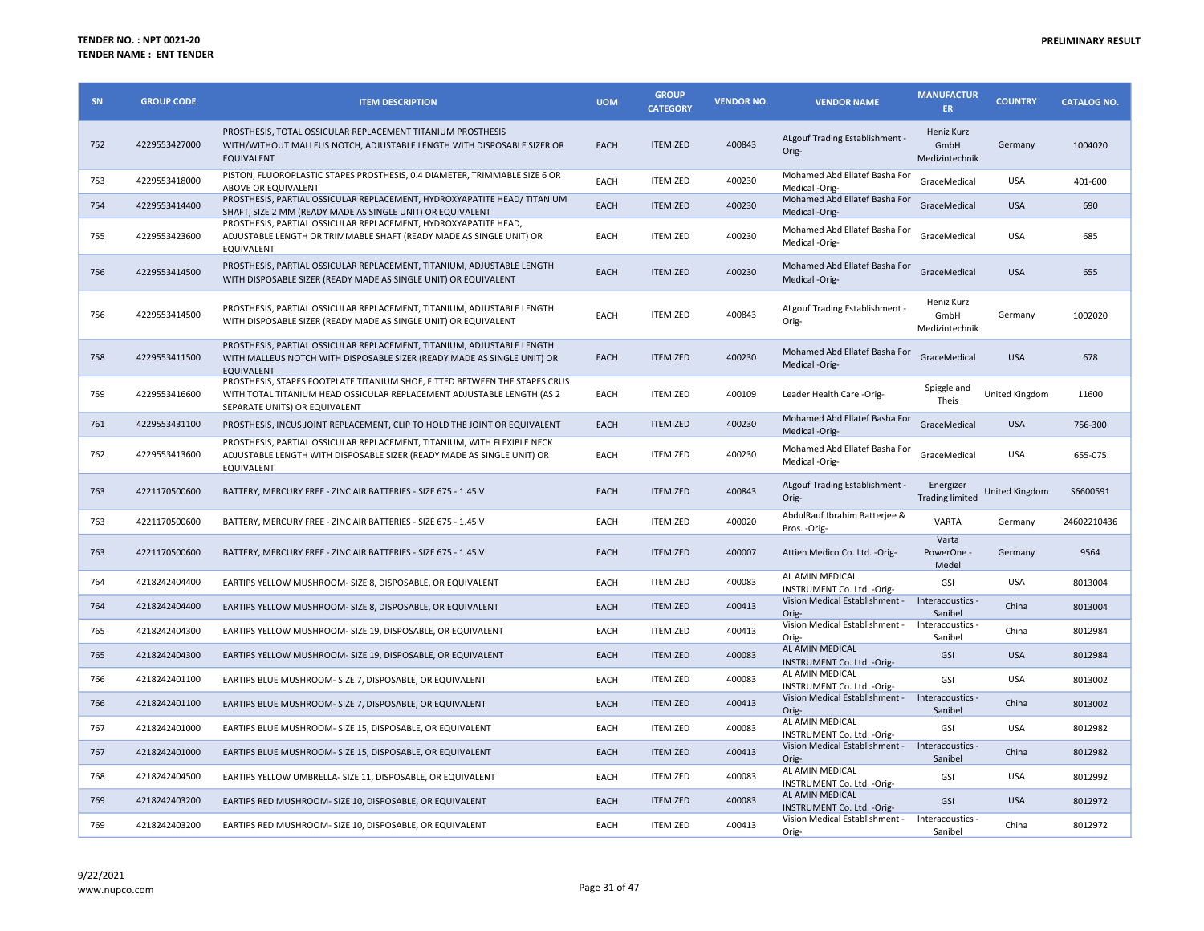**TENDER NO. : NPT 0021-20**
**TENDER NAME : ENT TENDER**

**PRELIMINARY RESULT**

| SN | GROUP CODE | ITEM DESCRIPTION | UOM | GROUP CATEGORY | VENDOR NO. | VENDOR NAME | MANUFACTURER | COUNTRY | CATALOG NO. |
|---|---|---|---|---|---|---|---|---|---|
| 752 | 4229553427000 | PROSTHESIS, TOTAL OSSICULAR REPLACEMENT TITANIUM PROSTHESIS WITH/WITHOUT MALLEUS NOTCH, ADJUSTABLE LENGTH WITH DISPOSABLE SIZER OR EQUIVALENT | EACH | ITEMIZED | 400843 | ALgouf Trading Establishment -Orig- | Heniz Kurz GmbH Medizintechnik | Germany | 1004020 |
| 753 | 4229553418000 | PISTON, FLUOROPLASTIC STAPES PROSTHESIS, 0.4 DIAMETER, TRIMMABLE SIZE 6 OR ABOVE OR EQUIVALENT | EACH | ITEMIZED | 400230 | Mohamed Abd Ellatef Basha For Medical -Orig- | GraceMedical | USA | 401-600 |
| 754 | 4229553414400 | PROSTHESIS, PARTIAL OSSICULAR REPLACEMENT, HYDROXYAPATITE HEAD/ TITANIUM SHAFT, SIZE 2 MM (READY MADE AS SINGLE UNIT) OR EQUIVALENT | EACH | ITEMIZED | 400230 | Mohamed Abd Ellatef Basha For Medical -Orig- | GraceMedical | USA | 690 |
| 755 | 4229553423600 | PROSTHESIS, PARTIAL OSSICULAR REPLACEMENT, HYDROXYAPATITE HEAD, ADJUSTABLE LENGTH OR TRIMMABLE SHAFT (READY MADE AS SINGLE UNIT) OR EQUIVALENT | EACH | ITEMIZED | 400230 | Mohamed Abd Ellatef Basha For Medical -Orig- | GraceMedical | USA | 685 |
| 756 | 4229553414500 | PROSTHESIS, PARTIAL OSSICULAR REPLACEMENT, TITANIUM, ADJUSTABLE LENGTH WITH DISPOSABLE SIZER (READY MADE AS SINGLE UNIT) OR EQUIVALENT | EACH | ITEMIZED | 400230 | Mohamed Abd Ellatef Basha For Medical -Orig- | GraceMedical | USA | 655 |
| 756 | 4229553414500 | PROSTHESIS, PARTIAL OSSICULAR REPLACEMENT, TITANIUM, ADJUSTABLE LENGTH WITH DISPOSABLE SIZER (READY MADE AS SINGLE UNIT) OR EQUIVALENT | EACH | ITEMIZED | 400843 | ALgouf Trading Establishment -Orig- | Heniz Kurz GmbH Medizintechnik | Germany | 1002020 |
| 758 | 4229553411500 | PROSTHESIS, PARTIAL OSSICULAR REPLACEMENT, TITANIUM, ADJUSTABLE LENGTH WITH MALLEUS NOTCH WITH DISPOSABLE SIZER (READY MADE AS SINGLE UNIT) OR EQUIVALENT | EACH | ITEMIZED | 400230 | Mohamed Abd Ellatef Basha For Medical -Orig- | GraceMedical | USA | 678 |
| 759 | 4229553416600 | PROSTHESIS, STAPES FOOTPLATE TITANIUM SHOE, FITTED BETWEEN THE STAPES CRUS WITH TOTAL TITANIUM HEAD OSSICULAR REPLACEMENT ADJUSTABLE LENGTH (AS 2 SEPARATE UNITS) OR EQUIVALENT | EACH | ITEMIZED | 400109 | Leader Health Care -Orig- | Spiggle and Theis | United Kingdom | 11600 |
| 761 | 4229553431100 | PROSTHESIS, INCUS JOINT REPLACEMENT, CLIP TO HOLD THE JOINT OR EQUIVALENT | EACH | ITEMIZED | 400230 | Mohamed Abd Ellatef Basha For Medical -Orig- | GraceMedical | USA | 756-300 |
| 762 | 4229553413600 | PROSTHESIS, PARTIAL OSSICULAR REPLACEMENT, TITANIUM, WITH FLEXIBLE NECK ADJUSTABLE LENGTH WITH DISPOSABLE SIZER (READY MADE AS SINGLE UNIT) OR EQUIVALENT | EACH | ITEMIZED | 400230 | Mohamed Abd Ellatef Basha For Medical -Orig- | GraceMedical | USA | 655-075 |
| 763 | 4221170500600 | BATTERY, MERCURY FREE - ZINC AIR BATTERIES - SIZE 675 - 1.45 V | EACH | ITEMIZED | 400843 | ALgouf Trading Establishment -Orig- | Energizer Trading limited | United Kingdom | S6600591 |
| 763 | 4221170500600 | BATTERY, MERCURY FREE - ZINC AIR BATTERIES - SIZE 675 - 1.45 V | EACH | ITEMIZED | 400020 | AbdulRauf Ibrahim Batterjee & Bros. -Orig- | VARTA | Germany | 24602210436 |
| 763 | 4221170500600 | BATTERY, MERCURY FREE - ZINC AIR BATTERIES - SIZE 675 - 1.45 V | EACH | ITEMIZED | 400007 | Attieh Medico Co. Ltd. -Orig- | Varta PowerOne - Medel | Germany | 9564 |
| 764 | 4218242404400 | EARTIPS YELLOW MUSHROOM- SIZE 8, DISPOSABLE, OR EQUIVALENT | EACH | ITEMIZED | 400083 | AL AMIN MEDICAL INSTRUMENT Co. Ltd. -Orig- | GSI | USA | 8013004 |
| 764 | 4218242404400 | EARTIPS YELLOW MUSHROOM- SIZE 8, DISPOSABLE, OR EQUIVALENT | EACH | ITEMIZED | 400413 | Vision Medical Establishment -Orig- | Interacoustics - Sanibel | China | 8013004 |
| 765 | 4218242404300 | EARTIPS YELLOW MUSHROOM- SIZE 19, DISPOSABLE, OR EQUIVALENT | EACH | ITEMIZED | 400413 | Vision Medical Establishment -Orig- | Interacoustics - Sanibel | China | 8012984 |
| 765 | 4218242404300 | EARTIPS YELLOW MUSHROOM- SIZE 19, DISPOSABLE, OR EQUIVALENT | EACH | ITEMIZED | 400083 | AL AMIN MEDICAL INSTRUMENT Co. Ltd. -Orig- | GSI | USA | 8012984 |
| 766 | 4218242401100 | EARTIPS BLUE MUSHROOM- SIZE 7, DISPOSABLE, OR EQUIVALENT | EACH | ITEMIZED | 400083 | AL AMIN MEDICAL INSTRUMENT Co. Ltd. -Orig- | GSI | USA | 8013002 |
| 766 | 4218242401100 | EARTIPS BLUE MUSHROOM- SIZE 7, DISPOSABLE, OR EQUIVALENT | EACH | ITEMIZED | 400413 | Vision Medical Establishment -Orig- | Interacoustics - Sanibel | China | 8013002 |
| 767 | 4218242401000 | EARTIPS BLUE MUSHROOM- SIZE 15, DISPOSABLE, OR EQUIVALENT | EACH | ITEMIZED | 400083 | AL AMIN MEDICAL INSTRUMENT Co. Ltd. -Orig- | GSI | USA | 8012982 |
| 767 | 4218242401000 | EARTIPS BLUE MUSHROOM- SIZE 15, DISPOSABLE, OR EQUIVALENT | EACH | ITEMIZED | 400413 | Vision Medical Establishment -Orig- | Interacoustics - Sanibel | China | 8012982 |
| 768 | 4218242404500 | EARTIPS YELLOW UMBRELLA- SIZE 11, DISPOSABLE, OR EQUIVALENT | EACH | ITEMIZED | 400083 | AL AMIN MEDICAL INSTRUMENT Co. Ltd. -Orig- | GSI | USA | 8012992 |
| 769 | 4218242403200 | EARTIPS RED MUSHROOM- SIZE 10, DISPOSABLE, OR EQUIVALENT | EACH | ITEMIZED | 400083 | AL AMIN MEDICAL INSTRUMENT Co. Ltd. -Orig- | GSI | USA | 8012972 |
| 769 | 4218242403200 | EARTIPS RED MUSHROOM- SIZE 10, DISPOSABLE, OR EQUIVALENT | EACH | ITEMIZED | 400413 | Vision Medical Establishment -Orig- | Interacoustics - Sanibel | China | 8012972 |

9/22/2021
www.nupco.com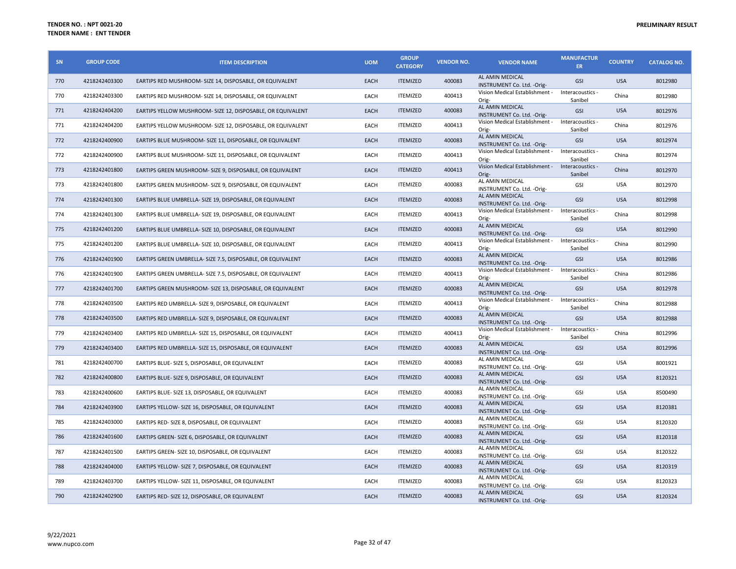**TENDER NO. : NPT 0021-20**
**TENDER NAME : ENT TENDER**

**PRELIMINARY RESULT**

| SN | GROUP CODE | ITEM DESCRIPTION | UOM | GROUP CATEGORY | VENDOR NO. | VENDOR NAME | MANUFACTURER | COUNTRY | CATALOG NO. |
|---|---|---|---|---|---|---|---|---|---|
| 770 | 4218242403300 | EARTIPS RED MUSHROOM- SIZE 14, DISPOSABLE, OR EQUIVALENT | EACH | ITEMIZED | 400083 | AL AMIN MEDICAL INSTRUMENT Co. Ltd. -Orig- | GSI | USA | 8012980 |
| 770 | 4218242403300 | EARTIPS RED MUSHROOM- SIZE 14, DISPOSABLE, OR EQUIVALENT | EACH | ITEMIZED | 400413 | Vision Medical Establishment - Orig- | Interacoustics - Sanibel | China | 8012980 |
| 771 | 4218242404200 | EARTIPS YELLOW MUSHROOM- SIZE 12, DISPOSABLE, OR EQUIVALENT | EACH | ITEMIZED | 400083 | AL AMIN MEDICAL INSTRUMENT Co. Ltd. -Orig- | GSI | USA | 8012976 |
| 771 | 4218242404200 | EARTIPS YELLOW MUSHROOM- SIZE 12, DISPOSABLE, OR EQUIVALENT | EACH | ITEMIZED | 400413 | Vision Medical Establishment - Orig- | Interacoustics - Sanibel | China | 8012976 |
| 772 | 4218242400900 | EARTIPS BLUE MUSHROOM- SIZE 11, DISPOSABLE, OR EQUIVALENT | EACH | ITEMIZED | 400083 | AL AMIN MEDICAL INSTRUMENT Co. Ltd. -Orig- | GSI | USA | 8012974 |
| 772 | 4218242400900 | EARTIPS BLUE MUSHROOM- SIZE 11, DISPOSABLE, OR EQUIVALENT | EACH | ITEMIZED | 400413 | Vision Medical Establishment - Orig- | Interacoustics - Sanibel | China | 8012974 |
| 773 | 4218242401800 | EARTIPS GREEN MUSHROOM- SIZE 9, DISPOSABLE, OR EQUIVALENT | EACH | ITEMIZED | 400413 | Vision Medical Establishment - Orig- | Interacoustics - Sanibel | China | 8012970 |
| 773 | 4218242401800 | EARTIPS GREEN MUSHROOM- SIZE 9, DISPOSABLE, OR EQUIVALENT | EACH | ITEMIZED | 400083 | AL AMIN MEDICAL INSTRUMENT Co. Ltd. -Orig- | GSI | USA | 8012970 |
| 774 | 4218242401300 | EARTIPS BLUE UMBRELLA- SIZE 19, DISPOSABLE, OR EQUIVALENT | EACH | ITEMIZED | 400083 | AL AMIN MEDICAL INSTRUMENT Co. Ltd. -Orig- | GSI | USA | 8012998 |
| 774 | 4218242401300 | EARTIPS BLUE UMBRELLA- SIZE 19, DISPOSABLE, OR EQUIVALENT | EACH | ITEMIZED | 400413 | Vision Medical Establishment - Orig- | Interacoustics - Sanibel | China | 8012998 |
| 775 | 4218242401200 | EARTIPS BLUE UMBRELLA- SIZE 10, DISPOSABLE, OR EQUIVALENT | EACH | ITEMIZED | 400083 | AL AMIN MEDICAL INSTRUMENT Co. Ltd. -Orig- | GSI | USA | 8012990 |
| 775 | 4218242401200 | EARTIPS BLUE UMBRELLA- SIZE 10, DISPOSABLE, OR EQUIVALENT | EACH | ITEMIZED | 400413 | Vision Medical Establishment - Orig- | Interacoustics - Sanibel | China | 8012990 |
| 776 | 4218242401900 | EARTIPS GREEN UMBRELLA- SIZE 7.5, DISPOSABLE, OR EQUIVALENT | EACH | ITEMIZED | 400083 | AL AMIN MEDICAL INSTRUMENT Co. Ltd. -Orig- | GSI | USA | 8012986 |
| 776 | 4218242401900 | EARTIPS GREEN UMBRELLA- SIZE 7.5, DISPOSABLE, OR EQUIVALENT | EACH | ITEMIZED | 400413 | Vision Medical Establishment - Orig- | Interacoustics - Sanibel | China | 8012986 |
| 777 | 4218242401700 | EARTIPS GREEN MUSHROOM- SIZE 13, DISPOSABLE, OR EQUIVALENT | EACH | ITEMIZED | 400083 | AL AMIN MEDICAL INSTRUMENT Co. Ltd. -Orig- | GSI | USA | 8012978 |
| 778 | 4218242403500 | EARTIPS RED UMBRELLA- SIZE 9, DISPOSABLE, OR EQUIVALENT | EACH | ITEMIZED | 400413 | Vision Medical Establishment - Orig- | Interacoustics - Sanibel | China | 8012988 |
| 778 | 4218242403500 | EARTIPS RED UMBRELLA- SIZE 9, DISPOSABLE, OR EQUIVALENT | EACH | ITEMIZED | 400083 | AL AMIN MEDICAL INSTRUMENT Co. Ltd. -Orig- | GSI | USA | 8012988 |
| 779 | 4218242403400 | EARTIPS RED UMBRELLA- SIZE 15, DISPOSABLE, OR EQUIVALENT | EACH | ITEMIZED | 400413 | Vision Medical Establishment - Orig- | Interacoustics - Sanibel | China | 8012996 |
| 779 | 4218242403400 | EARTIPS RED UMBRELLA- SIZE 15, DISPOSABLE, OR EQUIVALENT | EACH | ITEMIZED | 400083 | AL AMIN MEDICAL INSTRUMENT Co. Ltd. -Orig- | GSI | USA | 8012996 |
| 781 | 4218242400700 | EARTIPS BLUE- SIZE 5, DISPOSABLE, OR EQUIVALENT | EACH | ITEMIZED | 400083 | AL AMIN MEDICAL INSTRUMENT Co. Ltd. -Orig- | GSI | USA | 8001921 |
| 782 | 4218242400800 | EARTIPS BLUE- SIZE 9, DISPOSABLE, OR EQUIVALENT | EACH | ITEMIZED | 400083 | AL AMIN MEDICAL INSTRUMENT Co. Ltd. -Orig- | GSI | USA | 8120321 |
| 783 | 4218242400600 | EARTIPS BLUE- SIZE 13, DISPOSABLE, OR EQUIVALENT | EACH | ITEMIZED | 400083 | AL AMIN MEDICAL INSTRUMENT Co. Ltd. -Orig- | GSI | USA | 8500490 |
| 784 | 4218242403900 | EARTIPS YELLOW- SIZE 16, DISPOSABLE, OR EQUIVALENT | EACH | ITEMIZED | 400083 | AL AMIN MEDICAL INSTRUMENT Co. Ltd. -Orig- | GSI | USA | 8120381 |
| 785 | 4218242403000 | EARTIPS RED- SIZE 8, DISPOSABLE, OR EQUIVALENT | EACH | ITEMIZED | 400083 | AL AMIN MEDICAL INSTRUMENT Co. Ltd. -Orig- | GSI | USA | 8120320 |
| 786 | 4218242401600 | EARTIPS GREEN- SIZE 6, DISPOSABLE, OR EQUIVALENT | EACH | ITEMIZED | 400083 | AL AMIN MEDICAL INSTRUMENT Co. Ltd. -Orig- | GSI | USA | 8120318 |
| 787 | 4218242401500 | EARTIPS GREEN- SIZE 10, DISPOSABLE, OR EQUIVALENT | EACH | ITEMIZED | 400083 | AL AMIN MEDICAL INSTRUMENT Co. Ltd. -Orig- | GSI | USA | 8120322 |
| 788 | 4218242404000 | EARTIPS YELLOW- SIZE 7, DISPOSABLE, OR EQUIVALENT | EACH | ITEMIZED | 400083 | AL AMIN MEDICAL INSTRUMENT Co. Ltd. -Orig- | GSI | USA | 8120319 |
| 789 | 4218242403700 | EARTIPS YELLOW- SIZE 11, DISPOSABLE, OR EQUIVALENT | EACH | ITEMIZED | 400083 | AL AMIN MEDICAL INSTRUMENT Co. Ltd. -Orig- | GSI | USA | 8120323 |
| 790 | 4218242402900 | EARTIPS RED- SIZE 12, DISPOSABLE, OR EQUIVALENT | EACH | ITEMIZED | 400083 | AL AMIN MEDICAL INSTRUMENT Co. Ltd. -Orig- | GSI | USA | 8120324 |

9/22/2021
www.nupco.com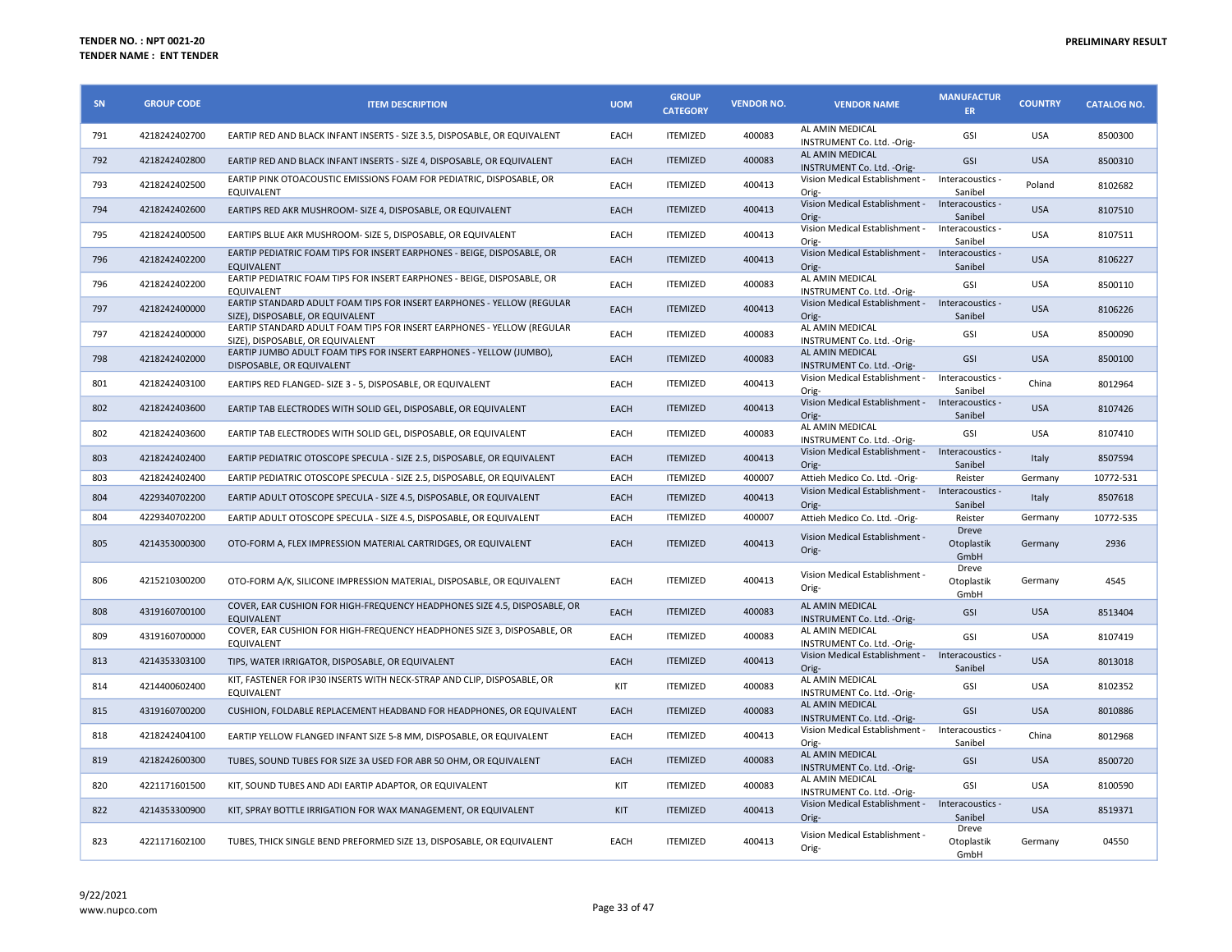**TENDER NO. : NPT 0021-20**
**TENDER NAME : ENT TENDER**

**PRELIMINARY RESULT**

| SN | GROUP CODE | ITEM DESCRIPTION | UOM | GROUP CATEGORY | VENDOR NO. | VENDOR NAME | MANUFACTURER | COUNTRY | CATALOG NO. |
|---|---|---|---|---|---|---|---|---|---|
| 791 | 4218242402700 | EARTIP RED AND BLACK INFANT INSERTS - SIZE 3.5, DISPOSABLE, OR EQUIVALENT | EACH | ITEMIZED | 400083 | AL AMIN MEDICAL INSTRUMENT Co. Ltd. -Orig- | GSI | USA | 8500300 |
| 792 | 4218242402800 | EARTIP RED AND BLACK INFANT INSERTS - SIZE 4, DISPOSABLE, OR EQUIVALENT | EACH | ITEMIZED | 400083 | AL AMIN MEDICAL INSTRUMENT Co. Ltd. -Orig- | GSI | USA | 8500310 |
| 793 | 4218242402500 | EARTIP PINK OTOACOUSTIC EMISSIONS FOAM FOR PEDIATRIC, DISPOSABLE, OR EQUIVALENT | EACH | ITEMIZED | 400413 | Vision Medical Establishment - Orig- | Interacoustics - Sanibel | Poland | 8102682 |
| 794 | 4218242402600 | EARTIPS RED AKR MUSHROOM- SIZE 4, DISPOSABLE, OR EQUIVALENT | EACH | ITEMIZED | 400413 | Vision Medical Establishment - Orig- | Interacoustics - Sanibel | USA | 8107510 |
| 795 | 4218242400500 | EARTIPS BLUE AKR MUSHROOM- SIZE 5, DISPOSABLE, OR EQUIVALENT | EACH | ITEMIZED | 400413 | Vision Medical Establishment - Orig- | Interacoustics - Sanibel | USA | 8107511 |
| 796 | 4218242402200 | EARTIP PEDIATRIC FOAM TIPS FOR INSERT EARPHONES - BEIGE, DISPOSABLE, OR EQUIVALENT | EACH | ITEMIZED | 400413 | Vision Medical Establishment - Orig- | Interacoustics - Sanibel | USA | 8106227 |
| 796 | 4218242402200 | EARTIP PEDIATRIC FOAM TIPS FOR INSERT EARPHONES - BEIGE, DISPOSABLE, OR EQUIVALENT | EACH | ITEMIZED | 400083 | AL AMIN MEDICAL INSTRUMENT Co. Ltd. -Orig- | GSI | USA | 8500110 |
| 797 | 4218242400000 | EARTIP STANDARD ADULT FOAM TIPS FOR INSERT EARPHONES - YELLOW (REGULAR SIZE), DISPOSABLE, OR EQUIVALENT | EACH | ITEMIZED | 400413 | Vision Medical Establishment - Orig- | Interacoustics - Sanibel | USA | 8106226 |
| 797 | 4218242400000 | EARTIP STANDARD ADULT FOAM TIPS FOR INSERT EARPHONES - YELLOW (REGULAR SIZE), DISPOSABLE, OR EQUIVALENT | EACH | ITEMIZED | 400083 | AL AMIN MEDICAL INSTRUMENT Co. Ltd. -Orig- | GSI | USA | 8500090 |
| 798 | 4218242402000 | EARTIP JUMBO ADULT FOAM TIPS FOR INSERT EARPHONES - YELLOW (JUMBO), DISPOSABLE, OR EQUIVALENT | EACH | ITEMIZED | 400083 | AL AMIN MEDICAL INSTRUMENT Co. Ltd. -Orig- | GSI | USA | 8500100 |
| 801 | 4218242403100 | EARTIPS RED FLANGED- SIZE 3 - 5, DISPOSABLE, OR EQUIVALENT | EACH | ITEMIZED | 400413 | Vision Medical Establishment - Orig- | Interacoustics - Sanibel | China | 8012964 |
| 802 | 4218242403600 | EARTIP TAB ELECTRODES WITH SOLID GEL, DISPOSABLE, OR EQUIVALENT | EACH | ITEMIZED | 400413 | Vision Medical Establishment - Orig- | Interacoustics - Sanibel | USA | 8107426 |
| 802 | 4218242403600 | EARTIP TAB ELECTRODES WITH SOLID GEL, DISPOSABLE, OR EQUIVALENT | EACH | ITEMIZED | 400083 | AL AMIN MEDICAL INSTRUMENT Co. Ltd. -Orig- | GSI | USA | 8107410 |
| 803 | 4218242402400 | EARTIP PEDIATRIC OTOSCOPE SPECULA - SIZE 2.5, DISPOSABLE, OR EQUIVALENT | EACH | ITEMIZED | 400413 | Vision Medical Establishment - Orig- | Interacoustics - Sanibel | Italy | 8507594 |
| 803 | 4218242402400 | EARTIP PEDIATRIC OTOSCOPE SPECULA - SIZE 2.5, DISPOSABLE, OR EQUIVALENT | EACH | ITEMIZED | 400007 | Attieh Medico Co. Ltd. -Orig- | Reister | Germany | 10772-531 |
| 804 | 4229340702200 | EARTIP ADULT OTOSCOPE SPECULA - SIZE 4.5, DISPOSABLE, OR EQUIVALENT | EACH | ITEMIZED | 400413 | Vision Medical Establishment - Orig- | Interacoustics - Sanibel | Italy | 8507618 |
| 804 | 4229340702200 | EARTIP ADULT OTOSCOPE SPECULA - SIZE 4.5, DISPOSABLE, OR EQUIVALENT | EACH | ITEMIZED | 400007 | Attieh Medico Co. Ltd. -Orig- | Reister | Germany | 10772-535 |
| 805 | 4214353000300 | OTO-FORM A, FLEX IMPRESSION MATERIAL CARTRIDGES, OR EQUIVALENT | EACH | ITEMIZED | 400413 | Vision Medical Establishment - Orig- | Dreve Otoplastik GmbH | Germany | 2936 |
| 806 | 4215210300200 | OTO-FORM A/K, SILICONE IMPRESSION MATERIAL, DISPOSABLE, OR EQUIVALENT | EACH | ITEMIZED | 400413 | Vision Medical Establishment - Orig- | Dreve Otoplastik GmbH | Germany | 4545 |
| 808 | 4319160700100 | COVER, EAR CUSHION FOR HIGH-FREQUENCY HEADPHONES SIZE 4.5, DISPOSABLE, OR EQUIVALENT | EACH | ITEMIZED | 400083 | AL AMIN MEDICAL INSTRUMENT Co. Ltd. -Orig- | GSI | USA | 8513404 |
| 809 | 4319160700000 | COVER, EAR CUSHION FOR HIGH-FREQUENCY HEADPHONES SIZE 3, DISPOSABLE, OR EQUIVALENT | EACH | ITEMIZED | 400083 | AL AMIN MEDICAL INSTRUMENT Co. Ltd. -Orig- | GSI | USA | 8107419 |
| 813 | 4214353303100 | TIPS, WATER IRRIGATOR, DISPOSABLE, OR EQUIVALENT | EACH | ITEMIZED | 400413 | Vision Medical Establishment - Orig- | Interacoustics - Sanibel | USA | 8013018 |
| 814 | 4214400602400 | KIT, FASTENER FOR IP30 INSERTS WITH NECK-STRAP AND CLIP, DISPOSABLE, OR EQUIVALENT | KIT | ITEMIZED | 400083 | AL AMIN MEDICAL INSTRUMENT Co. Ltd. -Orig- | GSI | USA | 8102352 |
| 815 | 4319160700200 | CUSHION, FOLDABLE REPLACEMENT HEADBAND FOR HEADPHONES, OR EQUIVALENT | EACH | ITEMIZED | 400083 | AL AMIN MEDICAL INSTRUMENT Co. Ltd. -Orig- | GSI | USA | 8010886 |
| 818 | 4218242404100 | EARTIP YELLOW FLANGED INFANT SIZE 5-8 MM, DISPOSABLE, OR EQUIVALENT | EACH | ITEMIZED | 400413 | Vision Medical Establishment - Orig- | Interacoustics - Sanibel | China | 8012968 |
| 819 | 4218242600300 | TUBES, SOUND TUBES FOR SIZE 3A USED FOR ABR 50 OHM, OR EQUIVALENT | EACH | ITEMIZED | 400083 | AL AMIN MEDICAL INSTRUMENT Co. Ltd. -Orig- | GSI | USA | 8500720 |
| 820 | 4221171601500 | KIT, SOUND TUBES AND ADI EARTIP ADAPTOR, OR EQUIVALENT | KIT | ITEMIZED | 400083 | AL AMIN MEDICAL INSTRUMENT Co. Ltd. -Orig- | GSI | USA | 8100590 |
| 822 | 4214353300900 | KIT, SPRAY BOTTLE IRRIGATION FOR WAX MANAGEMENT, OR EQUIVALENT | KIT | ITEMIZED | 400413 | Vision Medical Establishment - Orig- | Interacoustics - Sanibel | USA | 8519371 |
| 823 | 4221171602100 | TUBES, THICK SINGLE BEND PREFORMED SIZE 13, DISPOSABLE, OR EQUIVALENT | EACH | ITEMIZED | 400413 | Vision Medical Establishment - Orig- | Dreve Otoplastik GmbH | Germany | 04550 |

9/22/2021
www.nupco.com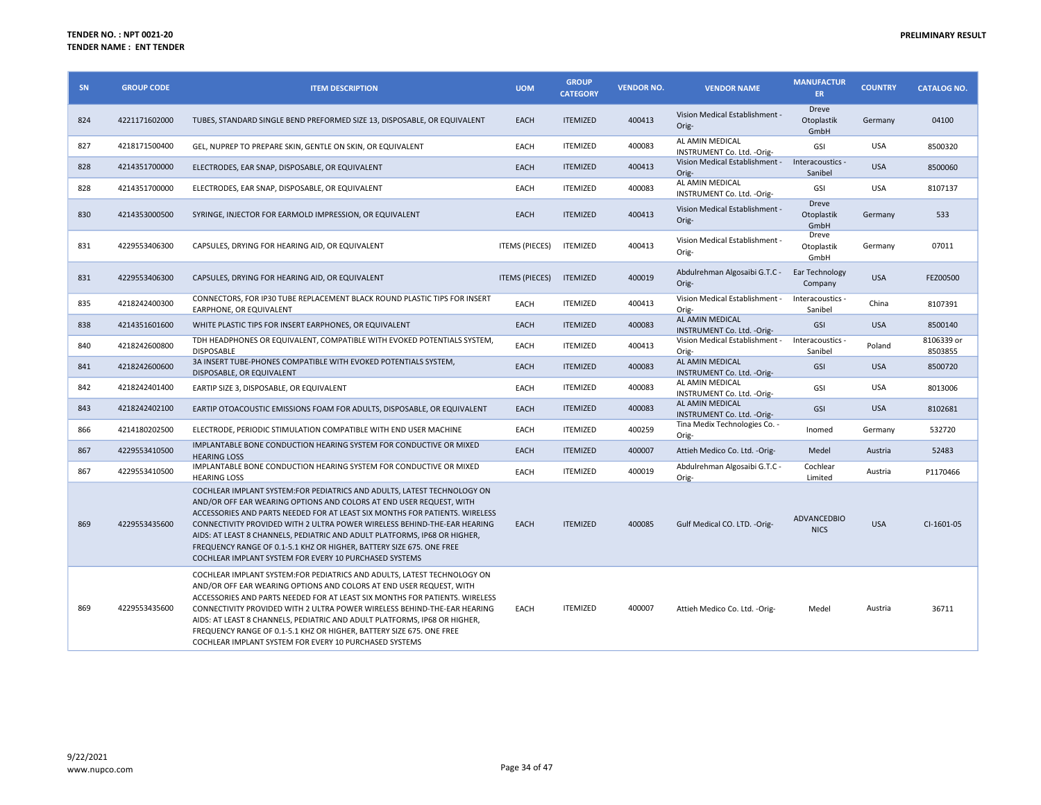**TENDER NO. : NPT 0021-20**
**TENDER NAME : ENT TENDER**

**PRELIMINARY RESULT**

| SN | GROUP CODE | ITEM DESCRIPTION | UOM | GROUP CATEGORY | VENDOR NO. | VENDOR NAME | MANUFACTURER | COUNTRY | CATALOG NO. |
|---|---|---|---|---|---|---|---|---|---|
| 824 | 4221171602000 | TUBES, STANDARD SINGLE BEND PREFORMED SIZE 13, DISPOSABLE, OR EQUIVALENT | EACH | ITEMIZED | 400413 | Vision Medical Establishment - Orig- | Dreve Otoplastik GmbH | Germany | 04100 |
| 827 | 4218171500400 | GEL, NUPREP TO PREPARE SKIN, GENTLE ON SKIN, OR EQUIVALENT | EACH | ITEMIZED | 400083 | AL AMIN MEDICAL INSTRUMENT Co. Ltd. -Orig- | GSI | USA | 8500320 |
| 828 | 4214351700000 | ELECTRODES, EAR SNAP, DISPOSABLE, OR EQUIVALENT | EACH | ITEMIZED | 400413 | Vision Medical Establishment - Orig- | Interacoustics - Sanibel | USA | 8500060 |
| 828 | 4214351700000 | ELECTRODES, EAR SNAP, DISPOSABLE, OR EQUIVALENT | EACH | ITEMIZED | 400083 | AL AMIN MEDICAL INSTRUMENT Co. Ltd. -Orig- | GSI | USA | 8107137 |
| 830 | 4214353000500 | SYRINGE, INJECTOR FOR EARMOLD IMPRESSION, OR EQUIVALENT | EACH | ITEMIZED | 400413 | Vision Medical Establishment - Orig- | Dreve Otoplastik GmbH | Germany | 533 |
| 831 | 4229553406300 | CAPSULES, DRYING FOR HEARING AID, OR EQUIVALENT | ITEMS (PIECES) | ITEMIZED | 400413 | Vision Medical Establishment - Orig- | Dreve Otoplastik GmbH | Germany | 07011 |
| 831 | 4229553406300 | CAPSULES, DRYING FOR HEARING AID, OR EQUIVALENT | ITEMS (PIECES) | ITEMIZED | 400019 | Abdulrehman Algosaibi G.T.C - Orig- | Ear Technology Company | USA | FEZ00500 |
| 835 | 4218242400300 | CONNECTORS, FOR IP30 TUBE REPLACEMENT BLACK ROUND PLASTIC TIPS FOR INSERT EARPHONE, OR EQUIVALENT | EACH | ITEMIZED | 400413 | Vision Medical Establishment - Orig- | Interacoustics - Sanibel | China | 8107391 |
| 838 | 4214351601600 | WHITE PLASTIC TIPS FOR INSERT EARPHONES, OR EQUIVALENT | EACH | ITEMIZED | 400083 | AL AMIN MEDICAL INSTRUMENT Co. Ltd. -Orig- | GSI | USA | 8500140 |
| 840 | 4218242600800 | TDH HEADPHONES OR EQUIVALENT, COMPATIBLE WITH EVOKED POTENTIALS SYSTEM, DISPOSABLE | EACH | ITEMIZED | 400413 | Vision Medical Establishment - Orig- | Interacoustics - Sanibel | Poland | 8106339 or 8503855 |
| 841 | 4218242600600 | 3A INSERT TUBE-PHONES COMPATIBLE WITH EVOKED POTENTIALS SYSTEM, DISPOSABLE, OR EQUIVALENT | EACH | ITEMIZED | 400083 | AL AMIN MEDICAL INSTRUMENT Co. Ltd. -Orig- | GSI | USA | 8500720 |
| 842 | 4218242401400 | EARTIP SIZE 3, DISPOSABLE, OR EQUIVALENT | EACH | ITEMIZED | 400083 | AL AMIN MEDICAL INSTRUMENT Co. Ltd. -Orig- | GSI | USA | 8013006 |
| 843 | 4218242402100 | EARTIP OTOACOUSTIC EMISSIONS FOAM FOR ADULTS, DISPOSABLE, OR EQUIVALENT | EACH | ITEMIZED | 400083 | AL AMIN MEDICAL INSTRUMENT Co. Ltd. -Orig- | GSI | USA | 8102681 |
| 866 | 4214180202500 | ELECTRODE, PERIODIC STIMULATION COMPATIBLE WITH END USER MACHINE | EACH | ITEMIZED | 400259 | Tina Medix Technologies Co. - Orig- | Inomed | Germany | 532720 |
| 867 | 4229553410500 | IMPLANTABLE BONE CONDUCTION HEARING SYSTEM FOR CONDUCTIVE OR MIXED HEARING LOSS | EACH | ITEMIZED | 400007 | Attieh Medico Co. Ltd. -Orig- | Medel | Austria | 52483 |
| 867 | 4229553410500 | IMPLANTABLE BONE CONDUCTION HEARING SYSTEM FOR CONDUCTIVE OR MIXED HEARING LOSS | EACH | ITEMIZED | 400019 | Abdulrehman Algosaibi G.T.C - Orig- | Cochlear Limited | Austria | P1170466 |
| 869 | 4229553435600 | COCHLEAR IMPLANT SYSTEM:FOR PEDIATRICS AND ADULTS, LATEST TECHNOLOGY ON AND/OR OFF EAR WEARING OPTIONS AND COLORS AT END USER REQUEST, WITH ACCESSORIES AND PARTS NEEDED FOR AT LEAST SIX MONTHS FOR PATIENTS. WIRELESS CONNECTIVITY PROVIDED WITH 2 ULTRA POWER WIRELESS BEHIND-THE-EAR HEARING AIDS: AT LEAST 8 CHANNELS, PEDIATRIC AND ADULT PLATFORMS, IP68 OR HIGHER, FREQUENCY RANGE OF 0.1-5.1 KHZ OR HIGHER, BATTERY SIZE 675. ONE FREE COCHLEAR IMPLANT SYSTEM FOR EVERY 10 PURCHASED SYSTEMS | EACH | ITEMIZED | 400085 | Gulf Medical CO. LTD. -Orig- | ADVANCEDBIONICS | USA | CI-1601-05 |
| 869 | 4229553435600 | COCHLEAR IMPLANT SYSTEM:FOR PEDIATRICS AND ADULTS, LATEST TECHNOLOGY ON AND/OR OFF EAR WEARING OPTIONS AND COLORS AT END USER REQUEST, WITH ACCESSORIES AND PARTS NEEDED FOR AT LEAST SIX MONTHS FOR PATIENTS. WIRELESS CONNECTIVITY PROVIDED WITH 2 ULTRA POWER WIRELESS BEHIND-THE-EAR HEARING AIDS: AT LEAST 8 CHANNELS, PEDIATRIC AND ADULT PLATFORMS, IP68 OR HIGHER, FREQUENCY RANGE OF 0.1-5.1 KHZ OR HIGHER, BATTERY SIZE 675. ONE FREE COCHLEAR IMPLANT SYSTEM FOR EVERY 10 PURCHASED SYSTEMS | EACH | ITEMIZED | 400007 | Attieh Medico Co. Ltd. -Orig- | Medel | Austria | 36711 |

9/22/2021
www.nupco.com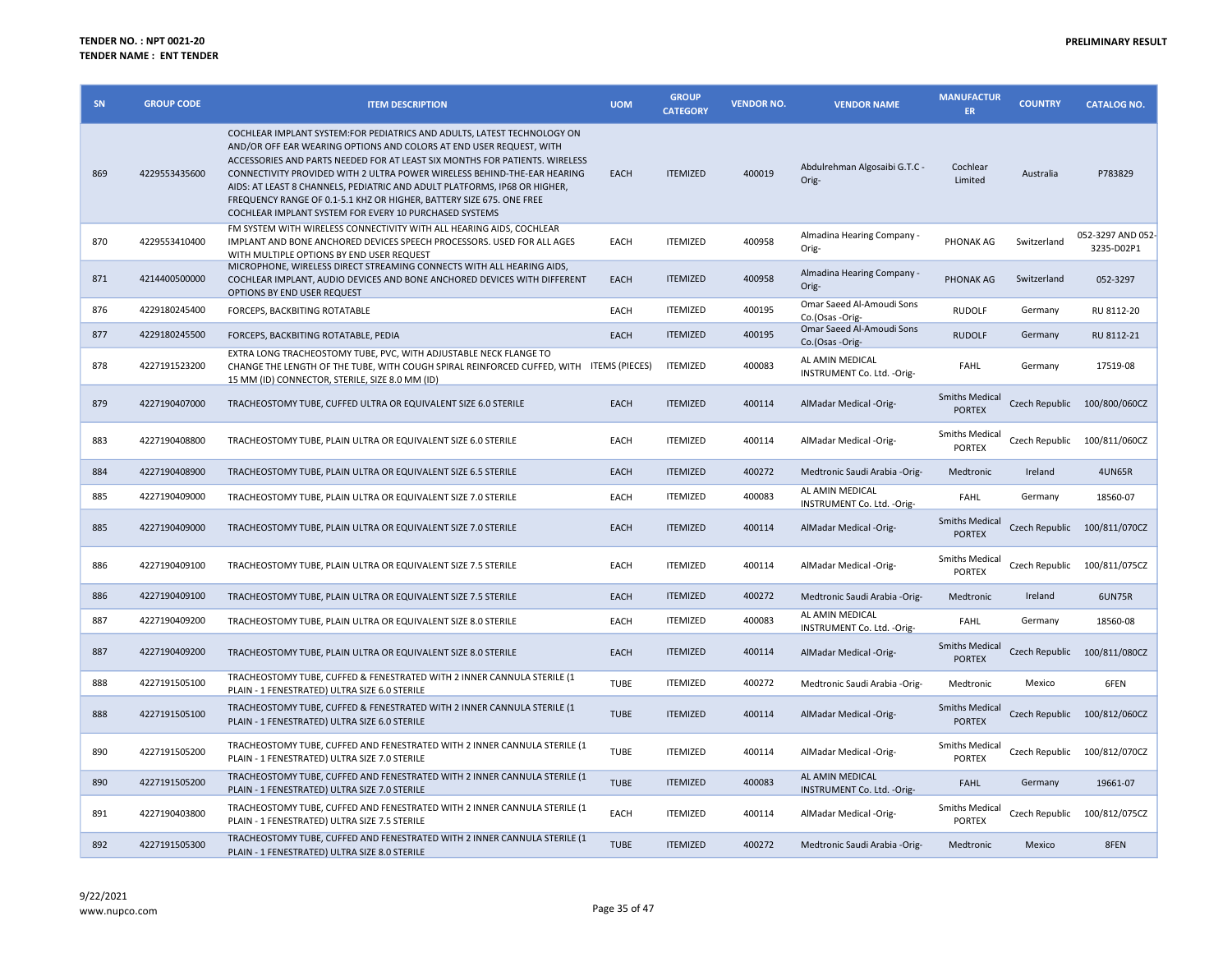**TENDER NO. : NPT 0021-20**
**TENDER NAME : ENT TENDER**

**PRELIMINARY RESULT**

| SN | GROUP CODE | ITEM DESCRIPTION | UOM | GROUP CATEGORY | VENDOR NO. | VENDOR NAME | MANUFACTURER | COUNTRY | CATALOG NO. |
|---|---|---|---|---|---|---|---|---|---|
| 869 | 4229553435600 | COCHLEAR IMPLANT SYSTEM:FOR PEDIATRICS AND ADULTS, LATEST TECHNOLOGY ON AND/OR OFF EAR WEARING OPTIONS AND COLORS AT END USER REQUEST, WITH ACCESSORIES AND PARTS NEEDED FOR AT LEAST SIX MONTHS FOR PATIENTS. WIRELESS CONNECTIVITY PROVIDED WITH 2 ULTRA POWER WIRELESS BEHIND-THE-EAR HEARING AIDS: AT LEAST 8 CHANNELS, PEDIATRIC AND ADULT PLATFORMS, IP68 OR HIGHER, FREQUENCY RANGE OF 0.1-5.1 KHZ OR HIGHER, BATTERY SIZE 675. ONE FREE COCHLEAR IMPLANT SYSTEM FOR EVERY 10 PURCHASED SYSTEMS | EACH | ITEMIZED | 400019 | Abdulrehman Algosaibi G.T.C -Orig- | Cochlear Limited | Australia | P783829 |
| 870 | 4229553410400 | FM SYSTEM WITH WIRELESS CONNECTIVITY WITH ALL HEARING AIDS, COCHLEAR IMPLANT AND BONE ANCHORED DEVICES SPEECH PROCESSORS. USED FOR ALL AGES WITH MULTIPLE OPTIONS BY END USER REQUEST | EACH | ITEMIZED | 400958 | Almadina Hearing Company -Orig- | PHONAK AG | Switzerland | 052-3297 AND 052-3235-D02P1 |
| 871 | 4214400500000 | MICROPHONE, WIRELESS DIRECT STREAMING CONNECTS WITH ALL HEARING AIDS, COCHLEAR IMPLANT, AUDIO DEVICES AND BONE ANCHORED DEVICES WITH DIFFERENT OPTIONS BY END USER REQUEST | EACH | ITEMIZED | 400958 | Almadina Hearing Company -Orig- | PHONAK AG | Switzerland | 052-3297 |
| 876 | 4229180245400 | FORCEPS, BACKBITING ROTATABLE | EACH | ITEMIZED | 400195 | Omar Saeed Al-Amoudi Sons Co.(Osas -Orig- | RUDOLF | Germany | RU 8112-20 |
| 877 | 4229180245500 | FORCEPS, BACKBITING ROTATABLE, PEDIA | EACH | ITEMIZED | 400195 | Omar Saeed Al-Amoudi Sons Co.(Osas -Orig- | RUDOLF | Germany | RU 8112-21 |
| 878 | 4227191523200 | EXTRA LONG TRACHEOSTOMY TUBE, PVC, WITH ADJUSTABLE NECK FLANGE TO CHANGE THE LENGTH OF THE TUBE, WITH COUGH SPIRAL REINFORCED CUFFED, WITH 15 MM (ID) CONNECTOR, STERILE, SIZE 8.0 MM (ID) | ITEMS (PIECES) | ITEMIZED | 400083 | AL AMIN MEDICAL INSTRUMENT Co. Ltd. -Orig- | FAHL | Germany | 17519-08 |
| 879 | 4227190407000 | TRACHEOSTOMY TUBE, CUFFED ULTRA OR EQUIVALENT SIZE 6.0 STERILE | EACH | ITEMIZED | 400114 | AlMadar Medical -Orig- | Smiths Medical PORTEX | Czech Republic | 100/800/060CZ |
| 883 | 4227190408800 | TRACHEOSTOMY TUBE, PLAIN ULTRA OR EQUIVALENT SIZE 6.0 STERILE | EACH | ITEMIZED | 400114 | AlMadar Medical -Orig- | Smiths Medical PORTEX | Czech Republic | 100/811/060CZ |
| 884 | 4227190408900 | TRACHEOSTOMY TUBE, PLAIN ULTRA OR EQUIVALENT SIZE 6.5 STERILE | EACH | ITEMIZED | 400272 | Medtronic Saudi Arabia -Orig- | Medtronic | Ireland | 4UN65R |
| 885 | 4227190409000 | TRACHEOSTOMY TUBE, PLAIN ULTRA OR EQUIVALENT SIZE 7.0 STERILE | EACH | ITEMIZED | 400083 | AL AMIN MEDICAL INSTRUMENT Co. Ltd. -Orig- | FAHL | Germany | 18560-07 |
| 885 | 4227190409000 | TRACHEOSTOMY TUBE, PLAIN ULTRA OR EQUIVALENT SIZE 7.0 STERILE | EACH | ITEMIZED | 400114 | AlMadar Medical -Orig- | Smiths Medical PORTEX | Czech Republic | 100/811/070CZ |
| 886 | 4227190409100 | TRACHEOSTOMY TUBE, PLAIN ULTRA OR EQUIVALENT SIZE 7.5 STERILE | EACH | ITEMIZED | 400114 | AlMadar Medical -Orig- | Smiths Medical PORTEX | Czech Republic | 100/811/075CZ |
| 886 | 4227190409100 | TRACHEOSTOMY TUBE, PLAIN ULTRA OR EQUIVALENT SIZE 7.5 STERILE | EACH | ITEMIZED | 400272 | Medtronic Saudi Arabia -Orig- | Medtronic | Ireland | 6UN75R |
| 887 | 4227190409200 | TRACHEOSTOMY TUBE, PLAIN ULTRA OR EQUIVALENT SIZE 8.0 STERILE | EACH | ITEMIZED | 400083 | AL AMIN MEDICAL INSTRUMENT Co. Ltd. -Orig- | FAHL | Germany | 18560-08 |
| 887 | 4227190409200 | TRACHEOSTOMY TUBE, PLAIN ULTRA OR EQUIVALENT SIZE 8.0 STERILE | EACH | ITEMIZED | 400114 | AlMadar Medical -Orig- | Smiths Medical PORTEX | Czech Republic | 100/811/080CZ |
| 888 | 4227191505100 | TRACHEOSTOMY TUBE, CUFFED & FENESTRATED WITH 2 INNER CANNULA STERILE (1 PLAIN - 1 FENESTRATED) ULTRA SIZE 6.0 STERILE | TUBE | ITEMIZED | 400272 | Medtronic Saudi Arabia -Orig- | Medtronic | Mexico | 6FEN |
| 888 | 4227191505100 | TRACHEOSTOMY TUBE, CUFFED & FENESTRATED WITH 2 INNER CANNULA STERILE (1 PLAIN - 1 FENESTRATED) ULTRA SIZE 6.0 STERILE | TUBE | ITEMIZED | 400114 | AlMadar Medical -Orig- | Smiths Medical PORTEX | Czech Republic | 100/812/060CZ |
| 890 | 4227191505200 | TRACHEOSTOMY TUBE, CUFFED AND FENESTRATED WITH 2 INNER CANNULA STERILE (1 PLAIN - 1 FENESTRATED) ULTRA SIZE 7.0 STERILE | TUBE | ITEMIZED | 400114 | AlMadar Medical -Orig- | Smiths Medical PORTEX | Czech Republic | 100/812/070CZ |
| 890 | 4227191505200 | TRACHEOSTOMY TUBE, CUFFED AND FENESTRATED WITH 2 INNER CANNULA STERILE (1 PLAIN - 1 FENESTRATED) ULTRA SIZE 7.0 STERILE | TUBE | ITEMIZED | 400083 | AL AMIN MEDICAL INSTRUMENT Co. Ltd. -Orig- | FAHL | Germany | 19661-07 |
| 891 | 4227190403800 | TRACHEOSTOMY TUBE, CUFFED AND FENESTRATED WITH 2 INNER CANNULA STERILE (1 PLAIN - 1 FENESTRATED) ULTRA SIZE 7.5 STERILE | EACH | ITEMIZED | 400114 | AlMadar Medical -Orig- | Smiths Medical PORTEX | Czech Republic | 100/812/075CZ |
| 892 | 4227191505300 | TRACHEOSTOMY TUBE, CUFFED AND FENESTRATED WITH 2 INNER CANNULA STERILE (1 PLAIN - 1 FENESTRATED) ULTRA SIZE 8.0 STERILE | TUBE | ITEMIZED | 400272 | Medtronic Saudi Arabia -Orig- | Medtronic | Mexico | 8FEN |

9/22/2021
www.nupco.com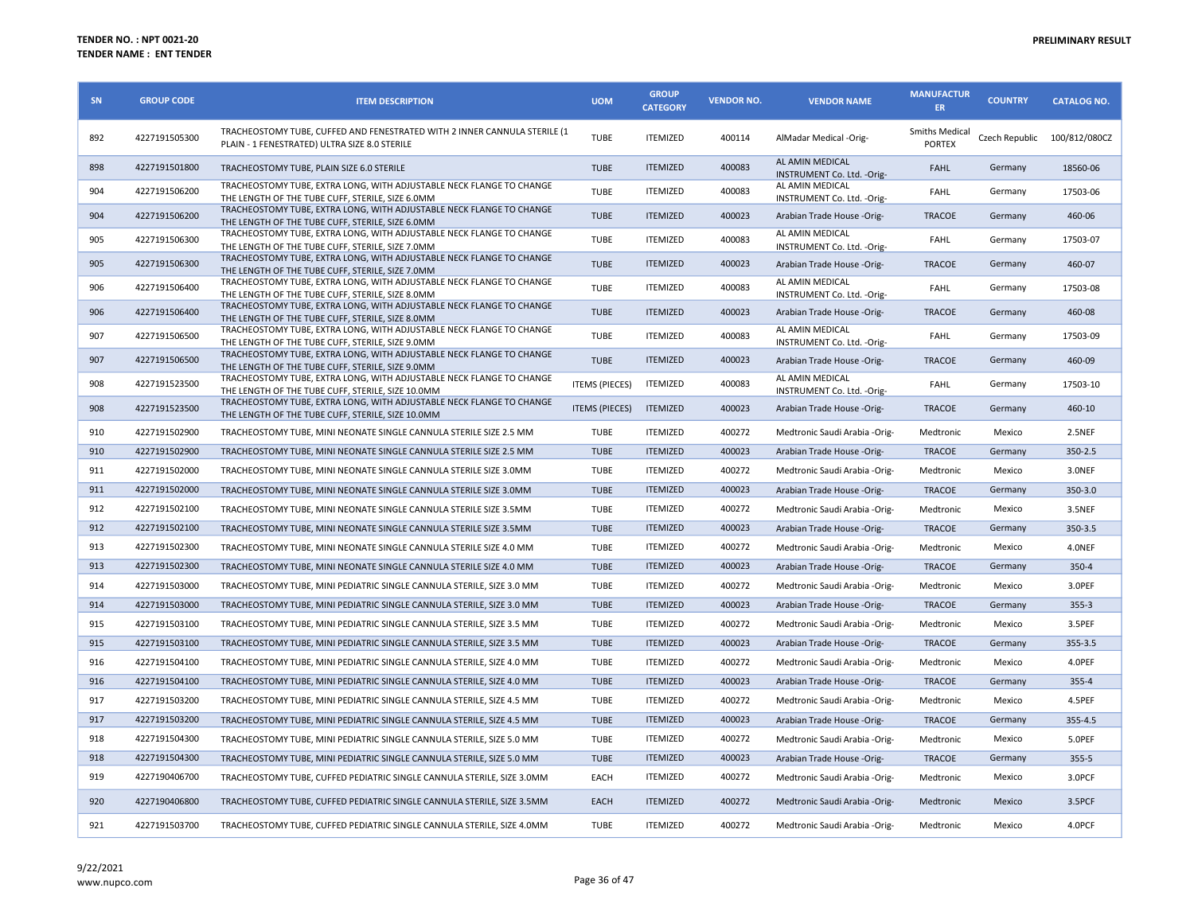**TENDER NO. : NPT 0021-20**
**TENDER NAME : ENT TENDER**

**PRELIMINARY RESULT**

| SN | GROUP CODE | ITEM DESCRIPTION | UOM | GROUP CATEGORY | VENDOR NO. | VENDOR NAME | MANUFACTURER | COUNTRY | CATALOG NO. |
|---|---|---|---|---|---|---|---|---|---|
| 892 | 4227191505300 | TRACHEOSTOMY TUBE, CUFFED AND FENESTRATED WITH 2 INNER CANNULA STERILE (1 PLAIN - 1 FENESTRATED) ULTRA SIZE 8.0 STERILE | TUBE | ITEMIZED | 400114 | AlMadar Medical -Orig- | Smiths Medical PORTEX | Czech Republic | 100/812/080CZ |
| 898 | 4227191501800 | TRACHEOSTOMY TUBE, PLAIN SIZE 6.0 STERILE | TUBE | ITEMIZED | 400083 | AL AMIN MEDICAL INSTRUMENT Co. Ltd. -Orig- | FAHL | Germany | 18560-06 |
| 904 | 4227191506200 | TRACHEOSTOMY TUBE, EXTRA LONG, WITH ADJUSTABLE NECK FLANGE TO CHANGE THE LENGTH OF THE TUBE CUFF, STERILE, SIZE 6.0MM | TUBE | ITEMIZED | 400083 | AL AMIN MEDICAL INSTRUMENT Co. Ltd. -Orig- | FAHL | Germany | 17503-06 |
| 904 | 4227191506200 | TRACHEOSTOMY TUBE, EXTRA LONG, WITH ADJUSTABLE NECK FLANGE TO CHANGE THE LENGTH OF THE TUBE CUFF, STERILE, SIZE 6.0MM | TUBE | ITEMIZED | 400023 | Arabian Trade House -Orig- | TRACOE | Germany | 460-06 |
| 905 | 4227191506300 | TRACHEOSTOMY TUBE, EXTRA LONG, WITH ADJUSTABLE NECK FLANGE TO CHANGE THE LENGTH OF THE TUBE CUFF, STERILE, SIZE 7.0MM | TUBE | ITEMIZED | 400083 | AL AMIN MEDICAL INSTRUMENT Co. Ltd. -Orig- | FAHL | Germany | 17503-07 |
| 905 | 4227191506300 | TRACHEOSTOMY TUBE, EXTRA LONG, WITH ADJUSTABLE NECK FLANGE TO CHANGE THE LENGTH OF THE TUBE CUFF, STERILE, SIZE 7.0MM | TUBE | ITEMIZED | 400023 | Arabian Trade House -Orig- | TRACOE | Germany | 460-07 |
| 906 | 4227191506400 | TRACHEOSTOMY TUBE, EXTRA LONG, WITH ADJUSTABLE NECK FLANGE TO CHANGE THE LENGTH OF THE TUBE CUFF, STERILE, SIZE 8.0MM | TUBE | ITEMIZED | 400083 | AL AMIN MEDICAL INSTRUMENT Co. Ltd. -Orig- | FAHL | Germany | 17503-08 |
| 906 | 4227191506400 | TRACHEOSTOMY TUBE, EXTRA LONG, WITH ADJUSTABLE NECK FLANGE TO CHANGE THE LENGTH OF THE TUBE CUFF, STERILE, SIZE 8.0MM | TUBE | ITEMIZED | 400023 | Arabian Trade House -Orig- | TRACOE | Germany | 460-08 |
| 907 | 4227191506500 | TRACHEOSTOMY TUBE, EXTRA LONG, WITH ADJUSTABLE NECK FLANGE TO CHANGE THE LENGTH OF THE TUBE CUFF, STERILE, SIZE 9.0MM | TUBE | ITEMIZED | 400083 | AL AMIN MEDICAL INSTRUMENT Co. Ltd. -Orig- | FAHL | Germany | 17503-09 |
| 907 | 4227191506500 | TRACHEOSTOMY TUBE, EXTRA LONG, WITH ADJUSTABLE NECK FLANGE TO CHANGE THE LENGTH OF THE TUBE CUFF, STERILE, SIZE 9.0MM | TUBE | ITEMIZED | 400023 | Arabian Trade House -Orig- | TRACOE | Germany | 460-09 |
| 908 | 4227191523500 | TRACHEOSTOMY TUBE, EXTRA LONG, WITH ADJUSTABLE NECK FLANGE TO CHANGE THE LENGTH OF THE TUBE CUFF, STERILE, SIZE 10.0MM | ITEMS (PIECES) | ITEMIZED | 400083 | AL AMIN MEDICAL INSTRUMENT Co. Ltd. -Orig- | FAHL | Germany | 17503-10 |
| 908 | 4227191523500 | TRACHEOSTOMY TUBE, EXTRA LONG, WITH ADJUSTABLE NECK FLANGE TO CHANGE THE LENGTH OF THE TUBE CUFF, STERILE, SIZE 10.0MM | ITEMS (PIECES) | ITEMIZED | 400023 | Arabian Trade House -Orig- | TRACOE | Germany | 460-10 |
| 910 | 4227191502900 | TRACHEOSTOMY TUBE, MINI NEONATE SINGLE CANNULA STERILE SIZE 2.5 MM | TUBE | ITEMIZED | 400272 | Medtronic Saudi Arabia -Orig- | Medtronic | Mexico | 2.5NEF |
| 910 | 4227191502900 | TRACHEOSTOMY TUBE, MINI NEONATE SINGLE CANNULA STERILE SIZE 2.5 MM | TUBE | ITEMIZED | 400023 | Arabian Trade House -Orig- | TRACOE | Germany | 350-2.5 |
| 911 | 4227191502000 | TRACHEOSTOMY TUBE, MINI NEONATE SINGLE CANNULA STERILE SIZE 3.0MM | TUBE | ITEMIZED | 400272 | Medtronic Saudi Arabia -Orig- | Medtronic | Mexico | 3.0NEF |
| 911 | 4227191502000 | TRACHEOSTOMY TUBE, MINI NEONATE SINGLE CANNULA STERILE SIZE 3.0MM | TUBE | ITEMIZED | 400023 | Arabian Trade House -Orig- | TRACOE | Germany | 350-3.0 |
| 912 | 4227191502100 | TRACHEOSTOMY TUBE, MINI NEONATE SINGLE CANNULA STERILE SIZE 3.5MM | TUBE | ITEMIZED | 400272 | Medtronic Saudi Arabia -Orig- | Medtronic | Mexico | 3.5NEF |
| 912 | 4227191502100 | TRACHEOSTOMY TUBE, MINI NEONATE SINGLE CANNULA STERILE SIZE 3.5MM | TUBE | ITEMIZED | 400023 | Arabian Trade House -Orig- | TRACOE | Germany | 350-3.5 |
| 913 | 4227191502300 | TRACHEOSTOMY TUBE, MINI NEONATE SINGLE CANNULA STERILE SIZE 4.0 MM | TUBE | ITEMIZED | 400272 | Medtronic Saudi Arabia -Orig- | Medtronic | Mexico | 4.0NEF |
| 913 | 4227191502300 | TRACHEOSTOMY TUBE, MINI NEONATE SINGLE CANNULA STERILE SIZE 4.0 MM | TUBE | ITEMIZED | 400023 | Arabian Trade House -Orig- | TRACOE | Germany | 350-4 |
| 914 | 4227191503000 | TRACHEOSTOMY TUBE, MINI PEDIATRIC SINGLE CANNULA STERILE, SIZE 3.0 MM | TUBE | ITEMIZED | 400272 | Medtronic Saudi Arabia -Orig- | Medtronic | Mexico | 3.0PEF |
| 914 | 4227191503000 | TRACHEOSTOMY TUBE, MINI PEDIATRIC SINGLE CANNULA STERILE, SIZE 3.0 MM | TUBE | ITEMIZED | 400023 | Arabian Trade House -Orig- | TRACOE | Germany | 355-3 |
| 915 | 4227191503100 | TRACHEOSTOMY TUBE, MINI PEDIATRIC SINGLE CANNULA STERILE, SIZE 3.5 MM | TUBE | ITEMIZED | 400272 | Medtronic Saudi Arabia -Orig- | Medtronic | Mexico | 3.5PEF |
| 915 | 4227191503100 | TRACHEOSTOMY TUBE, MINI PEDIATRIC SINGLE CANNULA STERILE, SIZE 3.5 MM | TUBE | ITEMIZED | 400023 | Arabian Trade House -Orig- | TRACOE | Germany | 355-3.5 |
| 916 | 4227191504100 | TRACHEOSTOMY TUBE, MINI PEDIATRIC SINGLE CANNULA STERILE, SIZE 4.0 MM | TUBE | ITEMIZED | 400272 | Medtronic Saudi Arabia -Orig- | Medtronic | Mexico | 4.0PEF |
| 916 | 4227191504100 | TRACHEOSTOMY TUBE, MINI PEDIATRIC SINGLE CANNULA STERILE, SIZE 4.0 MM | TUBE | ITEMIZED | 400023 | Arabian Trade House -Orig- | TRACOE | Germany | 355-4 |
| 917 | 4227191503200 | TRACHEOSTOMY TUBE, MINI PEDIATRIC SINGLE CANNULA STERILE, SIZE 4.5 MM | TUBE | ITEMIZED | 400272 | Medtronic Saudi Arabia -Orig- | Medtronic | Mexico | 4.5PEF |
| 917 | 4227191503200 | TRACHEOSTOMY TUBE, MINI PEDIATRIC SINGLE CANNULA STERILE, SIZE 4.5 MM | TUBE | ITEMIZED | 400023 | Arabian Trade House -Orig- | TRACOE | Germany | 355-4.5 |
| 918 | 4227191504300 | TRACHEOSTOMY TUBE, MINI PEDIATRIC SINGLE CANNULA STERILE, SIZE 5.0 MM | TUBE | ITEMIZED | 400272 | Medtronic Saudi Arabia -Orig- | Medtronic | Mexico | 5.0PEF |
| 918 | 4227191504300 | TRACHEOSTOMY TUBE, MINI PEDIATRIC SINGLE CANNULA STERILE, SIZE 5.0 MM | TUBE | ITEMIZED | 400023 | Arabian Trade House -Orig- | TRACOE | Germany | 355-5 |
| 919 | 4227190406700 | TRACHEOSTOMY TUBE, CUFFED PEDIATRIC SINGLE CANNULA STERILE, SIZE 3.0MM | EACH | ITEMIZED | 400272 | Medtronic Saudi Arabia -Orig- | Medtronic | Mexico | 3.0PCF |
| 920 | 4227190406800 | TRACHEOSTOMY TUBE, CUFFED PEDIATRIC SINGLE CANNULA STERILE, SIZE 3.5MM | EACH | ITEMIZED | 400272 | Medtronic Saudi Arabia -Orig- | Medtronic | Mexico | 3.5PCF |
| 921 | 4227191503700 | TRACHEOSTOMY TUBE, CUFFED PEDIATRIC SINGLE CANNULA STERILE, SIZE 4.0MM | TUBE | ITEMIZED | 400272 | Medtronic Saudi Arabia -Orig- | Medtronic | Mexico | 4.0PCF |

9/22/2021
www.nupco.com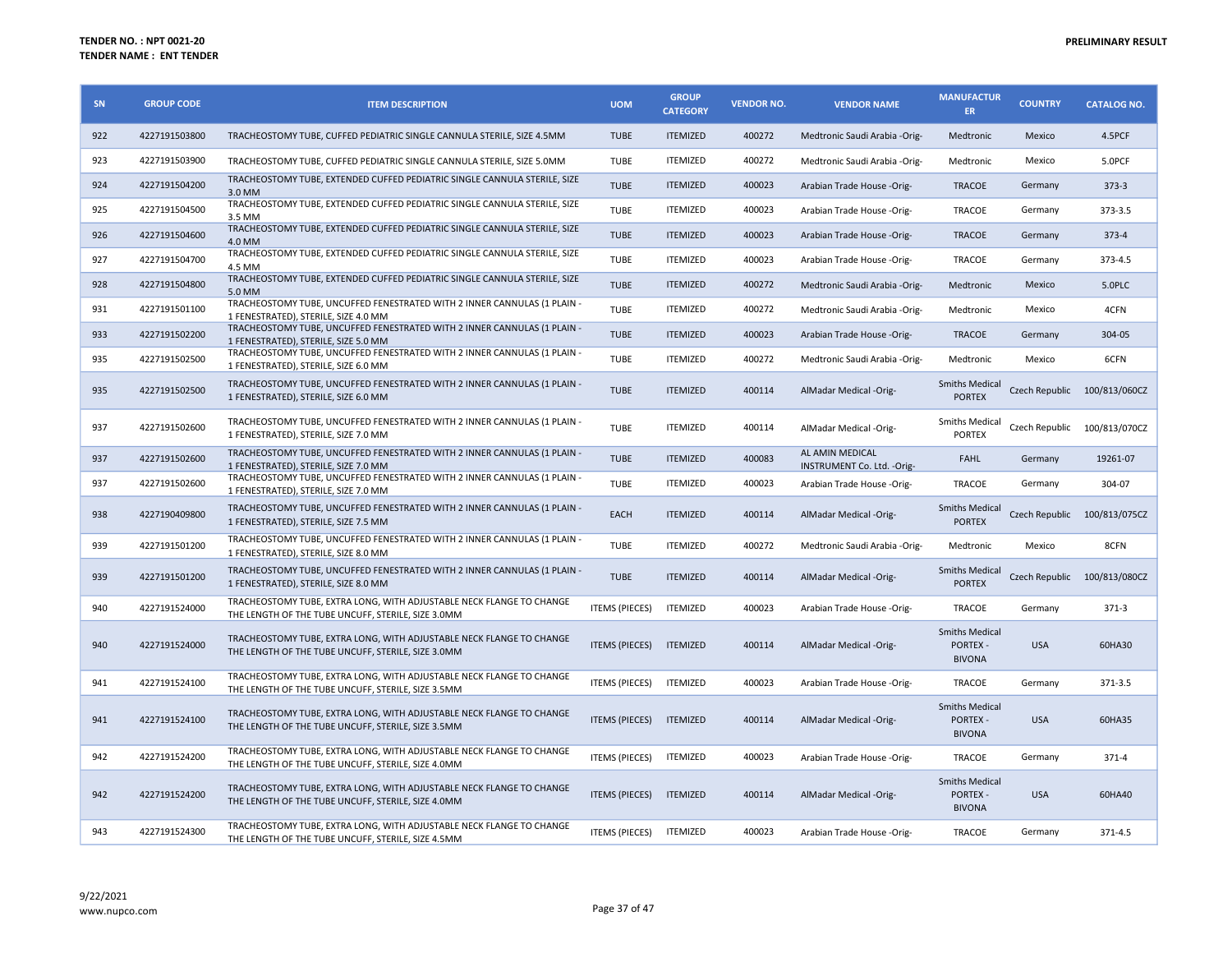**TENDER NO. : NPT 0021-20**
**TENDER NAME : ENT TENDER**

**PRELIMINARY RESULT**

| SN | GROUP CODE | ITEM DESCRIPTION | UOM | GROUP CATEGORY | VENDOR NO. | VENDOR NAME | MANUFACTURER | COUNTRY | CATALOG NO. |
|---|---|---|---|---|---|---|---|---|---|
| 922 | 4227191503800 | TRACHEOSTOMY TUBE, CUFFED PEDIATRIC SINGLE CANNULA STERILE, SIZE 4.5MM | TUBE | ITEMIZED | 400272 | Medtronic Saudi Arabia -Orig- | Medtronic | Mexico | 4.5PCF |
| 923 | 4227191503900 | TRACHEOSTOMY TUBE, CUFFED PEDIATRIC SINGLE CANNULA STERILE, SIZE 5.0MM | TUBE | ITEMIZED | 400272 | Medtronic Saudi Arabia -Orig- | Medtronic | Mexico | 5.0PCF |
| 924 | 4227191504200 | TRACHEOSTOMY TUBE, EXTENDED CUFFED PEDIATRIC SINGLE CANNULA STERILE, SIZE 3.0 MM | TUBE | ITEMIZED | 400023 | Arabian Trade House -Orig- | TRACOE | Germany | 373-3 |
| 925 | 4227191504500 | TRACHEOSTOMY TUBE, EXTENDED CUFFED PEDIATRIC SINGLE CANNULA STERILE, SIZE 3.5 MM | TUBE | ITEMIZED | 400023 | Arabian Trade House -Orig- | TRACOE | Germany | 373-3.5 |
| 926 | 4227191504600 | TRACHEOSTOMY TUBE, EXTENDED CUFFED PEDIATRIC SINGLE CANNULA STERILE, SIZE 4.0 MM | TUBE | ITEMIZED | 400023 | Arabian Trade House -Orig- | TRACOE | Germany | 373-4 |
| 927 | 4227191504700 | TRACHEOSTOMY TUBE, EXTENDED CUFFED PEDIATRIC SINGLE CANNULA STERILE, SIZE 4.5 MM | TUBE | ITEMIZED | 400023 | Arabian Trade House -Orig- | TRACOE | Germany | 373-4.5 |
| 928 | 4227191504800 | TRACHEOSTOMY TUBE, EXTENDED CUFFED PEDIATRIC SINGLE CANNULA STERILE, SIZE 5.0 MM | TUBE | ITEMIZED | 400272 | Medtronic Saudi Arabia -Orig- | Medtronic | Mexico | 5.0PLC |
| 931 | 4227191501100 | TRACHEOSTOMY TUBE, UNCUFFED FENESTRATED WITH 2 INNER CANNULAS (1 PLAIN - 1 FENESTRATED), STERILE, SIZE 4.0 MM | TUBE | ITEMIZED | 400272 | Medtronic Saudi Arabia -Orig- | Medtronic | Mexico | 4CFN |
| 933 | 4227191502200 | TRACHEOSTOMY TUBE, UNCUFFED FENESTRATED WITH 2 INNER CANNULAS (1 PLAIN - 1 FENESTRATED), STERILE, SIZE 5.0 MM | TUBE | ITEMIZED | 400023 | Arabian Trade House -Orig- | TRACOE | Germany | 304-05 |
| 935 | 4227191502500 | TRACHEOSTOMY TUBE, UNCUFFED FENESTRATED WITH 2 INNER CANNULAS (1 PLAIN - 1 FENESTRATED), STERILE, SIZE 6.0 MM | TUBE | ITEMIZED | 400272 | Medtronic Saudi Arabia -Orig- | Medtronic | Mexico | 6CFN |
| 935 | 4227191502500 | TRACHEOSTOMY TUBE, UNCUFFED FENESTRATED WITH 2 INNER CANNULAS (1 PLAIN - 1 FENESTRATED), STERILE, SIZE 6.0 MM | TUBE | ITEMIZED | 400114 | AlMadar Medical -Orig- | Smiths Medical PORTEX | Czech Republic | 100/813/060CZ |
| 937 | 4227191502600 | TRACHEOSTOMY TUBE, UNCUFFED FENESTRATED WITH 2 INNER CANNULAS (1 PLAIN - 1 FENESTRATED), STERILE, SIZE 7.0 MM | TUBE | ITEMIZED | 400114 | AlMadar Medical -Orig- | Smiths Medical PORTEX | Czech Republic | 100/813/070CZ |
| 937 | 4227191502600 | TRACHEOSTOMY TUBE, UNCUFFED FENESTRATED WITH 2 INNER CANNULAS (1 PLAIN - 1 FENESTRATED), STERILE, SIZE 7.0 MM | TUBE | ITEMIZED | 400083 | AL AMIN MEDICAL INSTRUMENT Co. Ltd. -Orig- | FAHL | Germany | 19261-07 |
| 937 | 4227191502600 | TRACHEOSTOMY TUBE, UNCUFFED FENESTRATED WITH 2 INNER CANNULAS (1 PLAIN - 1 FENESTRATED), STERILE, SIZE 7.0 MM | TUBE | ITEMIZED | 400023 | Arabian Trade House -Orig- | TRACOE | Germany | 304-07 |
| 938 | 4227190409800 | TRACHEOSTOMY TUBE, UNCUFFED FENESTRATED WITH 2 INNER CANNULAS (1 PLAIN - 1 FENESTRATED), STERILE, SIZE 7.5 MM | EACH | ITEMIZED | 400114 | AlMadar Medical -Orig- | Smiths Medical PORTEX | Czech Republic | 100/813/075CZ |
| 939 | 4227191501200 | TRACHEOSTOMY TUBE, UNCUFFED FENESTRATED WITH 2 INNER CANNULAS (1 PLAIN - 1 FENESTRATED), STERILE, SIZE 8.0 MM | TUBE | ITEMIZED | 400272 | Medtronic Saudi Arabia -Orig- | Medtronic | Mexico | 8CFN |
| 939 | 4227191501200 | TRACHEOSTOMY TUBE, UNCUFFED FENESTRATED WITH 2 INNER CANNULAS (1 PLAIN - 1 FENESTRATED), STERILE, SIZE 8.0 MM | TUBE | ITEMIZED | 400114 | AlMadar Medical -Orig- | Smiths Medical PORTEX | Czech Republic | 100/813/080CZ |
| 940 | 4227191524000 | TRACHEOSTOMY TUBE, EXTRA LONG, WITH ADJUSTABLE NECK FLANGE TO CHANGE THE LENGTH OF THE TUBE UNCUFF, STERILE, SIZE 3.0MM | ITEMS (PIECES) | ITEMIZED | 400023 | Arabian Trade House -Orig- | TRACOE | Germany | 371-3 |
| 940 | 4227191524000 | TRACHEOSTOMY TUBE, EXTRA LONG, WITH ADJUSTABLE NECK FLANGE TO CHANGE THE LENGTH OF THE TUBE UNCUFF, STERILE, SIZE 3.0MM | ITEMS (PIECES) | ITEMIZED | 400114 | AlMadar Medical -Orig- | Smiths Medical PORTEX - BIVONA | USA | 60HA30 |
| 941 | 4227191524100 | TRACHEOSTOMY TUBE, EXTRA LONG, WITH ADJUSTABLE NECK FLANGE TO CHANGE THE LENGTH OF THE TUBE UNCUFF, STERILE, SIZE 3.5MM | ITEMS (PIECES) | ITEMIZED | 400023 | Arabian Trade House -Orig- | TRACOE | Germany | 371-3.5 |
| 941 | 4227191524100 | TRACHEOSTOMY TUBE, EXTRA LONG, WITH ADJUSTABLE NECK FLANGE TO CHANGE THE LENGTH OF THE TUBE UNCUFF, STERILE, SIZE 3.5MM | ITEMS (PIECES) | ITEMIZED | 400114 | AlMadar Medical -Orig- | Smiths Medical PORTEX - BIVONA | USA | 60HA35 |
| 942 | 4227191524200 | TRACHEOSTOMY TUBE, EXTRA LONG, WITH ADJUSTABLE NECK FLANGE TO CHANGE THE LENGTH OF THE TUBE UNCUFF, STERILE, SIZE 4.0MM | ITEMS (PIECES) | ITEMIZED | 400023 | Arabian Trade House -Orig- | TRACOE | Germany | 371-4 |
| 942 | 4227191524200 | TRACHEOSTOMY TUBE, EXTRA LONG, WITH ADJUSTABLE NECK FLANGE TO CHANGE THE LENGTH OF THE TUBE UNCUFF, STERILE, SIZE 4.0MM | ITEMS (PIECES) | ITEMIZED | 400114 | AlMadar Medical -Orig- | Smiths Medical PORTEX - BIVONA | USA | 60HA40 |
| 943 | 4227191524300 | TRACHEOSTOMY TUBE, EXTRA LONG, WITH ADJUSTABLE NECK FLANGE TO CHANGE THE LENGTH OF THE TUBE UNCUFF, STERILE, SIZE 4.5MM | ITEMS (PIECES) | ITEMIZED | 400023 | Arabian Trade House -Orig- | TRACOE | Germany | 371-4.5 |

9/22/2021
www.nupco.com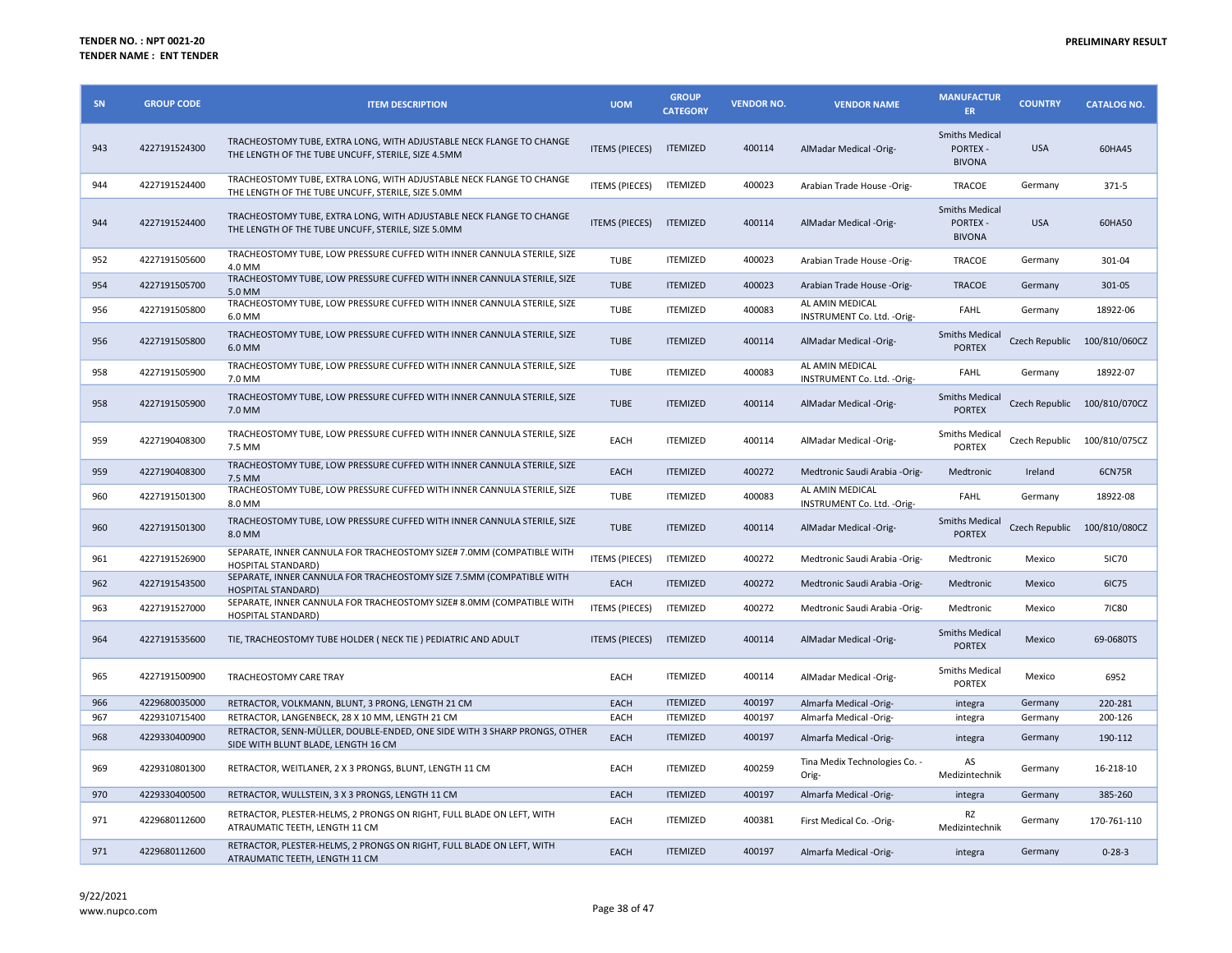**TENDER NO. : NPT 0021-20**
**TENDER NAME : ENT TENDER**

**PRELIMINARY RESULT**

| SN | GROUP CODE | ITEM DESCRIPTION | UOM | GROUP CATEGORY | VENDOR NO. | VENDOR NAME | MANUFACTURER | COUNTRY | CATALOG NO. |
|---|---|---|---|---|---|---|---|---|---|
| 943 | 4227191524300 | TRACHEOSTOMY TUBE, EXTRA LONG, WITH ADJUSTABLE NECK FLANGE TO CHANGE THE LENGTH OF THE TUBE UNCUFF, STERILE, SIZE 4.5MM | ITEMS (PIECES) | ITEMIZED | 400114 | AlMadar Medical -Orig- | Smiths Medical PORTEX - BIVONA | USA | 60HA45 |
| 944 | 4227191524400 | TRACHEOSTOMY TUBE, EXTRA LONG, WITH ADJUSTABLE NECK FLANGE TO CHANGE THE LENGTH OF THE TUBE UNCUFF, STERILE, SIZE 5.0MM | ITEMS (PIECES) | ITEMIZED | 400023 | Arabian Trade House -Orig- | TRACOE | Germany | 371-5 |
| 944 | 4227191524400 | TRACHEOSTOMY TUBE, EXTRA LONG, WITH ADJUSTABLE NECK FLANGE TO CHANGE THE LENGTH OF THE TUBE UNCUFF, STERILE, SIZE 5.0MM | ITEMS (PIECES) | ITEMIZED | 400114 | AlMadar Medical -Orig- | Smiths Medical PORTEX - BIVONA | USA | 60HA50 |
| 952 | 4227191505600 | TRACHEOSTOMY TUBE, LOW PRESSURE CUFFED WITH INNER CANNULA STERILE, SIZE 4.0 MM | TUBE | ITEMIZED | 400023 | Arabian Trade House -Orig- | TRACOE | Germany | 301-04 |
| 954 | 4227191505700 | TRACHEOSTOMY TUBE, LOW PRESSURE CUFFED WITH INNER CANNULA STERILE, SIZE 5.0 MM | TUBE | ITEMIZED | 400023 | Arabian Trade House -Orig- | TRACOE | Germany | 301-05 |
| 956 | 4227191505800 | TRACHEOSTOMY TUBE, LOW PRESSURE CUFFED WITH INNER CANNULA STERILE, SIZE 6.0 MM | TUBE | ITEMIZED | 400083 | AL AMIN MEDICAL INSTRUMENT Co. Ltd. -Orig- | FAHL | Germany | 18922-06 |
| 956 | 4227191505800 | TRACHEOSTOMY TUBE, LOW PRESSURE CUFFED WITH INNER CANNULA STERILE, SIZE 6.0 MM | TUBE | ITEMIZED | 400114 | AlMadar Medical -Orig- | Smiths Medical PORTEX | Czech Republic | 100/810/060CZ |
| 958 | 4227191505900 | TRACHEOSTOMY TUBE, LOW PRESSURE CUFFED WITH INNER CANNULA STERILE, SIZE 7.0 MM | TUBE | ITEMIZED | 400083 | AL AMIN MEDICAL INSTRUMENT Co. Ltd. -Orig- | FAHL | Germany | 18922-07 |
| 958 | 4227191505900 | TRACHEOSTOMY TUBE, LOW PRESSURE CUFFED WITH INNER CANNULA STERILE, SIZE 7.0 MM | TUBE | ITEMIZED | 400114 | AlMadar Medical -Orig- | Smiths Medical PORTEX | Czech Republic | 100/810/070CZ |
| 959 | 4227190408300 | TRACHEOSTOMY TUBE, LOW PRESSURE CUFFED WITH INNER CANNULA STERILE, SIZE 7.5 MM | EACH | ITEMIZED | 400114 | AlMadar Medical -Orig- | Smiths Medical PORTEX | Czech Republic | 100/810/075CZ |
| 959 | 4227190408300 | TRACHEOSTOMY TUBE, LOW PRESSURE CUFFED WITH INNER CANNULA STERILE, SIZE 7.5 MM | EACH | ITEMIZED | 400272 | Medtronic Saudi Arabia -Orig- | Medtronic | Ireland | 6CN75R |
| 960 | 4227191501300 | TRACHEOSTOMY TUBE, LOW PRESSURE CUFFED WITH INNER CANNULA STERILE, SIZE 8.0 MM | TUBE | ITEMIZED | 400083 | AL AMIN MEDICAL INSTRUMENT Co. Ltd. -Orig- | FAHL | Germany | 18922-08 |
| 960 | 4227191501300 | TRACHEOSTOMY TUBE, LOW PRESSURE CUFFED WITH INNER CANNULA STERILE, SIZE 8.0 MM | TUBE | ITEMIZED | 400114 | AlMadar Medical -Orig- | Smiths Medical PORTEX | Czech Republic | 100/810/080CZ |
| 961 | 4227191526900 | SEPARATE, INNER CANNULA FOR TRACHEOSTOMY SIZE# 7.0MM (COMPATIBLE WITH HOSPITAL STANDARD) | ITEMS (PIECES) | ITEMIZED | 400272 | Medtronic Saudi Arabia -Orig- | Medtronic | Mexico | 5IC70 |
| 962 | 4227191543500 | SEPARATE, INNER CANNULA FOR TRACHEOSTOMY SIZE 7.5MM (COMPATIBLE WITH HOSPITAL STANDARD) | EACH | ITEMIZED | 400272 | Medtronic Saudi Arabia -Orig- | Medtronic | Mexico | 6IC75 |
| 963 | 4227191527000 | SEPARATE, INNER CANNULA FOR TRACHEOSTOMY SIZE# 8.0MM (COMPATIBLE WITH HOSPITAL STANDARD) | ITEMS (PIECES) | ITEMIZED | 400272 | Medtronic Saudi Arabia -Orig- | Medtronic | Mexico | 7IC80 |
| 964 | 4227191535600 | TIE, TRACHEOSTOMY TUBE HOLDER ( NECK TIE ) PEDIATRIC AND ADULT | ITEMS (PIECES) | ITEMIZED | 400114 | AlMadar Medical -Orig- | Smiths Medical PORTEX | Mexico | 69-0680TS |
| 965 | 4227191500900 | TRACHEOSTOMY CARE TRAY | EACH | ITEMIZED | 400114 | AlMadar Medical -Orig- | Smiths Medical PORTEX | Mexico | 6952 |
| 966 | 4229680035000 | RETRACTOR, VOLKMANN, BLUNT, 3 PRONG, LENGTH 21 CM | EACH | ITEMIZED | 400197 | Almarfa Medical -Orig- | integra | Germany | 220-281 |
| 967 | 4229310715400 | RETRACTOR, LANGENBECK, 28 X 10 MM, LENGTH 21 CM | EACH | ITEMIZED | 400197 | Almarfa Medical -Orig- | integra | Germany | 200-126 |
| 968 | 4229330400900 | RETRACTOR, SENN-MÜLLER, DOUBLE-ENDED, ONE SIDE WITH 3 SHARP PRONGS, OTHER SIDE WITH BLUNT BLADE, LENGTH 16 CM | EACH | ITEMIZED | 400197 | Almarfa Medical -Orig- | integra | Germany | 190-112 |
| 969 | 4229310801300 | RETRACTOR, WEITLANER, 2 X 3 PRONGS, BLUNT, LENGTH 11 CM | EACH | ITEMIZED | 400259 | Tina Medix Technologies Co. -Orig- | AS Medizintechnik | Germany | 16-218-10 |
| 970 | 4229330400500 | RETRACTOR, WULLSTEIN, 3 X 3 PRONGS, LENGTH 11 CM | EACH | ITEMIZED | 400197 | Almarfa Medical -Orig- | integra | Germany | 385-260 |
| 971 | 4229680112600 | RETRACTOR, PLESTER-HELMS, 2 PRONGS ON RIGHT, FULL BLADE ON LEFT, WITH ATRAUMATIC TEETH, LENGTH 11 CM | EACH | ITEMIZED | 400381 | First Medical Co. -Orig- | RZ Medizintechnik | Germany | 170-761-110 |
| 971 | 4229680112600 | RETRACTOR, PLESTER-HELMS, 2 PRONGS ON RIGHT, FULL BLADE ON LEFT, WITH ATRAUMATIC TEETH, LENGTH 11 CM | EACH | ITEMIZED | 400197 | Almarfa Medical -Orig- | integra | Germany | 0-28-3 |

9/22/2021
www.nupco.com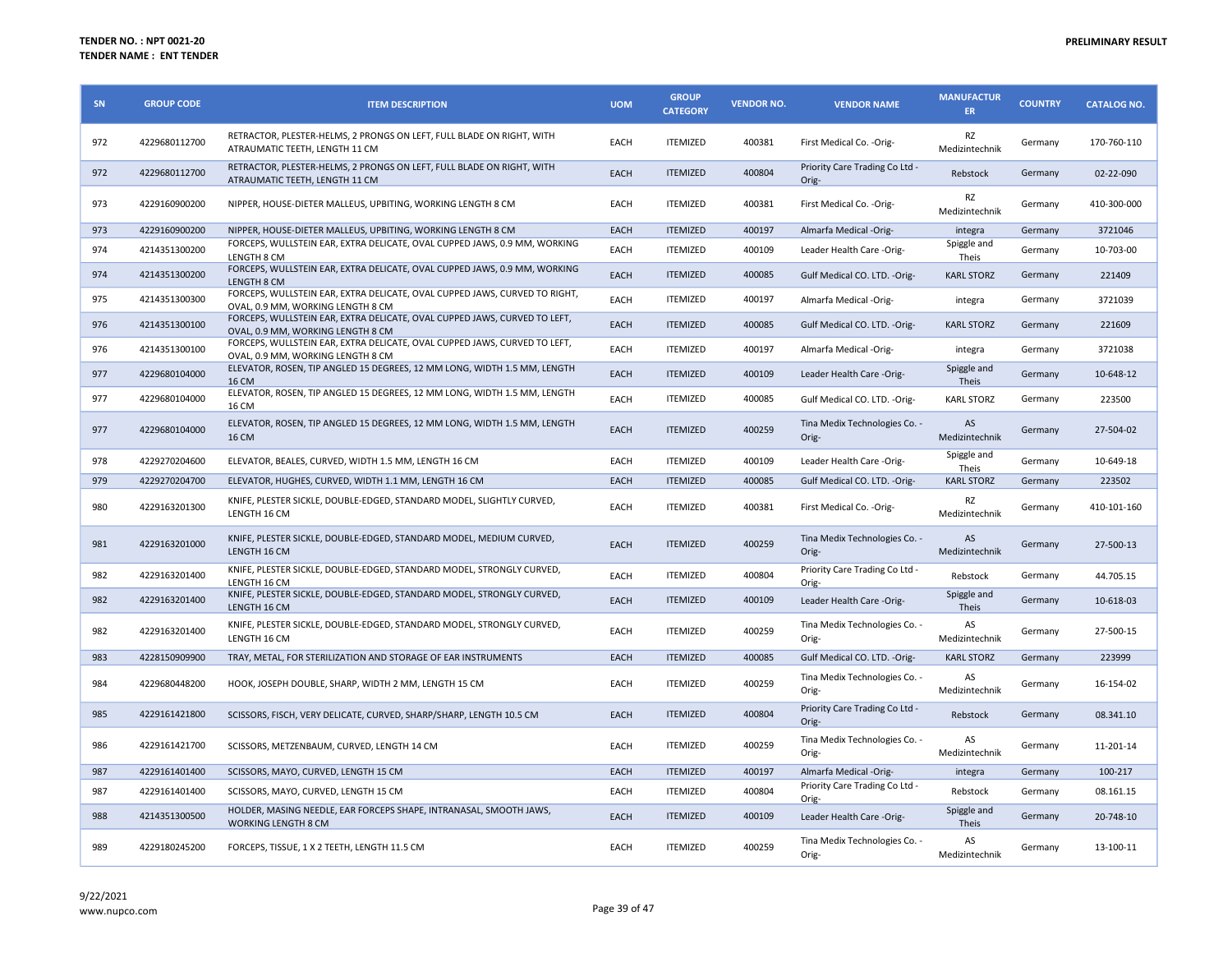**TENDER NO. : NPT 0021-20**
**TENDER NAME : ENT TENDER**

**PRELIMINARY RESULT**

| SN | GROUP CODE | ITEM DESCRIPTION | UOM | GROUP CATEGORY | VENDOR NO. | VENDOR NAME | MANUFACTURER | COUNTRY | CATALOG NO. |
|---|---|---|---|---|---|---|---|---|---|
| 972 | 4229680112700 | RETRACTOR, PLESTER-HELMS, 2 PRONGS ON LEFT, FULL BLADE ON RIGHT, WITH ATRAUMATIC TEETH, LENGTH 11 CM | EACH | ITEMIZED | 400381 | First Medical Co. -Orig- | RZ Medizintechnik | Germany | 170-760-110 |
| 972 | 4229680112700 | RETRACTOR, PLESTER-HELMS, 2 PRONGS ON LEFT, FULL BLADE ON RIGHT, WITH ATRAUMATIC TEETH, LENGTH 11 CM | EACH | ITEMIZED | 400804 | Priority Care Trading Co Ltd -Orig- | Rebstock | Germany | 02-22-090 |
| 973 | 4229160900200 | NIPPER, HOUSE-DIETER MALLEUS, UPBITING, WORKING LENGTH 8 CM | EACH | ITEMIZED | 400381 | First Medical Co. -Orig- | RZ Medizintechnik | Germany | 410-300-000 |
| 973 | 4229160900200 | NIPPER, HOUSE-DIETER MALLEUS, UPBITING, WORKING LENGTH 8 CM | EACH | ITEMIZED | 400197 | Almarfa Medical -Orig- | integra | Germany | 3721046 |
| 974 | 4214351300200 | FORCEPS, WULLSTEIN EAR, EXTRA DELICATE, OVAL CUPPED JAWS, 0.9 MM, WORKING LENGTH 8 CM | EACH | ITEMIZED | 400109 | Leader Health Care -Orig- | Spiggle and Theis | Germany | 10-703-00 |
| 974 | 4214351300200 | FORCEPS, WULLSTEIN EAR, EXTRA DELICATE, OVAL CUPPED JAWS, 0.9 MM, WORKING LENGTH 8 CM | EACH | ITEMIZED | 400085 | Gulf Medical CO. LTD. -Orig- | KARL STORZ | Germany | 221409 |
| 975 | 4214351300300 | FORCEPS, WULLSTEIN EAR, EXTRA DELICATE, OVAL CUPPED JAWS, CURVED TO RIGHT, OVAL, 0.9 MM, WORKING LENGTH 8 CM | EACH | ITEMIZED | 400197 | Almarfa Medical -Orig- | integra | Germany | 3721039 |
| 976 | 4214351300100 | FORCEPS, WULLSTEIN EAR, EXTRA DELICATE, OVAL CUPPED JAWS, CURVED TO LEFT, OVAL, 0.9 MM, WORKING LENGTH 8 CM | EACH | ITEMIZED | 400085 | Gulf Medical CO. LTD. -Orig- | KARL STORZ | Germany | 221609 |
| 976 | 4214351300100 | FORCEPS, WULLSTEIN EAR, EXTRA DELICATE, OVAL CUPPED JAWS, CURVED TO LEFT, OVAL, 0.9 MM, WORKING LENGTH 8 CM | EACH | ITEMIZED | 400197 | Almarfa Medical -Orig- | integra | Germany | 3721038 |
| 977 | 4229680104000 | ELEVATOR, ROSEN, TIP ANGLED 15 DEGREES, 12 MM LONG, WIDTH 1.5 MM, LENGTH 16 CM | EACH | ITEMIZED | 400109 | Leader Health Care -Orig- | Spiggle and Theis | Germany | 10-648-12 |
| 977 | 4229680104000 | ELEVATOR, ROSEN, TIP ANGLED 15 DEGREES, 12 MM LONG, WIDTH 1.5 MM, LENGTH 16 CM | EACH | ITEMIZED | 400085 | Gulf Medical CO. LTD. -Orig- | KARL STORZ | Germany | 223500 |
| 977 | 4229680104000 | ELEVATOR, ROSEN, TIP ANGLED 15 DEGREES, 12 MM LONG, WIDTH 1.5 MM, LENGTH 16 CM | EACH | ITEMIZED | 400259 | Tina Medix Technologies Co. -Orig- | AS Medizintechnik | Germany | 27-504-02 |
| 978 | 4229270204600 | ELEVATOR, BEALES, CURVED, WIDTH 1.5 MM, LENGTH 16 CM | EACH | ITEMIZED | 400109 | Leader Health Care -Orig- | Spiggle and Theis | Germany | 10-649-18 |
| 979 | 4229270204700 | ELEVATOR, HUGHES, CURVED, WIDTH 1.1 MM, LENGTH 16 CM | EACH | ITEMIZED | 400085 | Gulf Medical CO. LTD. -Orig- | KARL STORZ | Germany | 223502 |
| 980 | 4229163201300 | KNIFE, PLESTER SICKLE, DOUBLE-EDGED, STANDARD MODEL, SLIGHTLY CURVED, LENGTH 16 CM | EACH | ITEMIZED | 400381 | First Medical Co. -Orig- | RZ Medizintechnik | Germany | 410-101-160 |
| 981 | 4229163201000 | KNIFE, PLESTER SICKLE, DOUBLE-EDGED, STANDARD MODEL, MEDIUM CURVED, LENGTH 16 CM | EACH | ITEMIZED | 400259 | Tina Medix Technologies Co. -Orig- | AS Medizintechnik | Germany | 27-500-13 |
| 982 | 4229163201400 | KNIFE, PLESTER SICKLE, DOUBLE-EDGED, STANDARD MODEL, STRONGLY CURVED, LENGTH 16 CM | EACH | ITEMIZED | 400804 | Priority Care Trading Co Ltd -Orig- | Rebstock | Germany | 44.705.15 |
| 982 | 4229163201400 | KNIFE, PLESTER SICKLE, DOUBLE-EDGED, STANDARD MODEL, STRONGLY CURVED, LENGTH 16 CM | EACH | ITEMIZED | 400109 | Leader Health Care -Orig- | Spiggle and Theis | Germany | 10-618-03 |
| 982 | 4229163201400 | KNIFE, PLESTER SICKLE, DOUBLE-EDGED, STANDARD MODEL, STRONGLY CURVED, LENGTH 16 CM | EACH | ITEMIZED | 400259 | Tina Medix Technologies Co. -Orig- | AS Medizintechnik | Germany | 27-500-15 |
| 983 | 4228150909900 | TRAY, METAL, FOR STERILIZATION AND STORAGE OF EAR INSTRUMENTS | EACH | ITEMIZED | 400085 | Gulf Medical CO. LTD. -Orig- | KARL STORZ | Germany | 223999 |
| 984 | 4229680448200 | HOOK, JOSEPH DOUBLE, SHARP, WIDTH 2 MM, LENGTH 15 CM | EACH | ITEMIZED | 400259 | Tina Medix Technologies Co. -Orig- | AS Medizintechnik | Germany | 16-154-02 |
| 985 | 4229161421800 | SCISSORS, FISCH, VERY DELICATE, CURVED, SHARP/SHARP, LENGTH 10.5 CM | EACH | ITEMIZED | 400804 | Priority Care Trading Co Ltd -Orig- | Rebstock | Germany | 08.341.10 |
| 986 | 4229161421700 | SCISSORS, METZENBAUM, CURVED, LENGTH 14 CM | EACH | ITEMIZED | 400259 | Tina Medix Technologies Co. -Orig- | AS Medizintechnik | Germany | 11-201-14 |
| 987 | 4229161401400 | SCISSORS, MAYO, CURVED, LENGTH 15 CM | EACH | ITEMIZED | 400197 | Almarfa Medical -Orig- | integra | Germany | 100-217 |
| 987 | 4229161401400 | SCISSORS, MAYO, CURVED, LENGTH 15 CM | EACH | ITEMIZED | 400804 | Priority Care Trading Co Ltd -Orig- | Rebstock | Germany | 08.161.15 |
| 988 | 4214351300500 | HOLDER, MASING NEEDLE, EAR FORCEPS SHAPE, INTRANASAL, SMOOTH JAWS, WORKING LENGTH 8 CM | EACH | ITEMIZED | 400109 | Leader Health Care -Orig- | Spiggle and Theis | Germany | 20-748-10 |
| 989 | 4229180245200 | FORCEPS, TISSUE, 1 X 2 TEETH, LENGTH 11.5 CM | EACH | ITEMIZED | 400259 | Tina Medix Technologies Co. -Orig- | AS Medizintechnik | Germany | 13-100-11 |

9/22/2021
www.nupco.com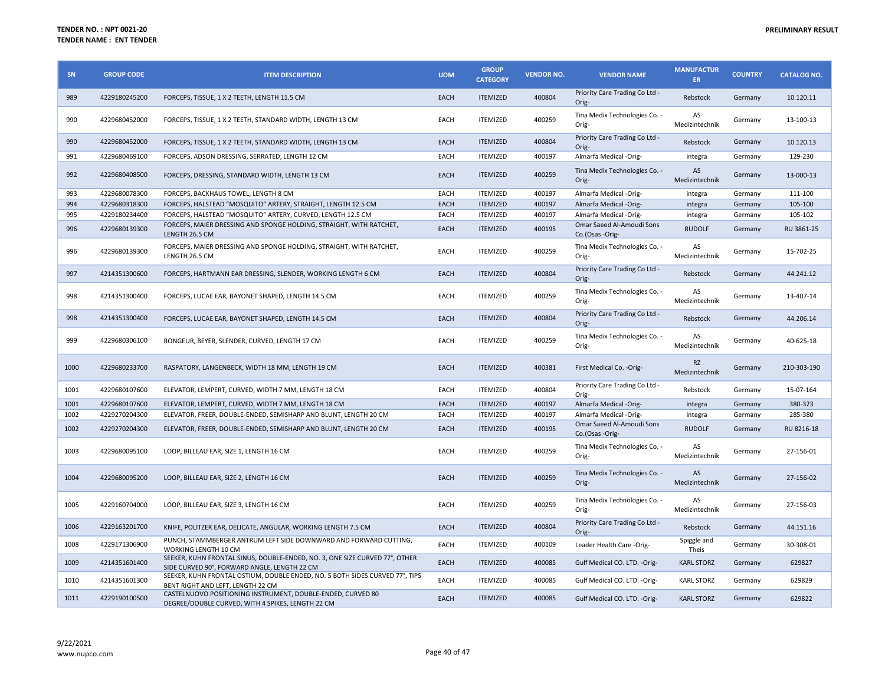**TENDER NO. : NPT 0021-20**
**TENDER NAME : ENT TENDER**

**PRELIMINARY RESULT**

| SN | GROUP CODE | ITEM DESCRIPTION | UOM | GROUP CATEGORY | VENDOR NO. | VENDOR NAME | MANUFACTURER | COUNTRY | CATALOG NO. |
|---|---|---|---|---|---|---|---|---|---|
| 989 | 4229180245200 | FORCEPS, TISSUE, 1 X 2 TEETH, LENGTH 11.5 CM | EACH | ITEMIZED | 400804 | Priority Care Trading Co Ltd -Orig- | Rebstock | Germany | 10.120.11 |
| 990 | 4229680452000 | FORCEPS, TISSUE, 1 X 2 TEETH, STANDARD WIDTH, LENGTH 13 CM | EACH | ITEMIZED | 400259 | Tina Medix Technologies Co. -Orig- | AS Medizintechnik | Germany | 13-100-13 |
| 990 | 4229680452000 | FORCEPS, TISSUE, 1 X 2 TEETH, STANDARD WIDTH, LENGTH 13 CM | EACH | ITEMIZED | 400804 | Priority Care Trading Co Ltd -Orig- | Rebstock | Germany | 10.120.13 |
| 991 | 4229680469100 | FORCEPS, ADSON DRESSING, SERRATED, LENGTH 12 CM | EACH | ITEMIZED | 400197 | Almarfa Medical -Orig- | integra | Germany | 129-230 |
| 992 | 4229680408500 | FORCEPS, DRESSING, STANDARD WIDTH, LENGTH 13 CM | EACH | ITEMIZED | 400259 | Tina Medix Technologies Co. -Orig- | AS Medizintechnik | Germany | 13-000-13 |
| 993 | 4229680078300 | FORCEPS, BACKHAUS TOWEL, LENGTH 8 CM | EACH | ITEMIZED | 400197 | Almarfa Medical -Orig- | integra | Germany | 111-100 |
| 994 | 4229680318300 | FORCEPS, HALSTEAD "MOSQUITO" ARTERY, STRAIGHT, LENGTH 12.5 CM | EACH | ITEMIZED | 400197 | Almarfa Medical -Orig- | integra | Germany | 105-100 |
| 995 | 4229180234400 | FORCEPS, HALSTEAD "MOSQUITO" ARTERY, CURVED, LENGTH 12.5 CM | EACH | ITEMIZED | 400197 | Almarfa Medical -Orig- | integra | Germany | 105-102 |
| 996 | 4229680139300 | FORCEPS, MAIER DRESSING AND SPONGE HOLDING, STRAIGHT, WITH RATCHET, LENGTH 26.5 CM | EACH | ITEMIZED | 400195 | Omar Saeed Al-Amoudi Sons Co.(Osas -Orig- | RUDOLF | Germany | RU 3861-25 |
| 996 | 4229680139300 | FORCEPS, MAIER DRESSING AND SPONGE HOLDING, STRAIGHT, WITH RATCHET, LENGTH 26.5 CM | EACH | ITEMIZED | 400259 | Tina Medix Technologies Co. -Orig- | AS Medizintechnik | Germany | 15-702-25 |
| 997 | 4214351300600 | FORCEPS, HARTMANN EAR DRESSING, SLENDER, WORKING LENGTH 6 CM | EACH | ITEMIZED | 400804 | Priority Care Trading Co Ltd -Orig- | Rebstock | Germany | 44.241.12 |
| 998 | 4214351300400 | FORCEPS, LUCAE EAR, BAYONET SHAPED, LENGTH 14.5 CM | EACH | ITEMIZED | 400259 | Tina Medix Technologies Co. -Orig- | AS Medizintechnik | Germany | 13-407-14 |
| 998 | 4214351300400 | FORCEPS, LUCAE EAR, BAYONET SHAPED, LENGTH 14.5 CM | EACH | ITEMIZED | 400804 | Priority Care Trading Co Ltd -Orig- | Rebstock | Germany | 44.206.14 |
| 999 | 4229680306100 | RONGEUR, BEYER, SLENDER, CURVED, LENGTH 17 CM | EACH | ITEMIZED | 400259 | Tina Medix Technologies Co. -Orig- | AS Medizintechnik | Germany | 40-625-18 |
| 1000 | 4229680233700 | RASPATORY, LANGENBECK, WIDTH 18 MM, LENGTH 19 CM | EACH | ITEMIZED | 400381 | First Medical Co. -Orig- | RZ Medizintechnik | Germany | 210-303-190 |
| 1001 | 4229680107600 | ELEVATOR, LEMPERT, CURVED, WIDTH 7 MM, LENGTH 18 CM | EACH | ITEMIZED | 400804 | Priority Care Trading Co Ltd -Orig- | Rebstock | Germany | 15-07-164 |
| 1001 | 4229680107600 | ELEVATOR, LEMPERT, CURVED, WIDTH 7 MM, LENGTH 18 CM | EACH | ITEMIZED | 400197 | Almarfa Medical -Orig- | integra | Germany | 380-323 |
| 1002 | 4229270204300 | ELEVATOR, FREER, DOUBLE-ENDED, SEMISHARP AND BLUNT, LENGTH 20 CM | EACH | ITEMIZED | 400197 | Almarfa Medical -Orig- | integra | Germany | 285-380 |
| 1002 | 4229270204300 | ELEVATOR, FREER, DOUBLE-ENDED, SEMISHARP AND BLUNT, LENGTH 20 CM | EACH | ITEMIZED | 400195 | Omar Saeed Al-Amoudi Sons Co.(Osas -Orig- | RUDOLF | Germany | RU 8216-18 |
| 1003 | 4229680095100 | LOOP, BILLEAU EAR, SIZE 1, LENGTH 16 CM | EACH | ITEMIZED | 400259 | Tina Medix Technologies Co. -Orig- | AS Medizintechnik | Germany | 27-156-01 |
| 1004 | 4229680095200 | LOOP, BILLEAU EAR, SIZE 2, LENGTH 16 CM | EACH | ITEMIZED | 400259 | Tina Medix Technologies Co. -Orig- | AS Medizintechnik | Germany | 27-156-02 |
| 1005 | 4229160704000 | LOOP, BILLEAU EAR, SIZE 3, LENGTH 16 CM | EACH | ITEMIZED | 400259 | Tina Medix Technologies Co. -Orig- | AS Medizintechnik | Germany | 27-156-03 |
| 1006 | 4229163201700 | KNIFE, POLITZER EAR, DELICATE, ANGULAR, WORKING LENGTH 7.5 CM | EACH | ITEMIZED | 400804 | Priority Care Trading Co Ltd -Orig- | Rebstock | Germany | 44.151.16 |
| 1008 | 4229171306900 | PUNCH, STAMMBERGER ANTRUM LEFT SIDE DOWNWARD AND FORWARD CUTTING, WORKING LENGTH 10 CM | EACH | ITEMIZED | 400109 | Leader Health Care -Orig- | Spiggle and Theis | Germany | 30-308-01 |
| 1009 | 4214351601400 | SEEKER, KUHN FRONTAL SINUS, DOUBLE-ENDED, NO. 3, ONE SIZE CURVED 77°, OTHER SIDE CURVED 90°, FORWARD ANGLE, LENGTH 22 CM | EACH | ITEMIZED | 400085 | Gulf Medical CO. LTD. -Orig- | KARL STORZ | Germany | 629827 |
| 1010 | 4214351601300 | SEEKER, KUHN FRONTAL OSTIUM, DOUBLE ENDED, NO. 5 BOTH SIDES CURVED 77°, TIPS BENT RIGHT AND LEFT, LENGTH 22 CM | EACH | ITEMIZED | 400085 | Gulf Medical CO. LTD. -Orig- | KARL STORZ | Germany | 629829 |
| 1011 | 4229190100500 | CASTELNUOVO POSITIONING INSTRUMENT, DOUBLE-ENDED, CURVED 80 DEGREE/DOUBLE CURVED, WITH 4 SPIKES, LENGTH 22 CM | EACH | ITEMIZED | 400085 | Gulf Medical CO. LTD. -Orig- | KARL STORZ | Germany | 629822 |

9/22/2021
www.nupco.com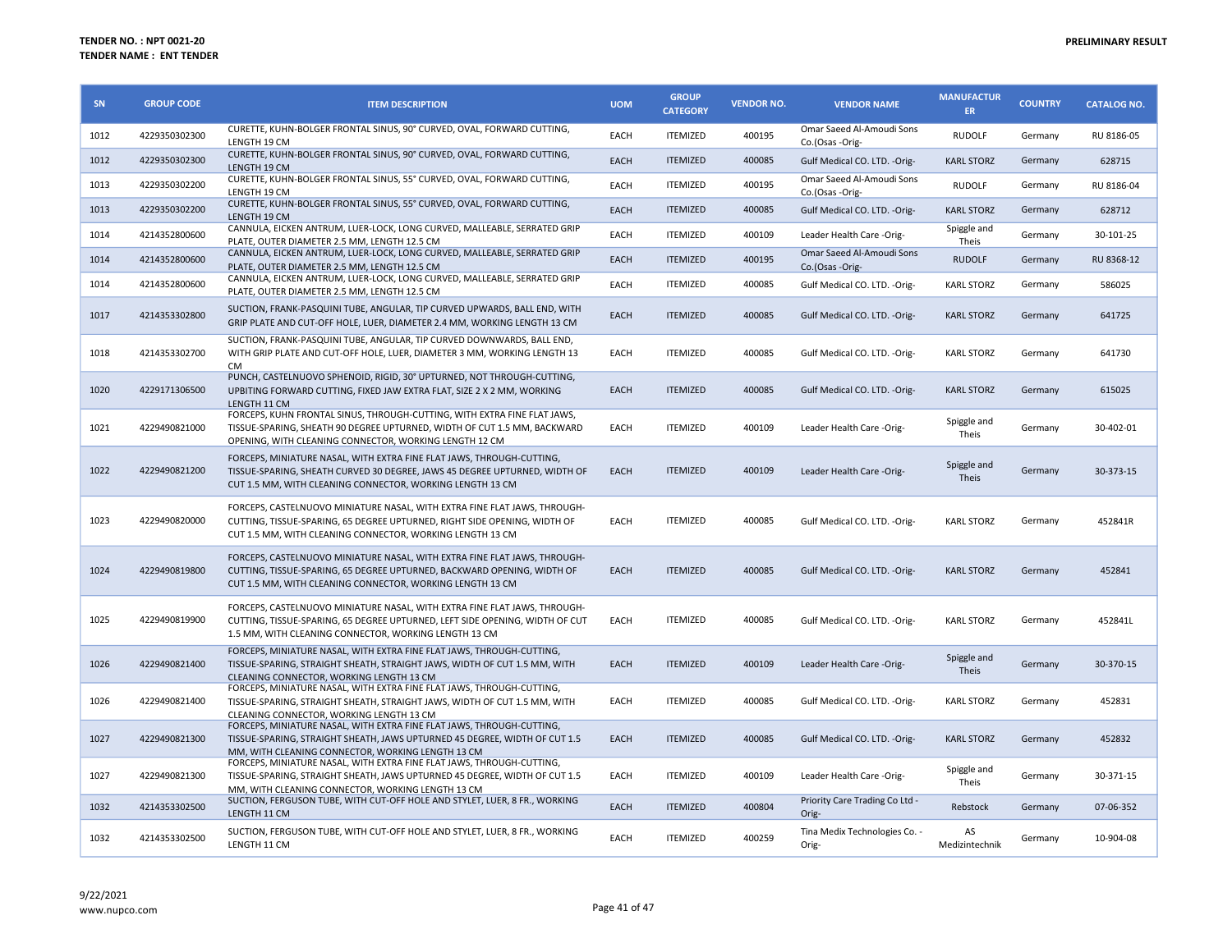**TENDER NO. : NPT 0021-20**
**TENDER NAME : ENT TENDER**

**PRELIMINARY RESULT**

| SN | GROUP CODE | ITEM DESCRIPTION | UOM | GROUP CATEGORY | VENDOR NO. | VENDOR NAME | MANUFACTURER | COUNTRY | CATALOG NO. |
|---|---|---|---|---|---|---|---|---|---|
| 1012 | 4229350302300 | CURETTE, KUHN-BOLGER FRONTAL SINUS, 90° CURVED, OVAL, FORWARD CUTTING, LENGTH 19 CM | EACH | ITEMIZED | 400195 | Omar Saeed Al-Amoudi Sons Co.(Osas -Orig- | RUDOLF | Germany | RU 8186-05 |
| 1012 | 4229350302300 | CURETTE, KUHN-BOLGER FRONTAL SINUS, 90° CURVED, OVAL, FORWARD CUTTING, LENGTH 19 CM | EACH | ITEMIZED | 400085 | Gulf Medical CO. LTD. -Orig- | KARL STORZ | Germany | 628715 |
| 1013 | 4229350302200 | CURETTE, KUHN-BOLGER FRONTAL SINUS, 55° CURVED, OVAL, FORWARD CUTTING, LENGTH 19 CM | EACH | ITEMIZED | 400195 | Omar Saeed Al-Amoudi Sons Co.(Osas -Orig- | RUDOLF | Germany | RU 8186-04 |
| 1013 | 4229350302200 | CURETTE, KUHN-BOLGER FRONTAL SINUS, 55° CURVED, OVAL, FORWARD CUTTING, LENGTH 19 CM | EACH | ITEMIZED | 400085 | Gulf Medical CO. LTD. -Orig- | KARL STORZ | Germany | 628712 |
| 1014 | 4214352800600 | CANNULA, EICKEN ANTRUM, LUER-LOCK, LONG CURVED, MALLEABLE, SERRATED GRIP PLATE, OUTER DIAMETER 2.5 MM, LENGTH 12.5 CM | EACH | ITEMIZED | 400109 | Leader Health Care -Orig- | Spiggle and Theis | Germany | 30-101-25 |
| 1014 | 4214352800600 | CANNULA, EICKEN ANTRUM, LUER-LOCK, LONG CURVED, MALLEABLE, SERRATED GRIP PLATE, OUTER DIAMETER 2.5 MM, LENGTH 12.5 CM | EACH | ITEMIZED | 400195 | Omar Saeed Al-Amoudi Sons Co.(Osas -Orig- | RUDOLF | Germany | RU 8368-12 |
| 1014 | 4214352800600 | CANNULA, EICKEN ANTRUM, LUER-LOCK, LONG CURVED, MALLEABLE, SERRATED GRIP PLATE, OUTER DIAMETER 2.5 MM, LENGTH 12.5 CM | EACH | ITEMIZED | 400085 | Gulf Medical CO. LTD. -Orig- | KARL STORZ | Germany | 586025 |
| 1017 | 4214353302800 | SUCTION, FRANK-PASQUINI TUBE, ANGULAR, TIP CURVED UPWARDS, BALL END, WITH GRIP PLATE AND CUT-OFF HOLE, LUER, DIAMETER 2.4 MM, WORKING LENGTH 13 CM | EACH | ITEMIZED | 400085 | Gulf Medical CO. LTD. -Orig- | KARL STORZ | Germany | 641725 |
| 1018 | 4214353302700 | SUCTION, FRANK-PASQUINI TUBE, ANGULAR, TIP CURVED DOWNWARDS, BALL END, WITH GRIP PLATE AND CUT-OFF HOLE, LUER, DIAMETER 3 MM, WORKING LENGTH 13 CM | EACH | ITEMIZED | 400085 | Gulf Medical CO. LTD. -Orig- | KARL STORZ | Germany | 641730 |
| 1020 | 4229171306500 | PUNCH, CASTELNUOVO SPHENOID, RIGID, 30° UPTURNED, NOT THROUGH-CUTTING, UPBITING FORWARD CUTTING, FIXED JAW EXTRA FLAT, SIZE 2 X 2 MM, WORKING LENGTH 11 CM | EACH | ITEMIZED | 400085 | Gulf Medical CO. LTD. -Orig- | KARL STORZ | Germany | 615025 |
| 1021 | 4229490821000 | FORCEPS, KUHN FRONTAL SINUS, THROUGH-CUTTING, WITH EXTRA FINE FLAT JAWS, TISSUE-SPARING, SHEATH 90 DEGREE UPTURNED, WIDTH OF CUT 1.5 MM, BACKWARD OPENING, WITH CLEANING CONNECTOR, WORKING LENGTH 12 CM | EACH | ITEMIZED | 400109 | Leader Health Care -Orig- | Spiggle and Theis | Germany | 30-402-01 |
| 1022 | 4229490821200 | FORCEPS, MINIATURE NASAL, WITH EXTRA FINE FLAT JAWS, THROUGH-CUTTING, TISSUE-SPARING, SHEATH CURVED 30 DEGREE, JAWS 45 DEGREE UPTURNED, WIDTH OF CUT 1.5 MM, WITH CLEANING CONNECTOR, WORKING LENGTH 13 CM | EACH | ITEMIZED | 400109 | Leader Health Care -Orig- | Spiggle and Theis | Germany | 30-373-15 |
| 1023 | 4229490820000 | FORCEPS, CASTELNUOVO MINIATURE NASAL, WITH EXTRA FINE FLAT JAWS, THROUGH-CUTTING, TISSUE-SPARING, 65 DEGREE UPTURNED, RIGHT SIDE OPENING, WIDTH OF CUT 1.5 MM, WITH CLEANING CONNECTOR, WORKING LENGTH 13 CM | EACH | ITEMIZED | 400085 | Gulf Medical CO. LTD. -Orig- | KARL STORZ | Germany | 452841R |
| 1024 | 4229490819800 | FORCEPS, CASTELNUOVO MINIATURE NASAL, WITH EXTRA FINE FLAT JAWS, THROUGH-CUTTING, TISSUE-SPARING, 65 DEGREE UPTURNED, BACKWARD OPENING, WIDTH OF CUT 1.5 MM, WITH CLEANING CONNECTOR, WORKING LENGTH 13 CM | EACH | ITEMIZED | 400085 | Gulf Medical CO. LTD. -Orig- | KARL STORZ | Germany | 452841 |
| 1025 | 4229490819900 | FORCEPS, CASTELNUOVO MINIATURE NASAL, WITH EXTRA FINE FLAT JAWS, THROUGH-CUTTING, TISSUE-SPARING, 65 DEGREE UPTURNED, LEFT SIDE OPENING, WIDTH OF CUT 1.5 MM, WITH CLEANING CONNECTOR, WORKING LENGTH 13 CM | EACH | ITEMIZED | 400085 | Gulf Medical CO. LTD. -Orig- | KARL STORZ | Germany | 452841L |
| 1026 | 4229490821400 | FORCEPS, MINIATURE NASAL, WITH EXTRA FINE FLAT JAWS, THROUGH-CUTTING, TISSUE-SPARING, STRAIGHT SHEATH, STRAIGHT JAWS, WIDTH OF CUT 1.5 MM, WITH CLEANING CONNECTOR, WORKING LENGTH 13 CM | EACH | ITEMIZED | 400109 | Leader Health Care -Orig- | Spiggle and Theis | Germany | 30-370-15 |
| 1026 | 4229490821400 | FORCEPS, MINIATURE NASAL, WITH EXTRA FINE FLAT JAWS, THROUGH-CUTTING, TISSUE-SPARING, STRAIGHT SHEATH, STRAIGHT JAWS, WIDTH OF CUT 1.5 MM, WITH CLEANING CONNECTOR, WORKING LENGTH 13 CM | EACH | ITEMIZED | 400085 | Gulf Medical CO. LTD. -Orig- | KARL STORZ | Germany | 452831 |
| 1027 | 4229490821300 | FORCEPS, MINIATURE NASAL, WITH EXTRA FINE FLAT JAWS, THROUGH-CUTTING, TISSUE-SPARING, STRAIGHT SHEATH, JAWS UPTURNED 45 DEGREE, WIDTH OF CUT 1.5 MM, WITH CLEANING CONNECTOR, WORKING LENGTH 13 CM | EACH | ITEMIZED | 400085 | Gulf Medical CO. LTD. -Orig- | KARL STORZ | Germany | 452832 |
| 1027 | 4229490821300 | FORCEPS, MINIATURE NASAL, WITH EXTRA FINE FLAT JAWS, THROUGH-CUTTING, TISSUE-SPARING, STRAIGHT SHEATH, JAWS UPTURNED 45 DEGREE, WIDTH OF CUT 1.5 MM, WITH CLEANING CONNECTOR, WORKING LENGTH 13 CM | EACH | ITEMIZED | 400109 | Leader Health Care -Orig- | Spiggle and Theis | Germany | 30-371-15 |
| 1032 | 4214353302500 | SUCTION, FERGUSON TUBE, WITH CUT-OFF HOLE AND STYLET, LUER, 8 FR., WORKING LENGTH 11 CM | EACH | ITEMIZED | 400804 | Priority Care Trading Co Ltd -Orig- | Rebstock | Germany | 07-06-352 |
| 1032 | 4214353302500 | SUCTION, FERGUSON TUBE, WITH CUT-OFF HOLE AND STYLET, LUER, 8 FR., WORKING LENGTH 11 CM | EACH | ITEMIZED | 400259 | Tina Medix Technologies Co. -Orig- | AS Medizintechnik | Germany | 10-904-08 |

9/22/2021
www.nupco.com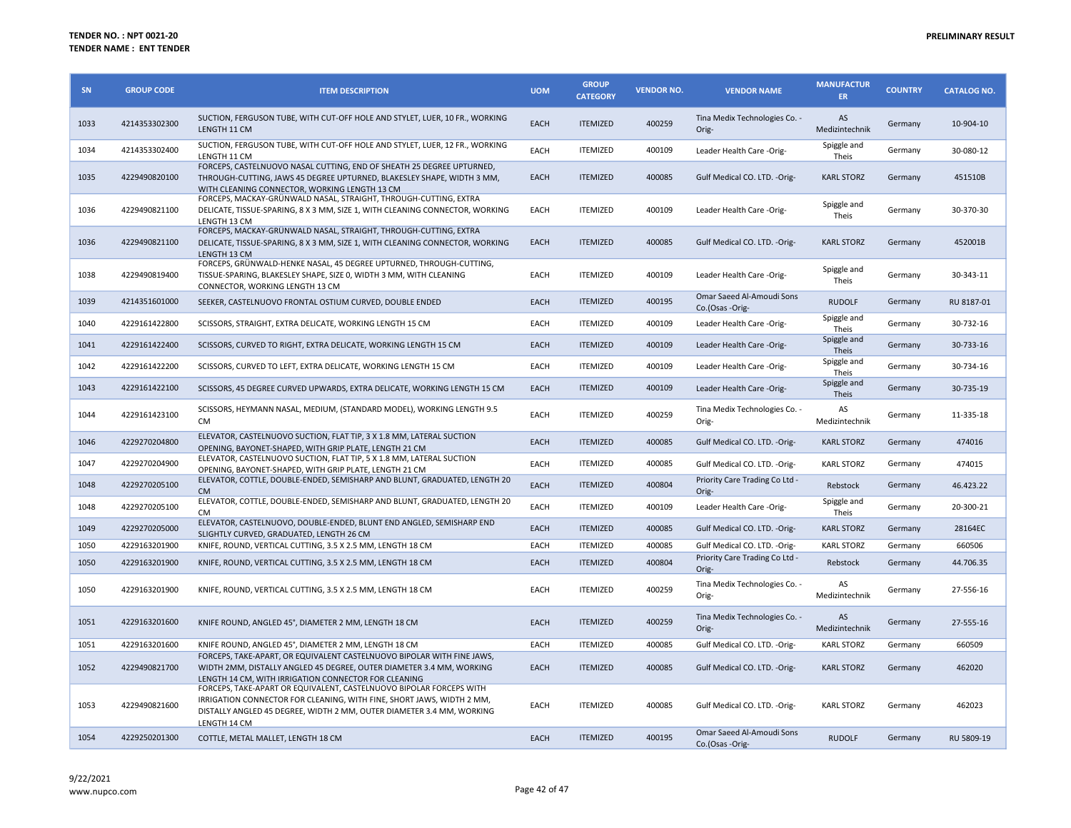**TENDER NO. : NPT 0021-20**
**TENDER NAME : ENT TENDER**

**PRELIMINARY RESULT**

| SN | GROUP CODE | ITEM DESCRIPTION | UOM | GROUP CATEGORY | VENDOR NO. | VENDOR NAME | MANUFACTURER | COUNTRY | CATALOG NO. |
|---|---|---|---|---|---|---|---|---|---|
| 1033 | 4214353302300 | SUCTION, FERGUSON TUBE, WITH CUT-OFF HOLE AND STYLET, LUER, 10 FR., WORKING LENGTH 11 CM | EACH | ITEMIZED | 400259 | Tina Medix Technologies Co. -Orig- | AS Medizintechnik | Germany | 10-904-10 |
| 1034 | 4214353302400 | SUCTION, FERGUSON TUBE, WITH CUT-OFF HOLE AND STYLET, LUER, 12 FR., WORKING LENGTH 11 CM | EACH | ITEMIZED | 400109 | Leader Health Care -Orig- | Spiggle and Theis | Germany | 30-080-12 |
| 1035 | 4229490820100 | FORCEPS, CASTELNUOVO NASAL CUTTING, END OF SHEATH 25 DEGREE UPTURNED, THROUGH-CUTTING, JAWS 45 DEGREE UPTURNED, BLAKESLEY SHAPE, WIDTH 3 MM, WITH CLEANING CONNECTOR, WORKING LENGTH 13 CM | EACH | ITEMIZED | 400085 | Gulf Medical CO. LTD. -Orig- | KARL STORZ | Germany | 451510B |
| 1036 | 4229490821100 | FORCEPS, MACKAY-GRÜNWALD NASAL, STRAIGHT, THROUGH-CUTTING, EXTRA DELICATE, TISSUE-SPARING, 8 X 3 MM, SIZE 1, WITH CLEANING CONNECTOR, WORKING LENGTH 13 CM | EACH | ITEMIZED | 400109 | Leader Health Care -Orig- | Spiggle and Theis | Germany | 30-370-30 |
| 1036 | 4229490821100 | FORCEPS, MACKAY-GRÜNWALD NASAL, STRAIGHT, THROUGH-CUTTING, EXTRA DELICATE, TISSUE-SPARING, 8 X 3 MM, SIZE 1, WITH CLEANING CONNECTOR, WORKING LENGTH 13 CM | EACH | ITEMIZED | 400085 | Gulf Medical CO. LTD. -Orig- | KARL STORZ | Germany | 452001B |
| 1038 | 4229490819400 | FORCEPS, GRÜNWALD-HENKE NASAL, 45 DEGREE UPTURNED, THROUGH-CUTTING, TISSUE-SPARING, BLAKESLEY SHAPE, SIZE 0, WIDTH 3 MM, WITH CLEANING CONNECTOR, WORKING LENGTH 13 CM | EACH | ITEMIZED | 400109 | Leader Health Care -Orig- | Spiggle and Theis | Germany | 30-343-11 |
| 1039 | 4214351601000 | SEEKER, CASTELNUOVO FRONTAL OSTIUM CURVED, DOUBLE ENDED | EACH | ITEMIZED | 400195 | Omar Saeed Al-Amoudi Sons Co.(Osas -Orig- | RUDOLF | Germany | RU 8187-01 |
| 1040 | 4229161422800 | SCISSORS, STRAIGHT, EXTRA DELICATE, WORKING LENGTH 15 CM | EACH | ITEMIZED | 400109 | Leader Health Care -Orig- | Spiggle and Theis | Germany | 30-732-16 |
| 1041 | 4229161422400 | SCISSORS, CURVED TO RIGHT, EXTRA DELICATE, WORKING LENGTH 15 CM | EACH | ITEMIZED | 400109 | Leader Health Care -Orig- | Spiggle and Theis | Germany | 30-733-16 |
| 1042 | 4229161422200 | SCISSORS, CURVED TO LEFT, EXTRA DELICATE, WORKING LENGTH 15 CM | EACH | ITEMIZED | 400109 | Leader Health Care -Orig- | Spiggle and Theis | Germany | 30-734-16 |
| 1043 | 4229161422100 | SCISSORS, 45 DEGREE CURVED UPWARDS, EXTRA DELICATE, WORKING LENGTH 15 CM | EACH | ITEMIZED | 400109 | Leader Health Care -Orig- | Spiggle and Theis | Germany | 30-735-19 |
| 1044 | 4229161423100 | SCISSORS, HEYMANN NASAL, MEDIUM, (STANDARD MODEL), WORKING LENGTH 9.5 CM | EACH | ITEMIZED | 400259 | Tina Medix Technologies Co. -Orig- | AS Medizintechnik | Germany | 11-335-18 |
| 1046 | 4229270204800 | ELEVATOR, CASTELNUOVO SUCTION, FLAT TIP, 3 X 1.8 MM, LATERAL SUCTION OPENING, BAYONET-SHAPED, WITH GRIP PLATE, LENGTH 21 CM | EACH | ITEMIZED | 400085 | Gulf Medical CO. LTD. -Orig- | KARL STORZ | Germany | 474016 |
| 1047 | 4229270204900 | ELEVATOR, CASTELNUOVO SUCTION, FLAT TIP, 5 X 1.8 MM, LATERAL SUCTION OPENING, BAYONET-SHAPED, WITH GRIP PLATE, LENGTH 21 CM | EACH | ITEMIZED | 400085 | Gulf Medical CO. LTD. -Orig- | KARL STORZ | Germany | 474015 |
| 1048 | 4229270205100 | ELEVATOR, COTTLE, DOUBLE-ENDED, SEMISHARP AND BLUNT, GRADUATED, LENGTH 20 CM | EACH | ITEMIZED | 400804 | Priority Care Trading Co Ltd -Orig- | Rebstock | Germany | 46.423.22 |
| 1048 | 4229270205100 | ELEVATOR, COTTLE, DOUBLE-ENDED, SEMISHARP AND BLUNT, GRADUATED, LENGTH 20 CM | EACH | ITEMIZED | 400109 | Leader Health Care -Orig- | Spiggle and Theis | Germany | 20-300-21 |
| 1049 | 4229270205000 | ELEVATOR, CASTELNUOVO, DOUBLE-ENDED, BLUNT END ANGLED, SEMISHARP END SLIGHTLY CURVED, GRADUATED, LENGTH 26 CM | EACH | ITEMIZED | 400085 | Gulf Medical CO. LTD. -Orig- | KARL STORZ | Germany | 28164EC |
| 1050 | 4229163201900 | KNIFE, ROUND, VERTICAL CUTTING, 3.5 X 2.5 MM, LENGTH 18 CM | EACH | ITEMIZED | 400085 | Gulf Medical CO. LTD. -Orig- | KARL STORZ | Germany | 660506 |
| 1050 | 4229163201900 | KNIFE, ROUND, VERTICAL CUTTING, 3.5 X 2.5 MM, LENGTH 18 CM | EACH | ITEMIZED | 400804 | Priority Care Trading Co Ltd -Orig- | Rebstock | Germany | 44.706.35 |
| 1050 | 4229163201900 | KNIFE, ROUND, VERTICAL CUTTING, 3.5 X 2.5 MM, LENGTH 18 CM | EACH | ITEMIZED | 400259 | Tina Medix Technologies Co. -Orig- | AS Medizintechnik | Germany | 27-556-16 |
| 1051 | 4229163201600 | KNIFE ROUND, ANGLED 45°, DIAMETER 2 MM, LENGTH 18 CM | EACH | ITEMIZED | 400259 | Tina Medix Technologies Co. -Orig- | AS Medizintechnik | Germany | 27-555-16 |
| 1051 | 4229163201600 | KNIFE ROUND, ANGLED 45°, DIAMETER 2 MM, LENGTH 18 CM | EACH | ITEMIZED | 400085 | Gulf Medical CO. LTD. -Orig- | KARL STORZ | Germany | 660509 |
| 1052 | 4229490821700 | FORCEPS, TAKE-APART, OR EQUIVALENT CASTELNUOVO BIPOLAR WITH FINE JAWS, WIDTH 2MM, DISTALLY ANGLED 45 DEGREE, OUTER DIAMETER 3.4 MM, WORKING LENGTH 14 CM, WITH IRRIGATION CONNECTOR FOR CLEANING | EACH | ITEMIZED | 400085 | Gulf Medical CO. LTD. -Orig- | KARL STORZ | Germany | 462020 |
| 1053 | 4229490821600 | FORCEPS, TAKE-APART OR EQUIVALENT, CASTELNUOVO BIPOLAR FORCEPS WITH IRRIGATION CONNECTOR FOR CLEANING, WITH FINE, SHORT JAWS, WIDTH 2 MM, DISTALLY ANGLED 45 DEGREE, WIDTH 2 MM, OUTER DIAMETER 3.4 MM, WORKING LENGTH 14 CM | EACH | ITEMIZED | 400085 | Gulf Medical CO. LTD. -Orig- | KARL STORZ | Germany | 462023 |
| 1054 | 4229250201300 | COTTLE, METAL MALLET, LENGTH 18 CM | EACH | ITEMIZED | 400195 | Omar Saeed Al-Amoudi Sons Co.(Osas -Orig- | RUDOLF | Germany | RU 5809-19 |

9/22/2021
www.nupco.com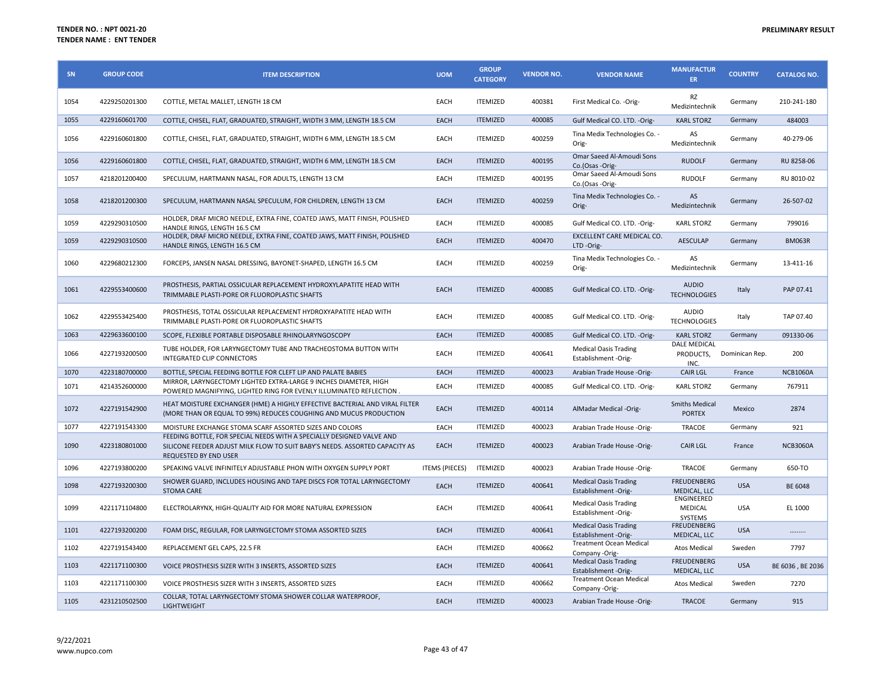**TENDER NO. : NPT 0021-20**
**TENDER NAME : ENT TENDER**

**PRELIMINARY RESULT**

| SN | GROUP CODE | ITEM DESCRIPTION | UOM | GROUP CATEGORY | VENDOR NO. | VENDOR NAME | MANUFACTURER | COUNTRY | CATALOG NO. |
|---|---|---|---|---|---|---|---|---|---|
| 1054 | 4229250201300 | COTTLE, METAL MALLET, LENGTH 18 CM | EACH | ITEMIZED | 400381 | First Medical Co. -Orig- | RZ Medizintechnik | Germany | 210-241-180 |
| 1055 | 4229160601700 | COTTLE, CHISEL, FLAT, GRADUATED, STRAIGHT, WIDTH 3 MM, LENGTH 18.5 CM | EACH | ITEMIZED | 400085 | Gulf Medical CO. LTD. -Orig- | KARL STORZ | Germany | 484003 |
| 1056 | 4229160601800 | COTTLE, CHISEL, FLAT, GRADUATED, STRAIGHT, WIDTH 6 MM, LENGTH 18.5 CM | EACH | ITEMIZED | 400259 | Tina Medix Technologies Co. -Orig- | AS Medizintechnik | Germany | 40-279-06 |
| 1056 | 4229160601800 | COTTLE, CHISEL, FLAT, GRADUATED, STRAIGHT, WIDTH 6 MM, LENGTH 18.5 CM | EACH | ITEMIZED | 400195 | Omar Saeed Al-Amoudi Sons Co.(Osas -Orig- | RUDOLF | Germany | RU 8258-06 |
| 1057 | 4218201200400 | SPECULUM, HARTMANN NASAL, FOR ADULTS, LENGTH 13 CM | EACH | ITEMIZED | 400195 | Omar Saeed Al-Amoudi Sons Co.(Osas -Orig- | RUDOLF | Germany | RU 8010-02 |
| 1058 | 4218201200300 | SPECULUM, HARTMANN NASAL SPECULUM, FOR CHILDREN, LENGTH 13 CM | EACH | ITEMIZED | 400259 | Tina Medix Technologies Co. -Orig- | AS Medizintechnik | Germany | 26-507-02 |
| 1059 | 4229290310500 | HOLDER, DRAF MICRO NEEDLE, EXTRA FINE, COATED JAWS, MATT FINISH, POLISHED HANDLE RINGS, LENGTH 16.5 CM | EACH | ITEMIZED | 400085 | Gulf Medical CO. LTD. -Orig- | KARL STORZ | Germany | 799016 |
| 1059 | 4229290310500 | HOLDER, DRAF MICRO NEEDLE, EXTRA FINE, COATED JAWS, MATT FINISH, POLISHED HANDLE RINGS, LENGTH 16.5 CM | EACH | ITEMIZED | 400470 | EXCELLENT CARE MEDICAL CO. LTD -Orig- | AESCULAP | Germany | BM063R |
| 1060 | 4229680212300 | FORCEPS, JANSEN NASAL DRESSING, BAYONET-SHAPED, LENGTH 16.5 CM | EACH | ITEMIZED | 400259 | Tina Medix Technologies Co. -Orig- | AS Medizintechnik | Germany | 13-411-16 |
| 1061 | 4229553400600 | PROSTHESIS, PARTIAL OSSICULAR REPLACEMENT HYDROXYLAPATITE HEAD WITH TRIMMABLE PLASTI-PORE OR FLUOROPLASTIC SHAFTS | EACH | ITEMIZED | 400085 | Gulf Medical CO. LTD. -Orig- | AUDIO TECHNOLOGIES | Italy | PAP 07.41 |
| 1062 | 4229553425400 | PROSTHESIS, TOTAL OSSICULAR REPLACEMENT HYDROXYAPATITE HEAD WITH TRIMMABLE PLASTI-PORE OR FLUOROPLASTIC SHAFTS | EACH | ITEMIZED | 400085 | Gulf Medical CO. LTD. -Orig- | AUDIO TECHNOLOGIES | Italy | TAP 07.40 |
| 1063 | 4229633600100 | SCOPE, FLEXIBLE PORTABLE DISPOSABLE RHINOLARYNGOSCOPY | EACH | ITEMIZED | 400085 | Gulf Medical CO. LTD. -Orig- | KARL STORZ | Germany | 091330-06 |
| 1066 | 4227193200500 | TUBE HOLDER, FOR LARYNGECTOMY TUBE AND TRACHEOSTOMA BUTTON WITH INTEGRATED CLIP CONNECTORS | EACH | ITEMIZED | 400641 | Medical Oasis Trading Establishment -Orig- | DALE MEDICAL PRODUCTS, INC. | Dominican Rep. | 200 |
| 1070 | 4223180700000 | BOTTLE, SPECIAL FEEDING BOTTLE FOR CLEFT LIP AND PALATE BABIES | EACH | ITEMIZED | 400023 | Arabian Trade House -Orig- | CAIR LGL | France | NCB1060A |
| 1071 | 4214352600000 | MIRROR, LARYNGECTOMY LIGHTED EXTRA-LARGE 9 INCHES DIAMETER, HIGH POWERED MAGNIFYING, LIGHTED RING FOR EVENLY ILLUMINATED REFLECTION . | EACH | ITEMIZED | 400085 | Gulf Medical CO. LTD. -Orig- | KARL STORZ | Germany | 767911 |
| 1072 | 4227191542900 | HEAT MOISTURE EXCHANGER (HME) A HIGHLY EFFECTIVE BACTERIAL AND VIRAL FILTER (MORE THAN OR EQUAL TO 99%) REDUCES COUGHING AND MUCUS PRODUCTION | EACH | ITEMIZED | 400114 | AlMadar Medical -Orig- | Smiths Medical PORTEX | Mexico | 2874 |
| 1077 | 4227191543300 | MOISTURE EXCHANGE STOMA SCARF ASSORTED SIZES AND COLORS | EACH | ITEMIZED | 400023 | Arabian Trade House -Orig- | TRACOE | Germany | 921 |
| 1090 | 4223180801000 | FEEDING BOTTLE, FOR SPECIAL NEEDS WITH A SPECIALLY DESIGNED VALVE AND SILICONE FEEDER ADJUST MILK FLOW TO SUIT BABY'S NEEDS. ASSORTED CAPACITY AS REQUESTED BY END USER | EACH | ITEMIZED | 400023 | Arabian Trade House -Orig- | CAIR LGL | France | NCB3060A |
| 1096 | 4227193800200 | SPEAKING VALVE INFINITELY ADJUSTABLE PHON WITH OXYGEN SUPPLY PORT | ITEMS (PIECES) | ITEMIZED | 400023 | Arabian Trade House -Orig- | TRACOE | Germany | 650-TO |
| 1098 | 4227193200300 | SHOWER GUARD, INCLUDES HOUSING AND TAPE DISCS FOR TOTAL LARYNGECTOMY STOMA CARE | EACH | ITEMIZED | 400641 | Medical Oasis Trading Establishment -Orig- | FREUDENBERG MEDICAL, LLC | USA | BE 6048 |
| 1099 | 4221171104800 | ELECTROLARYNX, HIGH-QUALITY AID FOR MORE NATURAL EXPRESSION | EACH | ITEMIZED | 400641 | Medical Oasis Trading Establishment -Orig- | ENGINEERED MEDICAL SYSTEMS | USA | EL 1000 |
| 1101 | 4227193200200 | FOAM DISC, REGULAR, FOR LARYNGECTOMY STOMA ASSORTED SIZES | EACH | ITEMIZED | 400641 | Medical Oasis Trading Establishment -Orig- | FREUDENBERG MEDICAL, LLC | USA | ......... |
| 1102 | 4227191543400 | REPLACEMENT GEL CAPS, 22.5 FR | EACH | ITEMIZED | 400662 | Treatment Ocean Medical Company -Orig- | Atos Medical | Sweden | 7797 |
| 1103 | 4221171100300 | VOICE PROSTHESIS SIZER WITH 3 INSERTS, ASSORTED SIZES | EACH | ITEMIZED | 400641 | Medical Oasis Trading Establishment -Orig- | FREUDENBERG MEDICAL, LLC | USA | BE 6036 , BE 2036 |
| 1103 | 4221171100300 | VOICE PROSTHESIS SIZER WITH 3 INSERTS, ASSORTED SIZES | EACH | ITEMIZED | 400662 | Treatment Ocean Medical Company -Orig- | Atos Medical | Sweden | 7270 |
| 1105 | 4231210502500 | COLLAR, TOTAL LARYNGECTOMY STOMA SHOWER COLLAR WATERPROOF, LIGHTWEIGHT | EACH | ITEMIZED | 400023 | Arabian Trade House -Orig- | TRACOE | Germany | 915 |

9/22/2021
www.nupco.com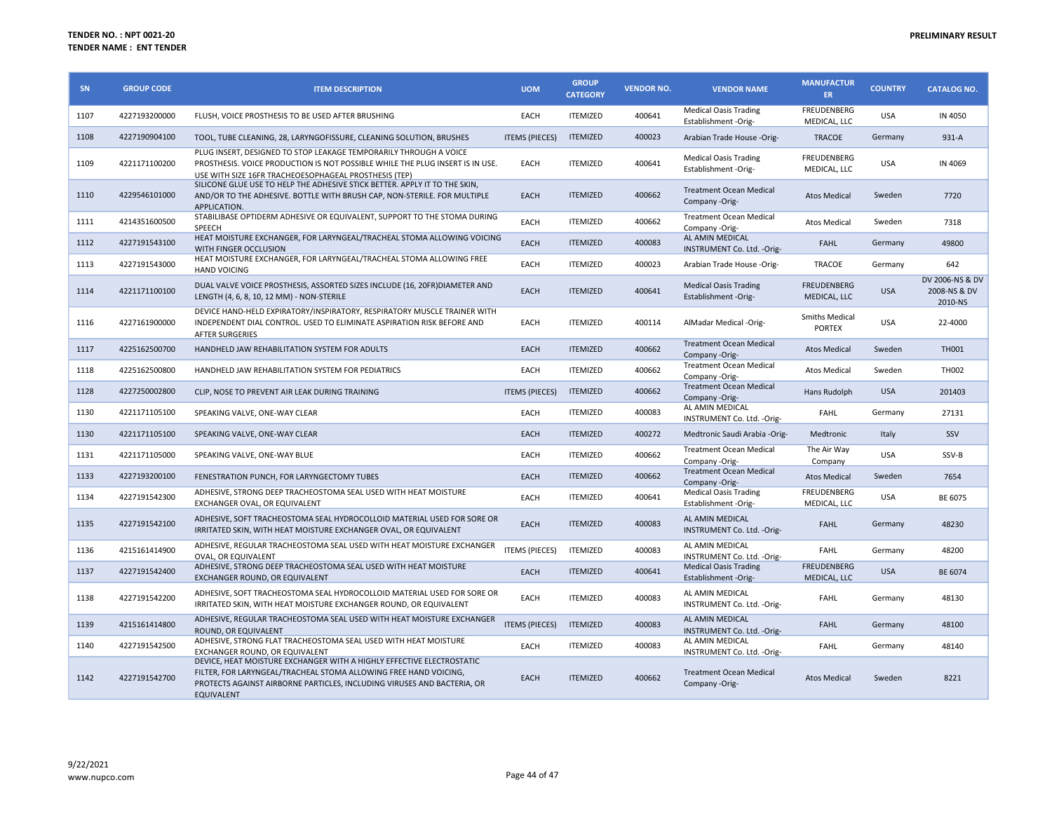**TENDER NO. : NPT 0021-20**
**TENDER NAME : ENT TENDER**

**PRELIMINARY RESULT**

| SN | GROUP CODE | ITEM DESCRIPTION | UOM | GROUP CATEGORY | VENDOR NO. | VENDOR NAME | MANUFACTURER | COUNTRY | CATALOG NO. |
|---|---|---|---|---|---|---|---|---|---|
| 1107 | 4227193200000 | FLUSH, VOICE PROSTHESIS TO BE USED AFTER BRUSHING | EACH | ITEMIZED | 400641 | Medical Oasis Trading Establishment -Orig- | FREUDENBERG MEDICAL, LLC | USA | IN 4050 |
| 1108 | 4227190904100 | TOOL, TUBE CLEANING, 28, LARYNGOFISSURE, CLEANING SOLUTION, BRUSHES | ITEMS (PIECES) | ITEMIZED | 400023 | Arabian Trade House -Orig- | TRACOE | Germany | 931-A |
| 1109 | 4221171100200 | PLUG INSERT, DESIGNED TO STOP LEAKAGE TEMPORARILY THROUGH A VOICE PROSTHESIS. VOICE PRODUCTION IS NOT POSSIBLE WHILE THE PLUG INSERT IS IN USE. USE WITH SIZE 16FR TRACHEOESOPHAGEAL PROSTHESIS (TEP) | EACH | ITEMIZED | 400641 | Medical Oasis Trading Establishment -Orig- | FREUDENBERG MEDICAL, LLC | USA | IN 4069 |
| 1110 | 4229546101000 | SILICONE GLUE USE TO HELP THE ADHESIVE STICK BETTER. APPLY IT TO THE SKIN, AND/OR TO THE ADHESIVE. BOTTLE WITH BRUSH CAP, NON-STERILE. FOR MULTIPLE APPLICATION. | EACH | ITEMIZED | 400662 | Treatment Ocean Medical Company -Orig- | Atos Medical | Sweden | 7720 |
| 1111 | 4214351600500 | STABILIBASE OPTIDERM ADHESIVE OR EQUIVALENT, SUPPORT TO THE STOMA DURING SPEECH | EACH | ITEMIZED | 400662 | Treatment Ocean Medical Company -Orig- | Atos Medical | Sweden | 7318 |
| 1112 | 4227191543100 | HEAT MOISTURE EXCHANGER, FOR LARYNGEAL/TRACHEAL STOMA ALLOWING VOICING WITH FINGER OCCLUSION | EACH | ITEMIZED | 400083 | AL AMIN MEDICAL INSTRUMENT Co. Ltd. -Orig- | FAHL | Germany | 49800 |
| 1113 | 4227191543000 | HEAT MOISTURE EXCHANGER, FOR LARYNGEAL/TRACHEAL STOMA ALLOWING FREE HAND VOICING | EACH | ITEMIZED | 400023 | Arabian Trade House -Orig- | TRACOE | Germany | 642 |
| 1114 | 4221171100100 | DUAL VALVE VOICE PROSTHESIS, ASSORTED SIZES INCLUDE (16, 20FR)DIAMETER AND LENGTH (4, 6, 8, 10, 12 MM) - NON-STERILE | EACH | ITEMIZED | 400641 | Medical Oasis Trading Establishment -Orig- | FREUDENBERG MEDICAL, LLC | USA | DV 2006-NS & DV 2008-NS & DV 2010-NS |
| 1116 | 4227161900000 | DEVICE HAND-HELD EXPIRATORY/INSPIRATORY, RESPIRATORY MUSCLE TRAINER WITH INDEPENDENT DIAL CONTROL. USED TO ELIMINATE ASPIRATION RISK BEFORE AND AFTER SURGERIES | EACH | ITEMIZED | 400114 | AlMadar Medical -Orig- | Smiths Medical PORTEX | USA | 22-4000 |
| 1117 | 4225162500700 | HANDHELD JAW REHABILITATION SYSTEM FOR ADULTS | EACH | ITEMIZED | 400662 | Treatment Ocean Medical Company -Orig- | Atos Medical | Sweden | TH001 |
| 1118 | 4225162500800 | HANDHELD JAW REHABILITATION SYSTEM FOR PEDIATRICS | EACH | ITEMIZED | 400662 | Treatment Ocean Medical Company -Orig- | Atos Medical | Sweden | TH002 |
| 1128 | 4227250002800 | CLIP, NOSE TO PREVENT AIR LEAK DURING TRAINING | ITEMS (PIECES) | ITEMIZED | 400662 | Treatment Ocean Medical Company -Orig- | Hans Rudolph | USA | 201403 |
| 1130 | 4221171105100 | SPEAKING VALVE, ONE-WAY CLEAR | EACH | ITEMIZED | 400083 | AL AMIN MEDICAL INSTRUMENT Co. Ltd. -Orig- | FAHL | Germany | 27131 |
| 1130 | 4221171105100 | SPEAKING VALVE, ONE-WAY CLEAR | EACH | ITEMIZED | 400272 | Medtronic Saudi Arabia -Orig- | Medtronic | Italy | SSV |
| 1131 | 4221171105000 | SPEAKING VALVE, ONE-WAY BLUE | EACH | ITEMIZED | 400662 | Treatment Ocean Medical Company -Orig- | The Air Way Company | USA | SSV-B |
| 1133 | 4227193200100 | FENESTRATION PUNCH, FOR LARYNGECTOMY TUBES | EACH | ITEMIZED | 400662 | Treatment Ocean Medical Company -Orig- | Atos Medical | Sweden | 7654 |
| 1134 | 4227191542300 | ADHESIVE, STRONG DEEP TRACHEOSTOMA SEAL USED WITH HEAT MOISTURE EXCHANGER OVAL, OR EQUIVALENT | EACH | ITEMIZED | 400641 | Medical Oasis Trading Establishment -Orig- | FREUDENBERG MEDICAL, LLC | USA | BE 6075 |
| 1135 | 4227191542100 | ADHESIVE, SOFT TRACHEOSTOMA SEAL HYDROCOLLOID MATERIAL USED FOR SORE OR IRRITATED SKIN, WITH HEAT MOISTURE EXCHANGER OVAL, OR EQUIVALENT | EACH | ITEMIZED | 400083 | AL AMIN MEDICAL INSTRUMENT Co. Ltd. -Orig- | FAHL | Germany | 48230 |
| 1136 | 4215161414900 | ADHESIVE, REGULAR TRACHEOSTOMA SEAL USED WITH HEAT MOISTURE EXCHANGER OVAL, OR EQUIVALENT | ITEMS (PIECES) | ITEMIZED | 400083 | AL AMIN MEDICAL INSTRUMENT Co. Ltd. -Orig- | FAHL | Germany | 48200 |
| 1137 | 4227191542400 | ADHESIVE, STRONG DEEP TRACHEOSTOMA SEAL USED WITH HEAT MOISTURE EXCHANGER ROUND, OR EQUIVALENT | EACH | ITEMIZED | 400641 | Medical Oasis Trading Establishment -Orig- | FREUDENBERG MEDICAL, LLC | USA | BE 6074 |
| 1138 | 4227191542200 | ADHESIVE, SOFT TRACHEOSTOMA SEAL HYDROCOLLOID MATERIAL USED FOR SORE OR IRRITATED SKIN, WITH HEAT MOISTURE EXCHANGER ROUND, OR EQUIVALENT | EACH | ITEMIZED | 400083 | AL AMIN MEDICAL INSTRUMENT Co. Ltd. -Orig- | FAHL | Germany | 48130 |
| 1139 | 4215161414800 | ADHESIVE, REGULAR TRACHEOSTOMA SEAL USED WITH HEAT MOISTURE EXCHANGER ROUND, OR EQUIVALENT | ITEMS (PIECES) | ITEMIZED | 400083 | AL AMIN MEDICAL INSTRUMENT Co. Ltd. -Orig- | FAHL | Germany | 48100 |
| 1140 | 4227191542500 | ADHESIVE, STRONG FLAT TRACHEOSTOMA SEAL USED WITH HEAT MOISTURE EXCHANGER ROUND, OR EQUIVALENT | EACH | ITEMIZED | 400083 | AL AMIN MEDICAL INSTRUMENT Co. Ltd. -Orig- | FAHL | Germany | 48140 |
| 1142 | 4227191542700 | DEVICE, HEAT MOISTURE EXCHANGER WITH A HIGHLY EFFECTIVE ELECTROSTATIC FILTER, FOR LARYNGEAL/TRACHEAL STOMA ALLOWING FREE HAND VOICING, PROTECTS AGAINST AIRBORNE PARTICLES, INCLUDING VIRUSES AND BACTERIA, OR EQUIVALENT | EACH | ITEMIZED | 400662 | Treatment Ocean Medical Company -Orig- | Atos Medical | Sweden | 8221 |

9/22/2021
www.nupco.com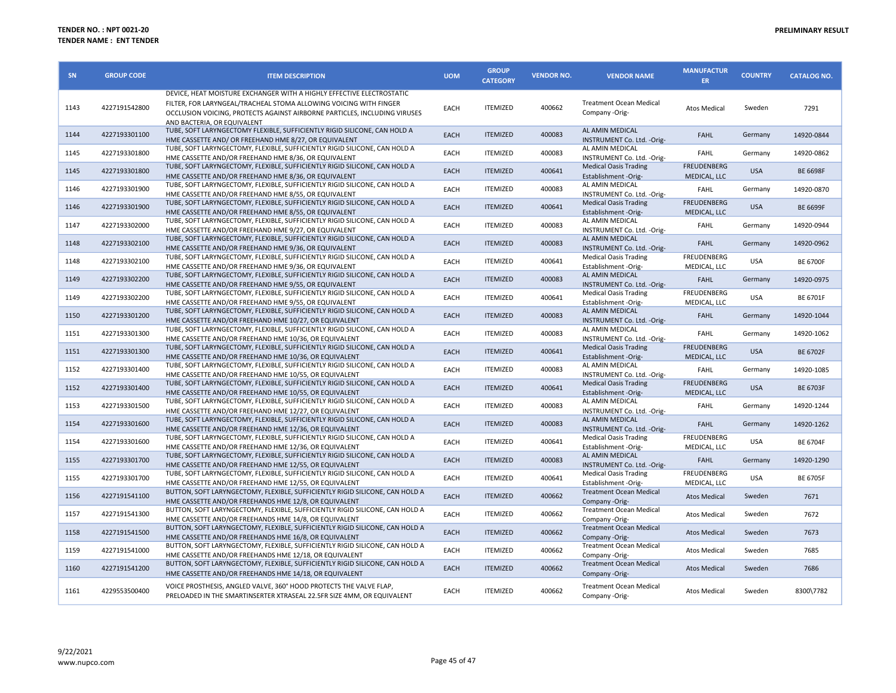**TENDER NO. : NPT 0021-20**
**TENDER NAME : ENT TENDER**

**PRELIMINARY RESULT**

| SN | GROUP CODE | ITEM DESCRIPTION | UOM | GROUP CATEGORY | VENDOR NO. | VENDOR NAME | MANUFACTURER | COUNTRY | CATALOG NO. |
|---|---|---|---|---|---|---|---|---|---|
| 1143 | 4227191542800 | DEVICE, HEAT MOISTURE EXCHANGER WITH A HIGHLY EFFECTIVE ELECTROSTATIC FILTER, FOR LARYNGEAL/TRACHEAL STOMA ALLOWING VOICING WITH FINGER OCCLUSION VOICING, PROTECTS AGAINST AIRBORNE PARTICLES, INCLUDING VIRUSES AND BACTERIA, OR EQUIVALENT | EACH | ITEMIZED | 400662 | Treatment Ocean Medical Company -Orig- | Atos Medical | Sweden | 7291 |
| 1144 | 4227193301100 | TUBE, SOFT LARYNGECTOMY FLEXIBLE, SUFFICIENTLY RIGID SILICONE, CAN HOLD A HME CASSETTE AND/ OR FREEHAND HME 8/27, OR EQUIVALENT | EACH | ITEMIZED | 400083 | AL AMIN MEDICAL INSTRUMENT Co. Ltd. -Orig- | FAHL | Germany | 14920-0844 |
| 1145 | 4227193301800 | TUBE, SOFT LARYNGECTOMY, FLEXIBLE, SUFFICIENTLY RIGID SILICONE, CAN HOLD A HME CASSETTE AND/OR FREEHAND HME 8/36, OR EQUIVALENT | EACH | ITEMIZED | 400083 | AL AMIN MEDICAL INSTRUMENT Co. Ltd. -Orig- | FAHL | Germany | 14920-0862 |
| 1145 | 4227193301800 | TUBE, SOFT LARYNGECTOMY, FLEXIBLE, SUFFICIENTLY RIGID SILICONE, CAN HOLD A HME CASSETTE AND/OR FREEHAND HME 8/36, OR EQUIVALENT | EACH | ITEMIZED | 400641 | Medical Oasis Trading Establishment -Orig- | FREUDENBERG MEDICAL, LLC | USA | BE 6698F |
| 1146 | 4227193301900 | TUBE, SOFT LARYNGECTOMY, FLEXIBLE, SUFFICIENTLY RIGID SILICONE, CAN HOLD A HME CASSETTE AND/OR FREEHAND HME 8/55, OR EQUIVALENT | EACH | ITEMIZED | 400083 | AL AMIN MEDICAL INSTRUMENT Co. Ltd. -Orig- | FAHL | Germany | 14920-0870 |
| 1146 | 4227193301900 | TUBE, SOFT LARYNGECTOMY, FLEXIBLE, SUFFICIENTLY RIGID SILICONE, CAN HOLD A HME CASSETTE AND/OR FREEHAND HME 8/55, OR EQUIVALENT | EACH | ITEMIZED | 400641 | Medical Oasis Trading Establishment -Orig- | FREUDENBERG MEDICAL, LLC | USA | BE 6699F |
| 1147 | 4227193302000 | TUBE, SOFT LARYNGECTOMY, FLEXIBLE, SUFFICIENTLY RIGID SILICONE, CAN HOLD A HME CASSETTE AND/OR FREEHAND HME 9/27, OR EQUIVALENT | EACH | ITEMIZED | 400083 | AL AMIN MEDICAL INSTRUMENT Co. Ltd. -Orig- | FAHL | Germany | 14920-0944 |
| 1148 | 4227193302100 | TUBE, SOFT LARYNGECTOMY, FLEXIBLE, SUFFICIENTLY RIGID SILICONE, CAN HOLD A HME CASSETTE AND/OR FREEHAND HME 9/36, OR EQUIVALENT | EACH | ITEMIZED | 400083 | AL AMIN MEDICAL INSTRUMENT Co. Ltd. -Orig- | FAHL | Germany | 14920-0962 |
| 1148 | 4227193302100 | TUBE, SOFT LARYNGECTOMY, FLEXIBLE, SUFFICIENTLY RIGID SILICONE, CAN HOLD A HME CASSETTE AND/OR FREEHAND HME 9/36, OR EQUIVALENT | EACH | ITEMIZED | 400641 | Medical Oasis Trading Establishment -Orig- | FREUDENBERG MEDICAL, LLC | USA | BE 6700F |
| 1149 | 4227193302200 | TUBE, SOFT LARYNGECTOMY, FLEXIBLE, SUFFICIENTLY RIGID SILICONE, CAN HOLD A HME CASSETTE AND/OR FREEHAND HME 9/55, OR EQUIVALENT | EACH | ITEMIZED | 400083 | AL AMIN MEDICAL INSTRUMENT Co. Ltd. -Orig- | FAHL | Germany | 14920-0975 |
| 1149 | 4227193302200 | TUBE, SOFT LARYNGECTOMY, FLEXIBLE, SUFFICIENTLY RIGID SILICONE, CAN HOLD A HME CASSETTE AND/OR FREEHAND HME 9/55, OR EQUIVALENT | EACH | ITEMIZED | 400641 | Medical Oasis Trading Establishment -Orig- | FREUDENBERG MEDICAL, LLC | USA | BE 6701F |
| 1150 | 4227193301200 | TUBE, SOFT LARYNGECTOMY, FLEXIBLE, SUFFICIENTLY RIGID SILICONE, CAN HOLD A HME CASSETTE AND/OR FREEHAND HME 10/27, OR EQUIVALENT | EACH | ITEMIZED | 400083 | AL AMIN MEDICAL INSTRUMENT Co. Ltd. -Orig- | FAHL | Germany | 14920-1044 |
| 1151 | 4227193301300 | TUBE, SOFT LARYNGECTOMY, FLEXIBLE, SUFFICIENTLY RIGID SILICONE, CAN HOLD A HME CASSETTE AND/OR FREEHAND HME 10/36, OR EQUIVALENT | EACH | ITEMIZED | 400083 | AL AMIN MEDICAL INSTRUMENT Co. Ltd. -Orig- | FAHL | Germany | 14920-1062 |
| 1151 | 4227193301300 | TUBE, SOFT LARYNGECTOMY, FLEXIBLE, SUFFICIENTLY RIGID SILICONE, CAN HOLD A HME CASSETTE AND/OR FREEHAND HME 10/36, OR EQUIVALENT | EACH | ITEMIZED | 400641 | Medical Oasis Trading Establishment -Orig- | FREUDENBERG MEDICAL, LLC | USA | BE 6702F |
| 1152 | 4227193301400 | TUBE, SOFT LARYNGECTOMY, FLEXIBLE, SUFFICIENTLY RIGID SILICONE, CAN HOLD A HME CASSETTE AND/OR FREEHAND HME 10/55, OR EQUIVALENT | EACH | ITEMIZED | 400083 | AL AMIN MEDICAL INSTRUMENT Co. Ltd. -Orig- | FAHL | Germany | 14920-1085 |
| 1152 | 4227193301400 | TUBE, SOFT LARYNGECTOMY, FLEXIBLE, SUFFICIENTLY RIGID SILICONE, CAN HOLD A HME CASSETTE AND/OR FREEHAND HME 10/55, OR EQUIVALENT | EACH | ITEMIZED | 400641 | Medical Oasis Trading Establishment -Orig- | FREUDENBERG MEDICAL, LLC | USA | BE 6703F |
| 1153 | 4227193301500 | TUBE, SOFT LARYNGECTOMY, FLEXIBLE, SUFFICIENTLY RIGID SILICONE, CAN HOLD A HME CASSETTE AND/OR FREEHAND HME 12/27, OR EQUIVALENT | EACH | ITEMIZED | 400083 | AL AMIN MEDICAL INSTRUMENT Co. Ltd. -Orig- | FAHL | Germany | 14920-1244 |
| 1154 | 4227193301600 | TUBE, SOFT LARYNGECTOMY, FLEXIBLE, SUFFICIENTLY RIGID SILICONE, CAN HOLD A HME CASSETTE AND/OR FREEHAND HME 12/36, OR EQUIVALENT | EACH | ITEMIZED | 400083 | AL AMIN MEDICAL INSTRUMENT Co. Ltd. -Orig- | FAHL | Germany | 14920-1262 |
| 1154 | 4227193301600 | TUBE, SOFT LARYNGECTOMY, FLEXIBLE, SUFFICIENTLY RIGID SILICONE, CAN HOLD A HME CASSETTE AND/OR FREEHAND HME 12/36, OR EQUIVALENT | EACH | ITEMIZED | 400641 | Medical Oasis Trading Establishment -Orig- | FREUDENBERG MEDICAL, LLC | USA | BE 6704F |
| 1155 | 4227193301700 | TUBE, SOFT LARYNGECTOMY, FLEXIBLE, SUFFICIENTLY RIGID SILICONE, CAN HOLD A HME CASSETTE AND/OR FREEHAND HME 12/55, OR EQUIVALENT | EACH | ITEMIZED | 400083 | AL AMIN MEDICAL INSTRUMENT Co. Ltd. -Orig- | FAHL | Germany | 14920-1290 |
| 1155 | 4227193301700 | TUBE, SOFT LARYNGECTOMY, FLEXIBLE, SUFFICIENTLY RIGID SILICONE, CAN HOLD A HME CASSETTE AND/OR FREEHAND HME 12/55, OR EQUIVALENT | EACH | ITEMIZED | 400641 | Medical Oasis Trading Establishment -Orig- | FREUDENBERG MEDICAL, LLC | USA | BE 6705F |
| 1156 | 4227191541100 | BUTTON, SOFT LARYNGECTOMY, FLEXIBLE, SUFFICIENTLY RIGID SILICONE, CAN HOLD A HME CASSETTE AND/OR FREEHANDS HME 12/8, OR EQUIVALENT | EACH | ITEMIZED | 400662 | Treatment Ocean Medical Company -Orig- | Atos Medical | Sweden | 7671 |
| 1157 | 4227191541300 | BUTTON, SOFT LARYNGECTOMY, FLEXIBLE, SUFFICIENTLY RIGID SILICONE, CAN HOLD A HME CASSETTE AND/OR FREEHANDS HME 14/8, OR EQUIVALENT | EACH | ITEMIZED | 400662 | Treatment Ocean Medical Company -Orig- | Atos Medical | Sweden | 7672 |
| 1158 | 4227191541500 | BUTTON, SOFT LARYNGECTOMY, FLEXIBLE, SUFFICIENTLY RIGID SILICONE, CAN HOLD A HME CASSETTE AND/OR FREEHANDS HME 16/8, OR EQUIVALENT | EACH | ITEMIZED | 400662 | Treatment Ocean Medical Company -Orig- | Atos Medical | Sweden | 7673 |
| 1159 | 4227191541000 | BUTTON, SOFT LARYNGECTOMY, FLEXIBLE, SUFFICIENTLY RIGID SILICONE, CAN HOLD A HME CASSETTE AND/OR FREEHANDS HME 12/18, OR EQUIVALENT | EACH | ITEMIZED | 400662 | Treatment Ocean Medical Company -Orig- | Atos Medical | Sweden | 7685 |
| 1160 | 4227191541200 | BUTTON, SOFT LARYNGECTOMY, FLEXIBLE, SUFFICIENTLY RIGID SILICONE, CAN HOLD A HME CASSETTE AND/OR FREEHANDS HME 14/18, OR EQUIVALENT | EACH | ITEMIZED | 400662 | Treatment Ocean Medical Company -Orig- | Atos Medical | Sweden | 7686 |
| 1161 | 4229553500400 | VOICE PROSTHESIS, ANGLED VALVE, 360° HOOD PROTECTS THE VALVE FLAP, PRELOADED IN THE SMARTINSERTER XTRASEAL 22.5FR SIZE 4MM, OR EQUIVALENT | EACH | ITEMIZED | 400662 | Treatment Ocean Medical Company -Orig- | Atos Medical | Sweden | 8300\7782 |

9/22/2021
www.nupco.com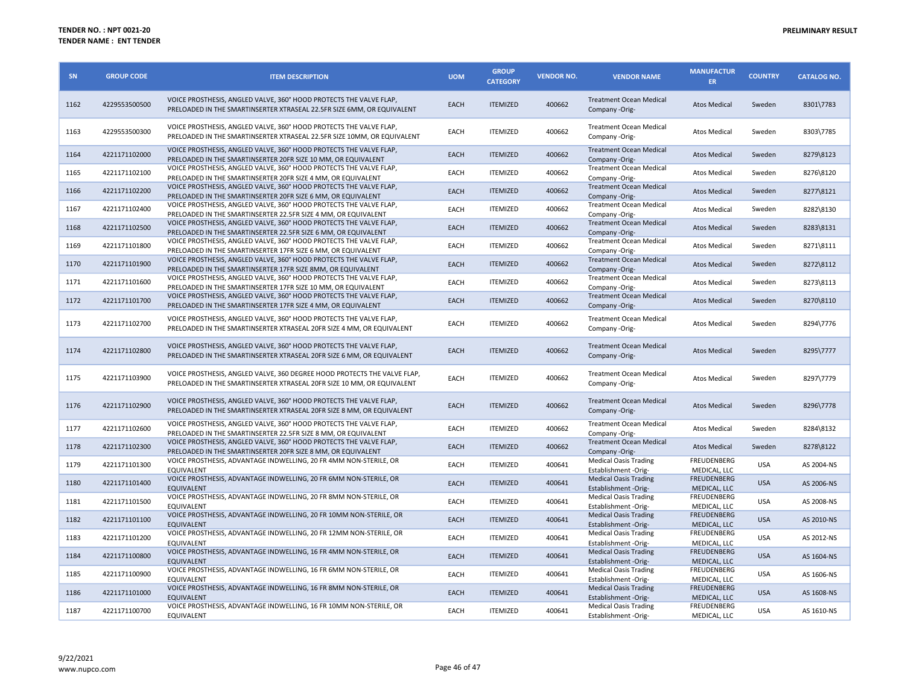**TENDER NO. : NPT 0021-20**
**TENDER NAME : ENT TENDER**

**PRELIMINARY RESULT**

| SN | GROUP CODE | ITEM DESCRIPTION | UOM | GROUP CATEGORY | VENDOR NO. | VENDOR NAME | MANUFACTURER | COUNTRY | CATALOG NO. |
|---|---|---|---|---|---|---|---|---|---|
| 1162 | 4229553500500 | VOICE PROSTHESIS, ANGLED VALVE, 360° HOOD PROTECTS THE VALVE FLAP, PRELOADED IN THE SMARTINSERTER XTRASEAL 22.5FR SIZE 6MM, OR EQUIVALENT | EACH | ITEMIZED | 400662 | Treatment Ocean Medical Company -Orig- | Atos Medical | Sweden | 8301\7783 |
| 1163 | 4229553500300 | VOICE PROSTHESIS, ANGLED VALVE, 360° HOOD PROTECTS THE VALVE FLAP, PRELOADED IN THE SMARTINSERTER XTRASEAL 22.5FR SIZE 10MM, OR EQUIVALENT | EACH | ITEMIZED | 400662 | Treatment Ocean Medical Company -Orig- | Atos Medical | Sweden | 8303\7785 |
| 1164 | 4221171102000 | VOICE PROSTHESIS, ANGLED VALVE, 360° HOOD PROTECTS THE VALVE FLAP, PRELOADED IN THE SMARTINSERTER 20FR SIZE 10 MM, OR EQUIVALENT | EACH | ITEMIZED | 400662 | Treatment Ocean Medical Company -Orig- | Atos Medical | Sweden | 8279\8123 |
| 1165 | 4221171102100 | VOICE PROSTHESIS, ANGLED VALVE, 360° HOOD PROTECTS THE VALVE FLAP, PRELOADED IN THE SMARTINSERTER 20FR SIZE 4 MM, OR EQUIVALENT | EACH | ITEMIZED | 400662 | Treatment Ocean Medical Company -Orig- | Atos Medical | Sweden | 8276\8120 |
| 1166 | 4221171102200 | VOICE PROSTHESIS, ANGLED VALVE, 360° HOOD PROTECTS THE VALVE FLAP, PRELOADED IN THE SMARTINSERTER 20FR SIZE 6 MM, OR EQUIVALENT | EACH | ITEMIZED | 400662 | Treatment Ocean Medical Company -Orig- | Atos Medical | Sweden | 8277\8121 |
| 1167 | 4221171102400 | VOICE PROSTHESIS, ANGLED VALVE, 360° HOOD PROTECTS THE VALVE FLAP, PRELOADED IN THE SMARTINSERTER 22.5FR SIZE 4 MM, OR EQUIVALENT | EACH | ITEMIZED | 400662 | Treatment Ocean Medical Company -Orig- | Atos Medical | Sweden | 8282\8130 |
| 1168 | 4221171102500 | VOICE PROSTHESIS, ANGLED VALVE, 360° HOOD PROTECTS THE VALVE FLAP, PRELOADED IN THE SMARTINSERTER 22.5FR SIZE 6 MM, OR EQUIVALENT | EACH | ITEMIZED | 400662 | Treatment Ocean Medical Company -Orig- | Atos Medical | Sweden | 8283\8131 |
| 1169 | 4221171101800 | VOICE PROSTHESIS, ANGLED VALVE, 360° HOOD PROTECTS THE VALVE FLAP, PRELOADED IN THE SMARTINSERTER 17FR SIZE 6 MM, OR EQUIVALENT | EACH | ITEMIZED | 400662 | Treatment Ocean Medical Company -Orig- | Atos Medical | Sweden | 8271\8111 |
| 1170 | 4221171101900 | VOICE PROSTHESIS, ANGLED VALVE, 360° HOOD PROTECTS THE VALVE FLAP, PRELOADED IN THE SMARTINSERTER 17FR SIZE 8MM, OR EQUIVALENT | EACH | ITEMIZED | 400662 | Treatment Ocean Medical Company -Orig- | Atos Medical | Sweden | 8272\8112 |
| 1171 | 4221171101600 | VOICE PROSTHESIS, ANGLED VALVE, 360° HOOD PROTECTS THE VALVE FLAP, PRELOADED IN THE SMARTINSERTER 17FR SIZE 10 MM, OR EQUIVALENT | EACH | ITEMIZED | 400662 | Treatment Ocean Medical Company -Orig- | Atos Medical | Sweden | 8273\8113 |
| 1172 | 4221171101700 | VOICE PROSTHESIS, ANGLED VALVE, 360° HOOD PROTECTS THE VALVE FLAP, PRELOADED IN THE SMARTINSERTER 17FR SIZE 4 MM, OR EQUIVALENT | EACH | ITEMIZED | 400662 | Treatment Ocean Medical Company -Orig- | Atos Medical | Sweden | 8270\8110 |
| 1173 | 4221171102700 | VOICE PROSTHESIS, ANGLED VALVE, 360° HOOD PROTECTS THE VALVE FLAP, PRELOADED IN THE SMARTINSERTER XTRASEAL 20FR SIZE 4 MM, OR EQUIVALENT | EACH | ITEMIZED | 400662 | Treatment Ocean Medical Company -Orig- | Atos Medical | Sweden | 8294\7776 |
| 1174 | 4221171102800 | VOICE PROSTHESIS, ANGLED VALVE, 360° HOOD PROTECTS THE VALVE FLAP, PRELOADED IN THE SMARTINSERTER XTRASEAL 20FR SIZE 6 MM, OR EQUIVALENT | EACH | ITEMIZED | 400662 | Treatment Ocean Medical Company -Orig- | Atos Medical | Sweden | 8295\7777 |
| 1175 | 4221171103900 | VOICE PROSTHESIS, ANGLED VALVE, 360 DEGREE HOOD PROTECTS THE VALVE FLAP, PRELOADED IN THE SMARTINSERTER XTRASEAL 20FR SIZE 10 MM, OR EQUIVALENT | EACH | ITEMIZED | 400662 | Treatment Ocean Medical Company -Orig- | Atos Medical | Sweden | 8297\7779 |
| 1176 | 4221171102900 | VOICE PROSTHESIS, ANGLED VALVE, 360° HOOD PROTECTS THE VALVE FLAP, PRELOADED IN THE SMARTINSERTER XTRASEAL 20FR SIZE 8 MM, OR EQUIVALENT | EACH | ITEMIZED | 400662 | Treatment Ocean Medical Company -Orig- | Atos Medical | Sweden | 8296\7778 |
| 1177 | 4221171102600 | VOICE PROSTHESIS, ANGLED VALVE, 360° HOOD PROTECTS THE VALVE FLAP, PRELOADED IN THE SMARTINSERTER 22.5FR SIZE 8 MM, OR EQUIVALENT | EACH | ITEMIZED | 400662 | Treatment Ocean Medical Company -Orig- | Atos Medical | Sweden | 8284\8132 |
| 1178 | 4221171102300 | VOICE PROSTHESIS, ANGLED VALVE, 360° HOOD PROTECTS THE VALVE FLAP, PRELOADED IN THE SMARTINSERTER 20FR SIZE 8 MM, OR EQUIVALENT | EACH | ITEMIZED | 400662 | Treatment Ocean Medical Company -Orig- | Atos Medical | Sweden | 8278\8122 |
| 1179 | 4221171101300 | VOICE PROSTHESIS, ADVANTAGE INDWELLING, 20 FR 4MM NON-STERILE, OR EQUIVALENT | EACH | ITEMIZED | 400641 | Medical Oasis Trading Establishment -Orig- | FREUDENBERG MEDICAL, LLC | USA | AS 2004-NS |
| 1180 | 4221171101400 | VOICE PROSTHESIS, ADVANTAGE INDWELLING, 20 FR 6MM NON-STERILE, OR EQUIVALENT | EACH | ITEMIZED | 400641 | Medical Oasis Trading Establishment -Orig- | FREUDENBERG MEDICAL, LLC | USA | AS 2006-NS |
| 1181 | 4221171101500 | VOICE PROSTHESIS, ADVANTAGE INDWELLING, 20 FR 8MM NON-STERILE, OR EQUIVALENT | EACH | ITEMIZED | 400641 | Medical Oasis Trading Establishment -Orig- | FREUDENBERG MEDICAL, LLC | USA | AS 2008-NS |
| 1182 | 4221171101100 | VOICE PROSTHESIS, ADVANTAGE INDWELLING, 20 FR 10MM NON-STERILE, OR EQUIVALENT | EACH | ITEMIZED | 400641 | Medical Oasis Trading Establishment -Orig- | FREUDENBERG MEDICAL, LLC | USA | AS 2010-NS |
| 1183 | 4221171101200 | VOICE PROSTHESIS, ADVANTAGE INDWELLING, 20 FR 12MM NON-STERILE, OR EQUIVALENT | EACH | ITEMIZED | 400641 | Medical Oasis Trading Establishment -Orig- | FREUDENBERG MEDICAL, LLC | USA | AS 2012-NS |
| 1184 | 4221171100800 | VOICE PROSTHESIS, ADVANTAGE INDWELLING, 16 FR 4MM NON-STERILE, OR EQUIVALENT | EACH | ITEMIZED | 400641 | Medical Oasis Trading Establishment -Orig- | FREUDENBERG MEDICAL, LLC | USA | AS 1604-NS |
| 1185 | 4221171100900 | VOICE PROSTHESIS, ADVANTAGE INDWELLING, 16 FR 6MM NON-STERILE, OR EQUIVALENT | EACH | ITEMIZED | 400641 | Medical Oasis Trading Establishment -Orig- | FREUDENBERG MEDICAL, LLC | USA | AS 1606-NS |
| 1186 | 4221171101000 | VOICE PROSTHESIS, ADVANTAGE INDWELLING, 16 FR 8MM NON-STERILE, OR EQUIVALENT | EACH | ITEMIZED | 400641 | Medical Oasis Trading Establishment -Orig- | FREUDENBERG MEDICAL, LLC | USA | AS 1608-NS |
| 1187 | 4221171100700 | VOICE PROSTHESIS, ADVANTAGE INDWELLING, 16 FR 10MM NON-STERILE, OR EQUIVALENT | EACH | ITEMIZED | 400641 | Medical Oasis Trading Establishment -Orig- | FREUDENBERG MEDICAL, LLC | USA | AS 1610-NS |

9/22/2021
www.nupco.com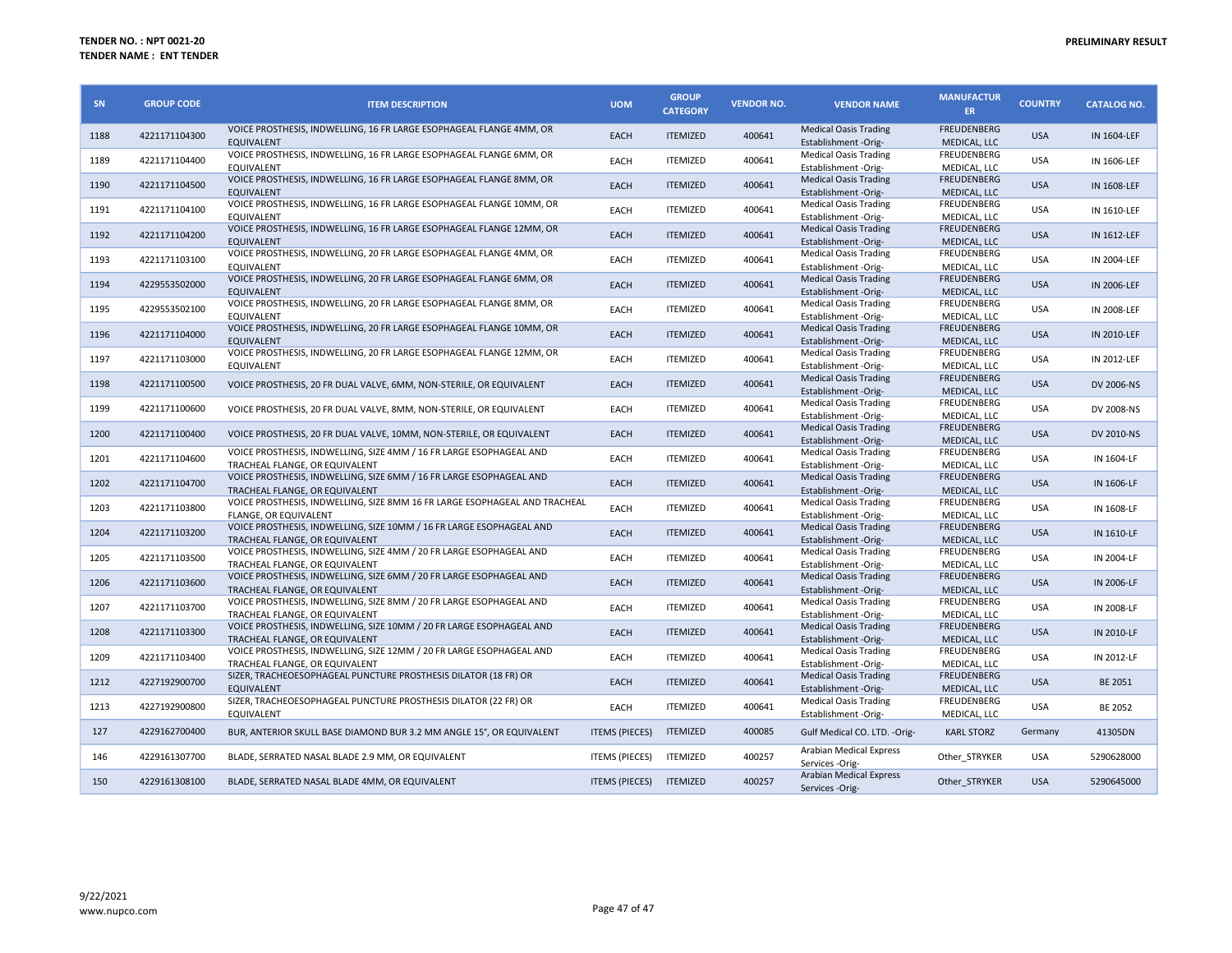**TENDER NO. : NPT 0021-20**
**TENDER NAME : ENT TENDER**

**PRELIMINARY RESULT**

| SN | GROUP CODE | ITEM DESCRIPTION | UOM | GROUP CATEGORY | VENDOR NO. | VENDOR NAME | MANUFACTURER | COUNTRY | CATALOG NO. |
|---|---|---|---|---|---|---|---|---|---|
| 1188 | 4221171104300 | VOICE PROSTHESIS, INDWELLING, 16 FR LARGE ESOPHAGEAL FLANGE 4MM, OR EQUIVALENT | EACH | ITEMIZED | 400641 | Medical Oasis Trading Establishment -Orig- | FREUDENBERG MEDICAL, LLC | USA | IN 1604-LEF |
| 1189 | 4221171104400 | VOICE PROSTHESIS, INDWELLING, 16 FR LARGE ESOPHAGEAL FLANGE 6MM, OR EQUIVALENT | EACH | ITEMIZED | 400641 | Medical Oasis Trading Establishment -Orig- | FREUDENBERG MEDICAL, LLC | USA | IN 1606-LEF |
| 1190 | 4221171104500 | VOICE PROSTHESIS, INDWELLING, 16 FR LARGE ESOPHAGEAL FLANGE 8MM, OR EQUIVALENT | EACH | ITEMIZED | 400641 | Medical Oasis Trading Establishment -Orig- | FREUDENBERG MEDICAL, LLC | USA | IN 1608-LEF |
| 1191 | 4221171104100 | VOICE PROSTHESIS, INDWELLING, 16 FR LARGE ESOPHAGEAL FLANGE 10MM, OR EQUIVALENT | EACH | ITEMIZED | 400641 | Medical Oasis Trading Establishment -Orig- | FREUDENBERG MEDICAL, LLC | USA | IN 1610-LEF |
| 1192 | 4221171104200 | VOICE PROSTHESIS, INDWELLING, 16 FR LARGE ESOPHAGEAL FLANGE 12MM, OR EQUIVALENT | EACH | ITEMIZED | 400641 | Medical Oasis Trading Establishment -Orig- | FREUDENBERG MEDICAL, LLC | USA | IN 1612-LEF |
| 1193 | 4221171103100 | VOICE PROSTHESIS, INDWELLING, 20 FR LARGE ESOPHAGEAL FLANGE 4MM, OR EQUIVALENT | EACH | ITEMIZED | 400641 | Medical Oasis Trading Establishment -Orig- | FREUDENBERG MEDICAL, LLC | USA | IN 2004-LEF |
| 1194 | 4229553502000 | VOICE PROSTHESIS, INDWELLING, 20 FR LARGE ESOPHAGEAL FLANGE 6MM, OR EQUIVALENT | EACH | ITEMIZED | 400641 | Medical Oasis Trading Establishment -Orig- | FREUDENBERG MEDICAL, LLC | USA | IN 2006-LEF |
| 1195 | 4229553502100 | VOICE PROSTHESIS, INDWELLING, 20 FR LARGE ESOPHAGEAL FLANGE 8MM, OR EQUIVALENT | EACH | ITEMIZED | 400641 | Medical Oasis Trading Establishment -Orig- | FREUDENBERG MEDICAL, LLC | USA | IN 2008-LEF |
| 1196 | 4221171104000 | VOICE PROSTHESIS, INDWELLING, 20 FR LARGE ESOPHAGEAL FLANGE 10MM, OR EQUIVALENT | EACH | ITEMIZED | 400641 | Medical Oasis Trading Establishment -Orig- | FREUDENBERG MEDICAL, LLC | USA | IN 2010-LEF |
| 1197 | 4221171103000 | VOICE PROSTHESIS, INDWELLING, 20 FR LARGE ESOPHAGEAL FLANGE 12MM, OR EQUIVALENT | EACH | ITEMIZED | 400641 | Medical Oasis Trading Establishment -Orig- | FREUDENBERG MEDICAL, LLC | USA | IN 2012-LEF |
| 1198 | 4221171100500 | VOICE PROSTHESIS, 20 FR DUAL VALVE, 6MM, NON-STERILE, OR EQUIVALENT | EACH | ITEMIZED | 400641 | Medical Oasis Trading Establishment -Orig- | FREUDENBERG MEDICAL, LLC | USA | DV 2006-NS |
| 1199 | 4221171100600 | VOICE PROSTHESIS, 20 FR DUAL VALVE, 8MM, NON-STERILE, OR EQUIVALENT | EACH | ITEMIZED | 400641 | Medical Oasis Trading Establishment -Orig- | FREUDENBERG MEDICAL, LLC | USA | DV 2008-NS |
| 1200 | 4221171100400 | VOICE PROSTHESIS, 20 FR DUAL VALVE, 10MM, NON-STERILE, OR EQUIVALENT | EACH | ITEMIZED | 400641 | Medical Oasis Trading Establishment -Orig- | FREUDENBERG MEDICAL, LLC | USA | DV 2010-NS |
| 1201 | 4221171104600 | VOICE PROSTHESIS, INDWELLING, SIZE 4MM / 16 FR LARGE ESOPHAGEAL AND TRACHEAL FLANGE, OR EQUIVALENT | EACH | ITEMIZED | 400641 | Medical Oasis Trading Establishment -Orig- | FREUDENBERG MEDICAL, LLC | USA | IN 1604-LF |
| 1202 | 4221171104700 | VOICE PROSTHESIS, INDWELLING, SIZE 6MM / 16 FR LARGE ESOPHAGEAL AND TRACHEAL FLANGE, OR EQUIVALENT | EACH | ITEMIZED | 400641 | Medical Oasis Trading Establishment -Orig- | FREUDENBERG MEDICAL, LLC | USA | IN 1606-LF |
| 1203 | 4221171103800 | VOICE PROSTHESIS, INDWELLING, SIZE 8MM 16 FR LARGE ESOPHAGEAL AND TRACHEAL FLANGE, OR EQUIVALENT | EACH | ITEMIZED | 400641 | Medical Oasis Trading Establishment -Orig- | FREUDENBERG MEDICAL, LLC | USA | IN 1608-LF |
| 1204 | 4221171103200 | VOICE PROSTHESIS, INDWELLING, SIZE 10MM / 16 FR LARGE ESOPHAGEAL AND TRACHEAL FLANGE, OR EQUIVALENT | EACH | ITEMIZED | 400641 | Medical Oasis Trading Establishment -Orig- | FREUDENBERG MEDICAL, LLC | USA | IN 1610-LF |
| 1205 | 4221171103500 | VOICE PROSTHESIS, INDWELLING, SIZE 4MM / 20 FR LARGE ESOPHAGEAL AND TRACHEAL FLANGE, OR EQUIVALENT | EACH | ITEMIZED | 400641 | Medical Oasis Trading Establishment -Orig- | FREUDENBERG MEDICAL, LLC | USA | IN 2004-LF |
| 1206 | 4221171103600 | VOICE PROSTHESIS, INDWELLING, SIZE 6MM / 20 FR LARGE ESOPHAGEAL AND TRACHEAL FLANGE, OR EQUIVALENT | EACH | ITEMIZED | 400641 | Medical Oasis Trading Establishment -Orig- | FREUDENBERG MEDICAL, LLC | USA | IN 2006-LF |
| 1207 | 4221171103700 | VOICE PROSTHESIS, INDWELLING, SIZE 8MM / 20 FR LARGE ESOPHAGEAL AND TRACHEAL FLANGE, OR EQUIVALENT | EACH | ITEMIZED | 400641 | Medical Oasis Trading Establishment -Orig- | FREUDENBERG MEDICAL, LLC | USA | IN 2008-LF |
| 1208 | 4221171103300 | VOICE PROSTHESIS, INDWELLING, SIZE 10MM / 20 FR LARGE ESOPHAGEAL AND TRACHEAL FLANGE, OR EQUIVALENT | EACH | ITEMIZED | 400641 | Medical Oasis Trading Establishment -Orig- | FREUDENBERG MEDICAL, LLC | USA | IN 2010-LF |
| 1209 | 4221171103400 | VOICE PROSTHESIS, INDWELLING, SIZE 12MM / 20 FR LARGE ESOPHAGEAL AND TRACHEAL FLANGE, OR EQUIVALENT | EACH | ITEMIZED | 400641 | Medical Oasis Trading Establishment -Orig- | FREUDENBERG MEDICAL, LLC | USA | IN 2012-LF |
| 1212 | 4227192900700 | SIZER, TRACHEOESOPHAGEAL PUNCTURE PROSTHESIS DILATOR (18 FR) OR EQUIVALENT | EACH | ITEMIZED | 400641 | Medical Oasis Trading Establishment -Orig- | FREUDENBERG MEDICAL, LLC | USA | BE 2051 |
| 1213 | 4227192900800 | SIZER, TRACHEOESOPHAGEAL PUNCTURE PROSTHESIS DILATOR (22 FR) OR EQUIVALENT | EACH | ITEMIZED | 400641 | Medical Oasis Trading Establishment -Orig- | FREUDENBERG MEDICAL, LLC | USA | BE 2052 |
| 127 | 4229162700400 | BUR, ANTERIOR SKULL BASE DIAMOND BUR 3.2 MM ANGLE 15°, OR EQUIVALENT | ITEMS (PIECES) | ITEMIZED | 400085 | Gulf Medical CO. LTD. -Orig- | KARL STORZ | Germany | 41305DN |
| 146 | 4229161307700 | BLADE, SERRATED NASAL BLADE 2.9 MM, OR EQUIVALENT | ITEMS (PIECES) | ITEMIZED | 400257 | Arabian Medical Express Services -Orig- | Other_STRYKER | USA | 5290628000 |
| 150 | 4229161308100 | BLADE, SERRATED NASAL BLADE 4MM, OR EQUIVALENT | ITEMS (PIECES) | ITEMIZED | 400257 | Arabian Medical Express Services -Orig- | Other_STRYKER | USA | 5290645000 |

9/22/2021
www.nupco.com